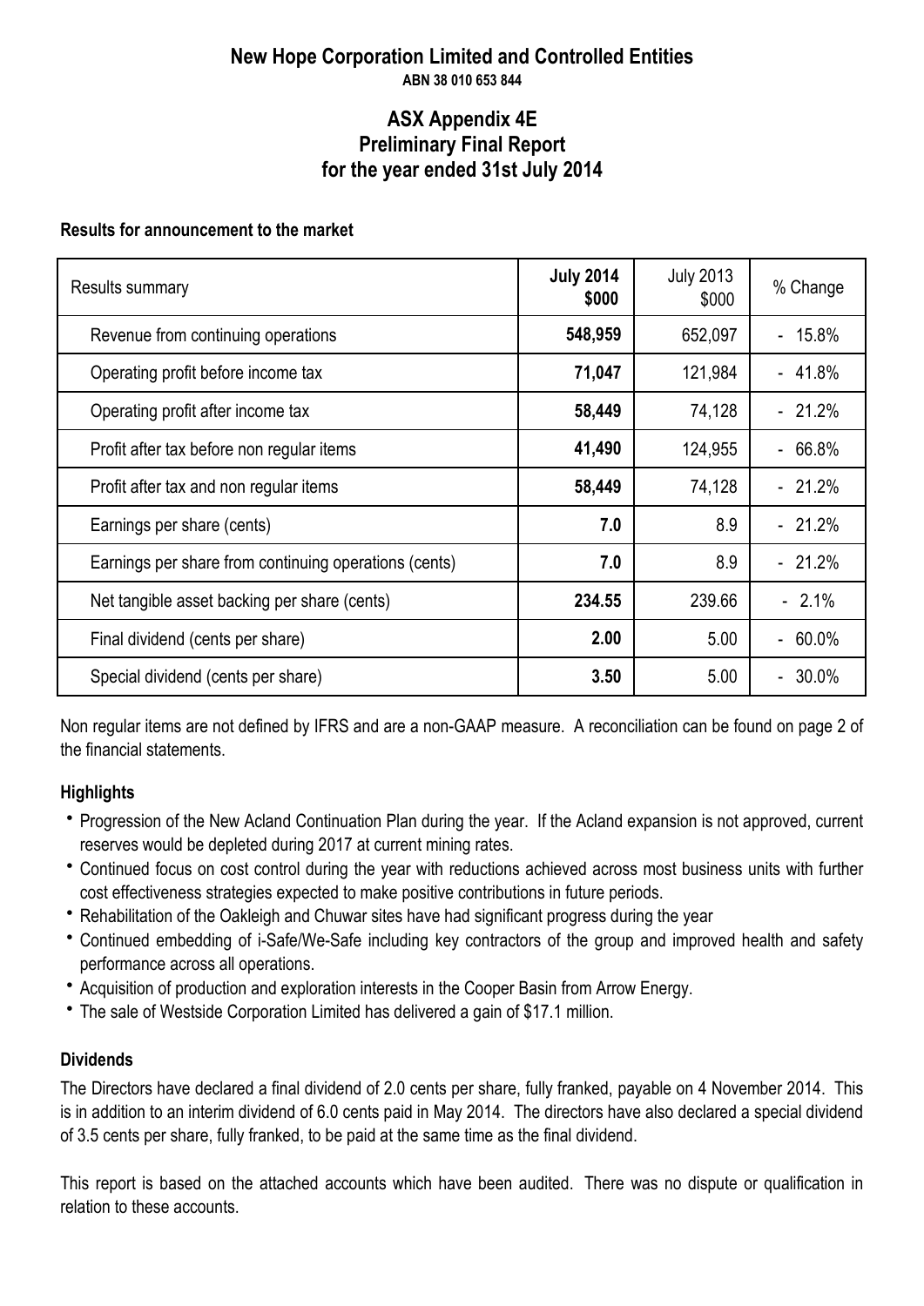# New Hope Corporation Limited and Controlled Entities

**ABN 38 010 653 844**

## ASX Appendix 4E
## Preliminary Final Report
## for the year ended 31st July 2014

### Results for announcement to the market

| Results summary | **July 2014 $000** | July 2013 $000 | % Change |
|---|---|---|---|
| Revenue from continuing operations | **548,959** | 652,097 | - 15.8% |
| Operating profit before income tax | **71,047** | 121,984 | - 41.8% |
| Operating profit after income tax | **58,449** | 74,128 | - 21.2% |
| Profit after tax before non regular items | **41,490** | 124,955 | - 66.8% |
| Profit after tax and non regular items | **58,449** | 74,128 | - 21.2% |
| Earnings per share (cents) | **7.0** | 8.9 | - 21.2% |
| Earnings per share from continuing operations (cents) | **7.0** | 8.9 | - 21.2% |
| Net tangible asset backing per share (cents) | **234.55** | 239.66 | - 2.1% |
| Final dividend (cents per share) | **2.00** | 5.00 | - 60.0% |
| Special dividend (cents per share) | **3.50** | 5.00 | - 30.0% |

Non regular items are not defined by IFRS and are a non-GAAP measure. A reconciliation can be found on page 2 of the financial statements.

### Highlights

- Progression of the New Acland Continuation Plan during the year. If the Acland expansion is not approved, current reserves would be depleted during 2017 at current mining rates.
- Continued focus on cost control during the year with reductions achieved across most business units with further cost effectiveness strategies expected to make positive contributions in future periods.
- Rehabilitation of the Oakleigh and Chuwar sites have had significant progress during the year
- Continued embedding of i-Safe/We-Safe including key contractors of the group and improved health and safety performance across all operations.
- Acquisition of production and exploration interests in the Cooper Basin from Arrow Energy.
- The sale of Westside Corporation Limited has delivered a gain of $17.1 million.

### Dividends

The Directors have declared a final dividend of 2.0 cents per share, fully franked, payable on 4 November 2014. This is in addition to an interim dividend of 6.0 cents paid in May 2014. The directors have also declared a special dividend of 3.5 cents per share, fully franked, to be paid at the same time as the final dividend.

This report is based on the attached accounts which have been audited. There was no dispute or qualification in relation to these accounts.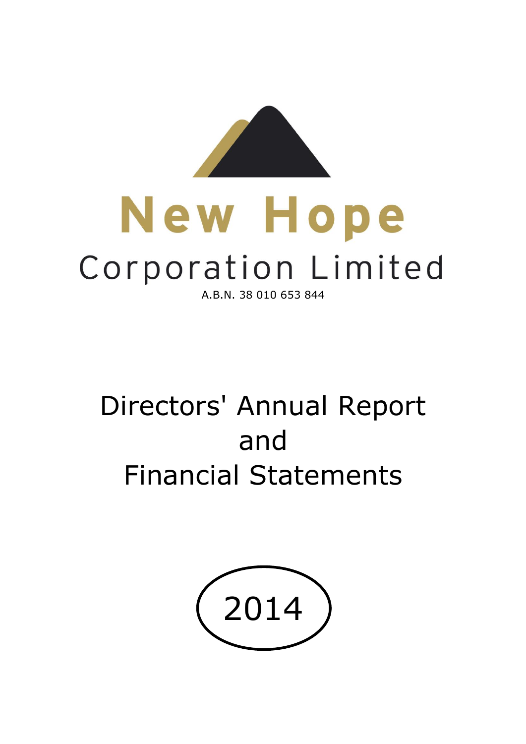# New Hope

## Corporation Limited

A.B.N. 38 010 653 844

# Directors' Annual Report and Financial Statements

# 2014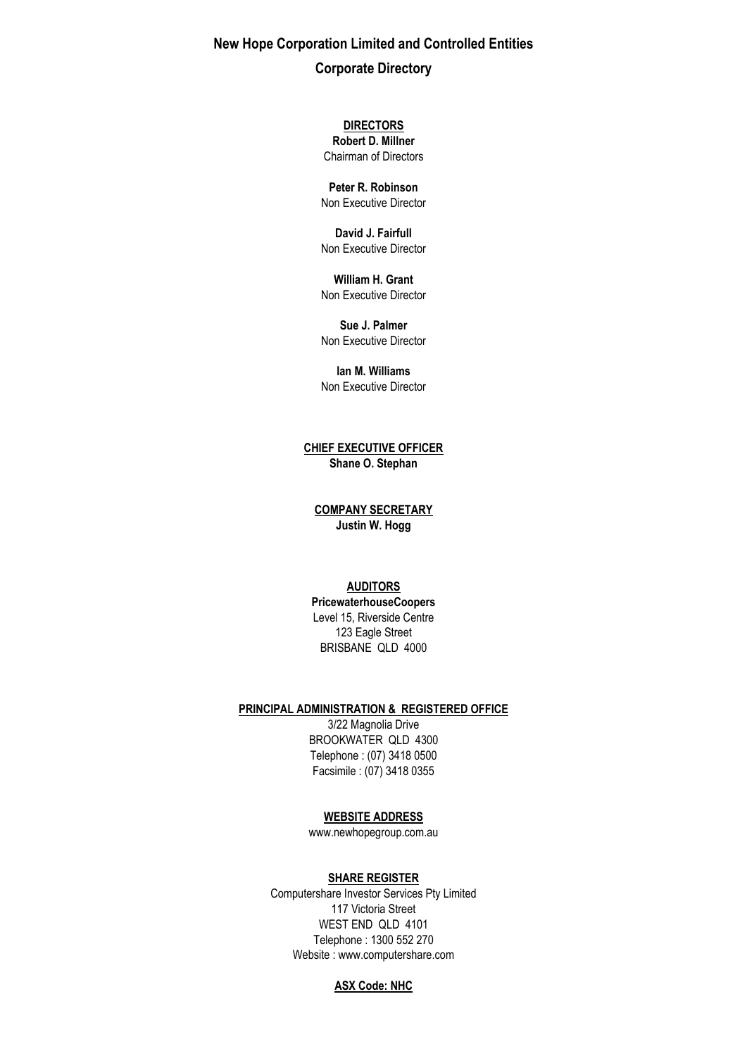# New Hope Corporation Limited and Controlled Entities

## Corporate Directory

**DIRECTORS**

**Robert D. Millner**
Chairman of Directors

**Peter R. Robinson**
Non Executive Director

**David J. Fairfull**
Non Executive Director

**William H. Grant**
Non Executive Director

**Sue J. Palmer**
Non Executive Director

**Ian M. Williams**
Non Executive Director

**CHIEF EXECUTIVE OFFICER**

**Shane O. Stephan**

**COMPANY SECRETARY**

**Justin W. Hogg**

**AUDITORS**

**PricewaterhouseCoopers**
Level 15, Riverside Centre
123 Eagle Street
BRISBANE QLD 4000

**PRINCIPAL ADMINISTRATION & REGISTERED OFFICE**

3/22 Magnolia Drive
BROOKWATER QLD 4300
Telephone : (07) 3418 0500
Facsimile : (07) 3418 0355

**WEBSITE ADDRESS**

www.newhopegroup.com.au

**SHARE REGISTER**

Computershare Investor Services Pty Limited
117 Victoria Street
WEST END QLD 4101
Telephone : 1300 552 270
Website : www.computershare.com

**ASX Code: NHC**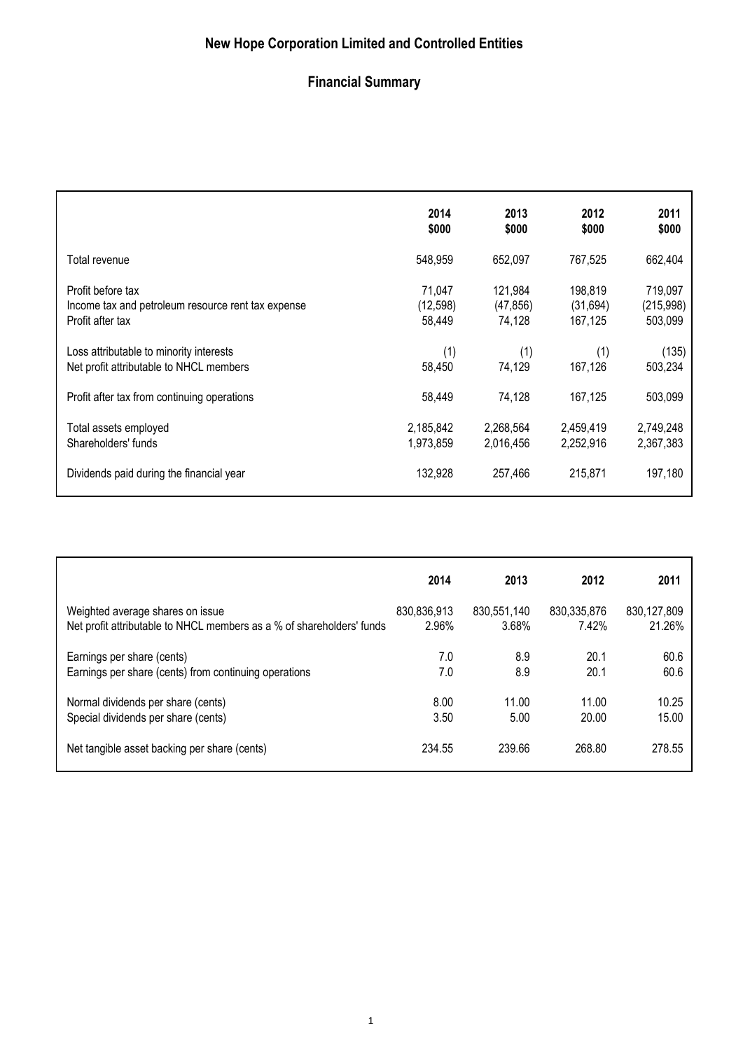# New Hope Corporation Limited and Controlled Entities

## Financial Summary

| | 2014<br>$000 | 2013<br>$000 | 2012<br>$000 | 2011<br>$000 |
|---|---|---|---|---|
| Total revenue | 548,959 | 652,097 | 767,525 | 662,404 |
| Profit before tax | 71,047 | 121,984 | 198,819 | 719,097 |
| Income tax and petroleum resource rent tax expense | (12,598) | (47,856) | (31,694) | (215,998) |
| Profit after tax | 58,449 | 74,128 | 167,125 | 503,099 |
| Loss attributable to minority interests | (1) | (1) | (1) | (135) |
| Net profit attributable to NHCL members | 58,450 | 74,129 | 167,126 | 503,234 |
| Profit after tax from continuing operations | 58,449 | 74,128 | 167,125 | 503,099 |
| Total assets employed | 2,185,842 | 2,268,564 | 2,459,419 | 2,749,248 |
| Shareholders' funds | 1,973,859 | 2,016,456 | 2,252,916 | 2,367,383 |
| Dividends paid during the financial year | 132,928 | 257,466 | 215,871 | 197,180 |

| | 2014 | 2013 | 2012 | 2011 |
|---|---|---|---|---|
| Weighted average shares on issue | 830,836,913 | 830,551,140 | 830,335,876 | 830,127,809 |
| Net profit attributable to NHCL members as a % of shareholders' funds | 2.96% | 3.68% | 7.42% | 21.26% |
| Earnings per share (cents) | 7.0 | 8.9 | 20.1 | 60.6 |
| Earnings per share (cents) from continuing operations | 7.0 | 8.9 | 20.1 | 60.6 |
| Normal dividends per share (cents) | 8.00 | 11.00 | 11.00 | 10.25 |
| Special dividends per share (cents) | 3.50 | 5.00 | 20.00 | 15.00 |
| Net tangible asset backing per share (cents) | 234.55 | 239.66 | 268.80 | 278.55 |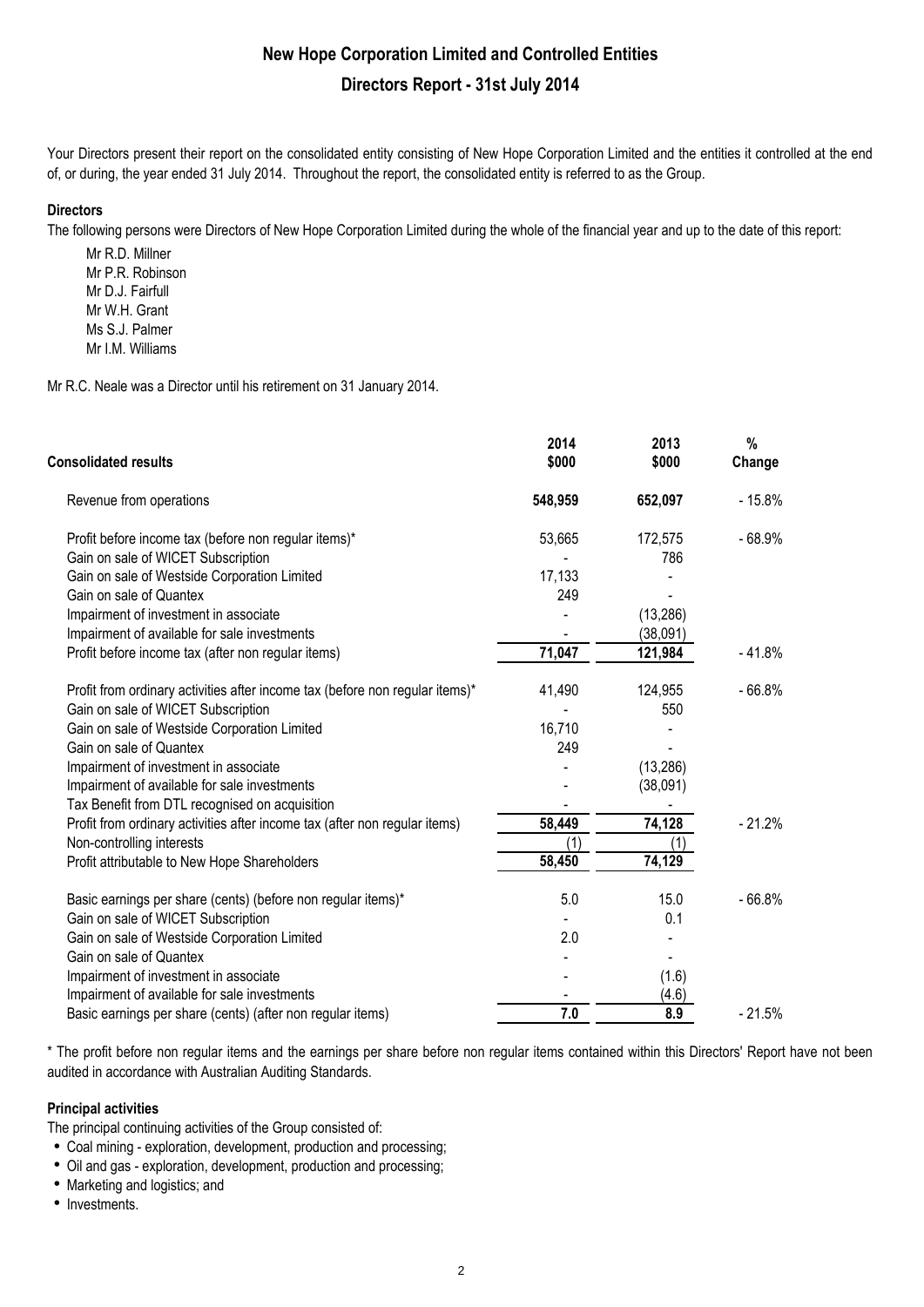# New Hope Corporation Limited and Controlled Entities

## Directors Report - 31st July 2014

Your Directors present their report on the consolidated entity consisting of New Hope Corporation Limited and the entities it controlled at the end of, or during, the year ended 31 July 2014. Throughout the report, the consolidated entity is referred to as the Group.

**Directors**

The following persons were Directors of New Hope Corporation Limited during the whole of the financial year and up to the date of this report:

Mr R.D. Millner
Mr P.R. Robinson
Mr D.J. Fairfull
Mr W.H. Grant
Ms S.J. Palmer
Mr I.M. Williams

Mr R.C. Neale was a Director until his retirement on 31 January 2014.

| Consolidated results | 2014 $000 | 2013 $000 | % Change |
|---|---|---|---|
| Revenue from operations | **548,959** | **652,097** | - 15.8% |
| Profit before income tax (before non regular items)* | 53,665 | 172,575 | - 68.9% |
| Gain on sale of WICET Subscription | - | 786 | |
| Gain on sale of Westside Corporation Limited | 17,133 | - | |
| Gain on sale of Quantex | 249 | - | |
| Impairment of investment in associate | - | (13,286) | |
| Impairment of available for sale investments | - | (38,091) | |
| Profit before income tax (after non regular items) | **71,047** | **121,984** | - 41.8% |
| Profit from ordinary activities after income tax (before non regular items)* | 41,490 | 124,955 | - 66.8% |
| Gain on sale of WICET Subscription | - | 550 | |
| Gain on sale of Westside Corporation Limited | 16,710 | - | |
| Gain on sale of Quantex | 249 | - | |
| Impairment of investment in associate | - | (13,286) | |
| Impairment of available for sale investments | - | (38,091) | |
| Tax Benefit from DTL recognised on acquisition | - | - | |
| Profit from ordinary activities after income tax (after non regular items) | **58,449** | **74,128** | - 21.2% |
| Non-controlling interests | (1) | (1) | |
| Profit attributable to New Hope Shareholders | **58,450** | **74,129** | |
| Basic earnings per share (cents) (before non regular items)* | 5.0 | 15.0 | - 66.8% |
| Gain on sale of WICET Subscription | - | 0.1 | |
| Gain on sale of Westside Corporation Limited | 2.0 | - | |
| Gain on sale of Quantex | - | - | |
| Impairment of investment in associate | - | (1.6) | |
| Impairment of available for sale investments | - | (4.6) | |
| Basic earnings per share (cents) (after non regular items) | **7.0** | **8.9** | - 21.5% |

\* The profit before non regular items and the earnings per share before non regular items contained within this Directors' Report have not been audited in accordance with Australian Auditing Standards.

**Principal activities**

The principal continuing activities of the Group consisted of:

- Coal mining - exploration, development, production and processing;
- Oil and gas - exploration, development, production and processing;
- Marketing and logistics; and
- Investments.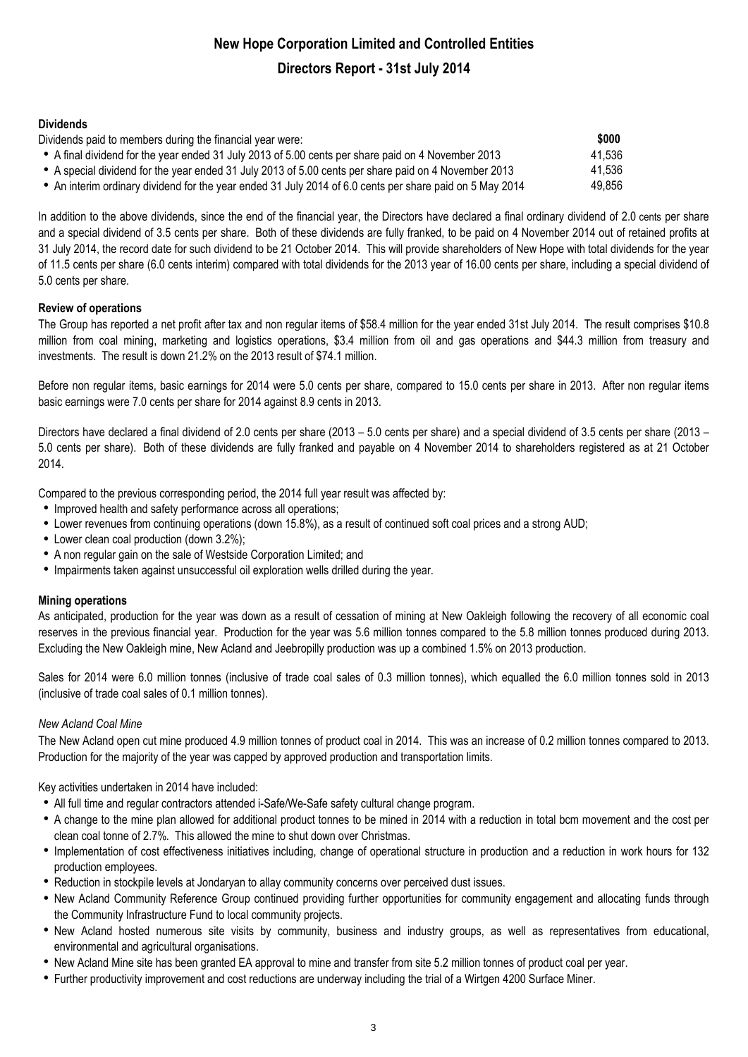# New Hope Corporation Limited and Controlled Entities

## Directors Report - 31st July 2014

### Dividends

| Dividends paid to members during the financial year were: | $000 |
|---|---|
| • A final dividend for the year ended 31 July 2013 of 5.00 cents per share paid on 4 November 2013 | 41,536 |
| • A special dividend for the year ended 31 July 2013 of 5.00 cents per share paid on 4 November 2013 | 41,536 |
| • An interim ordinary dividend for the year ended 31 July 2014 of 6.0 cents per share paid on 5 May 2014 | 49,856 |

In addition to the above dividends, since the end of the financial year, the Directors have declared a final ordinary dividend of 2.0 cents per share and a special dividend of 3.5 cents per share. Both of these dividends are fully franked, to be paid on 4 November 2014 out of retained profits at 31 July 2014, the record date for such dividend to be 21 October 2014. This will provide shareholders of New Hope with total dividends for the year of 11.5 cents per share (6.0 cents interim) compared with total dividends for the 2013 year of 16.00 cents per share, including a special dividend of 5.0 cents per share.

### Review of operations

The Group has reported a net profit after tax and non regular items of $58.4 million for the year ended 31st July 2014. The result comprises $10.8 million from coal mining, marketing and logistics operations, $3.4 million from oil and gas operations and $44.3 million from treasury and investments. The result is down 21.2% on the 2013 result of $74.1 million.

Before non regular items, basic earnings for 2014 were 5.0 cents per share, compared to 15.0 cents per share in 2013. After non regular items basic earnings were 7.0 cents per share for 2014 against 8.9 cents in 2013.

Directors have declared a final dividend of 2.0 cents per share (2013 – 5.0 cents per share) and a special dividend of 3.5 cents per share (2013 – 5.0 cents per share). Both of these dividends are fully franked and payable on 4 November 2014 to shareholders registered as at 21 October 2014.

Compared to the previous corresponding period, the 2014 full year result was affected by:

- Improved health and safety performance across all operations;
- Lower revenues from continuing operations (down 15.8%), as a result of continued soft coal prices and a strong AUD;
- Lower clean coal production (down 3.2%);
- A non regular gain on the sale of Westside Corporation Limited; and
- Impairments taken against unsuccessful oil exploration wells drilled during the year.

### Mining operations

As anticipated, production for the year was down as a result of cessation of mining at New Oakleigh following the recovery of all economic coal reserves in the previous financial year. Production for the year was 5.6 million tonnes compared to the 5.8 million tonnes produced during 2013. Excluding the New Oakleigh mine, New Acland and Jeebropilly production was up a combined 1.5% on 2013 production.

Sales for 2014 were 6.0 million tonnes (inclusive of trade coal sales of 0.3 million tonnes), which equalled the 6.0 million tonnes sold in 2013 (inclusive of trade coal sales of 0.1 million tonnes).

*New Acland Coal Mine*

The New Acland open cut mine produced 4.9 million tonnes of product coal in 2014. This was an increase of 0.2 million tonnes compared to 2013. Production for the majority of the year was capped by approved production and transportation limits.

Key activities undertaken in 2014 have included:

- All full time and regular contractors attended i-Safe/We-Safe safety cultural change program.
- A change to the mine plan allowed for additional product tonnes to be mined in 2014 with a reduction in total bcm movement and the cost per clean coal tonne of 2.7%. This allowed the mine to shut down over Christmas.
- Implementation of cost effectiveness initiatives including, change of operational structure in production and a reduction in work hours for 132 production employees.
- Reduction in stockpile levels at Jondaryan to allay community concerns over perceived dust issues.
- New Acland Community Reference Group continued providing further opportunities for community engagement and allocating funds through the Community Infrastructure Fund to local community projects.
- New Acland hosted numerous site visits by community, business and industry groups, as well as representatives from educational, environmental and agricultural organisations.
- New Acland Mine site has been granted EA approval to mine and transfer from site 5.2 million tonnes of product coal per year.
- Further productivity improvement and cost reductions are underway including the trial of a Wirtgen 4200 Surface Miner.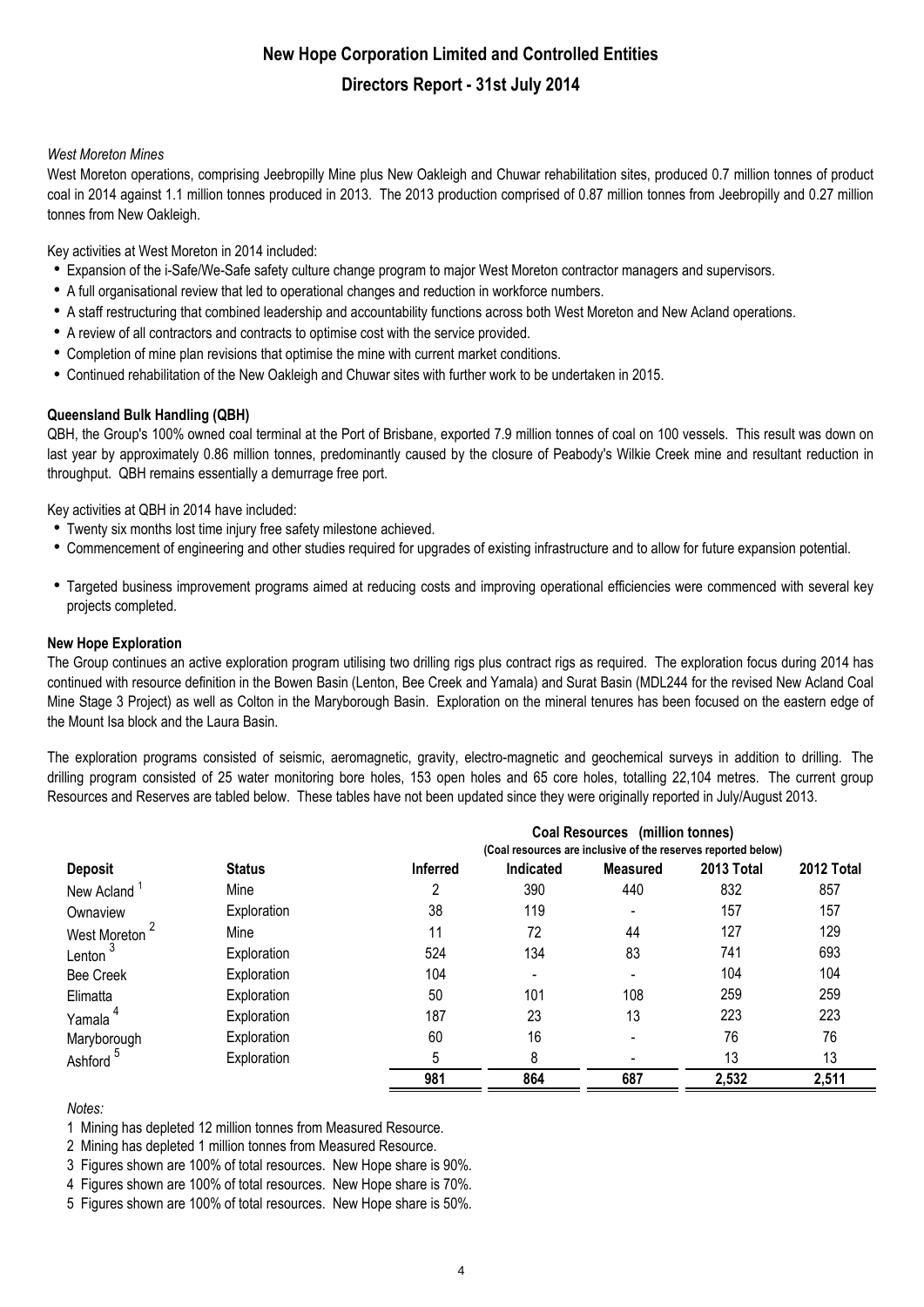*West Moreton Mines*

West Moreton operations, comprising Jeebropilly Mine plus New Oakleigh and Chuwar rehabilitation sites, produced 0.7 million tonnes of product coal in 2014 against 1.1 million tonnes produced in 2013. The 2013 production comprised of 0.87 million tonnes from Jeebropilly and 0.27 million tonnes from New Oakleigh.

Key activities at West Moreton in 2014 included:

- Expansion of the i-Safe/We-Safe safety culture change program to major West Moreton contractor managers and supervisors.
- A full organisational review that led to operational changes and reduction in workforce numbers.
- A staff restructuring that combined leadership and accountability functions across both West Moreton and New Acland operations.
- A review of all contractors and contracts to optimise cost with the service provided.
- Completion of mine plan revisions that optimise the mine with current market conditions.
- Continued rehabilitation of the New Oakleigh and Chuwar sites with further work to be undertaken in 2015.

**Queensland Bulk Handling (QBH)**

QBH, the Group's 100% owned coal terminal at the Port of Brisbane, exported 7.9 million tonnes of coal on 100 vessels. This result was down on last year by approximately 0.86 million tonnes, predominantly caused by the closure of Peabody's Wilkie Creek mine and resultant reduction in throughput. QBH remains essentially a demurrage free port.

Key activities at QBH in 2014 have included:

- Twenty six months lost time injury free safety milestone achieved.
- Commencement of engineering and other studies required for upgrades of existing infrastructure and to allow for future expansion potential.
- Targeted business improvement programs aimed at reducing costs and improving operational efficiencies were commenced with several key projects completed.

**New Hope Exploration**

The Group continues an active exploration program utilising two drilling rigs plus contract rigs as required. The exploration focus during 2014 has continued with resource definition in the Bowen Basin (Lenton, Bee Creek and Yamala) and Surat Basin (MDL244 for the revised New Acland Coal Mine Stage 3 Project) as well as Colton in the Maryborough Basin. Exploration on the mineral tenures has been focused on the eastern edge of the Mount Isa block and the Laura Basin.

The exploration programs consisted of seismic, aeromagnetic, gravity, electro-magnetic and geochemical surveys in addition to drilling. The drilling program consisted of 25 water monitoring bore holes, 153 open holes and 65 core holes, totalling 22,104 metres. The current group Resources and Reserves are tabled below. These tables have not been updated since they were originally reported in July/August 2013.

| | | Coal Resources (million tonnes) (Coal resources are inclusive of the reserves reported below) | | | | |
|---|---|---|---|---|---|---|
| **Deposit** | **Status** | **Inferred** | **Indicated** | **Measured** | **2013 Total** | **2012 Total** |
| New Acland [1] | Mine | 2 | 390 | 440 | 832 | 857 |
| Ownaview | Exploration | 38 | 119 | - | 157 | 157 |
| West Moreton [2] | Mine | 11 | 72 | 44 | 127 | 129 |
| Lenton [3] | Exploration | 524 | 134 | 83 | 741 | 693 |
| Bee Creek | Exploration | 104 | - | - | 104 | 104 |
| Elimatta | Exploration | 50 | 101 | 108 | 259 | 259 |
| Yamala [4] | Exploration | 187 | 23 | 13 | 223 | 223 |
| Maryborough | Exploration | 60 | 16 | - | 76 | 76 |
| Ashford [5] | Exploration | 5 | 8 | - | 13 | 13 |
| | | **981** | **864** | **687** | **2,532** | **2,511** |

*Notes:*

1 Mining has depleted 12 million tonnes from Measured Resource.

2 Mining has depleted 1 million tonnes from Measured Resource.

3 Figures shown are 100% of total resources. New Hope share is 90%.

4 Figures shown are 100% of total resources. New Hope share is 70%.

5 Figures shown are 100% of total resources. New Hope share is 50%.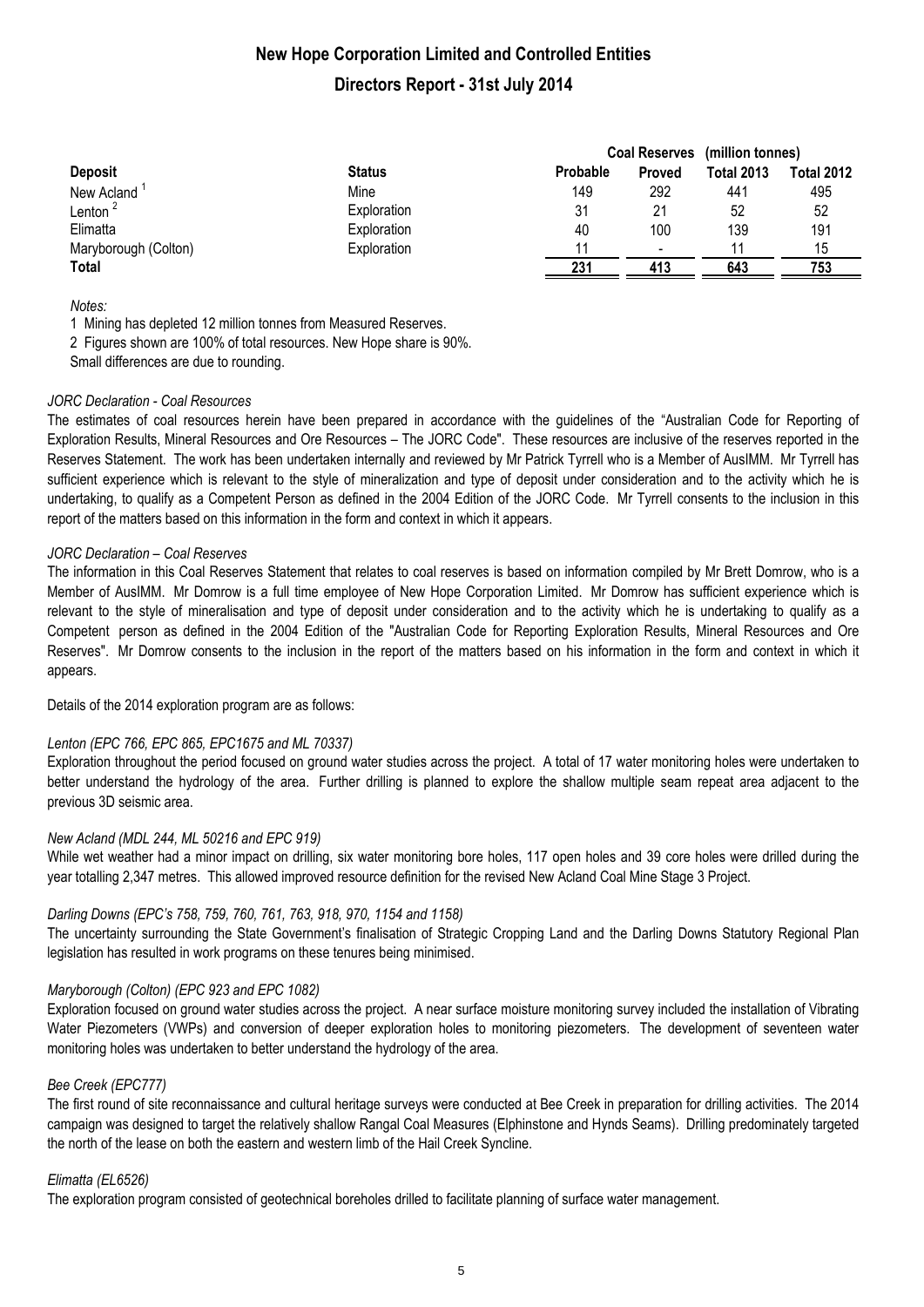# New Hope Corporation Limited and Controlled Entities

## Directors Report - 31st July 2014

| Deposit | Status | Coal Reserves (million tonnes) | | | |
|---|---|---|---|---|---|
| | | Probable | Proved | Total 2013 | Total 2012 |
| New Acland [1] | Mine | 149 | 292 | 441 | 495 |
| Lenton [2] | Exploration | 31 | 21 | 52 | 52 |
| Elimatta | Exploration | 40 | 100 | 139 | 191 |
| Maryborough (Colton) | Exploration | 11 | - | 11 | 15 |
| **Total** | | **231** | **413** | **643** | **753** |

*Notes:*

1 Mining has depleted 12 million tonnes from Measured Reserves.

2 Figures shown are 100% of total resources. New Hope share is 90%.

Small differences are due to rounding.

*JORC Declaration - Coal Resources*

The estimates of coal resources herein have been prepared in accordance with the guidelines of the "Australian Code for Reporting of Exploration Results, Mineral Resources and Ore Resources – The JORC Code". These resources are inclusive of the reserves reported in the Reserves Statement. The work has been undertaken internally and reviewed by Mr Patrick Tyrrell who is a Member of AusIMM. Mr Tyrrell has sufficient experience which is relevant to the style of mineralization and type of deposit under consideration and to the activity which he is undertaking, to qualify as a Competent Person as defined in the 2004 Edition of the JORC Code. Mr Tyrrell consents to the inclusion in this report of the matters based on this information in the form and context in which it appears.

*JORC Declaration – Coal Reserves*

The information in this Coal Reserves Statement that relates to coal reserves is based on information compiled by Mr Brett Domrow, who is a Member of AusIMM. Mr Domrow is a full time employee of New Hope Corporation Limited. Mr Domrow has sufficient experience which is relevant to the style of mineralisation and type of deposit under consideration and to the activity which he is undertaking to qualify as a Competent person as defined in the 2004 Edition of the "Australian Code for Reporting Exploration Results, Mineral Resources and Ore Reserves". Mr Domrow consents to the inclusion in the report of the matters based on his information in the form and context in which it appears.

Details of the 2014 exploration program are as follows:

*Lenton (EPC 766, EPC 865, EPC1675 and ML 70337)*

Exploration throughout the period focused on ground water studies across the project. A total of 17 water monitoring holes were undertaken to better understand the hydrology of the area. Further drilling is planned to explore the shallow multiple seam repeat area adjacent to the previous 3D seismic area.

*New Acland (MDL 244, ML 50216 and EPC 919)*

While wet weather had a minor impact on drilling, six water monitoring bore holes, 117 open holes and 39 core holes were drilled during the year totalling 2,347 metres. This allowed improved resource definition for the revised New Acland Coal Mine Stage 3 Project.

*Darling Downs (EPC's 758, 759, 760, 761, 763, 918, 970, 1154 and 1158)*

The uncertainty surrounding the State Government's finalisation of Strategic Cropping Land and the Darling Downs Statutory Regional Plan legislation has resulted in work programs on these tenures being minimised.

*Maryborough (Colton) (EPC 923 and EPC 1082)*

Exploration focused on ground water studies across the project. A near surface moisture monitoring survey included the installation of Vibrating Water Piezometers (VWPs) and conversion of deeper exploration holes to monitoring piezometers. The development of seventeen water monitoring holes was undertaken to better understand the hydrology of the area.

*Bee Creek (EPC777)*

The first round of site reconnaissance and cultural heritage surveys were conducted at Bee Creek in preparation for drilling activities. The 2014 campaign was designed to target the relatively shallow Rangal Coal Measures (Elphinstone and Hynds Seams). Drilling predominately targeted the north of the lease on both the eastern and western limb of the Hail Creek Syncline.

*Elimatta (EL6526)*

The exploration program consisted of geotechnical boreholes drilled to facilitate planning of surface water management.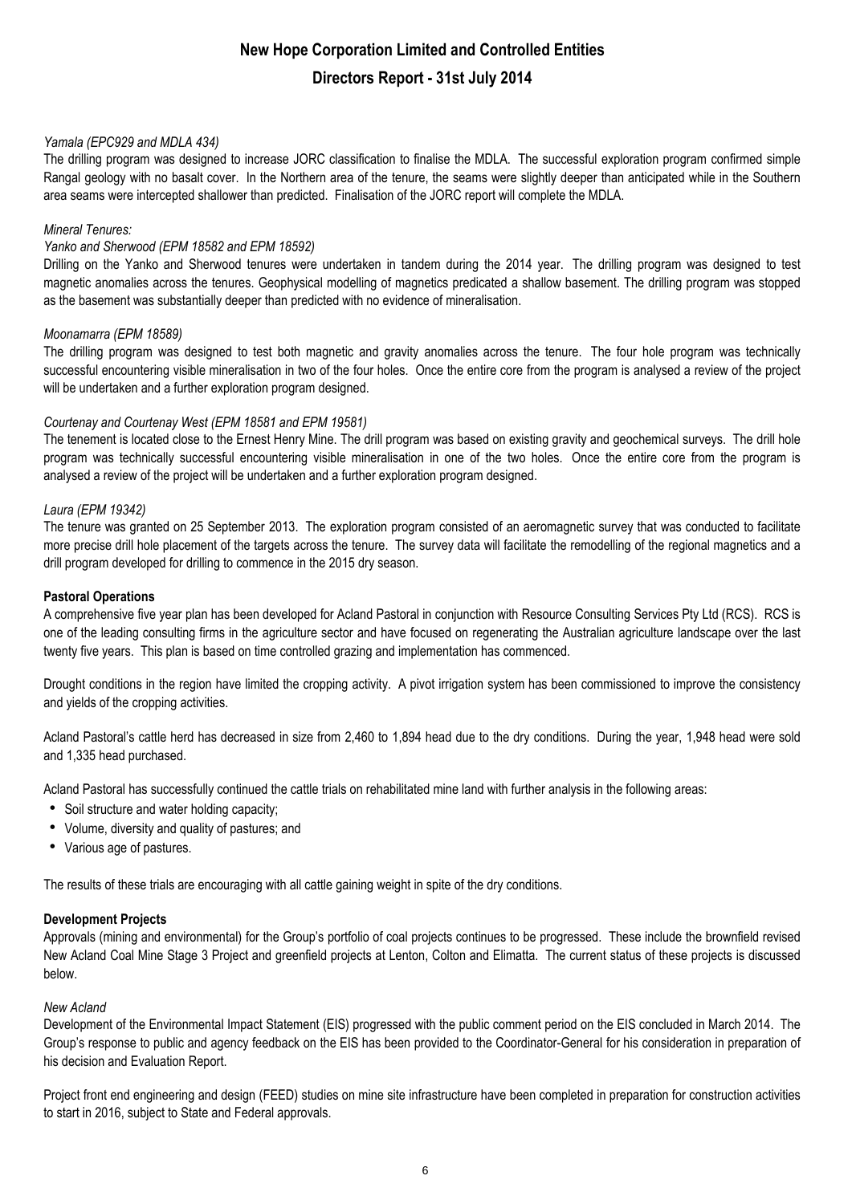*Yamala (EPC929 and MDLA 434)*

The drilling program was designed to increase JORC classification to finalise the MDLA. The successful exploration program confirmed simple Rangal geology with no basalt cover. In the Northern area of the tenure, the seams were slightly deeper than anticipated while in the Southern area seams were intercepted shallower than predicted. Finalisation of the JORC report will complete the MDLA.

*Mineral Tenures:*

*Yanko and Sherwood (EPM 18582 and EPM 18592)*

Drilling on the Yanko and Sherwood tenures were undertaken in tandem during the 2014 year. The drilling program was designed to test magnetic anomalies across the tenures. Geophysical modelling of magnetics predicated a shallow basement. The drilling program was stopped as the basement was substantially deeper than predicted with no evidence of mineralisation.

*Moonamarra (EPM 18589)*

The drilling program was designed to test both magnetic and gravity anomalies across the tenure. The four hole program was technically successful encountering visible mineralisation in two of the four holes. Once the entire core from the program is analysed a review of the project will be undertaken and a further exploration program designed.

*Courtenay and Courtenay West (EPM 18581 and EPM 19581)*

The tenement is located close to the Ernest Henry Mine. The drill program was based on existing gravity and geochemical surveys. The drill hole program was technically successful encountering visible mineralisation in one of the two holes. Once the entire core from the program is analysed a review of the project will be undertaken and a further exploration program designed.

*Laura (EPM 19342)*

The tenure was granted on 25 September 2013. The exploration program consisted of an aeromagnetic survey that was conducted to facilitate more precise drill hole placement of the targets across the tenure. The survey data will facilitate the remodelling of the regional magnetics and a drill program developed for drilling to commence in the 2015 dry season.

**Pastoral Operations**

A comprehensive five year plan has been developed for Acland Pastoral in conjunction with Resource Consulting Services Pty Ltd (RCS). RCS is one of the leading consulting firms in the agriculture sector and have focused on regenerating the Australian agriculture landscape over the last twenty five years. This plan is based on time controlled grazing and implementation has commenced.

Drought conditions in the region have limited the cropping activity. A pivot irrigation system has been commissioned to improve the consistency and yields of the cropping activities.

Acland Pastoral's cattle herd has decreased in size from 2,460 to 1,894 head due to the dry conditions. During the year, 1,948 head were sold and 1,335 head purchased.

Acland Pastoral has successfully continued the cattle trials on rehabilitated mine land with further analysis in the following areas:

- Soil structure and water holding capacity;
- Volume, diversity and quality of pastures; and
- Various age of pastures.

The results of these trials are encouraging with all cattle gaining weight in spite of the dry conditions.

**Development Projects**

Approvals (mining and environmental) for the Group's portfolio of coal projects continues to be progressed. These include the brownfield revised New Acland Coal Mine Stage 3 Project and greenfield projects at Lenton, Colton and Elimatta. The current status of these projects is discussed below.

*New Acland*

Development of the Environmental Impact Statement (EIS) progressed with the public comment period on the EIS concluded in March 2014. The Group's response to public and agency feedback on the EIS has been provided to the Coordinator-General for his consideration in preparation of his decision and Evaluation Report.

Project front end engineering and design (FEED) studies on mine site infrastructure have been completed in preparation for construction activities to start in 2016, subject to State and Federal approvals.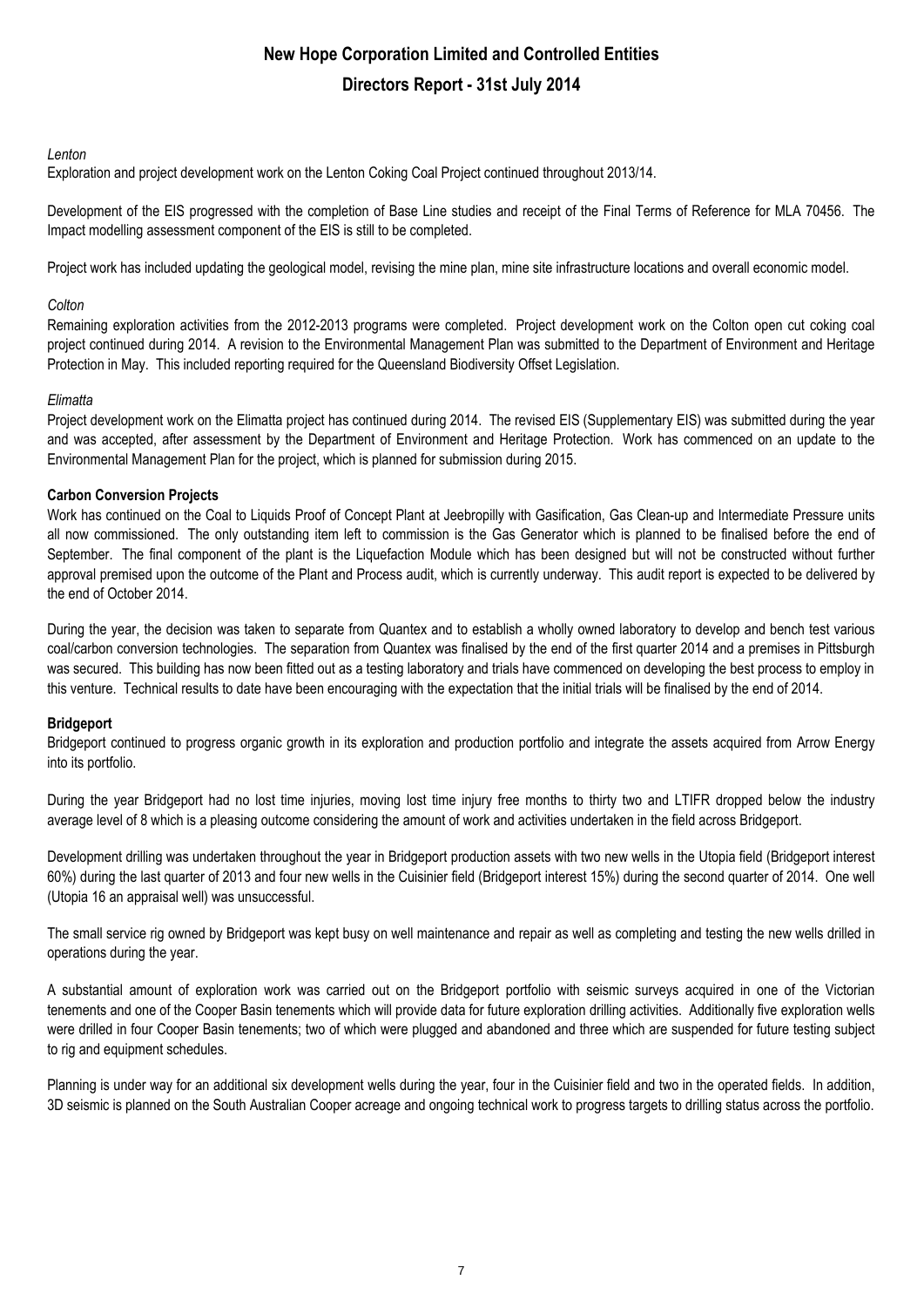*Lenton*

Exploration and project development work on the Lenton Coking Coal Project continued throughout 2013/14.

Development of the EIS progressed with the completion of Base Line studies and receipt of the Final Terms of Reference for MLA 70456. The Impact modelling assessment component of the EIS is still to be completed.

Project work has included updating the geological model, revising the mine plan, mine site infrastructure locations and overall economic model.

*Colton*

Remaining exploration activities from the 2012-2013 programs were completed. Project development work on the Colton open cut coking coal project continued during 2014. A revision to the Environmental Management Plan was submitted to the Department of Environment and Heritage Protection in May. This included reporting required for the Queensland Biodiversity Offset Legislation.

*Elimatta*

Project development work on the Elimatta project has continued during 2014. The revised EIS (Supplementary EIS) was submitted during the year and was accepted, after assessment by the Department of Environment and Heritage Protection. Work has commenced on an update to the Environmental Management Plan for the project, which is planned for submission during 2015.

**Carbon Conversion Projects**

Work has continued on the Coal to Liquids Proof of Concept Plant at Jeebropilly with Gasification, Gas Clean-up and Intermediate Pressure units all now commissioned. The only outstanding item left to commission is the Gas Generator which is planned to be finalised before the end of September. The final component of the plant is the Liquefaction Module which has been designed but will not be constructed without further approval premised upon the outcome of the Plant and Process audit, which is currently underway. This audit report is expected to be delivered by the end of October 2014.

During the year, the decision was taken to separate from Quantex and to establish a wholly owned laboratory to develop and bench test various coal/carbon conversion technologies. The separation from Quantex was finalised by the end of the first quarter 2014 and a premises in Pittsburgh was secured. This building has now been fitted out as a testing laboratory and trials have commenced on developing the best process to employ in this venture. Technical results to date have been encouraging with the expectation that the initial trials will be finalised by the end of 2014.

**Bridgeport**

Bridgeport continued to progress organic growth in its exploration and production portfolio and integrate the assets acquired from Arrow Energy into its portfolio.

During the year Bridgeport had no lost time injuries, moving lost time injury free months to thirty two and LTIFR dropped below the industry average level of 8 which is a pleasing outcome considering the amount of work and activities undertaken in the field across Bridgeport.

Development drilling was undertaken throughout the year in Bridgeport production assets with two new wells in the Utopia field (Bridgeport interest 60%) during the last quarter of 2013 and four new wells in the Cuisinier field (Bridgeport interest 15%) during the second quarter of 2014. One well (Utopia 16 an appraisal well) was unsuccessful.

The small service rig owned by Bridgeport was kept busy on well maintenance and repair as well as completing and testing the new wells drilled in operations during the year.

A substantial amount of exploration work was carried out on the Bridgeport portfolio with seismic surveys acquired in one of the Victorian tenements and one of the Cooper Basin tenements which will provide data for future exploration drilling activities. Additionally five exploration wells were drilled in four Cooper Basin tenements; two of which were plugged and abandoned and three which are suspended for future testing subject to rig and equipment schedules.

Planning is under way for an additional six development wells during the year, four in the Cuisinier field and two in the operated fields. In addition, 3D seismic is planned on the South Australian Cooper acreage and ongoing technical work to progress targets to drilling status across the portfolio.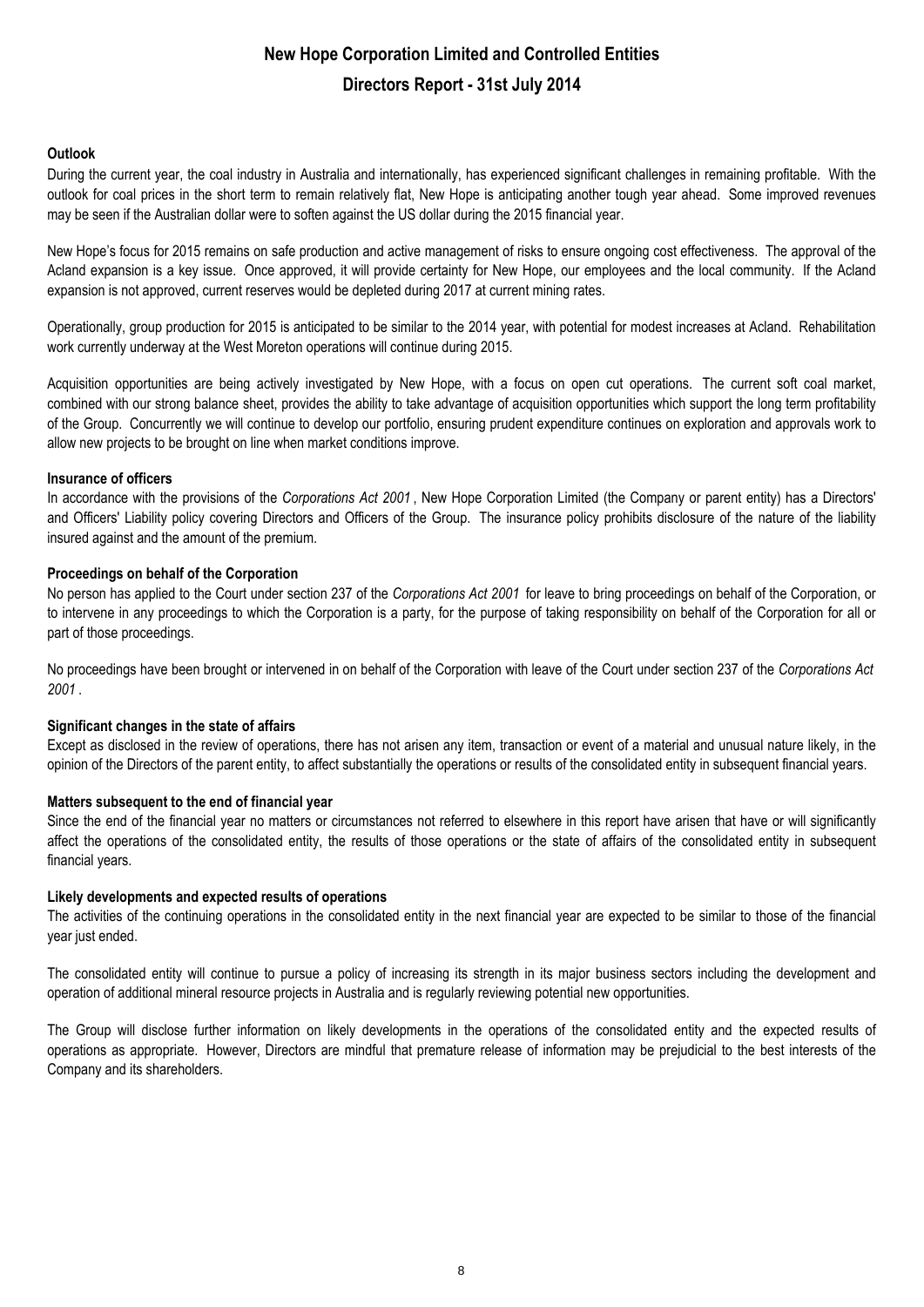**Outlook**

During the current year, the coal industry in Australia and internationally, has experienced significant challenges in remaining profitable. With the outlook for coal prices in the short term to remain relatively flat, New Hope is anticipating another tough year ahead. Some improved revenues may be seen if the Australian dollar were to soften against the US dollar during the 2015 financial year.

New Hope's focus for 2015 remains on safe production and active management of risks to ensure ongoing cost effectiveness. The approval of the Acland expansion is a key issue. Once approved, it will provide certainty for New Hope, our employees and the local community. If the Acland expansion is not approved, current reserves would be depleted during 2017 at current mining rates.

Operationally, group production for 2015 is anticipated to be similar to the 2014 year, with potential for modest increases at Acland. Rehabilitation work currently underway at the West Moreton operations will continue during 2015.

Acquisition opportunities are being actively investigated by New Hope, with a focus on open cut operations. The current soft coal market, combined with our strong balance sheet, provides the ability to take advantage of acquisition opportunities which support the long term profitability of the Group. Concurrently we will continue to develop our portfolio, ensuring prudent expenditure continues on exploration and approvals work to allow new projects to be brought on line when market conditions improve.

**Insurance of officers**

In accordance with the provisions of the *Corporations Act 2001* , New Hope Corporation Limited (the Company or parent entity) has a Directors' and Officers' Liability policy covering Directors and Officers of the Group. The insurance policy prohibits disclosure of the nature of the liability insured against and the amount of the premium.

**Proceedings on behalf of the Corporation**

No person has applied to the Court under section 237 of the *Corporations Act 2001* for leave to bring proceedings on behalf of the Corporation, or to intervene in any proceedings to which the Corporation is a party, for the purpose of taking responsibility on behalf of the Corporation for all or part of those proceedings.

No proceedings have been brought or intervened in on behalf of the Corporation with leave of the Court under section 237 of the *Corporations Act 2001* .

**Significant changes in the state of affairs**

Except as disclosed in the review of operations, there has not arisen any item, transaction or event of a material and unusual nature likely, in the opinion of the Directors of the parent entity, to affect substantially the operations or results of the consolidated entity in subsequent financial years.

**Matters subsequent to the end of financial year**

Since the end of the financial year no matters or circumstances not referred to elsewhere in this report have arisen that have or will significantly affect the operations of the consolidated entity, the results of those operations or the state of affairs of the consolidated entity in subsequent financial years.

**Likely developments and expected results of operations**

The activities of the continuing operations in the consolidated entity in the next financial year are expected to be similar to those of the financial year just ended.

The consolidated entity will continue to pursue a policy of increasing its strength in its major business sectors including the development and operation of additional mineral resource projects in Australia and is regularly reviewing potential new opportunities.

The Group will disclose further information on likely developments in the operations of the consolidated entity and the expected results of operations as appropriate. However, Directors are mindful that premature release of information may be prejudicial to the best interests of the Company and its shareholders.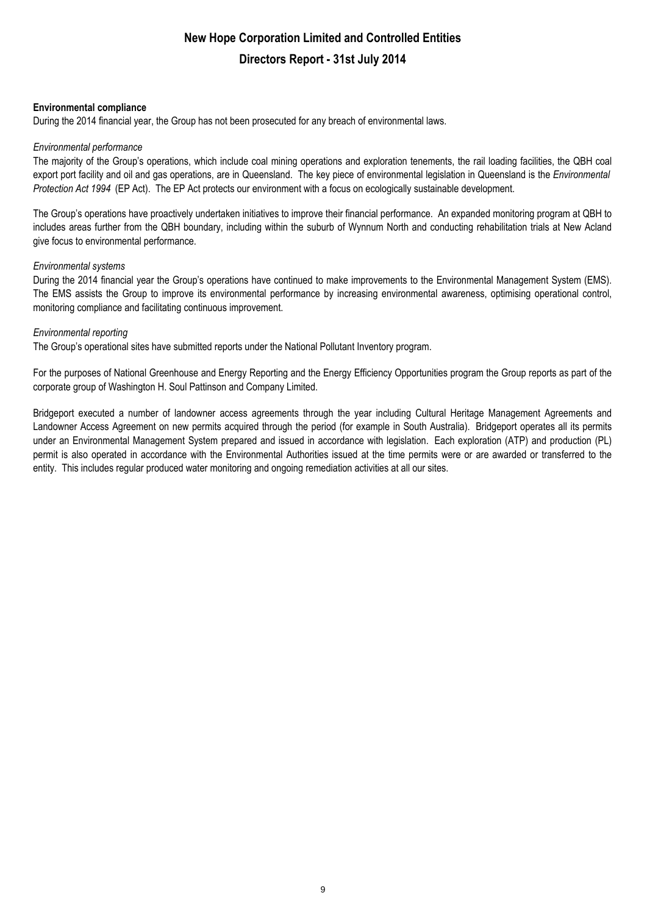# New Hope Corporation Limited and Controlled Entities

## Directors Report - 31st July 2014

**Environmental compliance**

During the 2014 financial year, the Group has not been prosecuted for any breach of environmental laws.

*Environmental performance*

The majority of the Group's operations, which include coal mining operations and exploration tenements, the rail loading facilities, the QBH coal export port facility and oil and gas operations, are in Queensland. The key piece of environmental legislation in Queensland is the *Environmental Protection Act 1994* (EP Act). The EP Act protects our environment with a focus on ecologically sustainable development.

The Group's operations have proactively undertaken initiatives to improve their financial performance. An expanded monitoring program at QBH to includes areas further from the QBH boundary, including within the suburb of Wynnum North and conducting rehabilitation trials at New Acland give focus to environmental performance.

*Environmental systems*

During the 2014 financial year the Group's operations have continued to make improvements to the Environmental Management System (EMS). The EMS assists the Group to improve its environmental performance by increasing environmental awareness, optimising operational control, monitoring compliance and facilitating continuous improvement.

*Environmental reporting*

The Group's operational sites have submitted reports under the National Pollutant Inventory program.

For the purposes of National Greenhouse and Energy Reporting and the Energy Efficiency Opportunities program the Group reports as part of the corporate group of Washington H. Soul Pattinson and Company Limited.

Bridgeport executed a number of landowner access agreements through the year including Cultural Heritage Management Agreements and Landowner Access Agreement on new permits acquired through the period (for example in South Australia). Bridgeport operates all its permits under an Environmental Management System prepared and issued in accordance with legislation. Each exploration (ATP) and production (PL) permit is also operated in accordance with the Environmental Authorities issued at the time permits were or are awarded or transferred to the entity. This includes regular produced water monitoring and ongoing remediation activities at all our sites.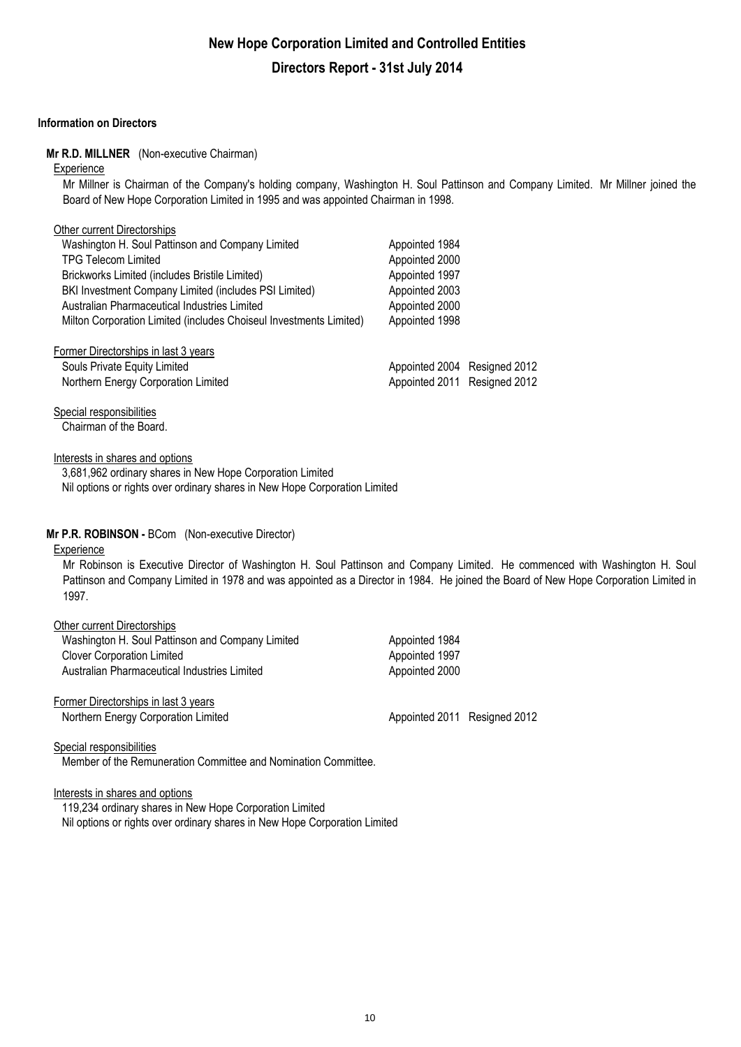# New Hope Corporation Limited and Controlled Entities

## Directors Report - 31st July 2014

### Information on Directors

**Mr R.D. MILLNER** (Non-executive Chairman)

Experience

Mr Millner is Chairman of the Company's holding company, Washington H. Soul Pattinson and Company Limited. Mr Millner joined the Board of New Hope Corporation Limited in 1995 and was appointed Chairman in 1998.

Other current Directorships

| | | |
|---|---|---|
| Washington H. Soul Pattinson and Company Limited | Appointed 1984 | |
| TPG Telecom Limited | Appointed 2000 | |
| Brickworks Limited (includes Bristile Limited) | Appointed 1997 | |
| BKI Investment Company Limited (includes PSI Limited) | Appointed 2003 | |
| Australian Pharmaceutical Industries Limited | Appointed 2000 | |
| Milton Corporation Limited (includes Choiseul Investments Limited) | Appointed 1998 | |

Former Directorships in last 3 years

| | | |
|---|---|---|
| Souls Private Equity Limited | Appointed 2004 | Resigned 2012 |
| Northern Energy Corporation Limited | Appointed 2011 | Resigned 2012 |

Special responsibilities

Chairman of the Board.

Interests in shares and options

3,681,962 ordinary shares in New Hope Corporation Limited
Nil options or rights over ordinary shares in New Hope Corporation Limited

**Mr P.R. ROBINSON -** BCom (Non-executive Director)

Experience

Mr Robinson is Executive Director of Washington H. Soul Pattinson and Company Limited. He commenced with Washington H. Soul Pattinson and Company Limited in 1978 and was appointed as a Director in 1984. He joined the Board of New Hope Corporation Limited in 1997.

Other current Directorships

| | | |
|---|---|---|
| Washington H. Soul Pattinson and Company Limited | Appointed 1984 | |
| Clover Corporation Limited | Appointed 1997 | |
| Australian Pharmaceutical Industries Limited | Appointed 2000 | |

Former Directorships in last 3 years

| | | |
|---|---|---|
| Northern Energy Corporation Limited | Appointed 2011 | Resigned 2012 |

Special responsibilities

Member of the Remuneration Committee and Nomination Committee.

Interests in shares and options

119,234 ordinary shares in New Hope Corporation Limited
Nil options or rights over ordinary shares in New Hope Corporation Limited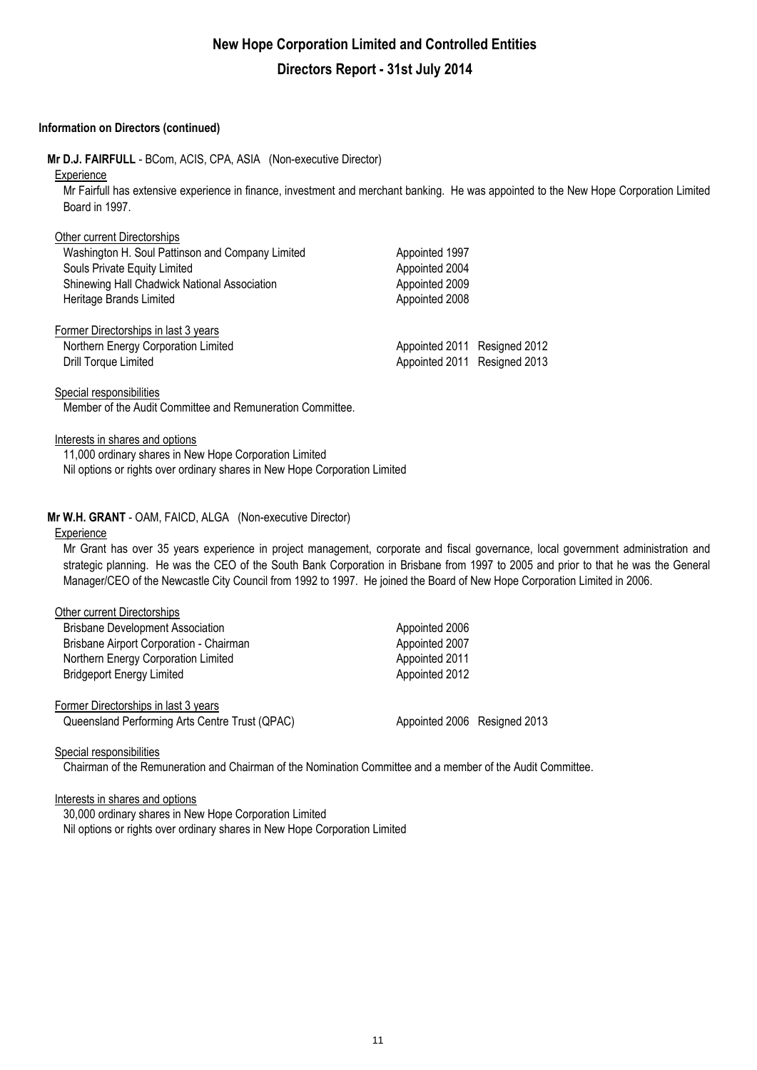## Information on Directors (continued)

**Mr D.J. FAIRFULL** - BCom, ACIS, CPA, ASIA (Non-executive Director)

Experience

Mr Fairfull has extensive experience in finance, investment and merchant banking. He was appointed to the New Hope Corporation Limited Board in 1997.

Other current Directorships

| | | |
|---|---|---|
| Washington H. Soul Pattinson and Company Limited | Appointed 1997 | |
| Souls Private Equity Limited | Appointed 2004 | |
| Shinewing Hall Chadwick National Association | Appointed 2009 | |
| Heritage Brands Limited | Appointed 2008 | |

Former Directorships in last 3 years

| | | |
|---|---|---|
| Northern Energy Corporation Limited | Appointed 2011 | Resigned 2012 |
| Drill Torque Limited | Appointed 2011 | Resigned 2013 |

Special responsibilities

Member of the Audit Committee and Remuneration Committee.

Interests in shares and options

11,000 ordinary shares in New Hope Corporation Limited
Nil options or rights over ordinary shares in New Hope Corporation Limited

**Mr W.H. GRANT** - OAM, FAICD, ALGA (Non-executive Director)

Experience

Mr Grant has over 35 years experience in project management, corporate and fiscal governance, local government administration and strategic planning. He was the CEO of the South Bank Corporation in Brisbane from 1997 to 2005 and prior to that he was the General Manager/CEO of the Newcastle City Council from 1992 to 1997. He joined the Board of New Hope Corporation Limited in 2006.

Other current Directorships

| | | |
|---|---|---|
| Brisbane Development Association | Appointed 2006 | |
| Brisbane Airport Corporation - Chairman | Appointed 2007 | |
| Northern Energy Corporation Limited | Appointed 2011 | |
| Bridgeport Energy Limited | Appointed 2012 | |

Former Directorships in last 3 years

| | | |
|---|---|---|
| Queensland Performing Arts Centre Trust (QPAC) | Appointed 2006 | Resigned 2013 |

Special responsibilities

Chairman of the Remuneration and Chairman of the Nomination Committee and a member of the Audit Committee.

Interests in shares and options

30,000 ordinary shares in New Hope Corporation Limited
Nil options or rights over ordinary shares in New Hope Corporation Limited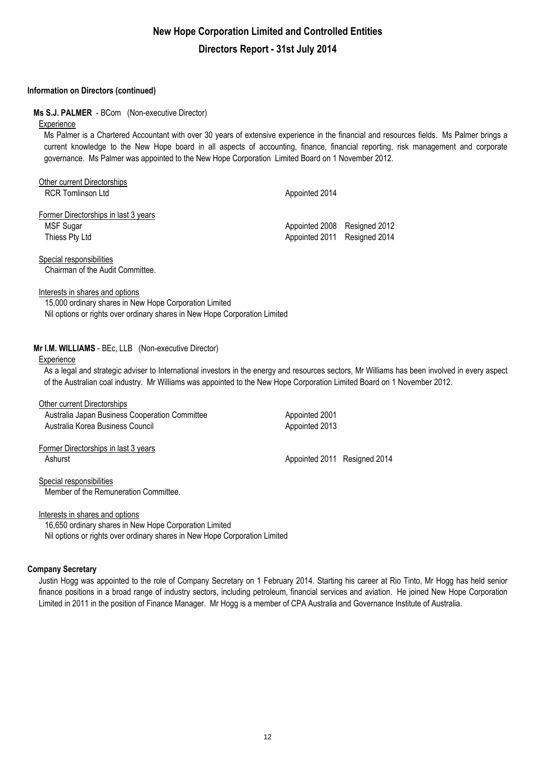## Information on Directors (continued)

**Ms S.J. PALMER** - BCom (Non-executive Director)

Experience

Ms Palmer is a Chartered Accountant with over 30 years of extensive experience in the financial and resources fields. Ms Palmer brings a current knowledge to the New Hope board in all aspects of accounting, finance, financial reporting, risk management and corporate governance. Ms Palmer was appointed to the New Hope Corporation Limited Board on 1 November 2012.

Other current Directorships

| | | |
|---|---|---|
| RCR Tomlinson Ltd | Appointed 2014 | |

Former Directorships in last 3 years

| | | |
|---|---|---|
| MSF Sugar | Appointed 2008 | Resigned 2012 |
| Thiess Pty Ltd | Appointed 2011 | Resigned 2014 |

Special responsibilities

Chairman of the Audit Committee.

Interests in shares and options

15,000 ordinary shares in New Hope Corporation Limited

Nil options or rights over ordinary shares in New Hope Corporation Limited

**Mr I.M. WILLIAMS** - BEc, LLB (Non-executive Director)

Experience

As a legal and strategic adviser to International investors in the energy and resources sectors, Mr Williams has been involved in every aspect of the Australian coal industry. Mr Williams was appointed to the New Hope Corporation Limited Board on 1 November 2012.

Other current Directorships

| | | |
|---|---|---|
| Australia Japan Business Cooperation Committee | Appointed 2001 | |
| Australia Korea Business Council | Appointed 2013 | |

Former Directorships in last 3 years

| | | |
|---|---|---|
| Ashurst | Appointed 2011 | Resigned 2014 |

Special responsibilities

Member of the Remuneration Committee.

Interests in shares and options

16,650 ordinary shares in New Hope Corporation Limited

Nil options or rights over ordinary shares in New Hope Corporation Limited

## Company Secretary

Justin Hogg was appointed to the role of Company Secretary on 1 February 2014. Starting his career at Rio Tinto, Mr Hogg has held senior finance positions in a broad range of industry sectors, including petroleum, financial services and aviation. He joined New Hope Corporation Limited in 2011 in the position of Finance Manager. Mr Hogg is a member of CPA Australia and Governance Institute of Australia.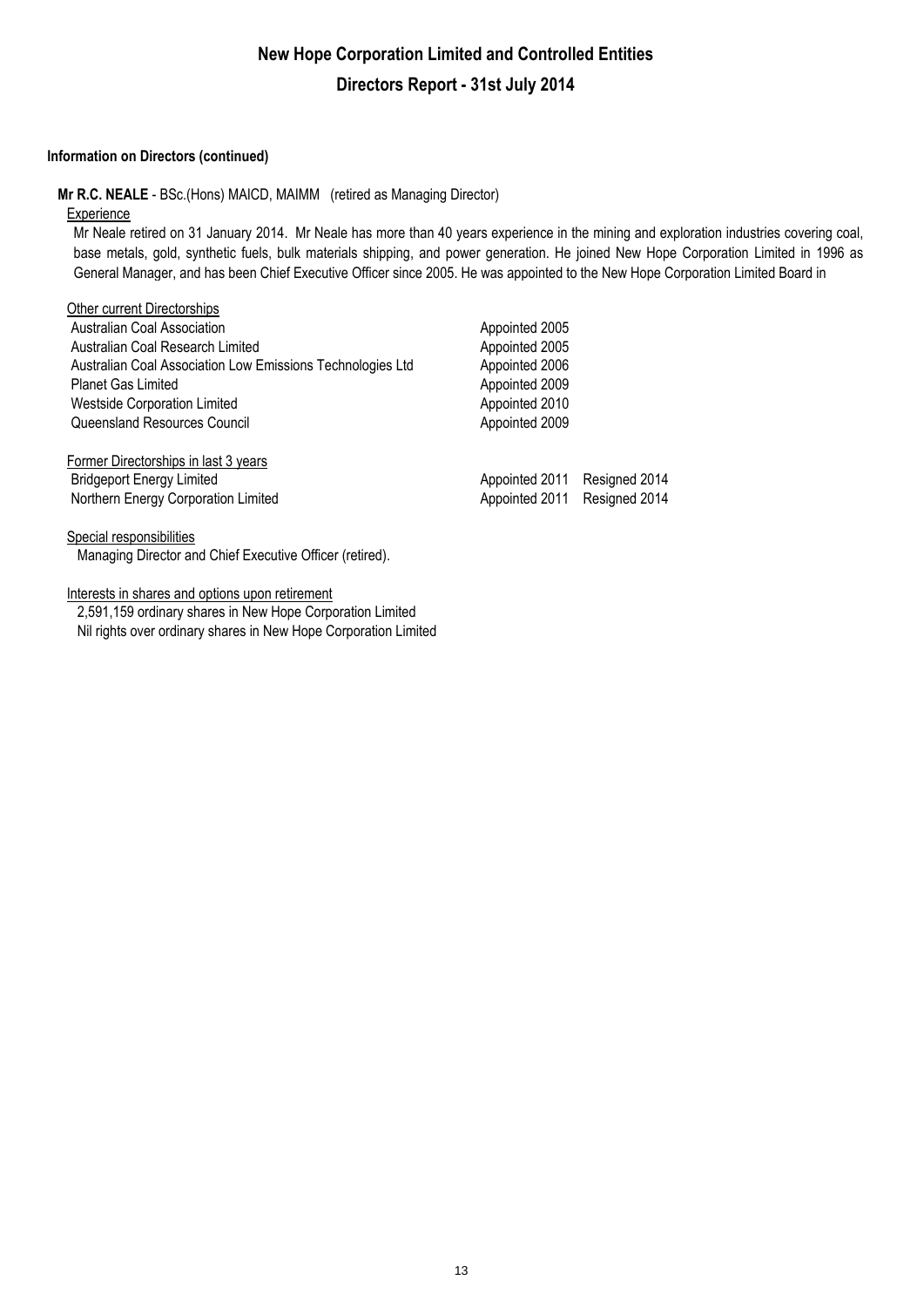**Information on Directors (continued)**

**Mr R.C. NEALE** - BSc.(Hons) MAICD, MAIMM (retired as Managing Director)

Experience

Mr Neale retired on 31 January 2014. Mr Neale has more than 40 years experience in the mining and exploration industries covering coal, base metals, gold, synthetic fuels, bulk materials shipping, and power generation. He joined New Hope Corporation Limited in 1996 as General Manager, and has been Chief Executive Officer since 2005. He was appointed to the New Hope Corporation Limited Board in

Other current Directorships

| | | |
|---|---|---|
| Australian Coal Association | Appointed 2005 | |
| Australian Coal Research Limited | Appointed 2005 | |
| Australian Coal Association Low Emissions Technologies Ltd | Appointed 2006 | |
| Planet Gas Limited | Appointed 2009 | |
| Westside Corporation Limited | Appointed 2010 | |
| Queensland Resources Council | Appointed 2009 | |

Former Directorships in last 3 years

| | | |
|---|---|---|
| Bridgeport Energy Limited | Appointed 2011 | Resigned 2014 |
| Northern Energy Corporation Limited | Appointed 2011 | Resigned 2014 |

Special responsibilities

Managing Director and Chief Executive Officer (retired).

Interests in shares and options upon retirement

2,591,159 ordinary shares in New Hope Corporation Limited

Nil rights over ordinary shares in New Hope Corporation Limited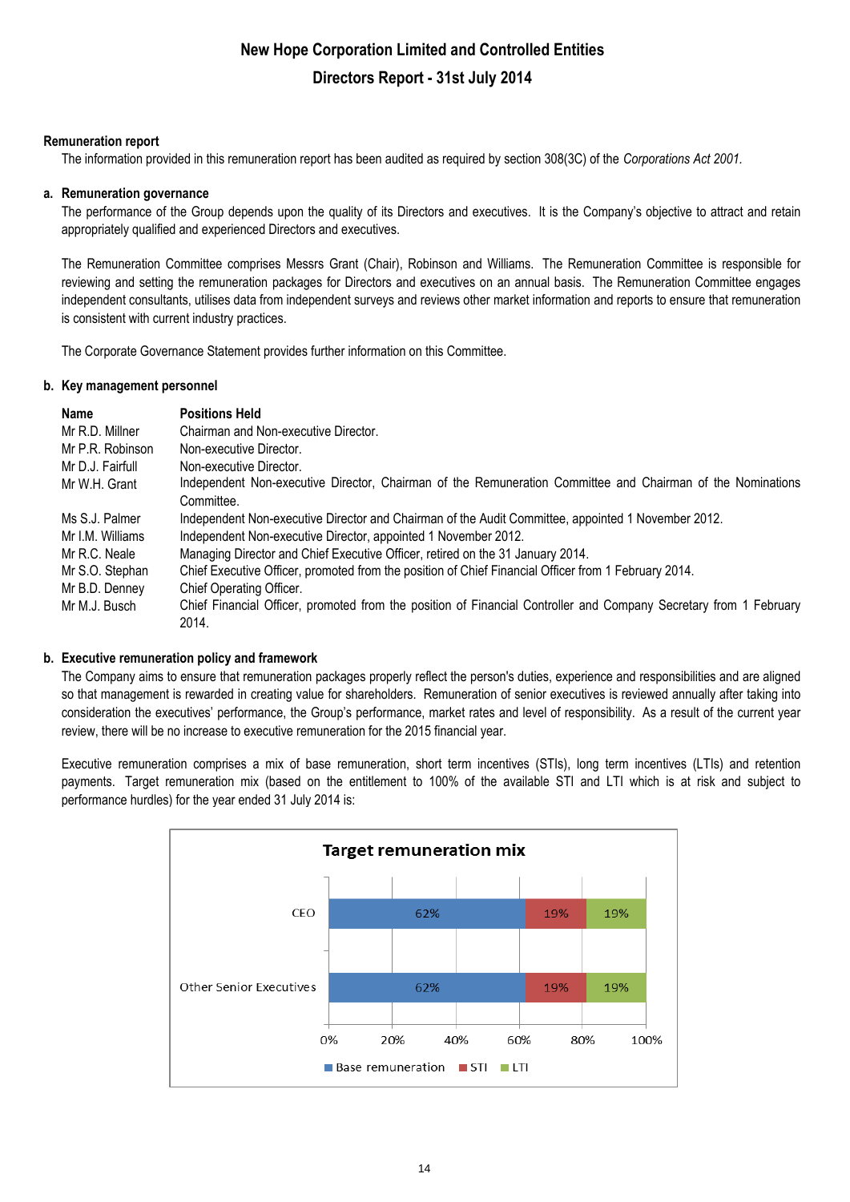## Remuneration report

The information provided in this remuneration report has been audited as required by section 308(3C) of the *Corporations Act 2001*.

### a. Remuneration governance

The performance of the Group depends upon the quality of its Directors and executives. It is the Company's objective to attract and retain appropriately qualified and experienced Directors and executives.

The Remuneration Committee comprises Messrs Grant (Chair), Robinson and Williams. The Remuneration Committee is responsible for reviewing and setting the remuneration packages for Directors and executives on an annual basis. The Remuneration Committee engages independent consultants, utilises data from independent surveys and reviews other market information and reports to ensure that remuneration is consistent with current industry practices.

The Corporate Governance Statement provides further information on this Committee.

### b. Key management personnel

| Name | Positions Held |
|---|---|
| Mr R.D. Millner | Chairman and Non-executive Director. |
| Mr P.R. Robinson | Non-executive Director. |
| Mr D.J. Fairfull | Non-executive Director. |
| Mr W.H. Grant | Independent Non-executive Director, Chairman of the Remuneration Committee and Chairman of the Nominations Committee. |
| Ms S.J. Palmer | Independent Non-executive Director and Chairman of the Audit Committee, appointed 1 November 2012. |
| Mr I.M. Williams | Independent Non-executive Director, appointed 1 November 2012. |
| Mr R.C. Neale | Managing Director and Chief Executive Officer, retired on the 31 January 2014. |
| Mr S.O. Stephan | Chief Executive Officer, promoted from the position of Chief Financial Officer from 1 February 2014. |
| Mr B.D. Denney | Chief Operating Officer. |
| Mr M.J. Busch | Chief Financial Officer, promoted from the position of Financial Controller and Company Secretary from 1 February 2014. |

### b. Executive remuneration policy and framework

The Company aims to ensure that remuneration packages properly reflect the person's duties, experience and responsibilities and are aligned so that management is rewarded in creating value for shareholders. Remuneration of senior executives is reviewed annually after taking into consideration the executives' performance, the Group's performance, market rates and level of responsibility. As a result of the current year review, there will be no increase to executive remuneration for the 2015 financial year.

Executive remuneration comprises a mix of base remuneration, short term incentives (STIs), long term incentives (LTIs) and retention payments. Target remuneration mix (based on the entitlement to 100% of the available STI and LTI which is at risk and subject to performance hurdles) for the year ended 31 July 2014 is:

**Target remuneration mix**

| | Base remuneration | STI | LTI |
|---|---|---|---|
| CEO | 62% | 19% | 19% |
| Other Senior Executives | 62% | 19% | 19% |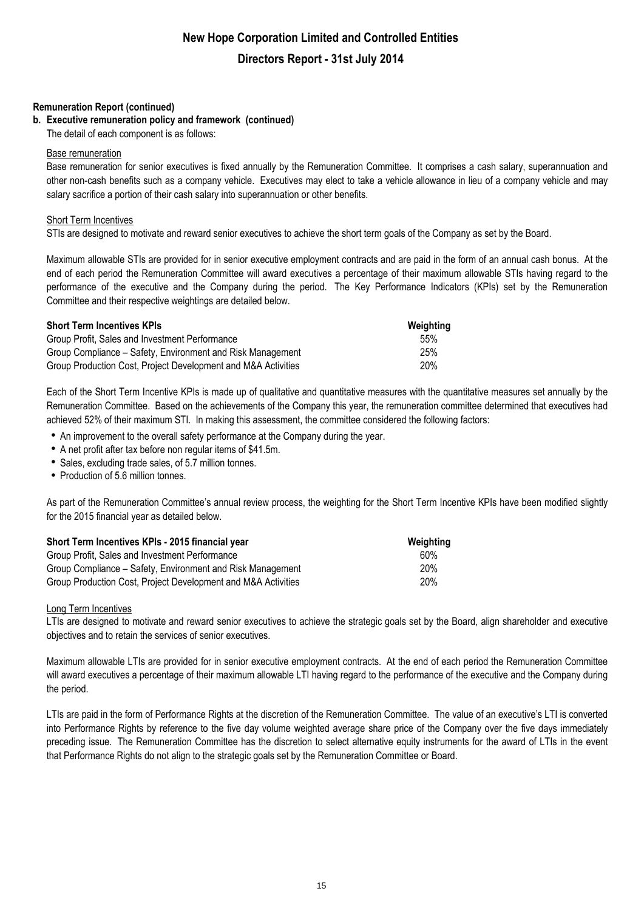## Remuneration Report (continued)

### b. Executive remuneration policy and framework (continued)

The detail of each component is as follows:

Base remuneration

Base remuneration for senior executives is fixed annually by the Remuneration Committee. It comprises a cash salary, superannuation and other non-cash benefits such as a company vehicle. Executives may elect to take a vehicle allowance in lieu of a company vehicle and may salary sacrifice a portion of their cash salary into superannuation or other benefits.

Short Term Incentives

STIs are designed to motivate and reward senior executives to achieve the short term goals of the Company as set by the Board.

Maximum allowable STIs are provided for in senior executive employment contracts and are paid in the form of an annual cash bonus. At the end of each period the Remuneration Committee will award executives a percentage of their maximum allowable STIs having regard to the performance of the executive and the Company during the period. The Key Performance Indicators (KPIs) set by the Remuneration Committee and their respective weightings are detailed below.

| Short Term Incentives KPIs | Weighting |
|---|---|
| Group Profit, Sales and Investment Performance | 55% |
| Group Compliance – Safety, Environment and Risk Management | 25% |
| Group Production Cost, Project Development and M&A Activities | 20% |

Each of the Short Term Incentive KPIs is made up of qualitative and quantitative measures with the quantitative measures set annually by the Remuneration Committee. Based on the achievements of the Company this year, the remuneration committee determined that executives had achieved 52% of their maximum STI. In making this assessment, the committee considered the following factors:

- An improvement to the overall safety performance at the Company during the year.
- A net profit after tax before non regular items of $41.5m.
- Sales, excluding trade sales, of 5.7 million tonnes.
- Production of 5.6 million tonnes.

As part of the Remuneration Committee's annual review process, the weighting for the Short Term Incentive KPIs have been modified slightly for the 2015 financial year as detailed below.

| Short Term Incentives KPIs - 2015 financial year | Weighting |
|---|---|
| Group Profit, Sales and Investment Performance | 60% |
| Group Compliance – Safety, Environment and Risk Management | 20% |
| Group Production Cost, Project Development and M&A Activities | 20% |

Long Term Incentives

LTIs are designed to motivate and reward senior executives to achieve the strategic goals set by the Board, align shareholder and executive objectives and to retain the services of senior executives.

Maximum allowable LTIs are provided for in senior executive employment contracts. At the end of each period the Remuneration Committee will award executives a percentage of their maximum allowable LTI having regard to the performance of the executive and the Company during the period.

LTIs are paid in the form of Performance Rights at the discretion of the Remuneration Committee. The value of an executive's LTI is converted into Performance Rights by reference to the five day volume weighted average share price of the Company over the five days immediately preceding issue. The Remuneration Committee has the discretion to select alternative equity instruments for the award of LTIs in the event that Performance Rights do not align to the strategic goals set by the Remuneration Committee or Board.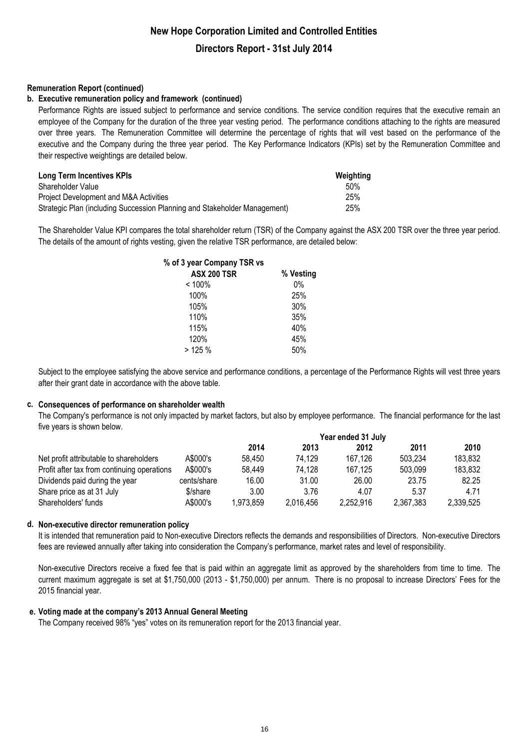# New Hope Corporation Limited and Controlled Entities

## Directors Report - 31st July 2014

**Remuneration Report (continued)**

**b. Executive remuneration policy and framework (continued)**

Performance Rights are issued subject to performance and service conditions. The service condition requires that the executive remain an employee of the Company for the duration of the three year vesting period. The performance conditions attaching to the rights are measured over three years. The Remuneration Committee will determine the percentage of rights that will vest based on the performance of the executive and the Company during the three year period. The Key Performance Indicators (KPIs) set by the Remuneration Committee and their respective weightings are detailed below.

| Long Term Incentives KPIs | Weighting |
|---|---|
| Shareholder Value | 50% |
| Project Development and M&A Activities | 25% |
| Strategic Plan (including Succession Planning and Stakeholder Management) | 25% |

The Shareholder Value KPI compares the total shareholder return (TSR) of the Company against the ASX 200 TSR over the three year period. The details of the amount of rights vesting, given the relative TSR performance, are detailed below:

| % of 3 year Company TSR vs ASX 200 TSR | % Vesting |
|---|---|
| < 100% | 0% |
| 100% | 25% |
| 105% | 30% |
| 110% | 35% |
| 115% | 40% |
| 120% | 45% |
| > 125 % | 50% |

Subject to the employee satisfying the above service and performance conditions, a percentage of the Performance Rights will vest three years after their grant date in accordance with the above table.

**c. Consequences of performance on shareholder wealth**

The Company's performance is not only impacted by market factors, but also by employee performance. The financial performance for the last five years is shown below.

| | | Year ended 31 July | | | | |
|---|---|---|---|---|---|---|
| | | 2014 | 2013 | 2012 | 2011 | 2010 |
| Net profit attributable to shareholders | A$000's | 58,450 | 74,129 | 167,126 | 503,234 | 183,832 |
| Profit after tax from continuing operations | A$000's | 58,449 | 74,128 | 167,125 | 503,099 | 183,832 |
| Dividends paid during the year | cents/share | 16.00 | 31.00 | 26.00 | 23.75 | 82.25 |
| Share price as at 31 July | $/share | 3.00 | 3.76 | 4.07 | 5.37 | 4.71 |
| Shareholders' funds | A$000's | 1,973,859 | 2,016,456 | 2,252,916 | 2,367,383 | 2,339,525 |

**d. Non-executive director remuneration policy**

It is intended that remuneration paid to Non-executive Directors reflects the demands and responsibilities of Directors. Non-executive Directors fees are reviewed annually after taking into consideration the Company's performance, market rates and level of responsibility.

Non-executive Directors receive a fixed fee that is paid within an aggregate limit as approved by the shareholders from time to time. The current maximum aggregate is set at $1,750,000 (2013 - $1,750,000) per annum. There is no proposal to increase Directors' Fees for the 2015 financial year.

**e. Voting made at the company's 2013 Annual General Meeting**

The Company received 98% "yes" votes on its remuneration report for the 2013 financial year.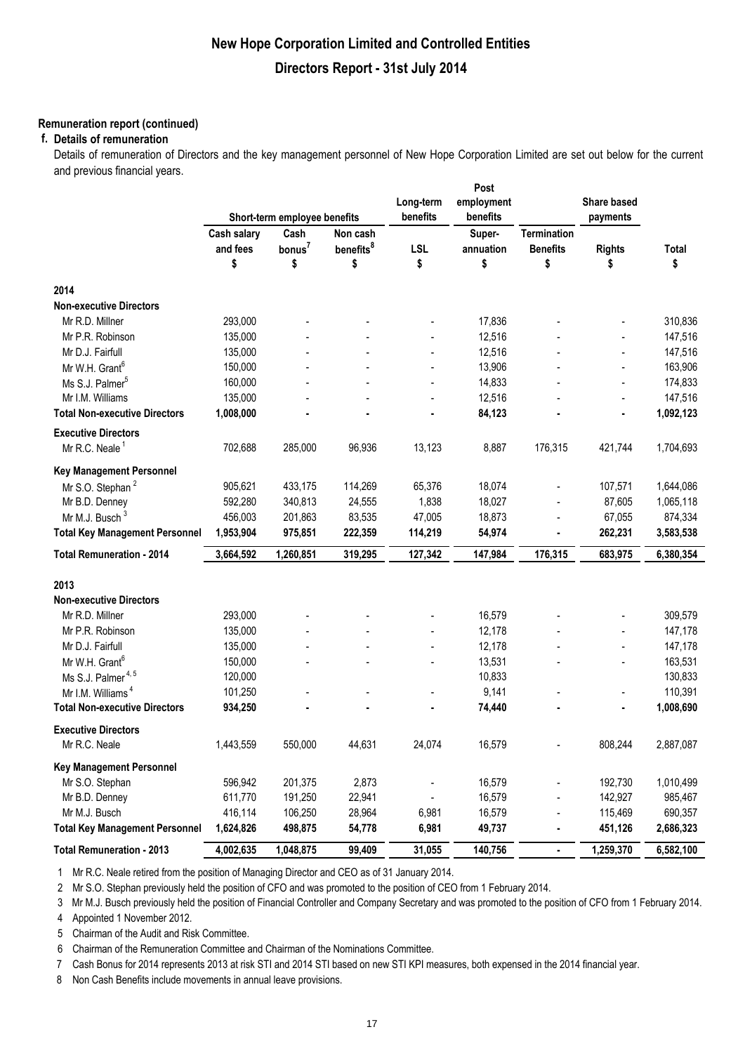## Remuneration report (continued)

### f. Details of remuneration

Details of remuneration of Directors and the key management personnel of New Hope Corporation Limited are set out below for the current and previous financial years.

| | Short-term employee benefits | | | Long-term benefits | Post employment benefits | | Share based payments | |
|---|---|---|---|---|---|---|---|---|
| | Cash salary and fees $ | Cash bonus[7] $ | Non cash benefits[8] $ | LSL $ | Super-annuation $ | Termination Benefits $ | Rights $ | Total $ |
| **2014** | | | | | | | | |
| **Non-executive Directors** | | | | | | | | |
| Mr R.D. Millner | 293,000 | - | - | - | 17,836 | - | - | 310,836 |
| Mr P.R. Robinson | 135,000 | - | - | - | 12,516 | - | - | 147,516 |
| Mr D.J. Fairfull | 135,000 | - | - | - | 12,516 | - | - | 147,516 |
| Mr W.H. Grant[6] | 150,000 | - | - | - | 13,906 | - | - | 163,906 |
| Ms S.J. Palmer[5] | 160,000 | - | - | - | 14,833 | - | - | 174,833 |
| Mr I.M. Williams | 135,000 | - | - | - | 12,516 | - | - | 147,516 |
| **Total Non-executive Directors** | **1,008,000** | **-** | **-** | **-** | **84,123** | **-** | **-** | **1,092,123** |
| **Executive Directors** | | | | | | | | |
| Mr R.C. Neale[1] | 702,688 | 285,000 | 96,936 | 13,123 | 8,887 | 176,315 | 421,744 | 1,704,693 |
| **Key Management Personnel** | | | | | | | | |
| Mr S.O. Stephan[2] | 905,621 | 433,175 | 114,269 | 65,376 | 18,074 | - | 107,571 | 1,644,086 |
| Mr B.D. Denney | 592,280 | 340,813 | 24,555 | 1,838 | 18,027 | - | 87,605 | 1,065,118 |
| Mr M.J. Busch[3] | 456,003 | 201,863 | 83,535 | 47,005 | 18,873 | - | 67,055 | 874,334 |
| **Total Key Management Personnel** | **1,953,904** | **975,851** | **222,359** | **114,219** | **54,974** | **-** | **262,231** | **3,583,538** |
| **Total Remuneration - 2014** | **3,664,592** | **1,260,851** | **319,295** | **127,342** | **147,984** | **176,315** | **683,975** | **6,380,354** |
| **2013** | | | | | | | | |
| **Non-executive Directors** | | | | | | | | |
| Mr R.D. Millner | 293,000 | - | - | - | 16,579 | - | - | 309,579 |
| Mr P.R. Robinson | 135,000 | - | - | - | 12,178 | - | - | 147,178 |
| Mr D.J. Fairfull | 135,000 | - | - | - | 12,178 | - | - | 147,178 |
| Mr W.H. Grant[6] | 150,000 | - | - | - | 13,531 | - | - | 163,531 |
| Ms S.J. Palmer[4, 5] | 120,000 | | | | 10,833 | | | 130,833 |
| Mr I.M. Williams[4] | 101,250 | - | - | - | 9,141 | - | - | 110,391 |
| **Total Non-executive Directors** | **934,250** | **-** | **-** | **-** | **74,440** | **-** | **-** | **1,008,690** |
| **Executive Directors** | | | | | | | | |
| Mr R.C. Neale | 1,443,559 | 550,000 | 44,631 | 24,074 | 16,579 | - | 808,244 | 2,887,087 |
| **Key Management Personnel** | | | | | | | | |
| Mr S.O. Stephan | 596,942 | 201,375 | 2,873 | - | 16,579 | - | 192,730 | 1,010,499 |
| Mr B.D. Denney | 611,770 | 191,250 | 22,941 | - | 16,579 | - | 142,927 | 985,467 |
| Mr M.J. Busch | 416,114 | 106,250 | 28,964 | 6,981 | 16,579 | - | 115,469 | 690,357 |
| **Total Key Management Personnel** | **1,624,826** | **498,875** | **54,778** | **6,981** | **49,737** | **-** | **451,126** | **2,686,323** |
| **Total Remuneration - 2013** | **4,002,635** | **1,048,875** | **99,409** | **31,055** | **140,756** | **-** | **1,259,370** | **6,582,100** |

1 Mr R.C. Neale retired from the position of Managing Director and CEO as of 31 January 2014.

2 Mr S.O. Stephan previously held the position of CFO and was promoted to the position of CEO from 1 February 2014.

3 Mr M.J. Busch previously held the position of Financial Controller and Company Secretary and was promoted to the position of CFO from 1 February 2014.

4 Appointed 1 November 2012.

5 Chairman of the Audit and Risk Committee.

6 Chairman of the Remuneration Committee and Chairman of the Nominations Committee.

7 Cash Bonus for 2014 represents 2013 at risk STI and 2014 STI based on new STI KPI measures, both expensed in the 2014 financial year.

8 Non Cash Benefits include movements in annual leave provisions.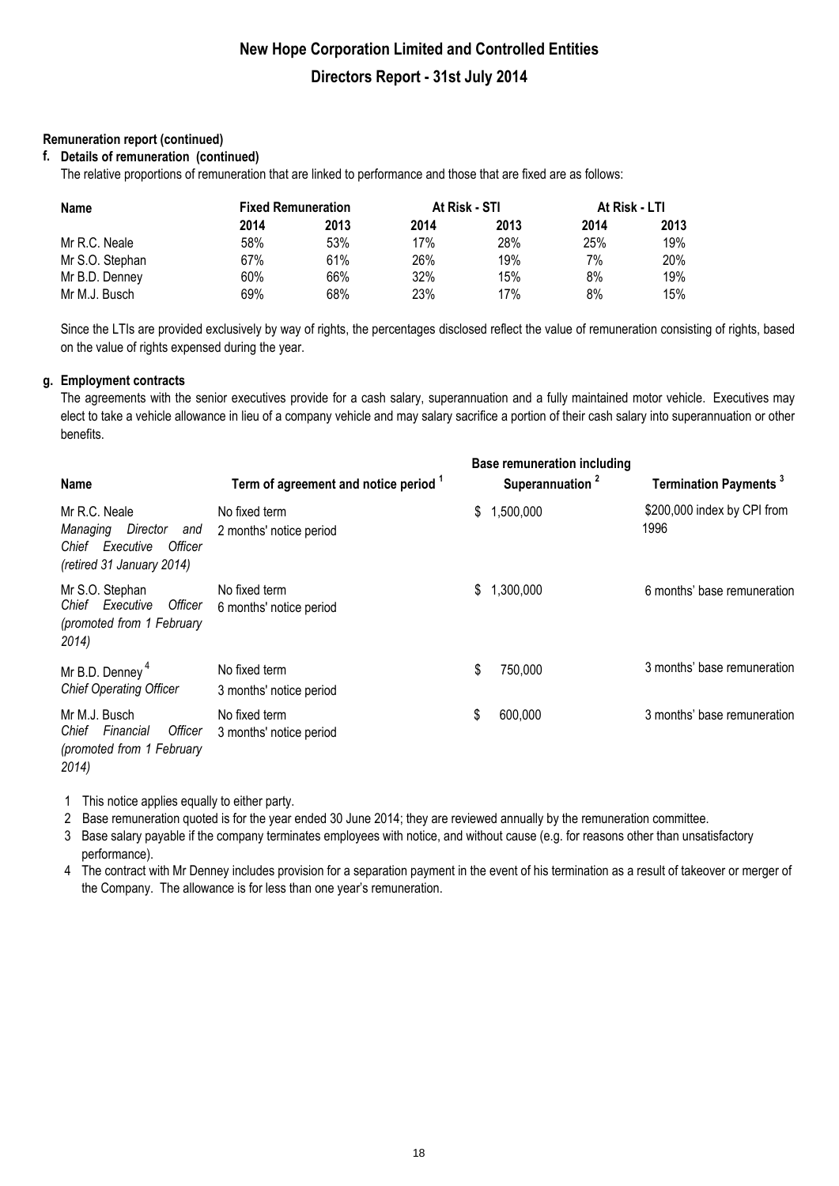**Remuneration report (continued)**

**f. Details of remuneration (continued)**

The relative proportions of remuneration that are linked to performance and those that are fixed are as follows:

| Name | Fixed Remuneration | | At Risk - STI | | At Risk - LTI | |
|---|---|---|---|---|---|---|
| | 2014 | 2013 | 2014 | 2013 | 2014 | 2013 |
| Mr R.C. Neale | 58% | 53% | 17% | 28% | 25% | 19% |
| Mr S.O. Stephan | 67% | 61% | 26% | 19% | 7% | 20% |
| Mr B.D. Denney | 60% | 66% | 32% | 15% | 8% | 19% |
| Mr M.J. Busch | 69% | 68% | 23% | 17% | 8% | 15% |

Since the LTIs are provided exclusively by way of rights, the percentages disclosed reflect the value of remuneration consisting of rights, based on the value of rights expensed during the year.

**g. Employment contracts**

The agreements with the senior executives provide for a cash salary, superannuation and a fully maintained motor vehicle. Executives may elect to take a vehicle allowance in lieu of a company vehicle and may salary sacrifice a portion of their cash salary into superannuation or other benefits.

| Name | Term of agreement and notice period [1] | Base remuneration including Superannuation [2] | Termination Payments [3] |
|---|---|---|---|
| Mr R.C. Neale<br>*Managing Director and Chief Executive Officer (retired 31 January 2014)* | No fixed term<br>2 months' notice period | $ 1,500,000 | \$200,000 index by CPI from 1996 |
| Mr S.O. Stephan<br>*Chief Executive Officer (promoted from 1 February 2014)* | No fixed term<br>6 months' notice period | $ 1,300,000 | 6 months' base remuneration |
| Mr B.D. Denney [4]<br>*Chief Operating Officer* | No fixed term<br>3 months' notice period | $ 750,000 | 3 months' base remuneration |
| Mr M.J. Busch<br>*Chief Financial Officer (promoted from 1 February 2014)* | No fixed term<br>3 months' notice period | $ 600,000 | 3 months' base remuneration |

1 This notice applies equally to either party.

2 Base remuneration quoted is for the year ended 30 June 2014; they are reviewed annually by the remuneration committee.

3 Base salary payable if the company terminates employees with notice, and without cause (e.g. for reasons other than unsatisfactory performance).

4 The contract with Mr Denney includes provision for a separation payment in the event of his termination as a result of takeover or merger of the Company. The allowance is for less than one year's remuneration.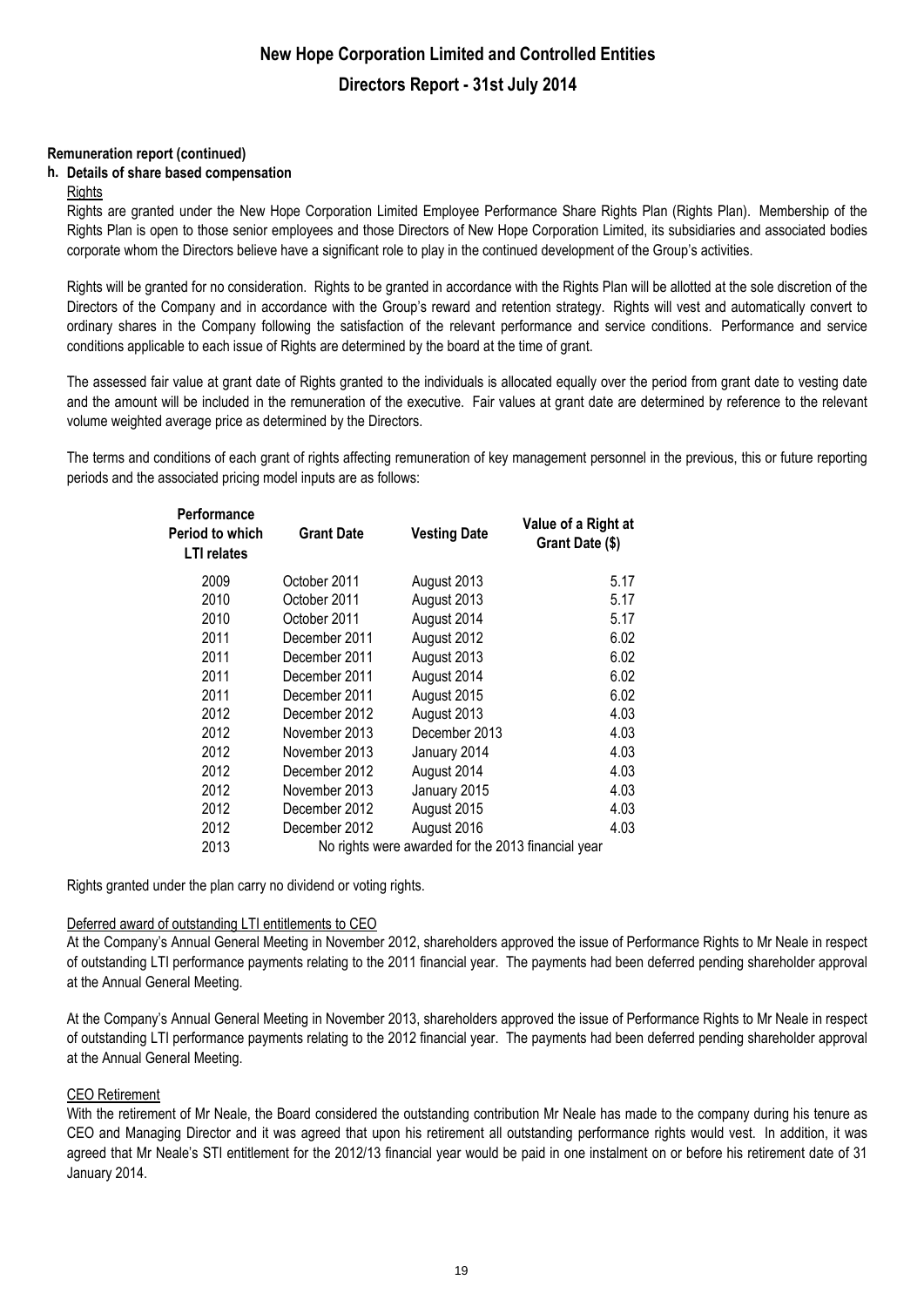**Remuneration report (continued)**

**h. Details of share based compensation**

Rights

Rights are granted under the New Hope Corporation Limited Employee Performance Share Rights Plan (Rights Plan). Membership of the Rights Plan is open to those senior employees and those Directors of New Hope Corporation Limited, its subsidiaries and associated bodies corporate whom the Directors believe have a significant role to play in the continued development of the Group's activities.

Rights will be granted for no consideration. Rights to be granted in accordance with the Rights Plan will be allotted at the sole discretion of the Directors of the Company and in accordance with the Group's reward and retention strategy. Rights will vest and automatically convert to ordinary shares in the Company following the satisfaction of the relevant performance and service conditions. Performance and service conditions applicable to each issue of Rights are determined by the board at the time of grant.

The assessed fair value at grant date of Rights granted to the individuals is allocated equally over the period from grant date to vesting date and the amount will be included in the remuneration of the executive. Fair values at grant date are determined by reference to the relevant volume weighted average price as determined by the Directors.

The terms and conditions of each grant of rights affecting remuneration of key management personnel in the previous, this or future reporting periods and the associated pricing model inputs are as follows:

| Performance Period to which LTI relates | Grant Date | Vesting Date | Value of a Right at Grant Date ($) |
|---|---|---|---|
| 2009 | October 2011 | August 2013 | 5.17 |
| 2010 | October 2011 | August 2013 | 5.17 |
| 2010 | October 2011 | August 2014 | 5.17 |
| 2011 | December 2011 | August 2012 | 6.02 |
| 2011 | December 2011 | August 2013 | 6.02 |
| 2011 | December 2011 | August 2014 | 6.02 |
| 2011 | December 2011 | August 2015 | 6.02 |
| 2012 | December 2012 | August 2013 | 4.03 |
| 2012 | November 2013 | December 2013 | 4.03 |
| 2012 | November 2013 | January 2014 | 4.03 |
| 2012 | December 2012 | August 2014 | 4.03 |
| 2012 | November 2013 | January 2015 | 4.03 |
| 2012 | December 2012 | August 2015 | 4.03 |
| 2012 | December 2012 | August 2016 | 4.03 |
| 2013 | No rights were awarded for the 2013 financial year | | |

Rights granted under the plan carry no dividend or voting rights.

Deferred award of outstanding LTI entitlements to CEO

At the Company's Annual General Meeting in November 2012, shareholders approved the issue of Performance Rights to Mr Neale in respect of outstanding LTI performance payments relating to the 2011 financial year. The payments had been deferred pending shareholder approval at the Annual General Meeting.

At the Company's Annual General Meeting in November 2013, shareholders approved the issue of Performance Rights to Mr Neale in respect of outstanding LTI performance payments relating to the 2012 financial year. The payments had been deferred pending shareholder approval at the Annual General Meeting.

CEO Retirement

With the retirement of Mr Neale, the Board considered the outstanding contribution Mr Neale has made to the company during his tenure as CEO and Managing Director and it was agreed that upon his retirement all outstanding performance rights would vest. In addition, it was agreed that Mr Neale's STI entitlement for the 2012/13 financial year would be paid in one instalment on or before his retirement date of 31 January 2014.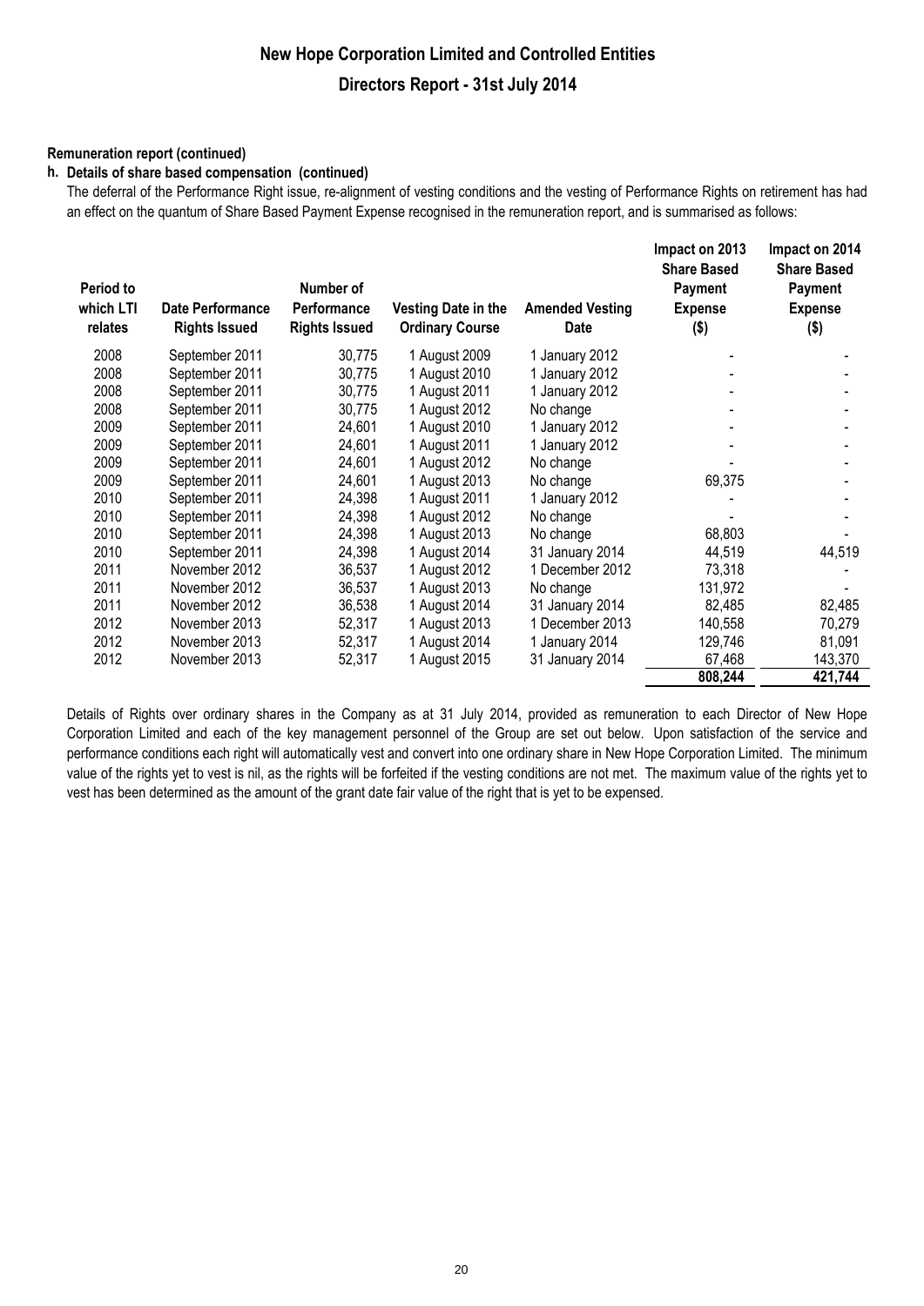**Remuneration report (continued)**

**h. Details of share based compensation (continued)**

The deferral of the Performance Right issue, re-alignment of vesting conditions and the vesting of Performance Rights on retirement has had an effect on the quantum of Share Based Payment Expense recognised in the remuneration report, and is summarised as follows:

| Period to which LTI relates | Date Performance Rights Issued | Number of Performance Rights Issued | Vesting Date in the Ordinary Course | Amended Vesting Date | Impact on 2013 Share Based Payment Expense ($) | Impact on 2014 Share Based Payment Expense ($) |
|---|---|---|---|---|---|---|
| 2008 | September 2011 | 30,775 | 1 August 2009 | 1 January 2012 | - | - |
| 2008 | September 2011 | 30,775 | 1 August 2010 | 1 January 2012 | - | - |
| 2008 | September 2011 | 30,775 | 1 August 2011 | 1 January 2012 | - | - |
| 2008 | September 2011 | 30,775 | 1 August 2012 | No change | - | - |
| 2009 | September 2011 | 24,601 | 1 August 2010 | 1 January 2012 | - | - |
| 2009 | September 2011 | 24,601 | 1 August 2011 | 1 January 2012 | - | - |
| 2009 | September 2011 | 24,601 | 1 August 2012 | No change | - | - |
| 2009 | September 2011 | 24,601 | 1 August 2013 | No change | 69,375 | - |
| 2010 | September 2011 | 24,398 | 1 August 2011 | 1 January 2012 | - | - |
| 2010 | September 2011 | 24,398 | 1 August 2012 | No change | - | - |
| 2010 | September 2011 | 24,398 | 1 August 2013 | No change | 68,803 | - |
| 2010 | September 2011 | 24,398 | 1 August 2014 | 31 January 2014 | 44,519 | 44,519 |
| 2011 | November 2012 | 36,537 | 1 August 2012 | 1 December 2012 | 73,318 | - |
| 2011 | November 2012 | 36,537 | 1 August 2013 | No change | 131,972 | - |
| 2011 | November 2012 | 36,538 | 1 August 2014 | 31 January 2014 | 82,485 | 82,485 |
| 2012 | November 2013 | 52,317 | 1 August 2013 | 1 December 2013 | 140,558 | 70,279 |
| 2012 | November 2013 | 52,317 | 1 August 2014 | 1 January 2014 | 129,746 | 81,091 |
| 2012 | November 2013 | 52,317 | 1 August 2015 | 31 January 2014 | 67,468 | 143,370 |
| | | | | | **808,244** | **421,744** |

Details of Rights over ordinary shares in the Company as at 31 July 2014, provided as remuneration to each Director of New Hope Corporation Limited and each of the key management personnel of the Group are set out below. Upon satisfaction of the service and performance conditions each right will automatically vest and convert into one ordinary share in New Hope Corporation Limited. The minimum value of the rights yet to vest is nil, as the rights will be forfeited if the vesting conditions are not met. The maximum value of the rights yet to vest has been determined as the amount of the grant date fair value of the right that is yet to be expensed.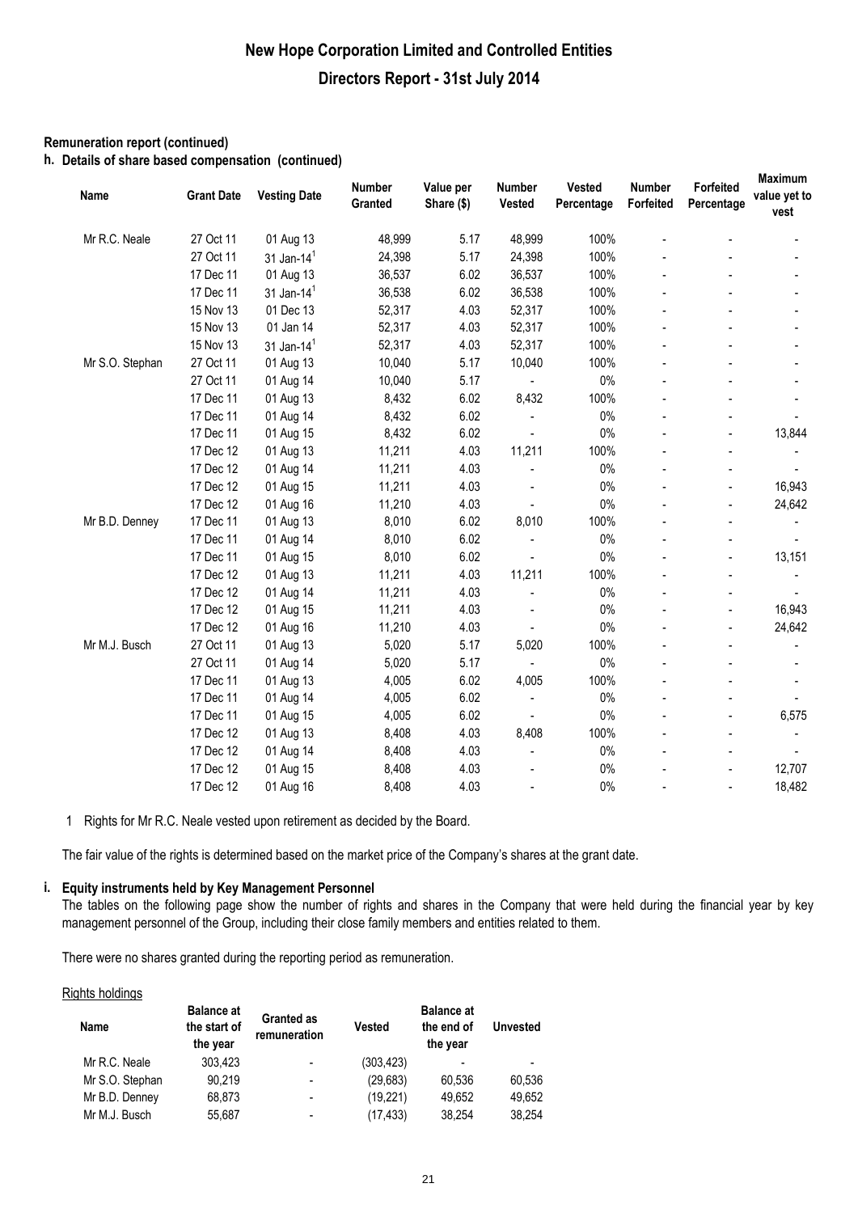**Remuneration report (continued)**

**h. Details of share based compensation (continued)**

| Name | Grant Date | Vesting Date | Number Granted | Value per Share ($) | Number Vested | Vested Percentage | Number Forfeited | Forfeited Percentage | Maximum value yet to vest |
|---|---|---|---|---|---|---|---|---|---|
| Mr R.C. Neale | 27 Oct 11 | 01 Aug 13 | 48,999 | 5.17 | 48,999 | 100% | - | - | - |
| | 27 Oct 11 | 31 Jan-14[1] | 24,398 | 5.17 | 24,398 | 100% | - | - | - |
| | 17 Dec 11 | 01 Aug 13 | 36,537 | 6.02 | 36,537 | 100% | - | - | - |
| | 17 Dec 11 | 31 Jan-14[1] | 36,538 | 6.02 | 36,538 | 100% | - | - | - |
| | 15 Nov 13 | 01 Dec 13 | 52,317 | 4.03 | 52,317 | 100% | - | - | - |
| | 15 Nov 13 | 01 Jan 14 | 52,317 | 4.03 | 52,317 | 100% | - | - | - |
| | 15 Nov 13 | 31 Jan-14[1] | 52,317 | 4.03 | 52,317 | 100% | - | - | - |
| Mr S.O. Stephan | 27 Oct 11 | 01 Aug 13 | 10,040 | 5.17 | 10,040 | 100% | - | - | - |
| | 27 Oct 11 | 01 Aug 14 | 10,040 | 5.17 | - | 0% | - | - | - |
| | 17 Dec 11 | 01 Aug 13 | 8,432 | 6.02 | 8,432 | 100% | - | - | - |
| | 17 Dec 11 | 01 Aug 14 | 8,432 | 6.02 | - | 0% | - | - | - |
| | 17 Dec 11 | 01 Aug 15 | 8,432 | 6.02 | - | 0% | - | - | 13,844 |
| | 17 Dec 12 | 01 Aug 13 | 11,211 | 4.03 | 11,211 | 100% | - | - | - |
| | 17 Dec 12 | 01 Aug 14 | 11,211 | 4.03 | - | 0% | - | - | - |
| | 17 Dec 12 | 01 Aug 15 | 11,211 | 4.03 | - | 0% | - | - | 16,943 |
| | 17 Dec 12 | 01 Aug 16 | 11,210 | 4.03 | - | 0% | - | - | 24,642 |
| Mr B.D. Denney | 17 Dec 11 | 01 Aug 13 | 8,010 | 6.02 | 8,010 | 100% | - | - | - |
| | 17 Dec 11 | 01 Aug 14 | 8,010 | 6.02 | - | 0% | - | - | - |
| | 17 Dec 11 | 01 Aug 15 | 8,010 | 6.02 | - | 0% | - | - | 13,151 |
| | 17 Dec 12 | 01 Aug 13 | 11,211 | 4.03 | 11,211 | 100% | - | - | - |
| | 17 Dec 12 | 01 Aug 14 | 11,211 | 4.03 | - | 0% | - | - | - |
| | 17 Dec 12 | 01 Aug 15 | 11,211 | 4.03 | - | 0% | - | - | 16,943 |
| | 17 Dec 12 | 01 Aug 16 | 11,210 | 4.03 | - | 0% | - | - | 24,642 |
| Mr M.J. Busch | 27 Oct 11 | 01 Aug 13 | 5,020 | 5.17 | 5,020 | 100% | - | - | - |
| | 27 Oct 11 | 01 Aug 14 | 5,020 | 5.17 | - | 0% | - | - | - |
| | 17 Dec 11 | 01 Aug 13 | 4,005 | 6.02 | 4,005 | 100% | - | - | - |
| | 17 Dec 11 | 01 Aug 14 | 4,005 | 6.02 | - | 0% | - | - | - |
| | 17 Dec 11 | 01 Aug 15 | 4,005 | 6.02 | - | 0% | - | - | 6,575 |
| | 17 Dec 12 | 01 Aug 13 | 8,408 | 4.03 | 8,408 | 100% | - | - | - |
| | 17 Dec 12 | 01 Aug 14 | 8,408 | 4.03 | - | 0% | - | - | - |
| | 17 Dec 12 | 01 Aug 15 | 8,408 | 4.03 | - | 0% | - | - | 12,707 |
| | 17 Dec 12 | 01 Aug 16 | 8,408 | 4.03 | - | 0% | - | - | 18,482 |

1 Rights for Mr R.C. Neale vested upon retirement as decided by the Board.

The fair value of the rights is determined based on the market price of the Company's shares at the grant date.

**i. Equity instruments held by Key Management Personnel**

The tables on the following page show the number of rights and shares in the Company that were held during the financial year by key management personnel of the Group, including their close family members and entities related to them.

There were no shares granted during the reporting period as remuneration.

Rights holdings

| Name | Balance at the start of the year | Granted as remuneration | Vested | Balance at the end of the year | Unvested |
|---|---|---|---|---|---|
| Mr R.C. Neale | 303,423 | - | (303,423) | - | - |
| Mr S.O. Stephan | 90,219 | - | (29,683) | 60,536 | 60,536 |
| Mr B.D. Denney | 68,873 | - | (19,221) | 49,652 | 49,652 |
| Mr M.J. Busch | 55,687 | - | (17,433) | 38,254 | 38,254 |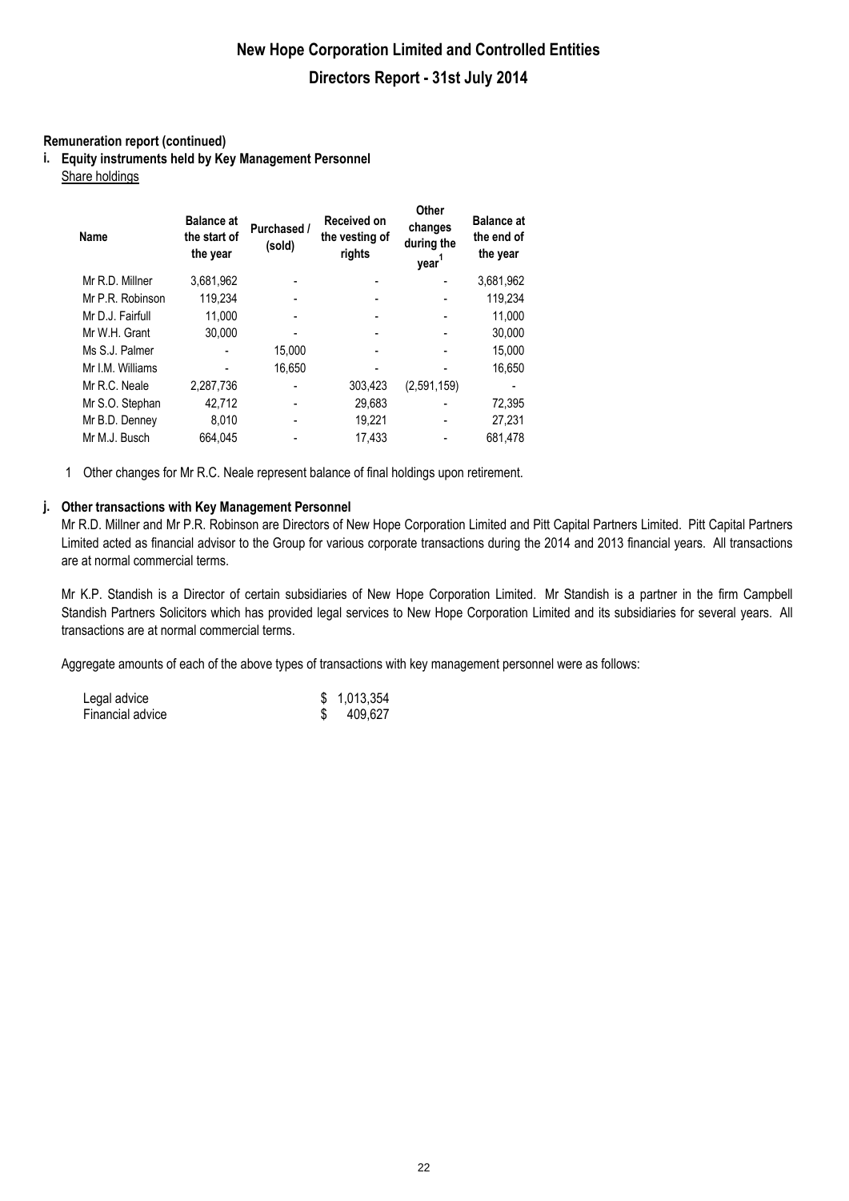**Remuneration report (continued)**

**i. Equity instruments held by Key Management Personnel**

Share holdings

| Name | Balance at the start of the year | Purchased / (sold) | Received on the vesting of rights | Other changes during the year[1] | Balance at the end of the year |
|---|---|---|---|---|---|
| Mr R.D. Millner | 3,681,962 | - | - | - | 3,681,962 |
| Mr P.R. Robinson | 119,234 | - | - | - | 119,234 |
| Mr D.J. Fairfull | 11,000 | - | - | - | 11,000 |
| Mr W.H. Grant | 30,000 | - | - | - | 30,000 |
| Ms S.J. Palmer | - | 15,000 | - | - | 15,000 |
| Mr I.M. Williams | - | 16,650 | - | - | 16,650 |
| Mr R.C. Neale | 2,287,736 | - | 303,423 | (2,591,159) | - |
| Mr S.O. Stephan | 42,712 | - | 29,683 | - | 72,395 |
| Mr B.D. Denney | 8,010 | - | 19,221 | - | 27,231 |
| Mr M.J. Busch | 664,045 | - | 17,433 | - | 681,478 |

1 Other changes for Mr R.C. Neale represent balance of final holdings upon retirement.

**j. Other transactions with Key Management Personnel**

Mr R.D. Millner and Mr P.R. Robinson are Directors of New Hope Corporation Limited and Pitt Capital Partners Limited. Pitt Capital Partners Limited acted as financial advisor to the Group for various corporate transactions during the 2014 and 2013 financial years. All transactions are at normal commercial terms.

Mr K.P. Standish is a Director of certain subsidiaries of New Hope Corporation Limited. Mr Standish is a partner in the firm Campbell Standish Partners Solicitors which has provided legal services to New Hope Corporation Limited and its subsidiaries for several years. All transactions are at normal commercial terms.

Aggregate amounts of each of the above types of transactions with key management personnel were as follows:

| | |
|---|---|
| Legal advice | $ 1,013,354 |
| Financial advice | $ 409,627 |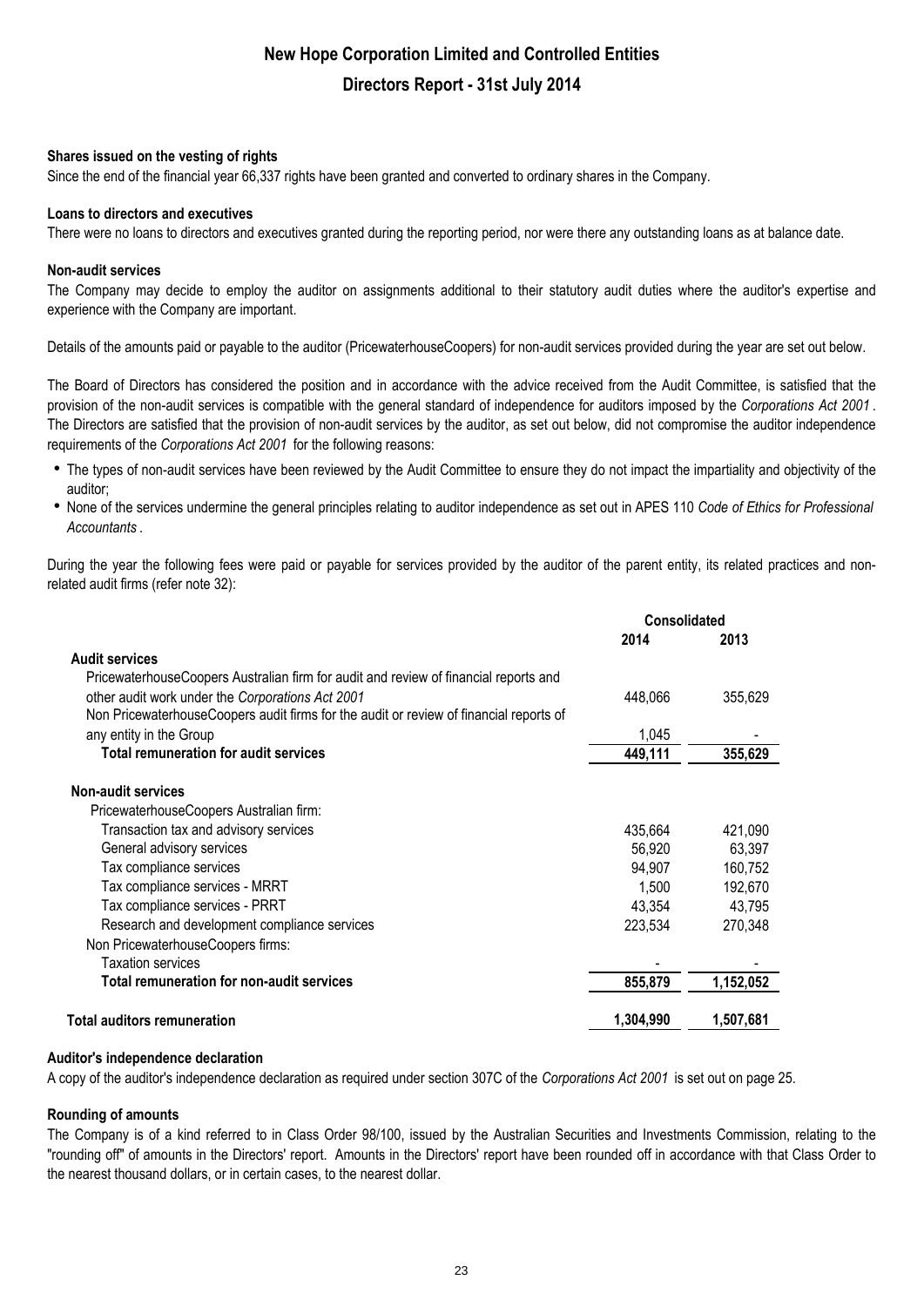### Shares issued on the vesting of rights

Since the end of the financial year 66,337 rights have been granted and converted to ordinary shares in the Company.

### Loans to directors and executives

There were no loans to directors and executives granted during the reporting period, nor were there any outstanding loans as at balance date.

### Non-audit services

The Company may decide to employ the auditor on assignments additional to their statutory audit duties where the auditor's expertise and experience with the Company are important.

Details of the amounts paid or payable to the auditor (PricewaterhouseCoopers) for non-audit services provided during the year are set out below.

The Board of Directors has considered the position and in accordance with the advice received from the Audit Committee, is satisfied that the provision of the non-audit services is compatible with the general standard of independence for auditors imposed by the *Corporations Act 2001*. The Directors are satisfied that the provision of non-audit services by the auditor, as set out below, did not compromise the auditor independence requirements of the *Corporations Act 2001* for the following reasons:

- The types of non-audit services have been reviewed by the Audit Committee to ensure they do not impact the impartiality and objectivity of the auditor;
- None of the services undermine the general principles relating to auditor independence as set out in APES 110 *Code of Ethics for Professional Accountants*.

During the year the following fees were paid or payable for services provided by the auditor of the parent entity, its related practices and non-related audit firms (refer note 32):

| | Consolidated | |
|---|---|---|
| | **2014** | **2013** |
| **Audit services** | | |
| PricewaterhouseCoopers Australian firm for audit and review of financial reports and other audit work under the *Corporations Act 2001* | 448,066 | 355,629 |
| Non PricewaterhouseCoopers audit firms for the audit or review of financial reports of any entity in the Group | 1,045 | - |
| **Total remuneration for audit services** | **449,111** | **355,629** |
| **Non-audit services** | | |
| PricewaterhouseCoopers Australian firm: | | |
| Transaction tax and advisory services | 435,664 | 421,090 |
| General advisory services | 56,920 | 63,397 |
| Tax compliance services | 94,907 | 160,752 |
| Tax compliance services - MRRT | 1,500 | 192,670 |
| Tax compliance services - PRRT | 43,354 | 43,795 |
| Research and development compliance services | 223,534 | 270,348 |
| Non PricewaterhouseCoopers firms: | | |
| Taxation services | - | - |
| **Total remuneration for non-audit services** | **855,879** | **1,152,052** |
| **Total auditors remuneration** | **1,304,990** | **1,507,681** |

### Auditor's independence declaration

A copy of the auditor's independence declaration as required under section 307C of the *Corporations Act 2001* is set out on page 25.

### Rounding of amounts

The Company is of a kind referred to in Class Order 98/100, issued by the Australian Securities and Investments Commission, relating to the "rounding off" of amounts in the Directors' report. Amounts in the Directors' report have been rounded off in accordance with that Class Order to the nearest thousand dollars, or in certain cases, to the nearest dollar.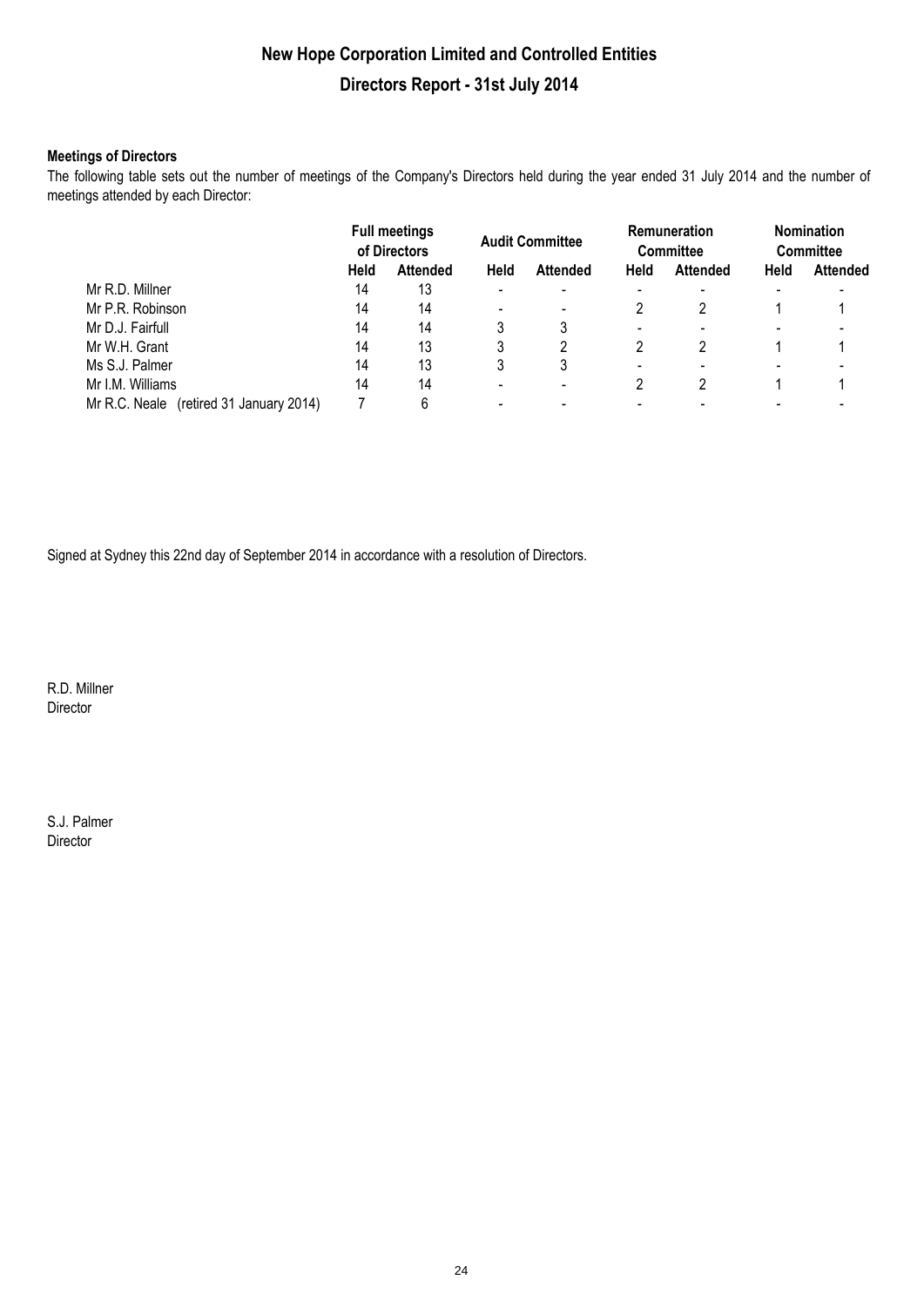# New Hope Corporation Limited and Controlled Entities

## Directors Report - 31st July 2014

**Meetings of Directors**

The following table sets out the number of meetings of the Company's Directors held during the year ended 31 July 2014 and the number of meetings attended by each Director:

| | Full meetings of Directors | | Audit Committee | | Remuneration Committee | | Nomination Committee | |
|---|---|---|---|---|---|---|---|---|
| | **Held** | **Attended** | **Held** | **Attended** | **Held** | **Attended** | **Held** | **Attended** |
| Mr R.D. Millner | 14 | 13 | - | - | - | - | - | - |
| Mr P.R. Robinson | 14 | 14 | - | - | 2 | 2 | 1 | 1 |
| Mr D.J. Fairfull | 14 | 14 | 3 | 3 | - | - | - | - |
| Mr W.H. Grant | 14 | 13 | 3 | 2 | 2 | 2 | 1 | 1 |
| Ms S.J. Palmer | 14 | 13 | 3 | 3 | - | - | - | - |
| Mr I.M. Williams | 14 | 14 | - | - | 2 | 2 | 1 | 1 |
| Mr R.C. Neale (retired 31 January 2014) | 7 | 6 | - | - | - | - | - | - |

Signed at Sydney this 22nd day of September 2014 in accordance with a resolution of Directors.

R.D. Millner
Director

S.J. Palmer
Director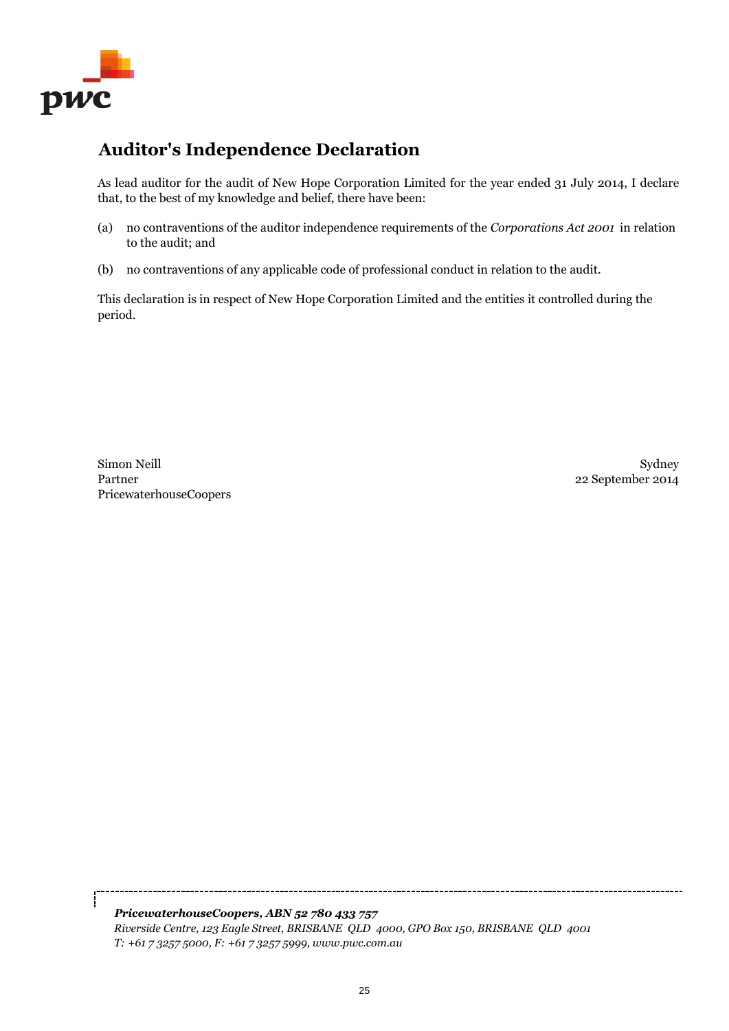# Auditor's Independence Declaration

As lead auditor for the audit of New Hope Corporation Limited for the year ended 31 July 2014, I declare that, to the best of my knowledge and belief, there have been:

(a) no contraventions of the auditor independence requirements of the *Corporations Act 2001* in relation to the audit; and

(b) no contraventions of any applicable code of professional conduct in relation to the audit.

This declaration is in respect of New Hope Corporation Limited and the entities it controlled during the period.

Simon Neill
Partner
PricewaterhouseCoopers

Sydney
22 September 2014

***PricewaterhouseCoopers, ABN 52 780 433 757***
*Riverside Centre, 123 Eagle Street, BRISBANE QLD 4000, GPO Box 150, BRISBANE QLD 4001*
*T: +61 7 3257 5000, F: +61 7 3257 5999, www.pwc.com.au*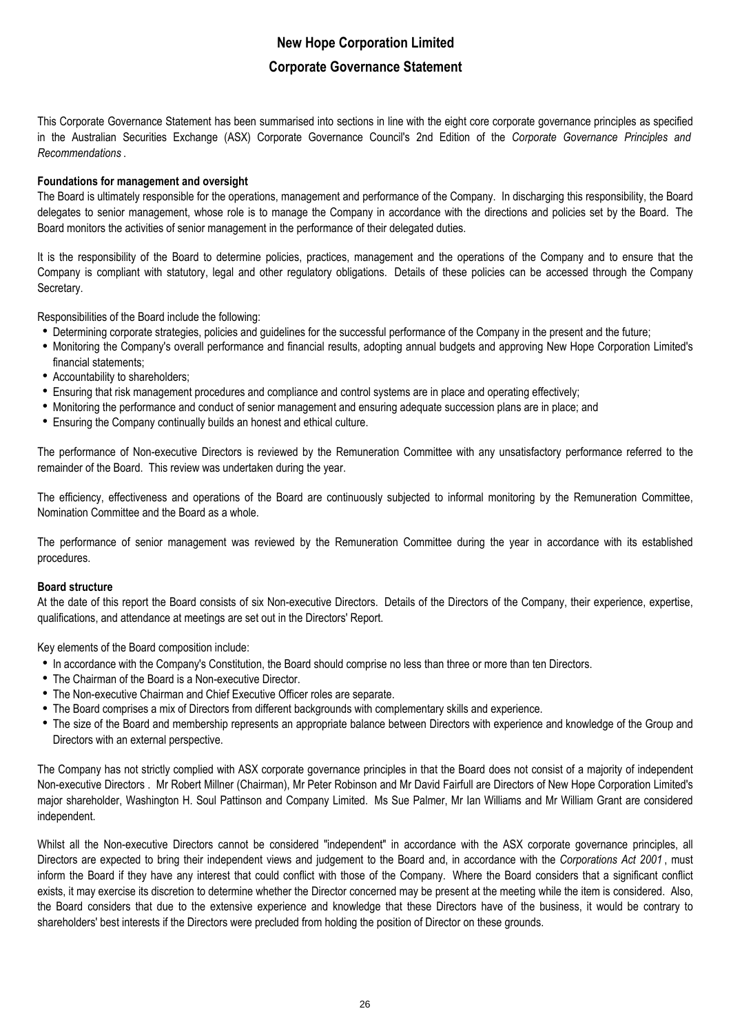# New Hope Corporation Limited

## Corporate Governance Statement

This Corporate Governance Statement has been summarised into sections in line with the eight core corporate governance principles as specified in the Australian Securities Exchange (ASX) Corporate Governance Council's 2nd Edition of the *Corporate Governance Principles and Recommendations*.

**Foundations for management and oversight**

The Board is ultimately responsible for the operations, management and performance of the Company. In discharging this responsibility, the Board delegates to senior management, whose role is to manage the Company in accordance with the directions and policies set by the Board. The Board monitors the activities of senior management in the performance of their delegated duties.

It is the responsibility of the Board to determine policies, practices, management and the operations of the Company and to ensure that the Company is compliant with statutory, legal and other regulatory obligations. Details of these policies can be accessed through the Company Secretary.

Responsibilities of the Board include the following:

- Determining corporate strategies, policies and guidelines for the successful performance of the Company in the present and the future;
- Monitoring the Company's overall performance and financial results, adopting annual budgets and approving New Hope Corporation Limited's financial statements;
- Accountability to shareholders;
- Ensuring that risk management procedures and compliance and control systems are in place and operating effectively;
- Monitoring the performance and conduct of senior management and ensuring adequate succession plans are in place; and
- Ensuring the Company continually builds an honest and ethical culture.

The performance of Non-executive Directors is reviewed by the Remuneration Committee with any unsatisfactory performance referred to the remainder of the Board. This review was undertaken during the year.

The efficiency, effectiveness and operations of the Board are continuously subjected to informal monitoring by the Remuneration Committee, Nomination Committee and the Board as a whole.

The performance of senior management was reviewed by the Remuneration Committee during the year in accordance with its established procedures.

**Board structure**

At the date of this report the Board consists of six Non-executive Directors. Details of the Directors of the Company, their experience, expertise, qualifications, and attendance at meetings are set out in the Directors' Report.

Key elements of the Board composition include:

- In accordance with the Company's Constitution, the Board should comprise no less than three or more than ten Directors.
- The Chairman of the Board is a Non-executive Director.
- The Non-executive Chairman and Chief Executive Officer roles are separate.
- The Board comprises a mix of Directors from different backgrounds with complementary skills and experience.
- The size of the Board and membership represents an appropriate balance between Directors with experience and knowledge of the Group and Directors with an external perspective.

The Company has not strictly complied with ASX corporate governance principles in that the Board does not consist of a majority of independent Non-executive Directors . Mr Robert Millner (Chairman), Mr Peter Robinson and Mr David Fairfull are Directors of New Hope Corporation Limited's major shareholder, Washington H. Soul Pattinson and Company Limited. Ms Sue Palmer, Mr Ian Williams and Mr William Grant are considered independent.

Whilst all the Non-executive Directors cannot be considered "independent" in accordance with the ASX corporate governance principles, all Directors are expected to bring their independent views and judgement to the Board and, in accordance with the *Corporations Act 2001*, must inform the Board if they have any interest that could conflict with those of the Company. Where the Board considers that a significant conflict exists, it may exercise its discretion to determine whether the Director concerned may be present at the meeting while the item is considered. Also, the Board considers that due to the extensive experience and knowledge that these Directors have of the business, it would be contrary to shareholders' best interests if the Directors were precluded from holding the position of Director on these grounds.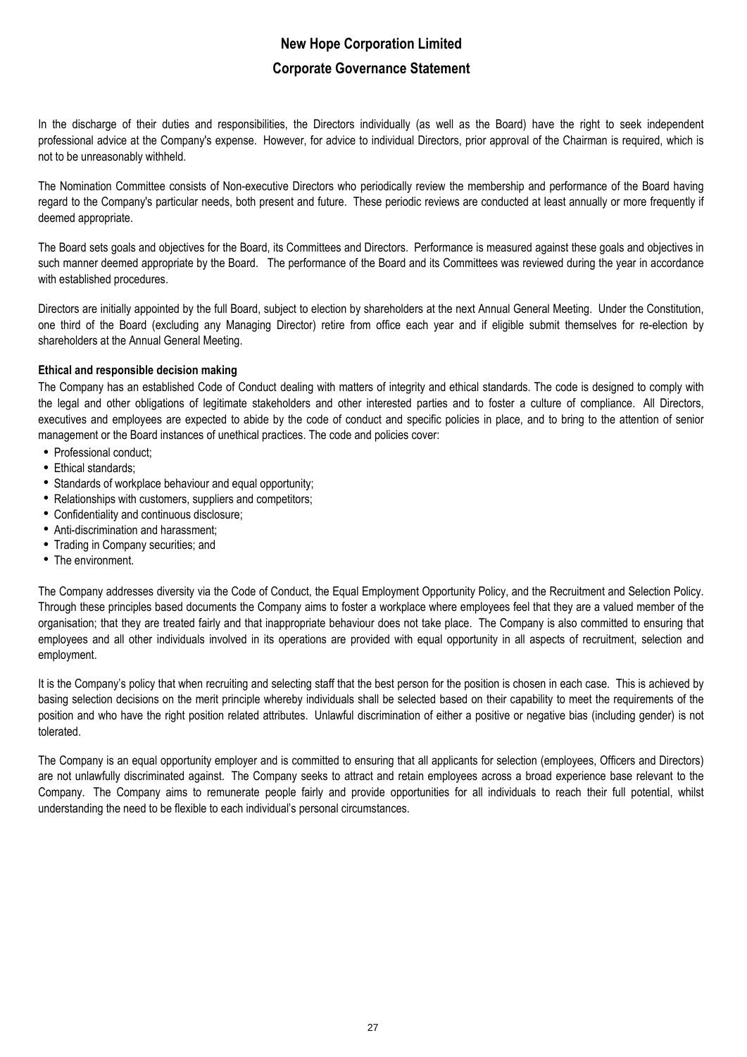In the discharge of their duties and responsibilities, the Directors individually (as well as the Board) have the right to seek independent professional advice at the Company's expense. However, for advice to individual Directors, prior approval of the Chairman is required, which is not to be unreasonably withheld.

The Nomination Committee consists of Non-executive Directors who periodically review the membership and performance of the Board having regard to the Company's particular needs, both present and future. These periodic reviews are conducted at least annually or more frequently if deemed appropriate.

The Board sets goals and objectives for the Board, its Committees and Directors. Performance is measured against these goals and objectives in such manner deemed appropriate by the Board. The performance of the Board and its Committees was reviewed during the year in accordance with established procedures.

Directors are initially appointed by the full Board, subject to election by shareholders at the next Annual General Meeting. Under the Constitution, one third of the Board (excluding any Managing Director) retire from office each year and if eligible submit themselves for re-election by shareholders at the Annual General Meeting.

**Ethical and responsible decision making**

The Company has an established Code of Conduct dealing with matters of integrity and ethical standards. The code is designed to comply with the legal and other obligations of legitimate stakeholders and other interested parties and to foster a culture of compliance. All Directors, executives and employees are expected to abide by the code of conduct and specific policies in place, and to bring to the attention of senior management or the Board instances of unethical practices. The code and policies cover:

- Professional conduct;
- Ethical standards;
- Standards of workplace behaviour and equal opportunity;
- Relationships with customers, suppliers and competitors;
- Confidentiality and continuous disclosure;
- Anti-discrimination and harassment;
- Trading in Company securities; and
- The environment.

The Company addresses diversity via the Code of Conduct, the Equal Employment Opportunity Policy, and the Recruitment and Selection Policy. Through these principles based documents the Company aims to foster a workplace where employees feel that they are a valued member of the organisation; that they are treated fairly and that inappropriate behaviour does not take place. The Company is also committed to ensuring that employees and all other individuals involved in its operations are provided with equal opportunity in all aspects of recruitment, selection and employment.

It is the Company's policy that when recruiting and selecting staff that the best person for the position is chosen in each case. This is achieved by basing selection decisions on the merit principle whereby individuals shall be selected based on their capability to meet the requirements of the position and who have the right position related attributes. Unlawful discrimination of either a positive or negative bias (including gender) is not tolerated.

The Company is an equal opportunity employer and is committed to ensuring that all applicants for selection (employees, Officers and Directors) are not unlawfully discriminated against. The Company seeks to attract and retain employees across a broad experience base relevant to the Company. The Company aims to remunerate people fairly and provide opportunities for all individuals to reach their full potential, whilst understanding the need to be flexible to each individual's personal circumstances.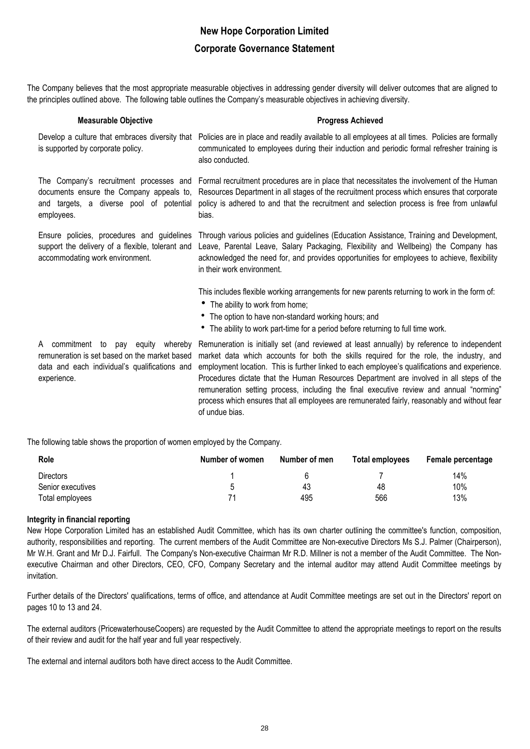The Company believes that the most appropriate measurable objectives in addressing gender diversity will deliver outcomes that are aligned to the principles outlined above. The following table outlines the Company's measurable objectives in achieving diversity.

| Measurable Objective | Progress Achieved |
|---|---|
| Develop a culture that embraces diversity that is supported by corporate policy. | Policies are in place and readily available to all employees at all times. Policies are formally communicated to employees during their induction and periodic formal refresher training is also conducted. |
| The Company's recruitment processes and documents ensure the Company appeals to, and targets, a diverse pool of potential employees. | Formal recruitment procedures are in place that necessitates the involvement of the Human Resources Department in all stages of the recruitment process which ensures that corporate policy is adhered to and that the recruitment and selection process is free from unlawful bias. |
| Ensure policies, procedures and guidelines support the delivery of a flexible, tolerant and accommodating work environment. | Through various policies and guidelines (Education Assistance, Training and Development, Leave, Parental Leave, Salary Packaging, Flexibility and Wellbeing) the Company has acknowledged the need for, and provides opportunities for employees to achieve, flexibility in their work environment.<br><br>This includes flexible working arrangements for new parents returning to work in the form of:<br>• The ability to work from home;<br>• The option to have non-standard working hours; and<br>• The ability to work part-time for a period before returning to full time work. |
| A commitment to pay equity whereby remuneration is set based on the market based data and each individual's qualifications and experience. | Remuneration is initially set (and reviewed at least annually) by reference to independent market data which accounts for both the skills required for the role, the industry, and employment location. This is further linked to each employee's qualifications and experience. Procedures dictate that the Human Resources Department are involved in all steps of the remuneration setting process, including the final executive review and annual "norming" process which ensures that all employees are remunerated fairly, reasonably and without fear of undue bias. |

The following table shows the proportion of women employed by the Company.

| Role | Number of women | Number of men | Total employees | Female percentage |
|---|---|---|---|---|
| Directors | 1 | 6 | 7 | 14% |
| Senior executives | 5 | 43 | 48 | 10% |
| Total employees | 71 | 495 | 566 | 13% |

**Integrity in financial reporting**

New Hope Corporation Limited has an established Audit Committee, which has its own charter outlining the committee's function, composition, authority, responsibilities and reporting. The current members of the Audit Committee are Non-executive Directors Ms S.J. Palmer (Chairperson), Mr W.H. Grant and Mr D.J. Fairfull. The Company's Non-executive Chairman Mr R.D. Millner is not a member of the Audit Committee. The Non-executive Chairman and other Directors, CEO, CFO, Company Secretary and the internal auditor may attend Audit Committee meetings by invitation.

Further details of the Directors' qualifications, terms of office, and attendance at Audit Committee meetings are set out in the Directors' report on pages 10 to 13 and 24.

The external auditors (PricewaterhouseCoopers) are requested by the Audit Committee to attend the appropriate meetings to report on the results of their review and audit for the half year and full year respectively.

The external and internal auditors both have direct access to the Audit Committee.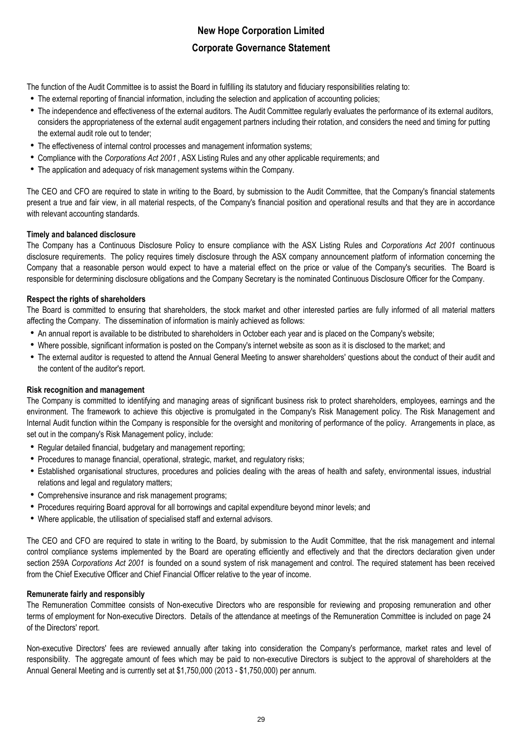The function of the Audit Committee is to assist the Board in fulfilling its statutory and fiduciary responsibilities relating to:

- The external reporting of financial information, including the selection and application of accounting policies;
- The independence and effectiveness of the external auditors. The Audit Committee regularly evaluates the performance of its external auditors, considers the appropriateness of the external audit engagement partners including their rotation, and considers the need and timing for putting the external audit role out to tender;
- The effectiveness of internal control processes and management information systems;
- Compliance with the *Corporations Act 2001* , ASX Listing Rules and any other applicable requirements; and
- The application and adequacy of risk management systems within the Company.

The CEO and CFO are required to state in writing to the Board, by submission to the Audit Committee, that the Company's financial statements present a true and fair view, in all material respects, of the Company's financial position and operational results and that they are in accordance with relevant accounting standards.

**Timely and balanced disclosure**

The Company has a Continuous Disclosure Policy to ensure compliance with the ASX Listing Rules and *Corporations Act 2001* continuous disclosure requirements. The policy requires timely disclosure through the ASX company announcement platform of information concerning the Company that a reasonable person would expect to have a material effect on the price or value of the Company's securities. The Board is responsible for determining disclosure obligations and the Company Secretary is the nominated Continuous Disclosure Officer for the Company.

**Respect the rights of shareholders**

The Board is committed to ensuring that shareholders, the stock market and other interested parties are fully informed of all material matters affecting the Company. The dissemination of information is mainly achieved as follows:

- An annual report is available to be distributed to shareholders in October each year and is placed on the Company's website;
- Where possible, significant information is posted on the Company's internet website as soon as it is disclosed to the market; and
- The external auditor is requested to attend the Annual General Meeting to answer shareholders' questions about the conduct of their audit and the content of the auditor's report.

**Risk recognition and management**

The Company is committed to identifying and managing areas of significant business risk to protect shareholders, employees, earnings and the environment. The framework to achieve this objective is promulgated in the Company's Risk Management policy. The Risk Management and Internal Audit function within the Company is responsible for the oversight and monitoring of performance of the policy. Arrangements in place, as set out in the company's Risk Management policy, include:

- Regular detailed financial, budgetary and management reporting;
- Procedures to manage financial, operational, strategic, market, and regulatory risks;
- Established organisational structures, procedures and policies dealing with the areas of health and safety, environmental issues, industrial relations and legal and regulatory matters;
- Comprehensive insurance and risk management programs;
- Procedures requiring Board approval for all borrowings and capital expenditure beyond minor levels; and
- Where applicable, the utilisation of specialised staff and external advisors.

The CEO and CFO are required to state in writing to the Board, by submission to the Audit Committee, that the risk management and internal control compliance systems implemented by the Board are operating efficiently and effectively and that the directors declaration given under section 259A *Corporations Act 2001* is founded on a sound system of risk management and control. The required statement has been received from the Chief Executive Officer and Chief Financial Officer relative to the year of income.

**Remunerate fairly and responsibly**

The Remuneration Committee consists of Non-executive Directors who are responsible for reviewing and proposing remuneration and other terms of employment for Non-executive Directors. Details of the attendance at meetings of the Remuneration Committee is included on page 24 of the Directors' report.

Non-executive Directors' fees are reviewed annually after taking into consideration the Company's performance, market rates and level of responsibility. The aggregate amount of fees which may be paid to non-executive Directors is subject to the approval of shareholders at the Annual General Meeting and is currently set at $1,750,000 (2013 - $1,750,000) per annum.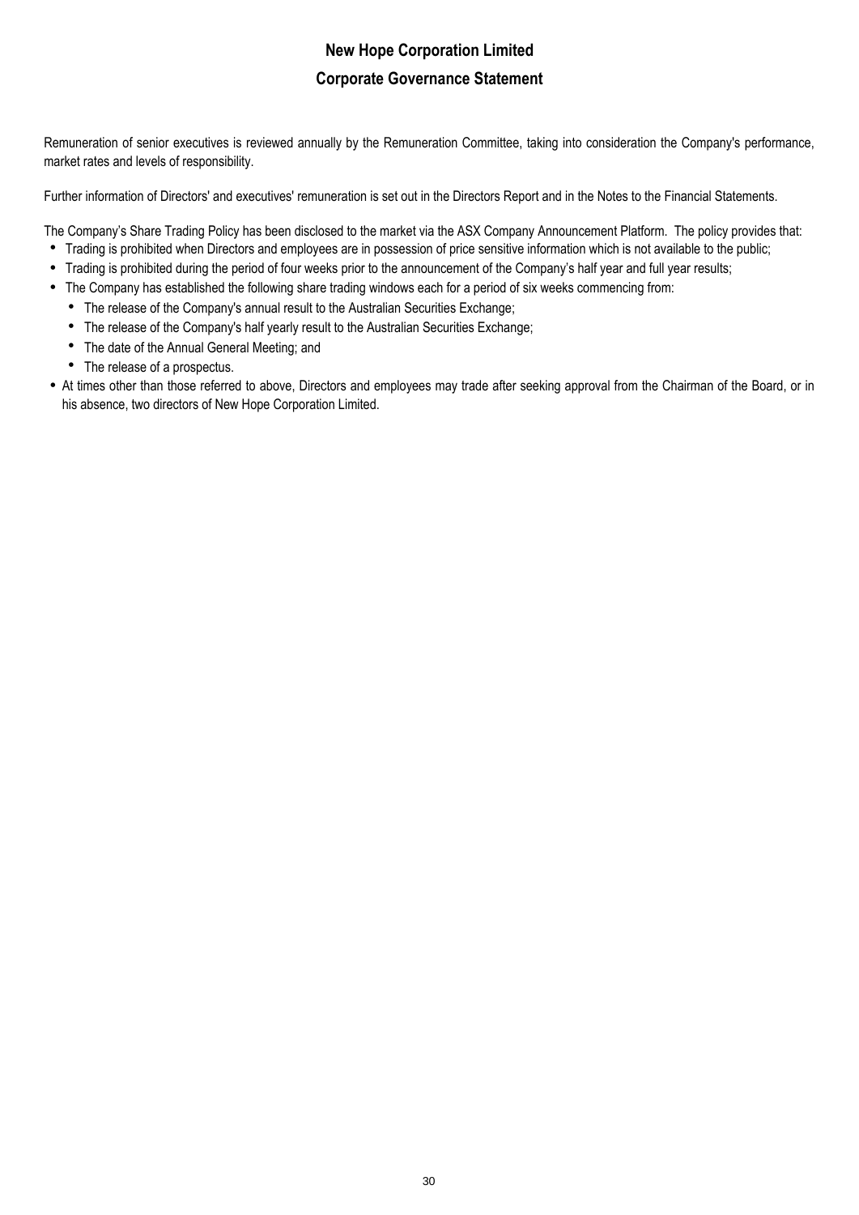Remuneration of senior executives is reviewed annually by the Remuneration Committee, taking into consideration the Company's performance, market rates and levels of responsibility.

Further information of Directors' and executives' remuneration is set out in the Directors Report and in the Notes to the Financial Statements.

The Company's Share Trading Policy has been disclosed to the market via the ASX Company Announcement Platform. The policy provides that:

- Trading is prohibited when Directors and employees are in possession of price sensitive information which is not available to the public;
- Trading is prohibited during the period of four weeks prior to the announcement of the Company's half year and full year results;
- The Company has established the following share trading windows each for a period of six weeks commencing from:
  - The release of the Company's annual result to the Australian Securities Exchange;
  - The release of the Company's half yearly result to the Australian Securities Exchange;
  - The date of the Annual General Meeting; and
  - The release of a prospectus.
- At times other than those referred to above, Directors and employees may trade after seeking approval from the Chairman of the Board, or in his absence, two directors of New Hope Corporation Limited.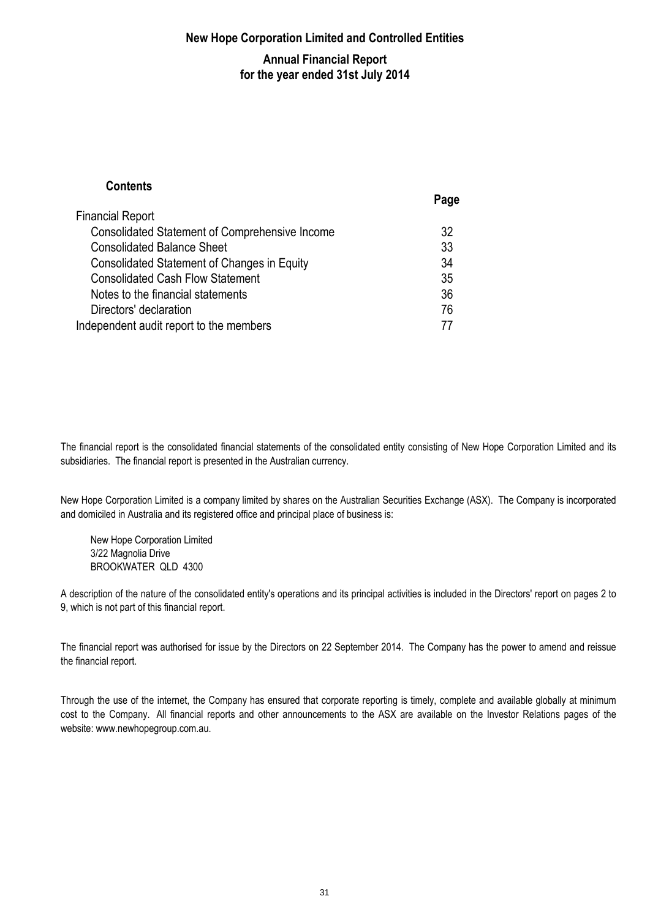# New Hope Corporation Limited and Controlled Entities

## Annual Financial Report
## for the year ended 31st July 2014

### Contents

| | Page |
|---|---|
| Financial Report | |
| Consolidated Statement of Comprehensive Income | 32 |
| Consolidated Balance Sheet | 33 |
| Consolidated Statement of Changes in Equity | 34 |
| Consolidated Cash Flow Statement | 35 |
| Notes to the financial statements | 36 |
| Directors' declaration | 76 |
| Independent audit report to the members | 77 |

The financial report is the consolidated financial statements of the consolidated entity consisting of New Hope Corporation Limited and its subsidiaries. The financial report is presented in the Australian currency.

New Hope Corporation Limited is a company limited by shares on the Australian Securities Exchange (ASX). The Company is incorporated and domiciled in Australia and its registered office and principal place of business is:

New Hope Corporation Limited
3/22 Magnolia Drive
BROOKWATER QLD 4300

A description of the nature of the consolidated entity's operations and its principal activities is included in the Directors' report on pages 2 to 9, which is not part of this financial report.

The financial report was authorised for issue by the Directors on 22 September 2014. The Company has the power to amend and reissue the financial report.

Through the use of the internet, the Company has ensured that corporate reporting is timely, complete and available globally at minimum cost to the Company. All financial reports and other announcements to the ASX are available on the Investor Relations pages of the website: www.newhopegroup.com.au.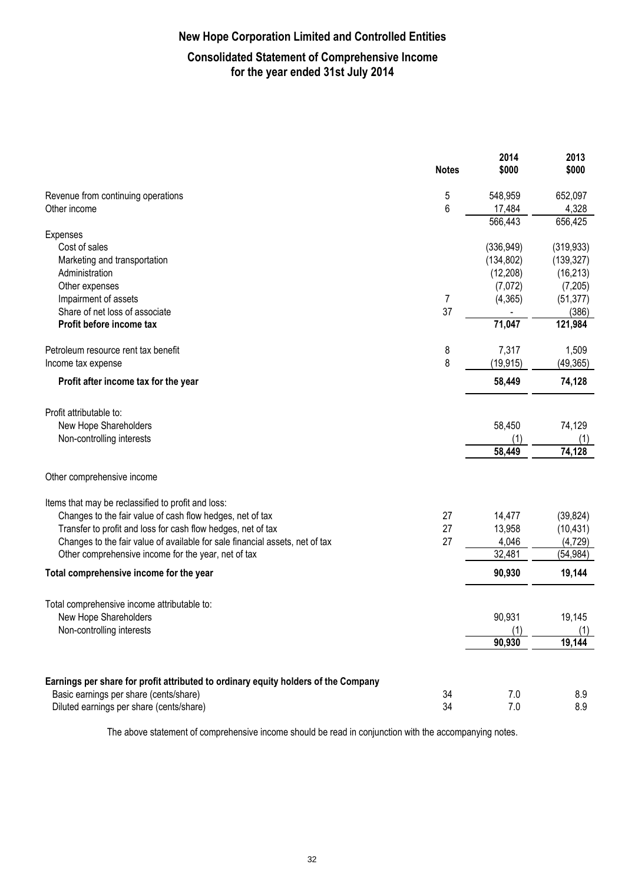# New Hope Corporation Limited and Controlled Entities

## Consolidated Statement of Comprehensive Income
## for the year ended 31st July 2014

| | Notes | 2014 $000 | 2013 $000 |
|---|---|---|---|
| Revenue from continuing operations | 5 | 548,959 | 652,097 |
| Other income | 6 | 17,484 | 4,328 |
| | | 566,443 | 656,425 |
| Expenses | | | |
| Cost of sales | | (336,949) | (319,933) |
| Marketing and transportation | | (134,802) | (139,327) |
| Administration | | (12,208) | (16,213) |
| Other expenses | | (7,072) | (7,205) |
| Impairment of assets | 7 | (4,365) | (51,377) |
| Share of net loss of associate | 37 | - | (386) |
| **Profit before income tax** | | **71,047** | **121,984** |
| Petroleum resource rent tax benefit | 8 | 7,317 | 1,509 |
| Income tax expense | 8 | (19,915) | (49,365) |
| **Profit after income tax for the year** | | **58,449** | **74,128** |
| Profit attributable to: | | | |
| New Hope Shareholders | | 58,450 | 74,129 |
| Non-controlling interests | | (1) | (1) |
| | | **58,449** | **74,128** |
| Other comprehensive income | | | |
| Items that may be reclassified to profit and loss: | | | |
| Changes to the fair value of cash flow hedges, net of tax | 27 | 14,477 | (39,824) |
| Transfer to profit and loss for cash flow hedges, net of tax | 27 | 13,958 | (10,431) |
| Changes to the fair value of available for sale financial assets, net of tax | 27 | 4,046 | (4,729) |
| Other comprehensive income for the year, net of tax | | 32,481 | (54,984) |
| **Total comprehensive income for the year** | | **90,930** | **19,144** |
| Total comprehensive income attributable to: | | | |
| New Hope Shareholders | | 90,931 | 19,145 |
| Non-controlling interests | | (1) | (1) |
| | | **90,930** | **19,144** |
| **Earnings per share for profit attributed to ordinary equity holders of the Company** | | | |
| Basic earnings per share (cents/share) | 34 | 7.0 | 8.9 |
| Diluted earnings per share (cents/share) | 34 | 7.0 | 8.9 |

The above statement of comprehensive income should be read in conjunction with the accompanying notes.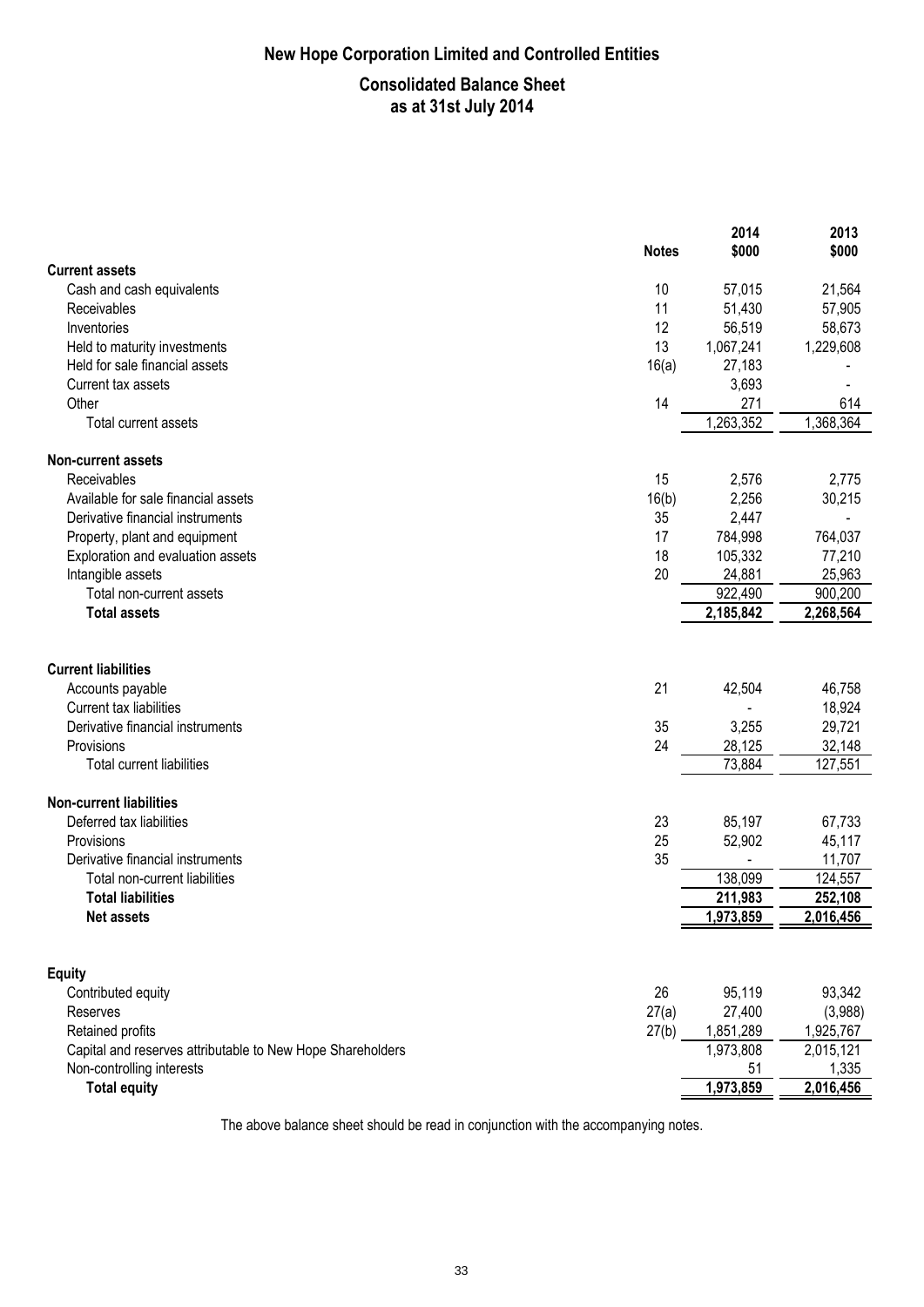# New Hope Corporation Limited and Controlled Entities

## Consolidated Balance Sheet
## as at 31st July 2014

| | Notes | 2014 $000 | 2013 $000 |
|---|---|---|---|
| **Current assets** | | | |
| Cash and cash equivalents | 10 | 57,015 | 21,564 |
| Receivables | 11 | 51,430 | 57,905 |
| Inventories | 12 | 56,519 | 58,673 |
| Held to maturity investments | 13 | 1,067,241 | 1,229,608 |
| Held for sale financial assets | 16(a) | 27,183 | - |
| Current tax assets | | 3,693 | - |
| Other | 14 | 271 | 614 |
| Total current assets | | 1,263,352 | 1,368,364 |
| **Non-current assets** | | | |
| Receivables | 15 | 2,576 | 2,775 |
| Available for sale financial assets | 16(b) | 2,256 | 30,215 |
| Derivative financial instruments | 35 | 2,447 | - |
| Property, plant and equipment | 17 | 784,998 | 764,037 |
| Exploration and evaluation assets | 18 | 105,332 | 77,210 |
| Intangible assets | 20 | 24,881 | 25,963 |
| Total non-current assets | | 922,490 | 900,200 |
| **Total assets** | | **2,185,842** | **2,268,564** |
| **Current liabilities** | | | |
| Accounts payable | 21 | 42,504 | 46,758 |
| Current tax liabilities | | - | 18,924 |
| Derivative financial instruments | 35 | 3,255 | 29,721 |
| Provisions | 24 | 28,125 | 32,148 |
| Total current liabilities | | 73,884 | 127,551 |
| **Non-current liabilities** | | | |
| Deferred tax liabilities | 23 | 85,197 | 67,733 |
| Provisions | 25 | 52,902 | 45,117 |
| Derivative financial instruments | 35 | - | 11,707 |
| Total non-current liabilities | | 138,099 | 124,557 |
| **Total liabilities** | | **211,983** | **252,108** |
| **Net assets** | | **1,973,859** | **2,016,456** |
| **Equity** | | | |
| Contributed equity | 26 | 95,119 | 93,342 |
| Reserves | 27(a) | 27,400 | (3,988) |
| Retained profits | 27(b) | 1,851,289 | 1,925,767 |
| Capital and reserves attributable to New Hope Shareholders | | 1,973,808 | 2,015,121 |
| Non-controlling interests | | 51 | 1,335 |
| **Total equity** | | **1,973,859** | **2,016,456** |

The above balance sheet should be read in conjunction with the accompanying notes.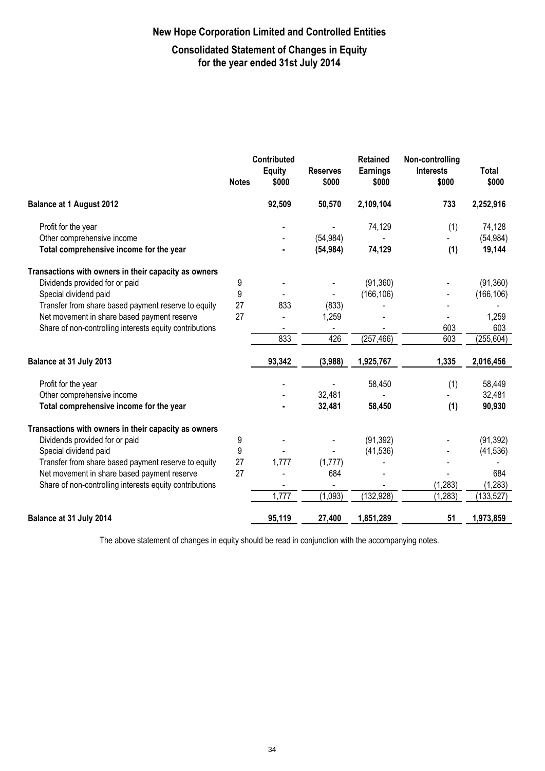# New Hope Corporation Limited and Controlled Entities

## Consolidated Statement of Changes in Equity for the year ended 31st July 2014

| | Notes | Contributed Equity $000 | Reserves $000 | Retained Earnings $000 | Non-controlling Interests $000 | Total $000 |
|---|---|---|---|---|---|---|
| **Balance at 1 August 2012** | | **92,509** | **50,570** | **2,109,104** | **733** | **2,252,916** |
| Profit for the year | | - | - | 74,129 | (1) | 74,128 |
| Other comprehensive income | | - | (54,984) | - | - | (54,984) |
| **Total comprehensive income for the year** | | **-** | **(54,984)** | **74,129** | **(1)** | **19,144** |
| **Transactions with owners in their capacity as owners** | | | | | | |
| Dividends provided for or paid | 9 | - | - | (91,360) | - | (91,360) |
| Special dividend paid | 9 | - | - | (166,106) | - | (166,106) |
| Transfer from share based payment reserve to equity | 27 | 833 | (833) | - | - | - |
| Net movement in share based payment reserve | 27 | - | 1,259 | - | - | 1,259 |
| Share of non-controlling interests equity contributions | | - | - | - | 603 | 603 |
| | | 833 | 426 | (257,466) | 603 | (255,604) |
| **Balance at 31 July 2013** | | **93,342** | **(3,988)** | **1,925,767** | **1,335** | **2,016,456** |
| Profit for the year | | - | - | 58,450 | (1) | 58,449 |
| Other comprehensive income | | - | 32,481 | - | - | 32,481 |
| **Total comprehensive income for the year** | | **-** | **32,481** | **58,450** | **(1)** | **90,930** |
| **Transactions with owners in their capacity as owners** | | | | | | |
| Dividends provided for or paid | 9 | - | - | (91,392) | - | (91,392) |
| Special dividend paid | 9 | - | - | (41,536) | - | (41,536) |
| Transfer from share based payment reserve to equity | 27 | 1,777 | (1,777) | - | - | - |
| Net movement in share based payment reserve | 27 | - | 684 | - | - | 684 |
| Share of non-controlling interests equity contributions | | - | - | - | (1,283) | (1,283) |
| | | 1,777 | (1,093) | (132,928) | (1,283) | (133,527) |
| **Balance at 31 July 2014** | | **95,119** | **27,400** | **1,851,289** | **51** | **1,973,859** |

The above statement of changes in equity should be read in conjunction with the accompanying notes.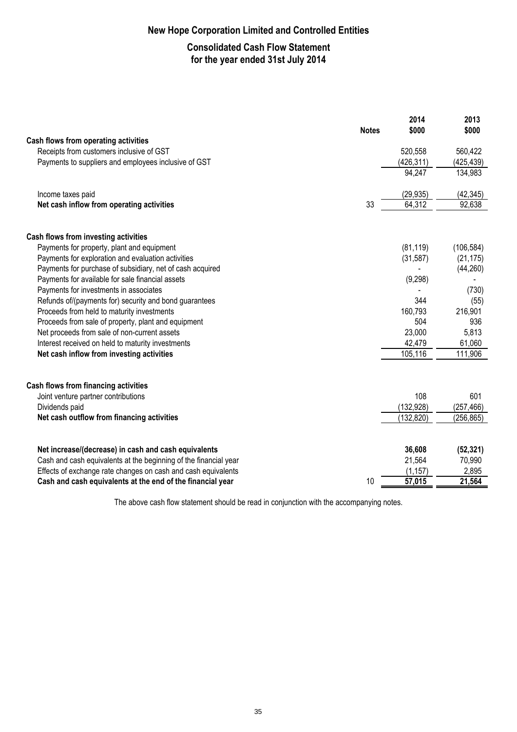# New Hope Corporation Limited and Controlled Entities

## Consolidated Cash Flow Statement
## for the year ended 31st July 2014

| | Notes | 2014 $000 | 2013 $000 |
|---|---|---|---|
| **Cash flows from operating activities** | | | |
| Receipts from customers inclusive of GST | | 520,558 | 560,422 |
| Payments to suppliers and employees inclusive of GST | | (426,311) | (425,439) |
| | | 94,247 | 134,983 |
| Income taxes paid | | (29,935) | (42,345) |
| **Net cash inflow from operating activities** | 33 | 64,312 | 92,638 |
| **Cash flows from investing activities** | | | |
| Payments for property, plant and equipment | | (81,119) | (106,584) |
| Payments for exploration and evaluation activities | | (31,587) | (21,175) |
| Payments for purchase of subsidiary, net of cash acquired | | - | (44,260) |
| Payments for available for sale financial assets | | (9,298) | - |
| Payments for investments in associates | | - | (730) |
| Refunds of/(payments for) security and bond guarantees | | 344 | (55) |
| Proceeds from held to maturity investments | | 160,793 | 216,901 |
| Proceeds from sale of property, plant and equipment | | 504 | 936 |
| Net proceeds from sale of non-current assets | | 23,000 | 5,813 |
| Interest received on held to maturity investments | | 42,479 | 61,060 |
| **Net cash inflow from investing activities** | | 105,116 | 111,906 |
| **Cash flows from financing activities** | | | |
| Joint venture partner contributions | | 108 | 601 |
| Dividends paid | | (132,928) | (257,466) |
| **Net cash outflow from financing activities** | | (132,820) | (256,865) |
| **Net increase/(decrease) in cash and cash equivalents** | | **36,608** | **(52,321)** |
| Cash and cash equivalents at the beginning of the financial year | | 21,564 | 70,990 |
| Effects of exchange rate changes on cash and cash equivalents | | (1,157) | 2,895 |
| **Cash and cash equivalents at the end of the financial year** | 10 | **57,015** | **21,564** |

The above cash flow statement should be read in conjunction with the accompanying notes.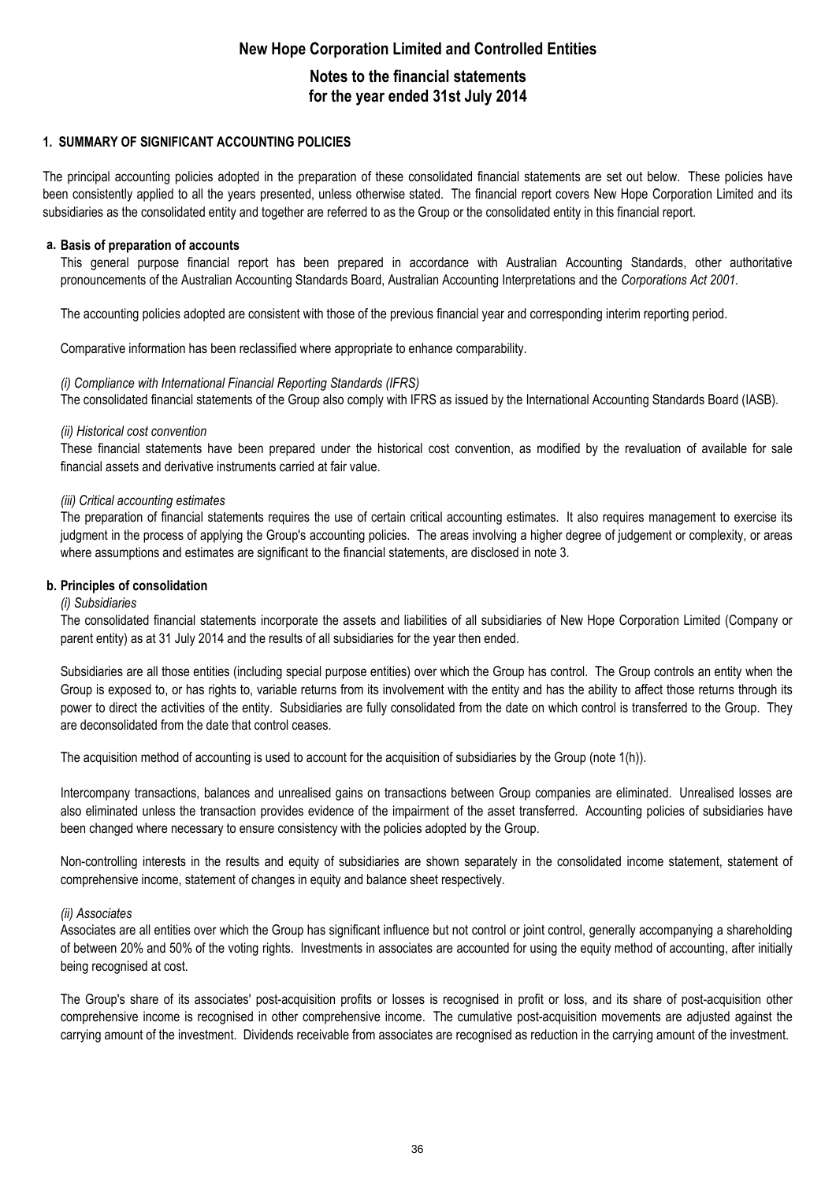## 1. SUMMARY OF SIGNIFICANT ACCOUNTING POLICIES

The principal accounting policies adopted in the preparation of these consolidated financial statements are set out below. These policies have been consistently applied to all the years presented, unless otherwise stated. The financial report covers New Hope Corporation Limited and its subsidiaries as the consolidated entity and together are referred to as the Group or the consolidated entity in this financial report.

### a. Basis of preparation of accounts

This general purpose financial report has been prepared in accordance with Australian Accounting Standards, other authoritative pronouncements of the Australian Accounting Standards Board, Australian Accounting Interpretations and the *Corporations Act 2001.*

The accounting policies adopted are consistent with those of the previous financial year and corresponding interim reporting period.

Comparative information has been reclassified where appropriate to enhance comparability.

*(i) Compliance with International Financial Reporting Standards (IFRS)*

The consolidated financial statements of the Group also comply with IFRS as issued by the International Accounting Standards Board (IASB).

*(ii) Historical cost convention*

These financial statements have been prepared under the historical cost convention, as modified by the revaluation of available for sale financial assets and derivative instruments carried at fair value.

*(iii) Critical accounting estimates*

The preparation of financial statements requires the use of certain critical accounting estimates. It also requires management to exercise its judgment in the process of applying the Group's accounting policies. The areas involving a higher degree of judgement or complexity, or areas where assumptions and estimates are significant to the financial statements, are disclosed in note 3.

### b. Principles of consolidation

*(i) Subsidiaries*

The consolidated financial statements incorporate the assets and liabilities of all subsidiaries of New Hope Corporation Limited (Company or parent entity) as at 31 July 2014 and the results of all subsidiaries for the year then ended.

Subsidiaries are all those entities (including special purpose entities) over which the Group has control. The Group controls an entity when the Group is exposed to, or has rights to, variable returns from its involvement with the entity and has the ability to affect those returns through its power to direct the activities of the entity. Subsidiaries are fully consolidated from the date on which control is transferred to the Group. They are deconsolidated from the date that control ceases.

The acquisition method of accounting is used to account for the acquisition of subsidiaries by the Group (note 1(h)).

Intercompany transactions, balances and unrealised gains on transactions between Group companies are eliminated. Unrealised losses are also eliminated unless the transaction provides evidence of the impairment of the asset transferred. Accounting policies of subsidiaries have been changed where necessary to ensure consistency with the policies adopted by the Group.

Non-controlling interests in the results and equity of subsidiaries are shown separately in the consolidated income statement, statement of comprehensive income, statement of changes in equity and balance sheet respectively.

*(ii) Associates*

Associates are all entities over which the Group has significant influence but not control or joint control, generally accompanying a shareholding of between 20% and 50% of the voting rights. Investments in associates are accounted for using the equity method of accounting, after initially being recognised at cost.

The Group's share of its associates' post-acquisition profits or losses is recognised in profit or loss, and its share of post-acquisition other comprehensive income is recognised in other comprehensive income. The cumulative post-acquisition movements are adjusted against the carrying amount of the investment. Dividends receivable from associates are recognised as reduction in the carrying amount of the investment.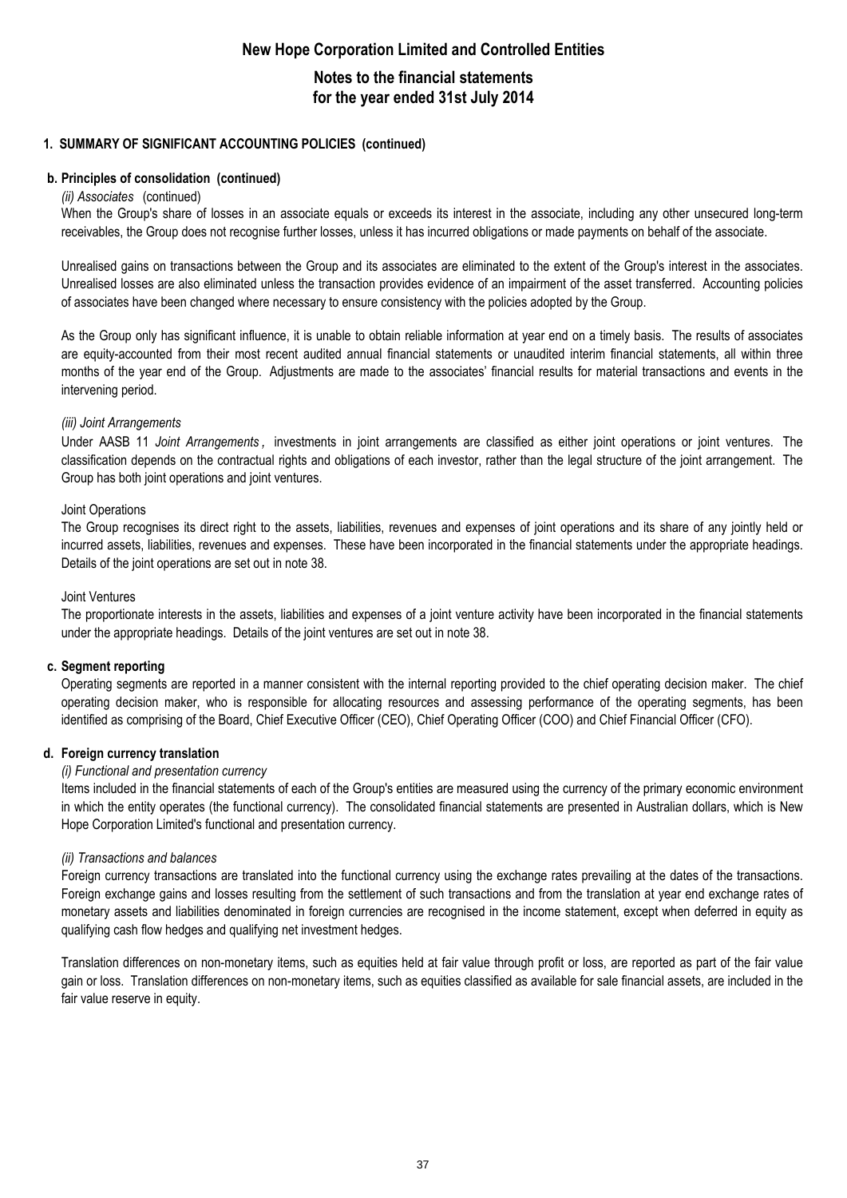## 1. SUMMARY OF SIGNIFICANT ACCOUNTING POLICIES (continued)

### b. Principles of consolidation (continued)

*(ii) Associates* (continued)

When the Group's share of losses in an associate equals or exceeds its interest in the associate, including any other unsecured long-term receivables, the Group does not recognise further losses, unless it has incurred obligations or made payments on behalf of the associate.

Unrealised gains on transactions between the Group and its associates are eliminated to the extent of the Group's interest in the associates. Unrealised losses are also eliminated unless the transaction provides evidence of an impairment of the asset transferred. Accounting policies of associates have been changed where necessary to ensure consistency with the policies adopted by the Group.

As the Group only has significant influence, it is unable to obtain reliable information at year end on a timely basis. The results of associates are equity-accounted from their most recent audited annual financial statements or unaudited interim financial statements, all within three months of the year end of the Group. Adjustments are made to the associates' financial results for material transactions and events in the intervening period.

*(iii) Joint Arrangements*

Under AASB 11 *Joint Arrangements*, investments in joint arrangements are classified as either joint operations or joint ventures. The classification depends on the contractual rights and obligations of each investor, rather than the legal structure of the joint arrangement. The Group has both joint operations and joint ventures.

Joint Operations

The Group recognises its direct right to the assets, liabilities, revenues and expenses of joint operations and its share of any jointly held or incurred assets, liabilities, revenues and expenses. These have been incorporated in the financial statements under the appropriate headings. Details of the joint operations are set out in note 38.

Joint Ventures

The proportionate interests in the assets, liabilities and expenses of a joint venture activity have been incorporated in the financial statements under the appropriate headings. Details of the joint ventures are set out in note 38.

### c. Segment reporting

Operating segments are reported in a manner consistent with the internal reporting provided to the chief operating decision maker. The chief operating decision maker, who is responsible for allocating resources and assessing performance of the operating segments, has been identified as comprising of the Board, Chief Executive Officer (CEO), Chief Operating Officer (COO) and Chief Financial Officer (CFO).

### d. Foreign currency translation

*(i) Functional and presentation currency*

Items included in the financial statements of each of the Group's entities are measured using the currency of the primary economic environment in which the entity operates (the functional currency). The consolidated financial statements are presented in Australian dollars, which is New Hope Corporation Limited's functional and presentation currency.

*(ii) Transactions and balances*

Foreign currency transactions are translated into the functional currency using the exchange rates prevailing at the dates of the transactions. Foreign exchange gains and losses resulting from the settlement of such transactions and from the translation at year end exchange rates of monetary assets and liabilities denominated in foreign currencies are recognised in the income statement, except when deferred in equity as qualifying cash flow hedges and qualifying net investment hedges.

Translation differences on non-monetary items, such as equities held at fair value through profit or loss, are reported as part of the fair value gain or loss. Translation differences on non-monetary items, such as equities classified as available for sale financial assets, are included in the fair value reserve in equity.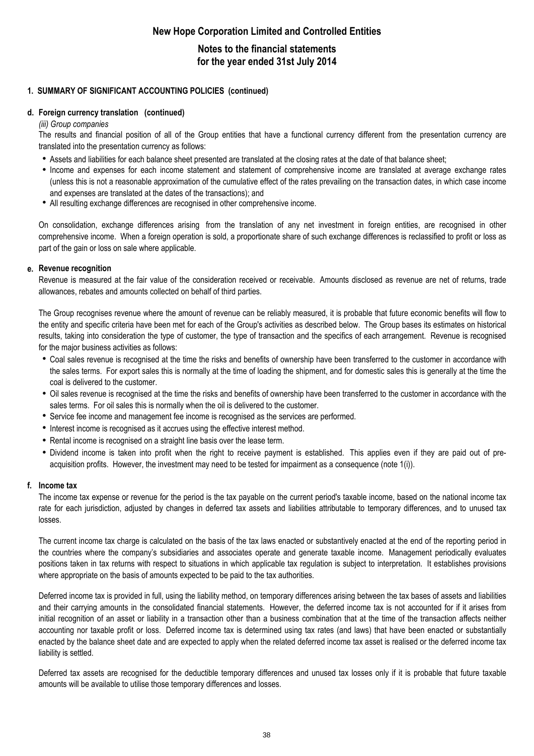## 1. SUMMARY OF SIGNIFICANT ACCOUNTING POLICIES (continued)

### d. Foreign currency translation (continued)

*(iii) Group companies*

The results and financial position of all of the Group entities that have a functional currency different from the presentation currency are translated into the presentation currency as follows:

- Assets and liabilities for each balance sheet presented are translated at the closing rates at the date of that balance sheet;
- Income and expenses for each income statement and statement of comprehensive income are translated at average exchange rates (unless this is not a reasonable approximation of the cumulative effect of the rates prevailing on the transaction dates, in which case income and expenses are translated at the dates of the transactions); and
- All resulting exchange differences are recognised in other comprehensive income.

On consolidation, exchange differences arising from the translation of any net investment in foreign entities, are recognised in other comprehensive income. When a foreign operation is sold, a proportionate share of such exchange differences is reclassified to profit or loss as part of the gain or loss on sale where applicable.

### e. Revenue recognition

Revenue is measured at the fair value of the consideration received or receivable. Amounts disclosed as revenue are net of returns, trade allowances, rebates and amounts collected on behalf of third parties.

The Group recognises revenue where the amount of revenue can be reliably measured, it is probable that future economic benefits will flow to the entity and specific criteria have been met for each of the Group's activities as described below. The Group bases its estimates on historical results, taking into consideration the type of customer, the type of transaction and the specifics of each arrangement. Revenue is recognised for the major business activities as follows:

- Coal sales revenue is recognised at the time the risks and benefits of ownership have been transferred to the customer in accordance with the sales terms. For export sales this is normally at the time of loading the shipment, and for domestic sales this is generally at the time the coal is delivered to the customer.
- Oil sales revenue is recognised at the time the risks and benefits of ownership have been transferred to the customer in accordance with the sales terms. For oil sales this is normally when the oil is delivered to the customer.
- Service fee income and management fee income is recognised as the services are performed.
- Interest income is recognised as it accrues using the effective interest method.
- Rental income is recognised on a straight line basis over the lease term.
- Dividend income is taken into profit when the right to receive payment is established. This applies even if they are paid out of pre-acquisition profits. However, the investment may need to be tested for impairment as a consequence (note 1(i)).

### f. Income tax

The income tax expense or revenue for the period is the tax payable on the current period's taxable income, based on the national income tax rate for each jurisdiction, adjusted by changes in deferred tax assets and liabilities attributable to temporary differences, and to unused tax losses.

The current income tax charge is calculated on the basis of the tax laws enacted or substantively enacted at the end of the reporting period in the countries where the company's subsidiaries and associates operate and generate taxable income. Management periodically evaluates positions taken in tax returns with respect to situations in which applicable tax regulation is subject to interpretation. It establishes provisions where appropriate on the basis of amounts expected to be paid to the tax authorities.

Deferred income tax is provided in full, using the liability method, on temporary differences arising between the tax bases of assets and liabilities and their carrying amounts in the consolidated financial statements. However, the deferred income tax is not accounted for if it arises from initial recognition of an asset or liability in a transaction other than a business combination that at the time of the transaction affects neither accounting nor taxable profit or loss. Deferred income tax is determined using tax rates (and laws) that have been enacted or substantially enacted by the balance sheet date and are expected to apply when the related deferred income tax asset is realised or the deferred income tax liability is settled.

Deferred tax assets are recognised for the deductible temporary differences and unused tax losses only if it is probable that future taxable amounts will be available to utilise those temporary differences and losses.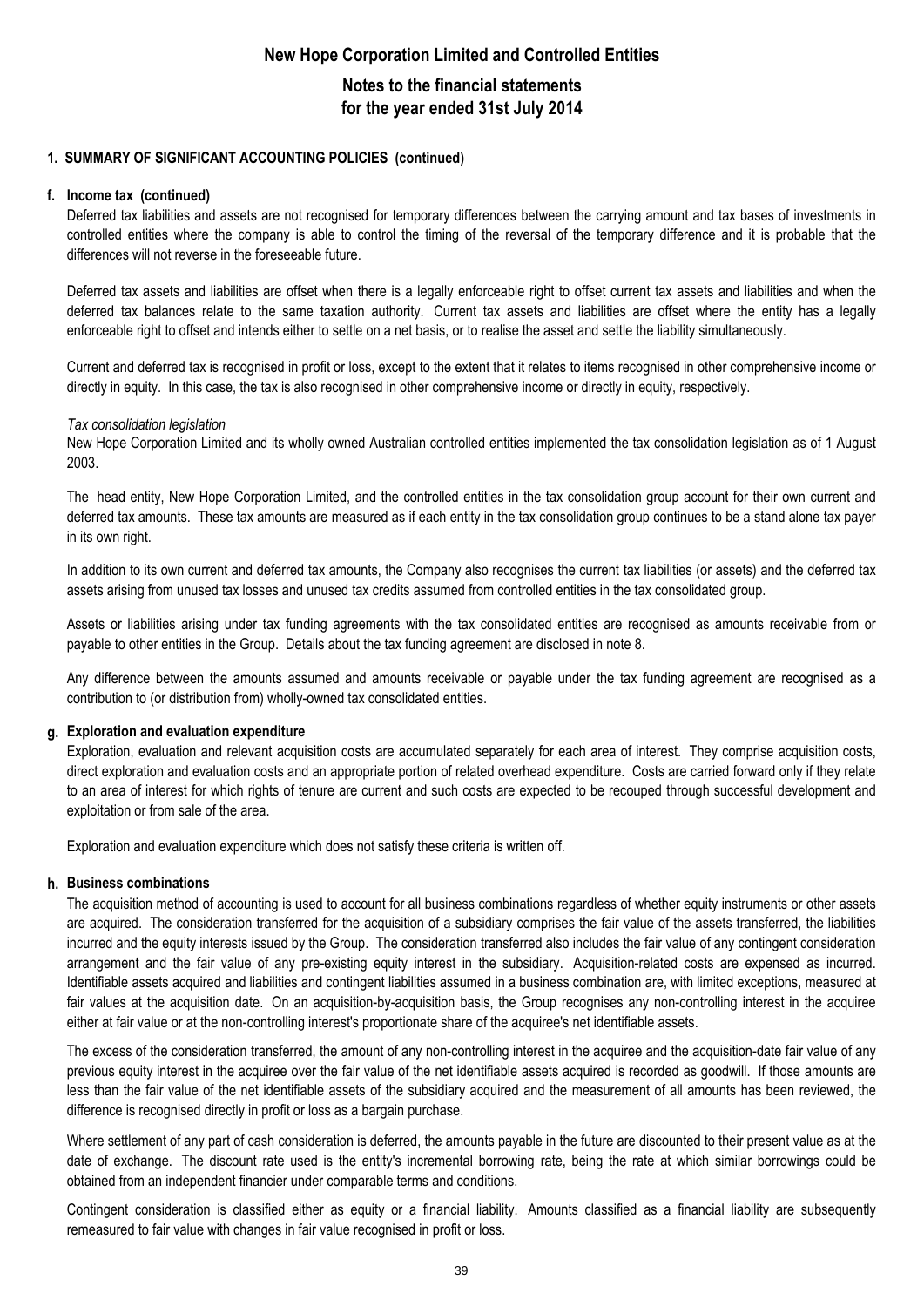## 1. SUMMARY OF SIGNIFICANT ACCOUNTING POLICIES (continued)

### f. Income tax (continued)

Deferred tax liabilities and assets are not recognised for temporary differences between the carrying amount and tax bases of investments in controlled entities where the company is able to control the timing of the reversal of the temporary difference and it is probable that the differences will not reverse in the foreseeable future.

Deferred tax assets and liabilities are offset when there is a legally enforceable right to offset current tax assets and liabilities and when the deferred tax balances relate to the same taxation authority. Current tax assets and liabilities are offset where the entity has a legally enforceable right to offset and intends either to settle on a net basis, or to realise the asset and settle the liability simultaneously.

Current and deferred tax is recognised in profit or loss, except to the extent that it relates to items recognised in other comprehensive income or directly in equity. In this case, the tax is also recognised in other comprehensive income or directly in equity, respectively.

*Tax consolidation legislation*

New Hope Corporation Limited and its wholly owned Australian controlled entities implemented the tax consolidation legislation as of 1 August 2003.

The head entity, New Hope Corporation Limited, and the controlled entities in the tax consolidation group account for their own current and deferred tax amounts. These tax amounts are measured as if each entity in the tax consolidation group continues to be a stand alone tax payer in its own right.

In addition to its own current and deferred tax amounts, the Company also recognises the current tax liabilities (or assets) and the deferred tax assets arising from unused tax losses and unused tax credits assumed from controlled entities in the tax consolidated group.

Assets or liabilities arising under tax funding agreements with the tax consolidated entities are recognised as amounts receivable from or payable to other entities in the Group. Details about the tax funding agreement are disclosed in note 8.

Any difference between the amounts assumed and amounts receivable or payable under the tax funding agreement are recognised as a contribution to (or distribution from) wholly-owned tax consolidated entities.

### g. Exploration and evaluation expenditure

Exploration, evaluation and relevant acquisition costs are accumulated separately for each area of interest. They comprise acquisition costs, direct exploration and evaluation costs and an appropriate portion of related overhead expenditure. Costs are carried forward only if they relate to an area of interest for which rights of tenure are current and such costs are expected to be recouped through successful development and exploitation or from sale of the area.

Exploration and evaluation expenditure which does not satisfy these criteria is written off.

### h. Business combinations

The acquisition method of accounting is used to account for all business combinations regardless of whether equity instruments or other assets are acquired. The consideration transferred for the acquisition of a subsidiary comprises the fair value of the assets transferred, the liabilities incurred and the equity interests issued by the Group. The consideration transferred also includes the fair value of any contingent consideration arrangement and the fair value of any pre-existing equity interest in the subsidiary. Acquisition-related costs are expensed as incurred. Identifiable assets acquired and liabilities and contingent liabilities assumed in a business combination are, with limited exceptions, measured at fair values at the acquisition date. On an acquisition-by-acquisition basis, the Group recognises any non-controlling interest in the acquiree either at fair value or at the non-controlling interest's proportionate share of the acquiree's net identifiable assets.

The excess of the consideration transferred, the amount of any non-controlling interest in the acquiree and the acquisition-date fair value of any previous equity interest in the acquiree over the fair value of the net identifiable assets acquired is recorded as goodwill. If those amounts are less than the fair value of the net identifiable assets of the subsidiary acquired and the measurement of all amounts has been reviewed, the difference is recognised directly in profit or loss as a bargain purchase.

Where settlement of any part of cash consideration is deferred, the amounts payable in the future are discounted to their present value as at the date of exchange. The discount rate used is the entity's incremental borrowing rate, being the rate at which similar borrowings could be obtained from an independent financier under comparable terms and conditions.

Contingent consideration is classified either as equity or a financial liability. Amounts classified as a financial liability are subsequently remeasured to fair value with changes in fair value recognised in profit or loss.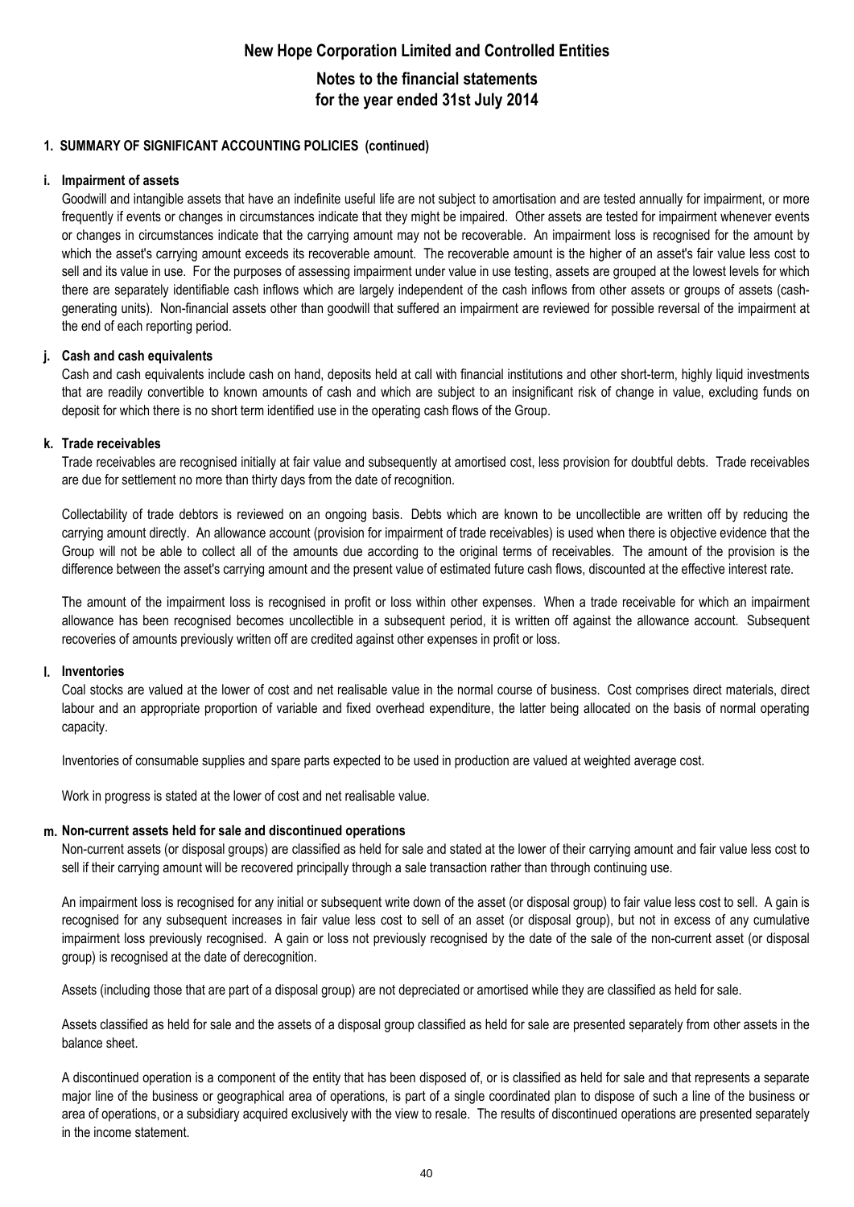# New Hope Corporation Limited and Controlled Entities

## Notes to the financial statements for the year ended 31st July 2014

### 1. SUMMARY OF SIGNIFICANT ACCOUNTING POLICIES (continued)

#### i. Impairment of assets

Goodwill and intangible assets that have an indefinite useful life are not subject to amortisation and are tested annually for impairment, or more frequently if events or changes in circumstances indicate that they might be impaired. Other assets are tested for impairment whenever events or changes in circumstances indicate that the carrying amount may not be recoverable. An impairment loss is recognised for the amount by which the asset's carrying amount exceeds its recoverable amount. The recoverable amount is the higher of an asset's fair value less cost to sell and its value in use. For the purposes of assessing impairment under value in use testing, assets are grouped at the lowest levels for which there are separately identifiable cash inflows which are largely independent of the cash inflows from other assets or groups of assets (cash-generating units). Non-financial assets other than goodwill that suffered an impairment are reviewed for possible reversal of the impairment at the end of each reporting period.

#### j. Cash and cash equivalents

Cash and cash equivalents include cash on hand, deposits held at call with financial institutions and other short-term, highly liquid investments that are readily convertible to known amounts of cash and which are subject to an insignificant risk of change in value, excluding funds on deposit for which there is no short term identified use in the operating cash flows of the Group.

#### k. Trade receivables

Trade receivables are recognised initially at fair value and subsequently at amortised cost, less provision for doubtful debts. Trade receivables are due for settlement no more than thirty days from the date of recognition.

Collectability of trade debtors is reviewed on an ongoing basis. Debts which are known to be uncollectible are written off by reducing the carrying amount directly. An allowance account (provision for impairment of trade receivables) is used when there is objective evidence that the Group will not be able to collect all of the amounts due according to the original terms of receivables. The amount of the provision is the difference between the asset's carrying amount and the present value of estimated future cash flows, discounted at the effective interest rate.

The amount of the impairment loss is recognised in profit or loss within other expenses. When a trade receivable for which an impairment allowance has been recognised becomes uncollectible in a subsequent period, it is written off against the allowance account. Subsequent recoveries of amounts previously written off are credited against other expenses in profit or loss.

#### l. Inventories

Coal stocks are valued at the lower of cost and net realisable value in the normal course of business. Cost comprises direct materials, direct labour and an appropriate proportion of variable and fixed overhead expenditure, the latter being allocated on the basis of normal operating capacity.

Inventories of consumable supplies and spare parts expected to be used in production are valued at weighted average cost.

Work in progress is stated at the lower of cost and net realisable value.

#### m. Non-current assets held for sale and discontinued operations

Non-current assets (or disposal groups) are classified as held for sale and stated at the lower of their carrying amount and fair value less cost to sell if their carrying amount will be recovered principally through a sale transaction rather than through continuing use.

An impairment loss is recognised for any initial or subsequent write down of the asset (or disposal group) to fair value less cost to sell. A gain is recognised for any subsequent increases in fair value less cost to sell of an asset (or disposal group), but not in excess of any cumulative impairment loss previously recognised. A gain or loss not previously recognised by the date of the sale of the non-current asset (or disposal group) is recognised at the date of derecognition.

Assets (including those that are part of a disposal group) are not depreciated or amortised while they are classified as held for sale.

Assets classified as held for sale and the assets of a disposal group classified as held for sale are presented separately from other assets in the balance sheet.

A discontinued operation is a component of the entity that has been disposed of, or is classified as held for sale and that represents a separate major line of the business or geographical area of operations, is part of a single coordinated plan to dispose of such a line of the business or area of operations, or a subsidiary acquired exclusively with the view to resale. The results of discontinued operations are presented separately in the income statement.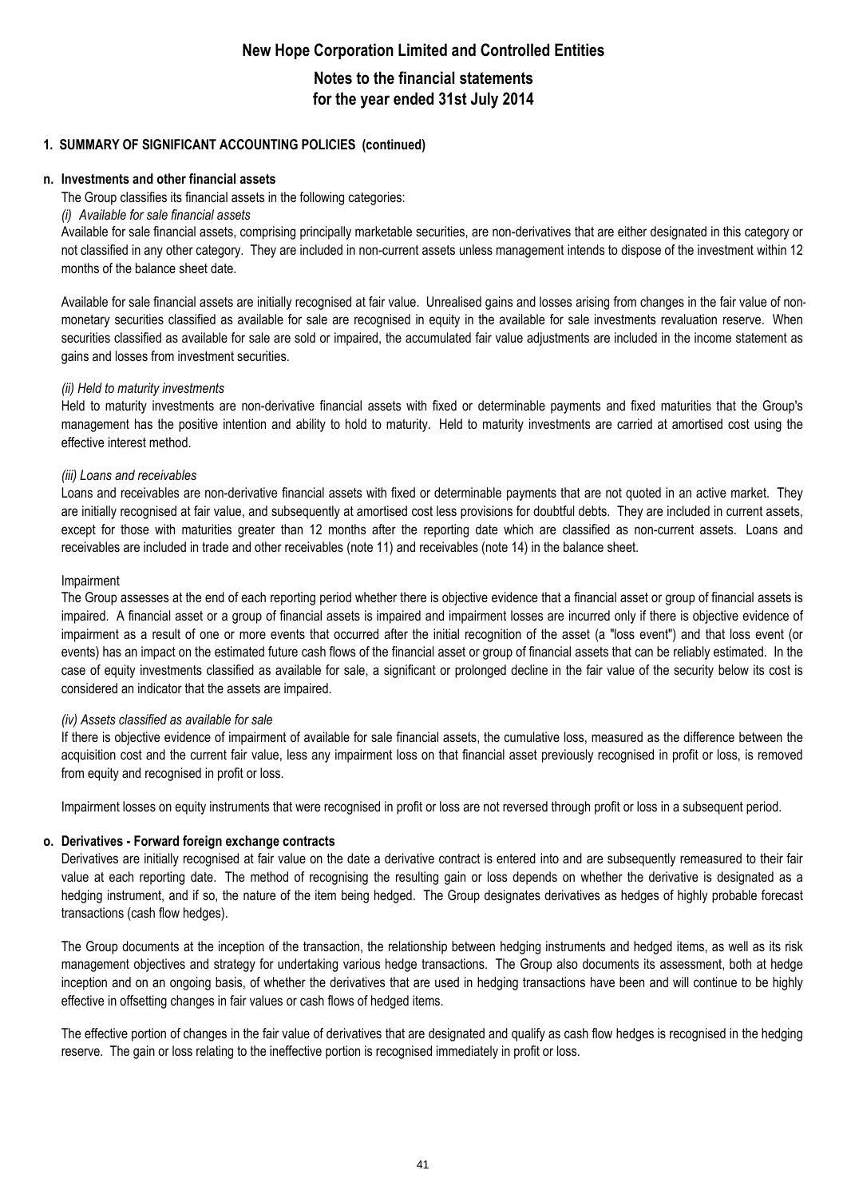# New Hope Corporation Limited and Controlled Entities

## Notes to the financial statements
## for the year ended 31st July 2014

### 1. SUMMARY OF SIGNIFICANT ACCOUNTING POLICIES (continued)

#### n. Investments and other financial assets

The Group classifies its financial assets in the following categories:

*(i) Available for sale financial assets*

Available for sale financial assets, comprising principally marketable securities, are non-derivatives that are either designated in this category or not classified in any other category. They are included in non-current assets unless management intends to dispose of the investment within 12 months of the balance sheet date.

Available for sale financial assets are initially recognised at fair value. Unrealised gains and losses arising from changes in the fair value of non-monetary securities classified as available for sale are recognised in equity in the available for sale investments revaluation reserve. When securities classified as available for sale are sold or impaired, the accumulated fair value adjustments are included in the income statement as gains and losses from investment securities.

*(ii) Held to maturity investments*

Held to maturity investments are non-derivative financial assets with fixed or determinable payments and fixed maturities that the Group's management has the positive intention and ability to hold to maturity. Held to maturity investments are carried at amortised cost using the effective interest method.

*(iii) Loans and receivables*

Loans and receivables are non-derivative financial assets with fixed or determinable payments that are not quoted in an active market. They are initially recognised at fair value, and subsequently at amortised cost less provisions for doubtful debts. They are included in current assets, except for those with maturities greater than 12 months after the reporting date which are classified as non-current assets. Loans and receivables are included in trade and other receivables (note 11) and receivables (note 14) in the balance sheet.

Impairment

The Group assesses at the end of each reporting period whether there is objective evidence that a financial asset or group of financial assets is impaired. A financial asset or a group of financial assets is impaired and impairment losses are incurred only if there is objective evidence of impairment as a result of one or more events that occurred after the initial recognition of the asset (a "loss event") and that loss event (or events) has an impact on the estimated future cash flows of the financial asset or group of financial assets that can be reliably estimated. In the case of equity investments classified as available for sale, a significant or prolonged decline in the fair value of the security below its cost is considered an indicator that the assets are impaired.

*(iv) Assets classified as available for sale*

If there is objective evidence of impairment of available for sale financial assets, the cumulative loss, measured as the difference between the acquisition cost and the current fair value, less any impairment loss on that financial asset previously recognised in profit or loss, is removed from equity and recognised in profit or loss.

Impairment losses on equity instruments that were recognised in profit or loss are not reversed through profit or loss in a subsequent period.

#### o. Derivatives - Forward foreign exchange contracts

Derivatives are initially recognised at fair value on the date a derivative contract is entered into and are subsequently remeasured to their fair value at each reporting date. The method of recognising the resulting gain or loss depends on whether the derivative is designated as a hedging instrument, and if so, the nature of the item being hedged. The Group designates derivatives as hedges of highly probable forecast transactions (cash flow hedges).

The Group documents at the inception of the transaction, the relationship between hedging instruments and hedged items, as well as its risk management objectives and strategy for undertaking various hedge transactions. The Group also documents its assessment, both at hedge inception and on an ongoing basis, of whether the derivatives that are used in hedging transactions have been and will continue to be highly effective in offsetting changes in fair values or cash flows of hedged items.

The effective portion of changes in the fair value of derivatives that are designated and qualify as cash flow hedges is recognised in the hedging reserve. The gain or loss relating to the ineffective portion is recognised immediately in profit or loss.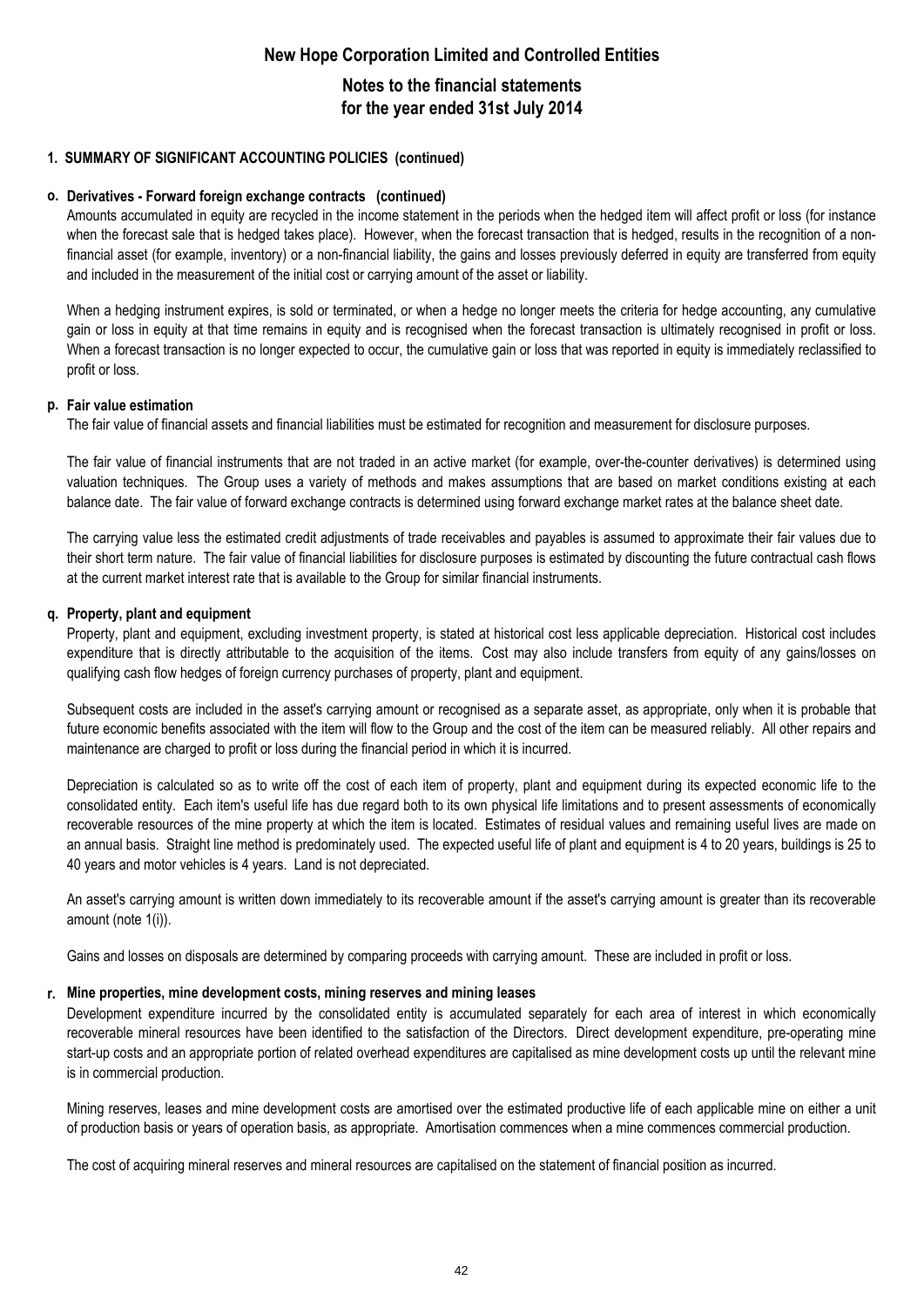## 1. SUMMARY OF SIGNIFICANT ACCOUNTING POLICIES (continued)

### o. Derivatives - Forward foreign exchange contracts (continued)

Amounts accumulated in equity are recycled in the income statement in the periods when the hedged item will affect profit or loss (for instance when the forecast sale that is hedged takes place). However, when the forecast transaction that is hedged, results in the recognition of a non-financial asset (for example, inventory) or a non-financial liability, the gains and losses previously deferred in equity are transferred from equity and included in the measurement of the initial cost or carrying amount of the asset or liability.

When a hedging instrument expires, is sold or terminated, or when a hedge no longer meets the criteria for hedge accounting, any cumulative gain or loss in equity at that time remains in equity and is recognised when the forecast transaction is ultimately recognised in profit or loss. When a forecast transaction is no longer expected to occur, the cumulative gain or loss that was reported in equity is immediately reclassified to profit or loss.

### p. Fair value estimation

The fair value of financial assets and financial liabilities must be estimated for recognition and measurement for disclosure purposes.

The fair value of financial instruments that are not traded in an active market (for example, over-the-counter derivatives) is determined using valuation techniques. The Group uses a variety of methods and makes assumptions that are based on market conditions existing at each balance date. The fair value of forward exchange contracts is determined using forward exchange market rates at the balance sheet date.

The carrying value less the estimated credit adjustments of trade receivables and payables is assumed to approximate their fair values due to their short term nature. The fair value of financial liabilities for disclosure purposes is estimated by discounting the future contractual cash flows at the current market interest rate that is available to the Group for similar financial instruments.

### q. Property, plant and equipment

Property, plant and equipment, excluding investment property, is stated at historical cost less applicable depreciation. Historical cost includes expenditure that is directly attributable to the acquisition of the items. Cost may also include transfers from equity of any gains/losses on qualifying cash flow hedges of foreign currency purchases of property, plant and equipment.

Subsequent costs are included in the asset's carrying amount or recognised as a separate asset, as appropriate, only when it is probable that future economic benefits associated with the item will flow to the Group and the cost of the item can be measured reliably. All other repairs and maintenance are charged to profit or loss during the financial period in which it is incurred.

Depreciation is calculated so as to write off the cost of each item of property, plant and equipment during its expected economic life to the consolidated entity. Each item's useful life has due regard both to its own physical life limitations and to present assessments of economically recoverable resources of the mine property at which the item is located. Estimates of residual values and remaining useful lives are made on an annual basis. Straight line method is predominately used. The expected useful life of plant and equipment is 4 to 20 years, buildings is 25 to 40 years and motor vehicles is 4 years. Land is not depreciated.

An asset's carrying amount is written down immediately to its recoverable amount if the asset's carrying amount is greater than its recoverable amount (note 1(i)).

Gains and losses on disposals are determined by comparing proceeds with carrying amount. These are included in profit or loss.

### r. Mine properties, mine development costs, mining reserves and mining leases

Development expenditure incurred by the consolidated entity is accumulated separately for each area of interest in which economically recoverable mineral resources have been identified to the satisfaction of the Directors. Direct development expenditure, pre-operating mine start-up costs and an appropriate portion of related overhead expenditures are capitalised as mine development costs up until the relevant mine is in commercial production.

Mining reserves, leases and mine development costs are amortised over the estimated productive life of each applicable mine on either a unit of production basis or years of operation basis, as appropriate. Amortisation commences when a mine commences commercial production.

The cost of acquiring mineral reserves and mineral resources are capitalised on the statement of financial position as incurred.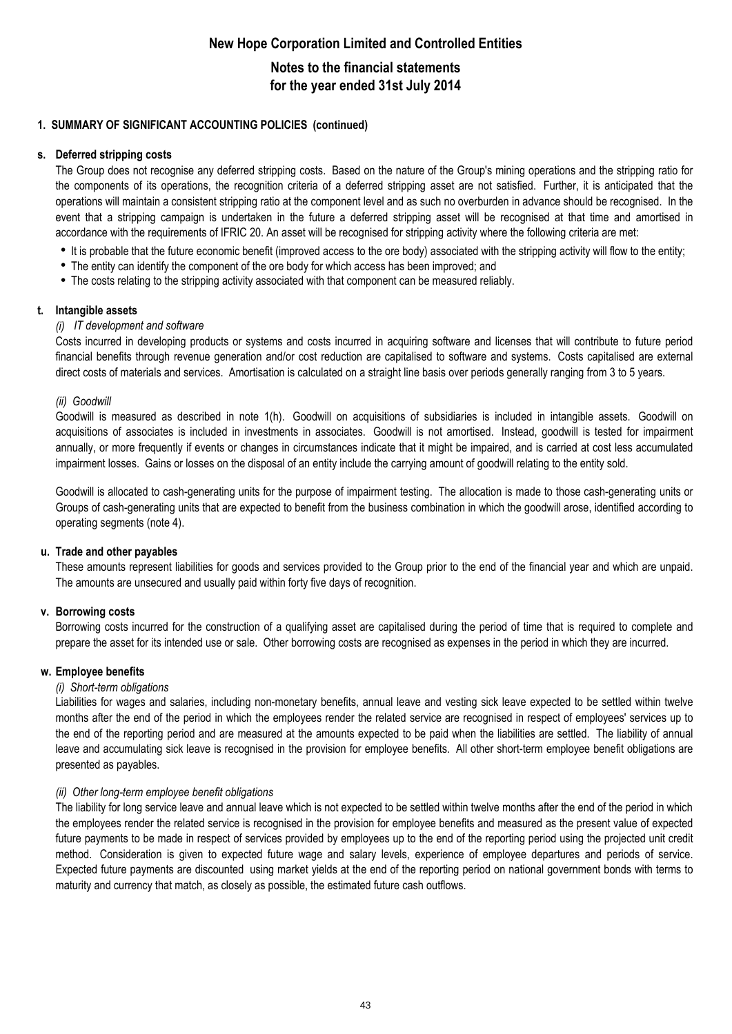## 1. SUMMARY OF SIGNIFICANT ACCOUNTING POLICIES (continued)

### s. Deferred stripping costs

The Group does not recognise any deferred stripping costs. Based on the nature of the Group's mining operations and the stripping ratio for the components of its operations, the recognition criteria of a deferred stripping asset are not satisfied. Further, it is anticipated that the operations will maintain a consistent stripping ratio at the component level and as such no overburden in advance should be recognised. In the event that a stripping campaign is undertaken in the future a deferred stripping asset will be recognised at that time and amortised in accordance with the requirements of IFRIC 20. An asset will be recognised for stripping activity where the following criteria are met:

- It is probable that the future economic benefit (improved access to the ore body) associated with the stripping activity will flow to the entity;
- The entity can identify the component of the ore body for which access has been improved; and
- The costs relating to the stripping activity associated with that component can be measured reliably.

### t. Intangible assets

*(i) IT development and software*

Costs incurred in developing products or systems and costs incurred in acquiring software and licenses that will contribute to future period financial benefits through revenue generation and/or cost reduction are capitalised to software and systems. Costs capitalised are external direct costs of materials and services. Amortisation is calculated on a straight line basis over periods generally ranging from 3 to 5 years.

*(ii) Goodwill*

Goodwill is measured as described in note 1(h). Goodwill on acquisitions of subsidiaries is included in intangible assets. Goodwill on acquisitions of associates is included in investments in associates. Goodwill is not amortised. Instead, goodwill is tested for impairment annually, or more frequently if events or changes in circumstances indicate that it might be impaired, and is carried at cost less accumulated impairment losses. Gains or losses on the disposal of an entity include the carrying amount of goodwill relating to the entity sold.

Goodwill is allocated to cash-generating units for the purpose of impairment testing. The allocation is made to those cash-generating units or Groups of cash-generating units that are expected to benefit from the business combination in which the goodwill arose, identified according to operating segments (note 4).

### u. Trade and other payables

These amounts represent liabilities for goods and services provided to the Group prior to the end of the financial year and which are unpaid. The amounts are unsecured and usually paid within forty five days of recognition.

### v. Borrowing costs

Borrowing costs incurred for the construction of a qualifying asset are capitalised during the period of time that is required to complete and prepare the asset for its intended use or sale. Other borrowing costs are recognised as expenses in the period in which they are incurred.

### w. Employee benefits

*(i) Short-term obligations*

Liabilities for wages and salaries, including non-monetary benefits, annual leave and vesting sick leave expected to be settled within twelve months after the end of the period in which the employees render the related service are recognised in respect of employees' services up to the end of the reporting period and are measured at the amounts expected to be paid when the liabilities are settled. The liability of annual leave and accumulating sick leave is recognised in the provision for employee benefits. All other short-term employee benefit obligations are presented as payables.

*(ii) Other long-term employee benefit obligations*

The liability for long service leave and annual leave which is not expected to be settled within twelve months after the end of the period in which the employees render the related service is recognised in the provision for employee benefits and measured as the present value of expected future payments to be made in respect of services provided by employees up to the end of the reporting period using the projected unit credit method. Consideration is given to expected future wage and salary levels, experience of employee departures and periods of service. Expected future payments are discounted using market yields at the end of the reporting period on national government bonds with terms to maturity and currency that match, as closely as possible, the estimated future cash outflows.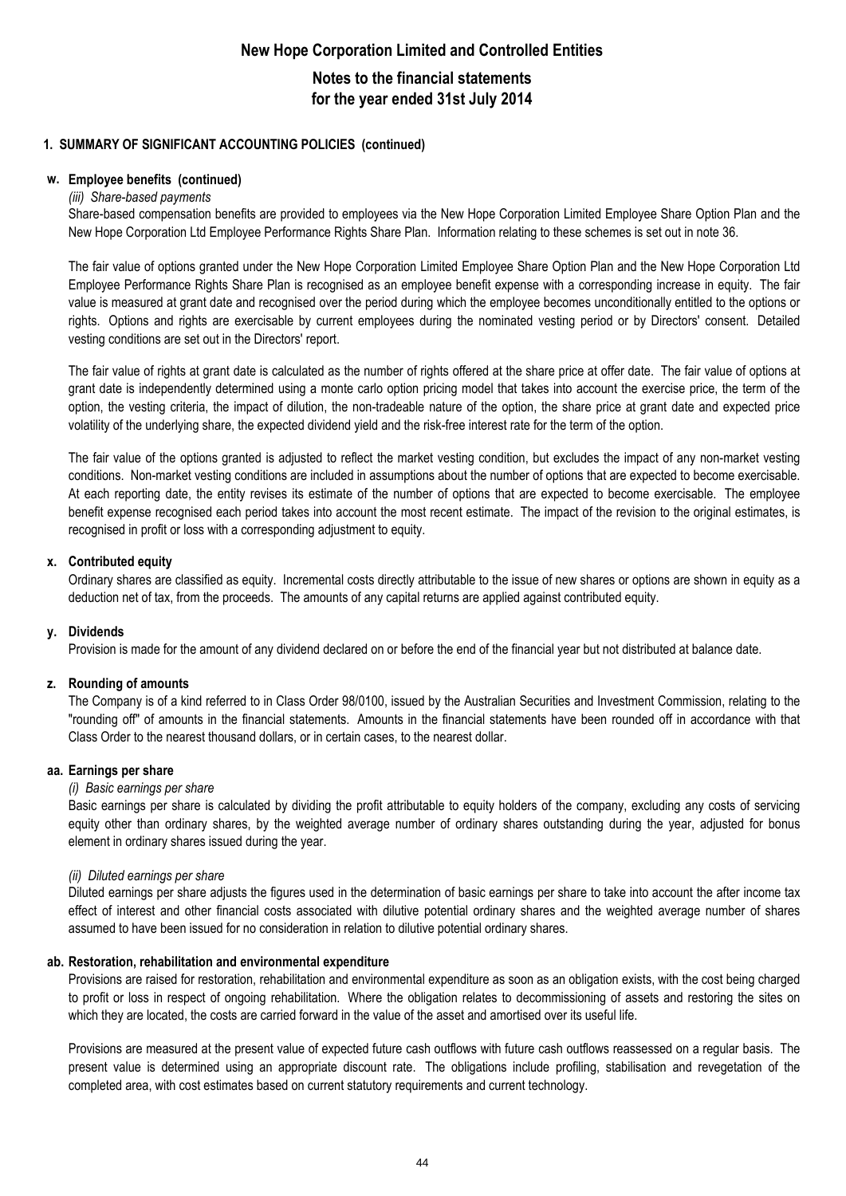# New Hope Corporation Limited and Controlled Entities

## Notes to the financial statements for the year ended 31st July 2014

### 1. SUMMARY OF SIGNIFICANT ACCOUNTING POLICIES (continued)

#### w. Employee benefits (continued)

*(iii) Share-based payments*

Share-based compensation benefits are provided to employees via the New Hope Corporation Limited Employee Share Option Plan and the New Hope Corporation Ltd Employee Performance Rights Share Plan. Information relating to these schemes is set out in note 36.

The fair value of options granted under the New Hope Corporation Limited Employee Share Option Plan and the New Hope Corporation Ltd Employee Performance Rights Share Plan is recognised as an employee benefit expense with a corresponding increase in equity. The fair value is measured at grant date and recognised over the period during which the employee becomes unconditionally entitled to the options or rights. Options and rights are exercisable by current employees during the nominated vesting period or by Directors' consent. Detailed vesting conditions are set out in the Directors' report.

The fair value of rights at grant date is calculated as the number of rights offered at the share price at offer date. The fair value of options at grant date is independently determined using a monte carlo option pricing model that takes into account the exercise price, the term of the option, the vesting criteria, the impact of dilution, the non-tradeable nature of the option, the share price at grant date and expected price volatility of the underlying share, the expected dividend yield and the risk-free interest rate for the term of the option.

The fair value of the options granted is adjusted to reflect the market vesting condition, but excludes the impact of any non-market vesting conditions. Non-market vesting conditions are included in assumptions about the number of options that are expected to become exercisable. At each reporting date, the entity revises its estimate of the number of options that are expected to become exercisable. The employee benefit expense recognised each period takes into account the most recent estimate. The impact of the revision to the original estimates, is recognised in profit or loss with a corresponding adjustment to equity.

#### x. Contributed equity

Ordinary shares are classified as equity. Incremental costs directly attributable to the issue of new shares or options are shown in equity as a deduction net of tax, from the proceeds. The amounts of any capital returns are applied against contributed equity.

#### y. Dividends

Provision is made for the amount of any dividend declared on or before the end of the financial year but not distributed at balance date.

#### z. Rounding of amounts

The Company is of a kind referred to in Class Order 98/0100, issued by the Australian Securities and Investment Commission, relating to the "rounding off" of amounts in the financial statements. Amounts in the financial statements have been rounded off in accordance with that Class Order to the nearest thousand dollars, or in certain cases, to the nearest dollar.

#### aa. Earnings per share

*(i) Basic earnings per share*

Basic earnings per share is calculated by dividing the profit attributable to equity holders of the company, excluding any costs of servicing equity other than ordinary shares, by the weighted average number of ordinary shares outstanding during the year, adjusted for bonus element in ordinary shares issued during the year.

*(ii) Diluted earnings per share*

Diluted earnings per share adjusts the figures used in the determination of basic earnings per share to take into account the after income tax effect of interest and other financial costs associated with dilutive potential ordinary shares and the weighted average number of shares assumed to have been issued for no consideration in relation to dilutive potential ordinary shares.

#### ab. Restoration, rehabilitation and environmental expenditure

Provisions are raised for restoration, rehabilitation and environmental expenditure as soon as an obligation exists, with the cost being charged to profit or loss in respect of ongoing rehabilitation. Where the obligation relates to decommissioning of assets and restoring the sites on which they are located, the costs are carried forward in the value of the asset and amortised over its useful life.

Provisions are measured at the present value of expected future cash outflows with future cash outflows reassessed on a regular basis. The present value is determined using an appropriate discount rate. The obligations include profiling, stabilisation and revegetation of the completed area, with cost estimates based on current statutory requirements and current technology.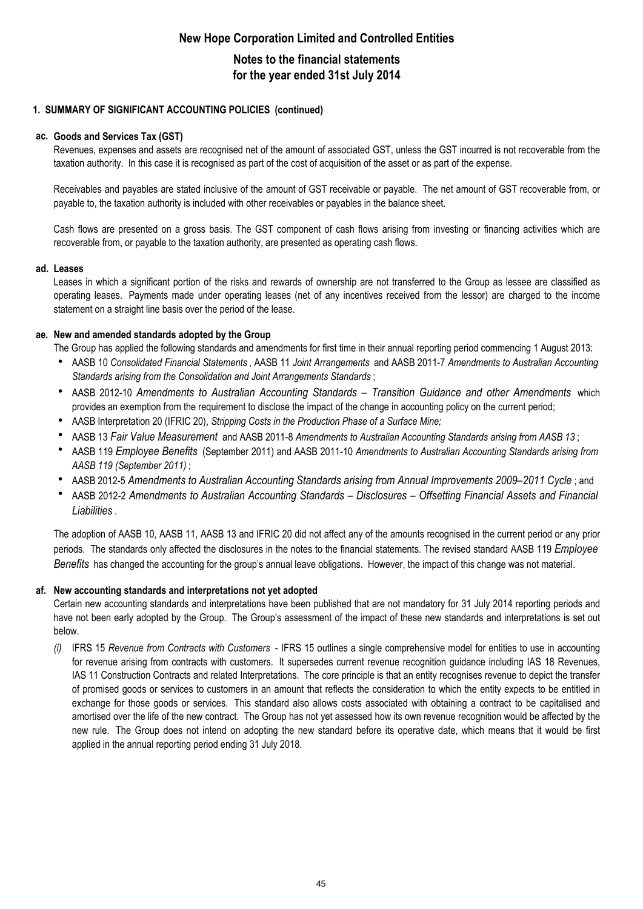# New Hope Corporation Limited and Controlled Entities

## Notes to the financial statements for the year ended 31st July 2014

### 1. SUMMARY OF SIGNIFICANT ACCOUNTING POLICIES (continued)

#### ac. Goods and Services Tax (GST)

Revenues, expenses and assets are recognised net of the amount of associated GST, unless the GST incurred is not recoverable from the taxation authority. In this case it is recognised as part of the cost of acquisition of the asset or as part of the expense.

Receivables and payables are stated inclusive of the amount of GST receivable or payable. The net amount of GST recoverable from, or payable to, the taxation authority is included with other receivables or payables in the balance sheet.

Cash flows are presented on a gross basis. The GST component of cash flows arising from investing or financing activities which are recoverable from, or payable to the taxation authority, are presented as operating cash flows.

#### ad. Leases

Leases in which a significant portion of the risks and rewards of ownership are not transferred to the Group as lessee are classified as operating leases. Payments made under operating leases (net of any incentives received from the lessor) are charged to the income statement on a straight line basis over the period of the lease.

#### ae. New and amended standards adopted by the Group

The Group has applied the following standards and amendments for first time in their annual reporting period commencing 1 August 2013:

- AASB 10 *Consolidated Financial Statements*, AASB 11 *Joint Arrangements* and AASB 2011-7 *Amendments to Australian Accounting Standards arising from the Consolidation and Joint Arrangements Standards*;
- AASB 2012-10 *Amendments to Australian Accounting Standards – Transition Guidance and other Amendments* which provides an exemption from the requirement to disclose the impact of the change in accounting policy on the current period;
- AASB Interpretation 20 (IFRIC 20), *Stripping Costs in the Production Phase of a Surface Mine;*
- AASB 13 *Fair Value Measurement* and AASB 2011-8 *Amendments to Australian Accounting Standards arising from AASB 13*;
- AASB 119 *Employee Benefits* (September 2011) and AASB 2011-10 *Amendments to Australian Accounting Standards arising from AASB 119 (September 2011)*;
- AASB 2012-5 *Amendments to Australian Accounting Standards arising from Annual Improvements 2009–2011 Cycle*; and
- AASB 2012-2 *Amendments to Australian Accounting Standards – Disclosures – Offsetting Financial Assets and Financial Liabilities*.

The adoption of AASB 10, AASB 11, AASB 13 and IFRIC 20 did not affect any of the amounts recognised in the current period or any prior periods. The standards only affected the disclosures in the notes to the financial statements. The revised standard AASB 119 *Employee Benefits* has changed the accounting for the group's annual leave obligations. However, the impact of this change was not material.

#### af. New accounting standards and interpretations not yet adopted

Certain new accounting standards and interpretations have been published that are not mandatory for 31 July 2014 reporting periods and have not been early adopted by the Group. The Group's assessment of the impact of these new standards and interpretations is set out below.

*(i)* IFRS 15 *Revenue from Contracts with Customers* - IFRS 15 outlines a single comprehensive model for entities to use in accounting for revenue arising from contracts with customers. It supersedes current revenue recognition guidance including IAS 18 Revenues, IAS 11 Construction Contracts and related Interpretations. The core principle is that an entity recognises revenue to depict the transfer of promised goods or services to customers in an amount that reflects the consideration to which the entity expects to be entitled in exchange for those goods or services. This standard also allows costs associated with obtaining a contract to be capitalised and amortised over the life of the new contract. The Group has not yet assessed how its own revenue recognition would be affected by the new rule. The Group does not intend on adopting the new standard before its operative date, which means that it would be first applied in the annual reporting period ending 31 July 2018.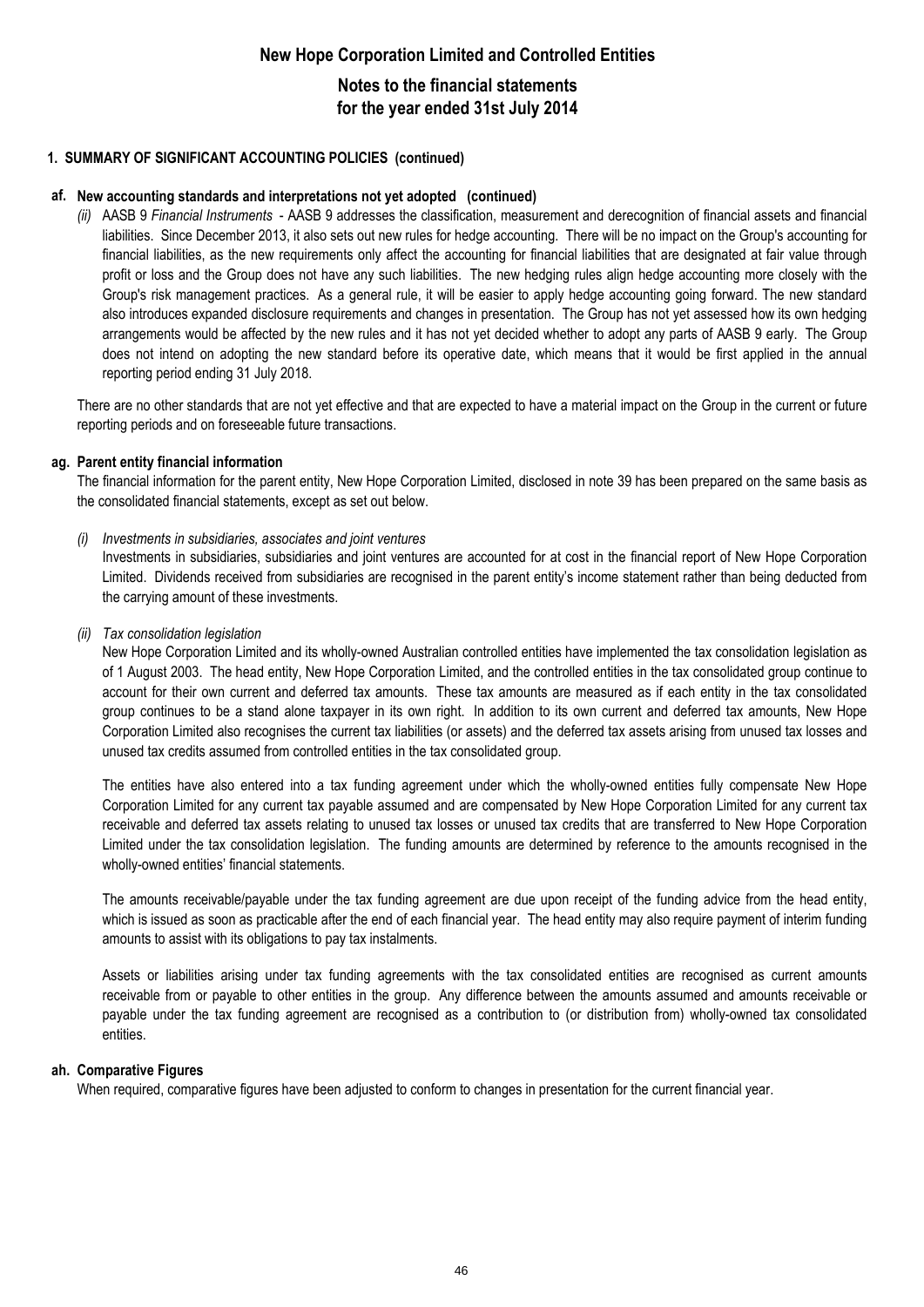## 1. SUMMARY OF SIGNIFICANT ACCOUNTING POLICIES (continued)

### af. New accounting standards and interpretations not yet adopted (continued)

*(ii)* AASB 9 *Financial Instruments* - AASB 9 addresses the classification, measurement and derecognition of financial assets and financial liabilities. Since December 2013, it also sets out new rules for hedge accounting. There will be no impact on the Group's accounting for financial liabilities, as the new requirements only affect the accounting for financial liabilities that are designated at fair value through profit or loss and the Group does not have any such liabilities. The new hedging rules align hedge accounting more closely with the Group's risk management practices. As a general rule, it will be easier to apply hedge accounting going forward. The new standard also introduces expanded disclosure requirements and changes in presentation. The Group has not yet assessed how its own hedging arrangements would be affected by the new rules and it has not yet decided whether to adopt any parts of AASB 9 early. The Group does not intend on adopting the new standard before its operative date, which means that it would be first applied in the annual reporting period ending 31 July 2018.

There are no other standards that are not yet effective and that are expected to have a material impact on the Group in the current or future reporting periods and on foreseeable future transactions.

### ag. Parent entity financial information

The financial information for the parent entity, New Hope Corporation Limited, disclosed in note 39 has been prepared on the same basis as the consolidated financial statements, except as set out below.

*(i) Investments in subsidiaries, associates and joint ventures*

Investments in subsidiaries, subsidiaries and joint ventures are accounted for at cost in the financial report of New Hope Corporation Limited. Dividends received from subsidiaries are recognised in the parent entity's income statement rather than being deducted from the carrying amount of these investments.

*(ii) Tax consolidation legislation*

New Hope Corporation Limited and its wholly-owned Australian controlled entities have implemented the tax consolidation legislation as of 1 August 2003. The head entity, New Hope Corporation Limited, and the controlled entities in the tax consolidated group continue to account for their own current and deferred tax amounts. These tax amounts are measured as if each entity in the tax consolidated group continues to be a stand alone taxpayer in its own right. In addition to its own current and deferred tax amounts, New Hope Corporation Limited also recognises the current tax liabilities (or assets) and the deferred tax assets arising from unused tax losses and unused tax credits assumed from controlled entities in the tax consolidated group.

The entities have also entered into a tax funding agreement under which the wholly-owned entities fully compensate New Hope Corporation Limited for any current tax payable assumed and are compensated by New Hope Corporation Limited for any current tax receivable and deferred tax assets relating to unused tax losses or unused tax credits that are transferred to New Hope Corporation Limited under the tax consolidation legislation. The funding amounts are determined by reference to the amounts recognised in the wholly-owned entities' financial statements.

The amounts receivable/payable under the tax funding agreement are due upon receipt of the funding advice from the head entity, which is issued as soon as practicable after the end of each financial year. The head entity may also require payment of interim funding amounts to assist with its obligations to pay tax instalments.

Assets or liabilities arising under tax funding agreements with the tax consolidated entities are recognised as current amounts receivable from or payable to other entities in the group. Any difference between the amounts assumed and amounts receivable or payable under the tax funding agreement are recognised as a contribution to (or distribution from) wholly-owned tax consolidated entities.

### ah. Comparative Figures

When required, comparative figures have been adjusted to conform to changes in presentation for the current financial year.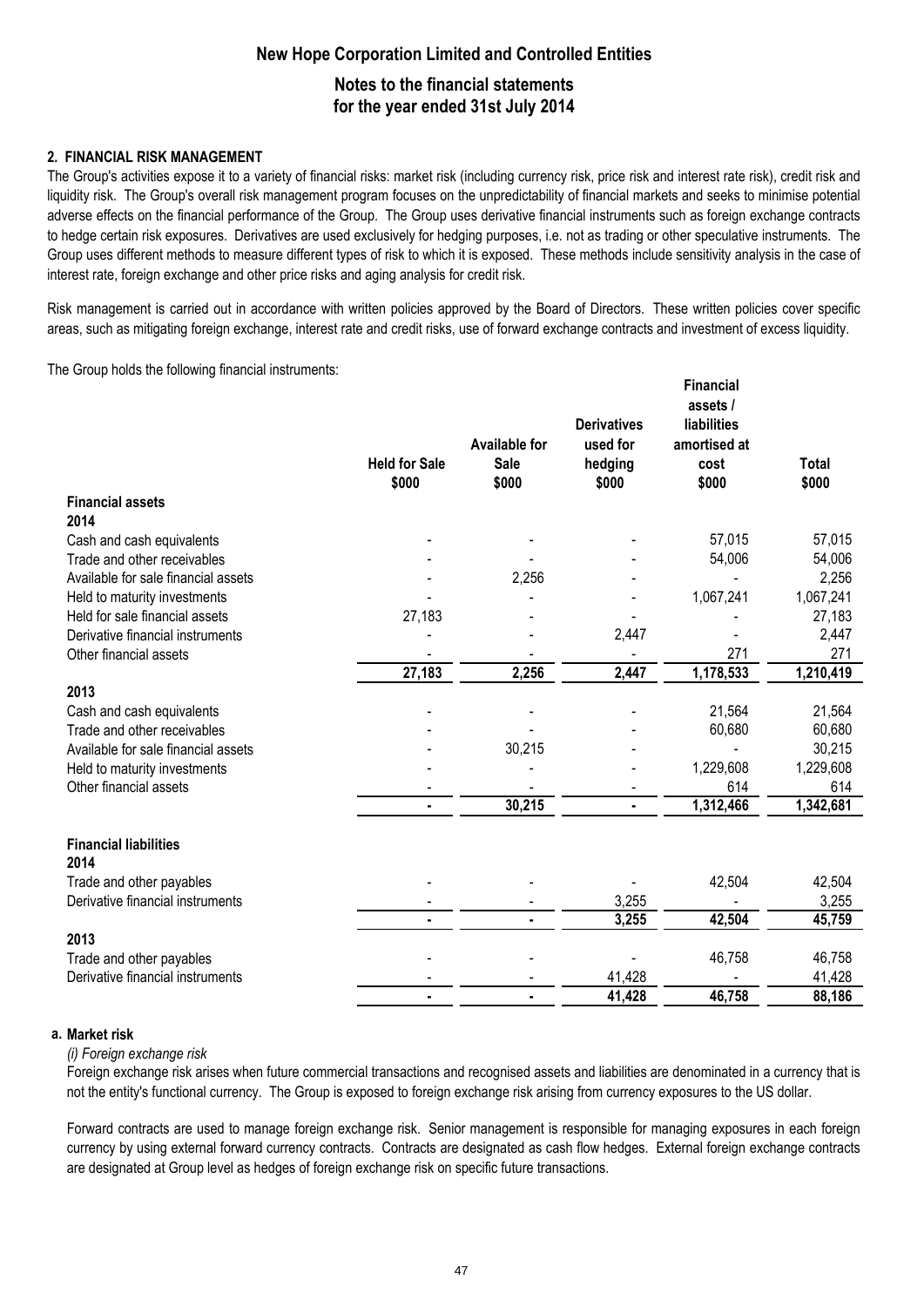**2. FINANCIAL RISK MANAGEMENT**

The Group's activities expose it to a variety of financial risks: market risk (including currency risk, price risk and interest rate risk), credit risk and liquidity risk. The Group's overall risk management program focuses on the unpredictability of financial markets and seeks to minimise potential adverse effects on the financial performance of the Group. The Group uses derivative financial instruments such as foreign exchange contracts to hedge certain risk exposures. Derivatives are used exclusively for hedging purposes, i.e. not as trading or other speculative instruments. The Group uses different methods to measure different types of risk to which it is exposed. These methods include sensitivity analysis in the case of interest rate, foreign exchange and other price risks and aging analysis for credit risk.

Risk management is carried out in accordance with written policies approved by the Board of Directors. These written policies cover specific areas, such as mitigating foreign exchange, interest rate and credit risks, use of forward exchange contracts and investment of excess liquidity.

The Group holds the following financial instruments:

| | Held for Sale $000 | Available for Sale $000 | Derivatives used for hedging $000 | Financial assets / liabilities amortised at cost $000 | Total $000 |
|---|---|---|---|---|---|
| **Financial assets** | | | | | |
| **2014** | | | | | |
| Cash and cash equivalents | - | - | - | 57,015 | 57,015 |
| Trade and other receivables | - | - | - | 54,006 | 54,006 |
| Available for sale financial assets | - | 2,256 | - | - | 2,256 |
| Held to maturity investments | - | - | - | 1,067,241 | 1,067,241 |
| Held for sale financial assets | 27,183 | - | - | - | 27,183 |
| Derivative financial instruments | - | - | 2,447 | - | 2,447 |
| Other financial assets | - | - | - | 271 | 271 |
| | 27,183 | 2,256 | 2,447 | 1,178,533 | 1,210,419 |
| **2013** | | | | | |
| Cash and cash equivalents | - | - | - | 21,564 | 21,564 |
| Trade and other receivables | - | - | - | 60,680 | 60,680 |
| Available for sale financial assets | - | 30,215 | - | - | 30,215 |
| Held to maturity investments | - | - | - | 1,229,608 | 1,229,608 |
| Other financial assets | - | - | - | 614 | 614 |
| | - | 30,215 | - | 1,312,466 | 1,342,681 |
| **Financial liabilities** | | | | | |
| **2014** | | | | | |
| Trade and other payables | - | - | - | 42,504 | 42,504 |
| Derivative financial instruments | - | - | 3,255 | - | 3,255 |
| | - | - | 3,255 | 42,504 | 45,759 |
| **2013** | | | | | |
| Trade and other payables | - | - | - | 46,758 | 46,758 |
| Derivative financial instruments | - | - | 41,428 | - | 41,428 |
| | - | - | 41,428 | 46,758 | 88,186 |

**a. Market risk**

*(i) Foreign exchange risk*

Foreign exchange risk arises when future commercial transactions and recognised assets and liabilities are denominated in a currency that is not the entity's functional currency. The Group is exposed to foreign exchange risk arising from currency exposures to the US dollar.

Forward contracts are used to manage foreign exchange risk. Senior management is responsible for managing exposures in each foreign currency by using external forward currency contracts. Contracts are designated as cash flow hedges. External foreign exchange contracts are designated at Group level as hedges of foreign exchange risk on specific future transactions.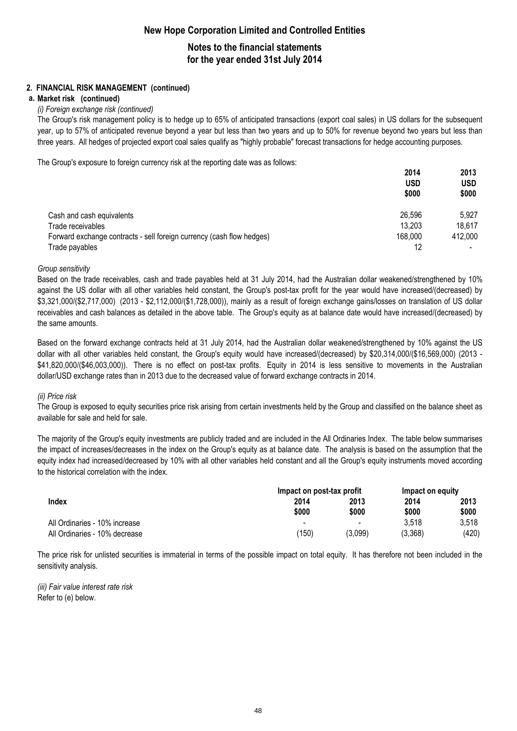## 2. FINANCIAL RISK MANAGEMENT (continued)

### a. Market risk (continued)

*(i) Foreign exchange risk (continued)*

The Group's risk management policy is to hedge up to 65% of anticipated transactions (export coal sales) in US dollars for the subsequent year, up to 57% of anticipated revenue beyond a year but less than two years and up to 50% for revenue beyond two years but less than three years. All hedges of projected export coal sales qualify as "highly probable" forecast transactions for hedge accounting purposes.

The Group's exposure to foreign currency risk at the reporting date was as follows:

| | 2014 USD $000 | 2013 USD $000 |
|---|---|---|
| Cash and cash equivalents | 26,596 | 5,927 |
| Trade receivables | 13,203 | 18,617 |
| Forward exchange contracts - sell foreign currency (cash flow hedges) | 168,000 | 412,000 |
| Trade payables | 12 | - |

*Group sensitivity*

Based on the trade receivables, cash and trade payables held at 31 July 2014, had the Australian dollar weakened/strengthened by 10% against the US dollar with all other variables held constant, the Group's post-tax profit for the year would have increased/(decreased) by $3,321,000/($2,717,000) (2013 - $2,112,000/($1,728,000)), mainly as a result of foreign exchange gains/losses on translation of US dollar receivables and cash balances as detailed in the above table. The Group's equity as at balance date would have increased/(decreased) by the same amounts.

Based on the forward exchange contracts held at 31 July 2014, had the Australian dollar weakened/strengthened by 10% against the US dollar with all other variables held constant, the Group's equity would have increased/(decreased) by $20,314,000/($16,569,000) (2013 - $41,820,000/($46,003,000)). There is no effect on post-tax profits. Equity in 2014 is less sensitive to movements in the Australian dollar/USD exchange rates than in 2013 due to the decreased value of forward exchange contracts in 2014.

*(ii) Price risk*

The Group is exposed to equity securities price risk arising from certain investments held by the Group and classified on the balance sheet as available for sale and held for sale.

The majority of the Group's equity investments are publicly traded and are included in the All Ordinaries Index. The table below summarises the impact of increases/decreases in the index on the Group's equity as at balance date. The analysis is based on the assumption that the equity index had increased/decreased by 10% with all other variables held constant and all the Group's equity instruments moved according to the historical correlation with the index.

| Index | Impact on post-tax profit | | Impact on equity | |
|---|---|---|---|---|
| | 2014 $000 | 2013 $000 | 2014 $000 | 2013 $000 |
| All Ordinaries - 10% increase | - | - | 3,518 | 3,518 |
| All Ordinaries - 10% decrease | (150) | (3,099) | (3,368) | (420) |

The price risk for unlisted securities is immaterial in terms of the possible impact on total equity. It has therefore not been included in the sensitivity analysis.

*(iii) Fair value interest rate risk*

Refer to (e) below.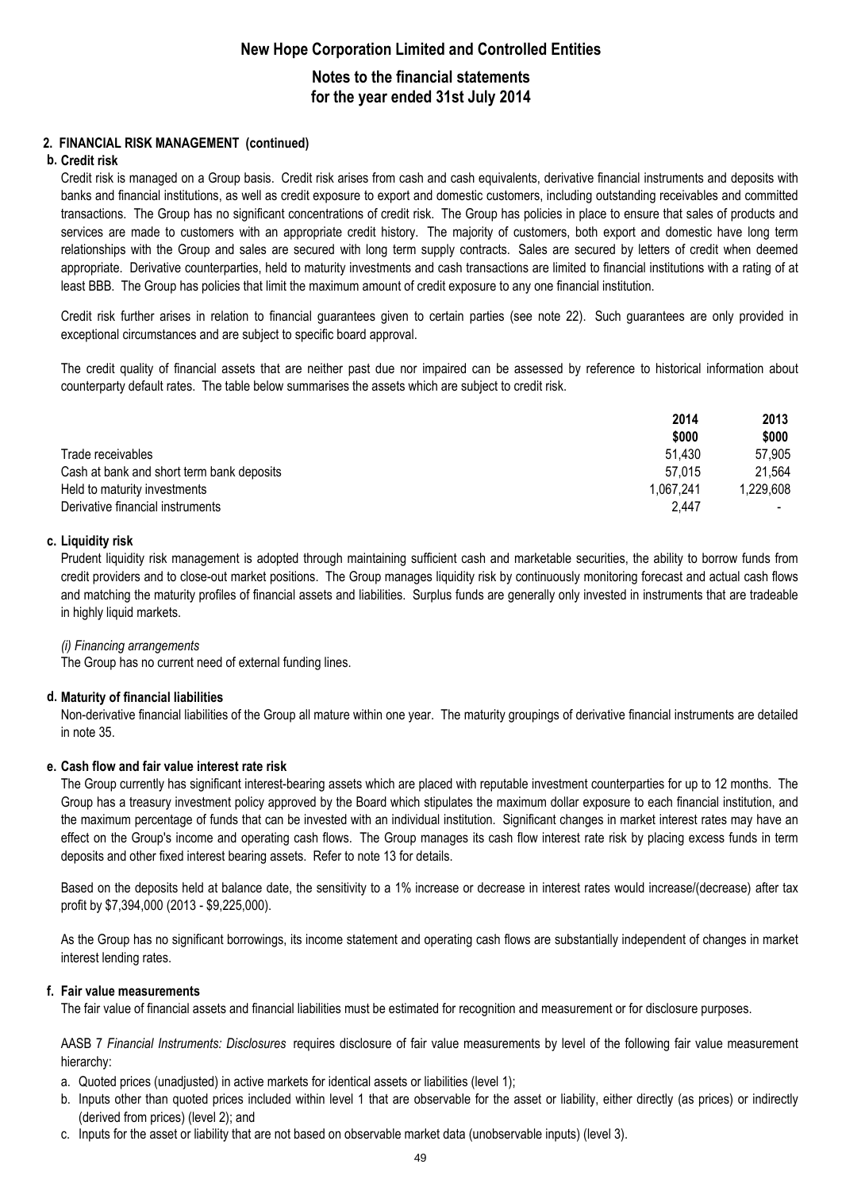## 2. FINANCIAL RISK MANAGEMENT (continued)

### b. Credit risk

Credit risk is managed on a Group basis. Credit risk arises from cash and cash equivalents, derivative financial instruments and deposits with banks and financial institutions, as well as credit exposure to export and domestic customers, including outstanding receivables and committed transactions. The Group has no significant concentrations of credit risk. The Group has policies in place to ensure that sales of products and services are made to customers with an appropriate credit history. The majority of customers, both export and domestic have long term relationships with the Group and sales are secured with long term supply contracts. Sales are secured by letters of credit when deemed appropriate. Derivative counterparties, held to maturity investments and cash transactions are limited to financial institutions with a rating of at least BBB. The Group has policies that limit the maximum amount of credit exposure to any one financial institution.

Credit risk further arises in relation to financial guarantees given to certain parties (see note 22). Such guarantees are only provided in exceptional circumstances and are subject to specific board approval.

The credit quality of financial assets that are neither past due nor impaired can be assessed by reference to historical information about counterparty default rates. The table below summarises the assets which are subject to credit risk.

| | 2014 | 2013 |
|---|---|---|
| | $000 | $000 |
| Trade receivables | 51,430 | 57,905 |
| Cash at bank and short term bank deposits | 57,015 | 21,564 |
| Held to maturity investments | 1,067,241 | 1,229,608 |
| Derivative financial instruments | 2,447 | - |

### c. Liquidity risk

Prudent liquidity risk management is adopted through maintaining sufficient cash and marketable securities, the ability to borrow funds from credit providers and to close-out market positions. The Group manages liquidity risk by continuously monitoring forecast and actual cash flows and matching the maturity profiles of financial assets and liabilities. Surplus funds are generally only invested in instruments that are tradeable in highly liquid markets.

*(i) Financing arrangements*

The Group has no current need of external funding lines.

### d. Maturity of financial liabilities

Non-derivative financial liabilities of the Group all mature within one year. The maturity groupings of derivative financial instruments are detailed in note 35.

### e. Cash flow and fair value interest rate risk

The Group currently has significant interest-bearing assets which are placed with reputable investment counterparties for up to 12 months. The Group has a treasury investment policy approved by the Board which stipulates the maximum dollar exposure to each financial institution, and the maximum percentage of funds that can be invested with an individual institution. Significant changes in market interest rates may have an effect on the Group's income and operating cash flows. The Group manages its cash flow interest rate risk by placing excess funds in term deposits and other fixed interest bearing assets. Refer to note 13 for details.

Based on the deposits held at balance date, the sensitivity to a 1% increase or decrease in interest rates would increase/(decrease) after tax profit by $7,394,000 (2013 - $9,225,000).

As the Group has no significant borrowings, its income statement and operating cash flows are substantially independent of changes in market interest lending rates.

### f. Fair value measurements

The fair value of financial assets and financial liabilities must be estimated for recognition and measurement or for disclosure purposes.

AASB 7 *Financial Instruments: Disclosures* requires disclosure of fair value measurements by level of the following fair value measurement hierarchy:

a. Quoted prices (unadjusted) in active markets for identical assets or liabilities (level 1);
b. Inputs other than quoted prices included within level 1 that are observable for the asset or liability, either directly (as prices) or indirectly (derived from prices) (level 2); and
c. Inputs for the asset or liability that are not based on observable market data (unobservable inputs) (level 3).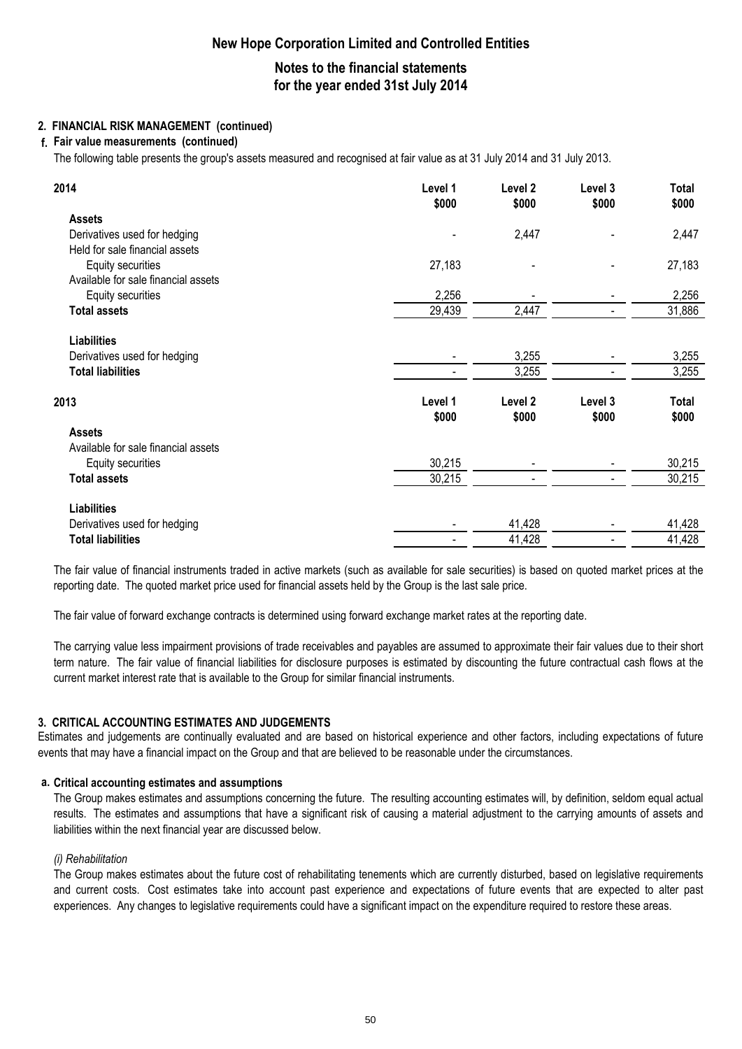## 2. FINANCIAL RISK MANAGEMENT (continued)

### f. Fair value measurements (continued)

The following table presents the group's assets measured and recognised at fair value as at 31 July 2014 and 31 July 2013.

| 2014 | Level 1 $000 | Level 2 $000 | Level 3 $000 | Total $000 |
|---|---|---|---|---|
| **Assets** | | | | |
| Derivatives used for hedging | - | 2,447 | - | 2,447 |
| Held for sale financial assets | | | | |
| Equity securities | 27,183 | - | - | 27,183 |
| Available for sale financial assets | | | | |
| Equity securities | 2,256 | - | - | 2,256 |
| **Total assets** | 29,439 | 2,447 | - | 31,886 |
| **Liabilities** | | | | |
| Derivatives used for hedging | - | 3,255 | - | 3,255 |
| **Total liabilities** | - | 3,255 | - | 3,255 |

| 2013 | Level 1 $000 | Level 2 $000 | Level 3 $000 | Total $000 |
|---|---|---|---|---|
| **Assets** | | | | |
| Available for sale financial assets | | | | |
| Equity securities | 30,215 | - | - | 30,215 |
| **Total assets** | 30,215 | - | - | 30,215 |
| **Liabilities** | | | | |
| Derivatives used for hedging | - | 41,428 | - | 41,428 |
| **Total liabilities** | - | 41,428 | - | 41,428 |

The fair value of financial instruments traded in active markets (such as available for sale securities) is based on quoted market prices at the reporting date. The quoted market price used for financial assets held by the Group is the last sale price.

The fair value of forward exchange contracts is determined using forward exchange market rates at the reporting date.

The carrying value less impairment provisions of trade receivables and payables are assumed to approximate their fair values due to their short term nature. The fair value of financial liabilities for disclosure purposes is estimated by discounting the future contractual cash flows at the current market interest rate that is available to the Group for similar financial instruments.

## 3. CRITICAL ACCOUNTING ESTIMATES AND JUDGEMENTS

Estimates and judgements are continually evaluated and are based on historical experience and other factors, including expectations of future events that may have a financial impact on the Group and that are believed to be reasonable under the circumstances.

### a. Critical accounting estimates and assumptions

The Group makes estimates and assumptions concerning the future. The resulting accounting estimates will, by definition, seldom equal actual results. The estimates and assumptions that have a significant risk of causing a material adjustment to the carrying amounts of assets and liabilities within the next financial year are discussed below.

*(i) Rehabilitation*

The Group makes estimates about the future cost of rehabilitating tenements which are currently disturbed, based on legislative requirements and current costs. Cost estimates take into account past experience and expectations of future events that are expected to alter past experiences. Any changes to legislative requirements could have a significant impact on the expenditure required to restore these areas.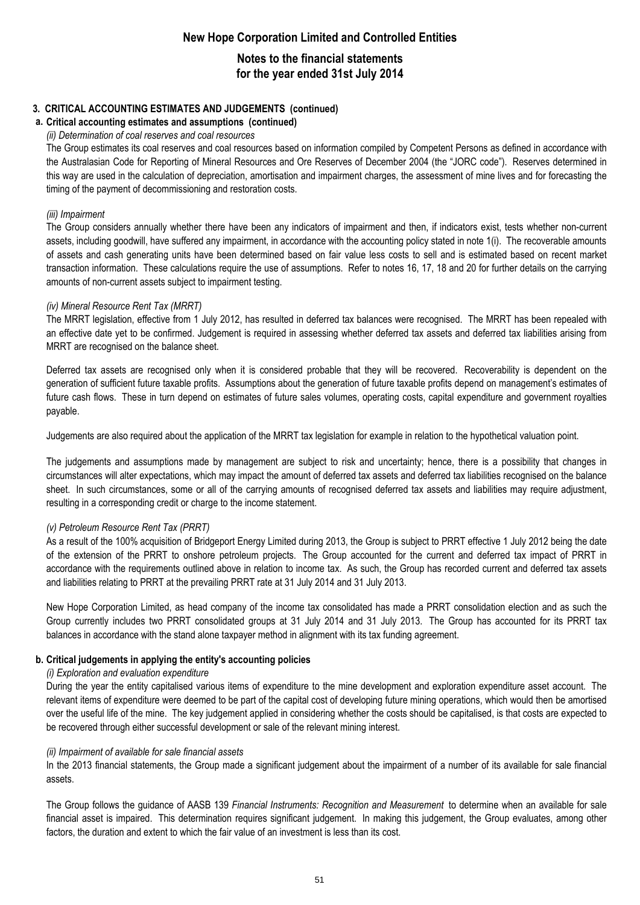# New Hope Corporation Limited and Controlled Entities

## Notes to the financial statements for the year ended 31st July 2014

### 3. CRITICAL ACCOUNTING ESTIMATES AND JUDGEMENTS (continued)

#### a. Critical accounting estimates and assumptions (continued)

*(ii) Determination of coal reserves and coal resources*

The Group estimates its coal reserves and coal resources based on information compiled by Competent Persons as defined in accordance with the Australasian Code for Reporting of Mineral Resources and Ore Reserves of December 2004 (the "JORC code"). Reserves determined in this way are used in the calculation of depreciation, amortisation and impairment charges, the assessment of mine lives and for forecasting the timing of the payment of decommissioning and restoration costs.

*(iii) Impairment*

The Group considers annually whether there have been any indicators of impairment and then, if indicators exist, tests whether non-current assets, including goodwill, have suffered any impairment, in accordance with the accounting policy stated in note 1(i). The recoverable amounts of assets and cash generating units have been determined based on fair value less costs to sell and is estimated based on recent market transaction information. These calculations require the use of assumptions. Refer to notes 16, 17, 18 and 20 for further details on the carrying amounts of non-current assets subject to impairment testing.

*(iv) Mineral Resource Rent Tax (MRRT)*

The MRRT legislation, effective from 1 July 2012, has resulted in deferred tax balances were recognised. The MRRT has been repealed with an effective date yet to be confirmed. Judgement is required in assessing whether deferred tax assets and deferred tax liabilities arising from MRRT are recognised on the balance sheet.

Deferred tax assets are recognised only when it is considered probable that they will be recovered. Recoverability is dependent on the generation of sufficient future taxable profits. Assumptions about the generation of future taxable profits depend on management's estimates of future cash flows. These in turn depend on estimates of future sales volumes, operating costs, capital expenditure and government royalties payable.

Judgements are also required about the application of the MRRT tax legislation for example in relation to the hypothetical valuation point.

The judgements and assumptions made by management are subject to risk and uncertainty; hence, there is a possibility that changes in circumstances will alter expectations, which may impact the amount of deferred tax assets and deferred tax liabilities recognised on the balance sheet. In such circumstances, some or all of the carrying amounts of recognised deferred tax assets and liabilities may require adjustment, resulting in a corresponding credit or charge to the income statement.

*(v) Petroleum Resource Rent Tax (PRRT)*

As a result of the 100% acquisition of Bridgeport Energy Limited during 2013, the Group is subject to PRRT effective 1 July 2012 being the date of the extension of the PRRT to onshore petroleum projects. The Group accounted for the current and deferred tax impact of PRRT in accordance with the requirements outlined above in relation to income tax. As such, the Group has recorded current and deferred tax assets and liabilities relating to PRRT at the prevailing PRRT rate at 31 July 2014 and 31 July 2013.

New Hope Corporation Limited, as head company of the income tax consolidated has made a PRRT consolidation election and as such the Group currently includes two PRRT consolidated groups at 31 July 2014 and 31 July 2013. The Group has accounted for its PRRT tax balances in accordance with the stand alone taxpayer method in alignment with its tax funding agreement.

#### b. Critical judgements in applying the entity's accounting policies

*(i) Exploration and evaluation expenditure*

During the year the entity capitalised various items of expenditure to the mine development and exploration expenditure asset account. The relevant items of expenditure were deemed to be part of the capital cost of developing future mining operations, which would then be amortised over the useful life of the mine. The key judgement applied in considering whether the costs should be capitalised, is that costs are expected to be recovered through either successful development or sale of the relevant mining interest.

*(ii) Impairment of available for sale financial assets*

In the 2013 financial statements, the Group made a significant judgement about the impairment of a number of its available for sale financial assets.

The Group follows the guidance of AASB 139 *Financial Instruments: Recognition and Measurement* to determine when an available for sale financial asset is impaired. This determination requires significant judgement. In making this judgement, the Group evaluates, among other factors, the duration and extent to which the fair value of an investment is less than its cost.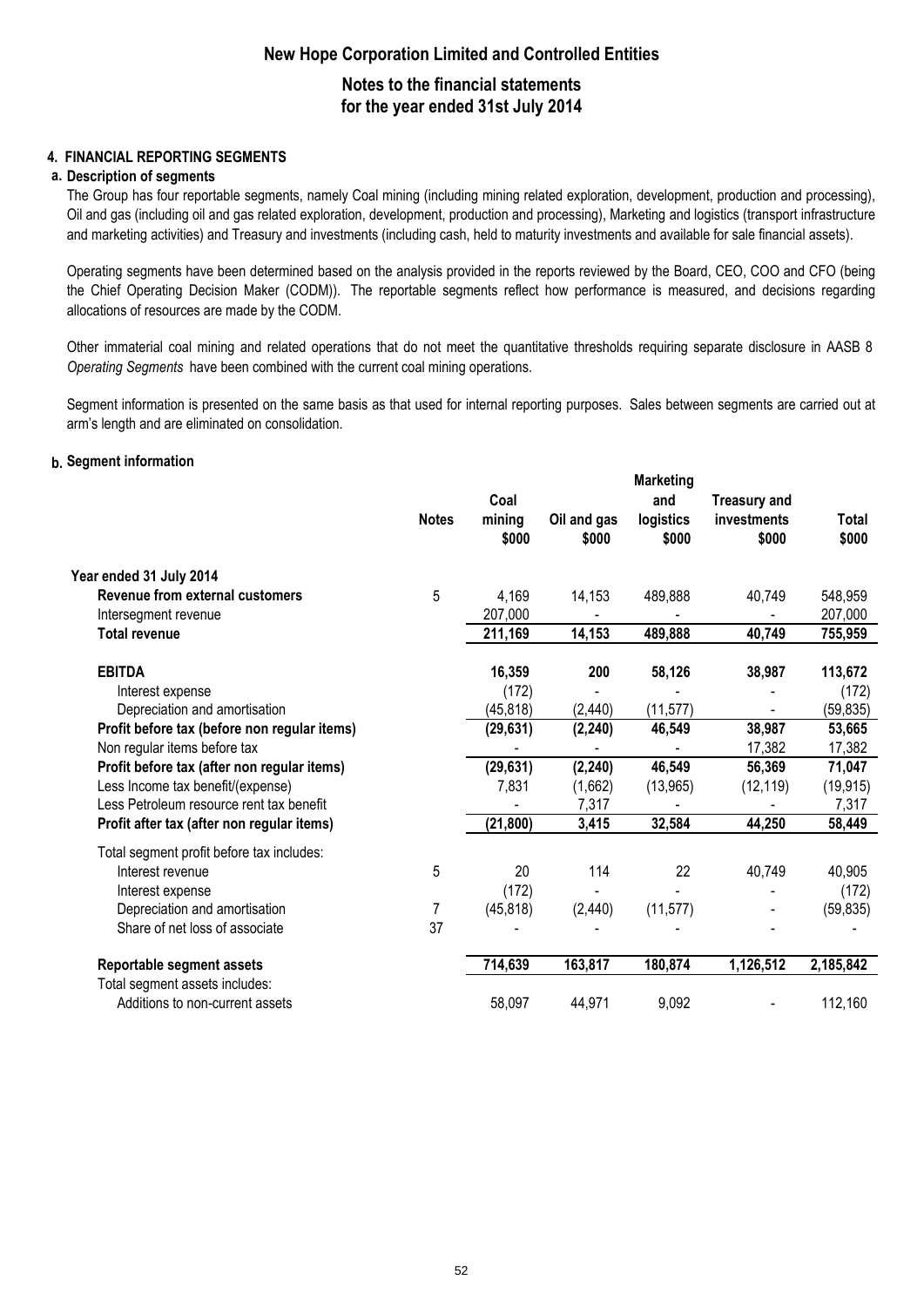## New Hope Corporation Limited and Controlled Entities

### Notes to the financial statements for the year ended 31st July 2014

### 4. FINANCIAL REPORTING SEGMENTS

**a. Description of segments**

The Group has four reportable segments, namely Coal mining (including mining related exploration, development, production and processing), Oil and gas (including oil and gas related exploration, development, production and processing), Marketing and logistics (transport infrastructure and marketing activities) and Treasury and investments (including cash, held to maturity investments and available for sale financial assets).

Operating segments have been determined based on the analysis provided in the reports reviewed by the Board, CEO, COO and CFO (being the Chief Operating Decision Maker (CODM)). The reportable segments reflect how performance is measured, and decisions regarding allocations of resources are made by the CODM.

Other immaterial coal mining and related operations that do not meet the quantitative thresholds requiring separate disclosure in AASB 8 *Operating Segments* have been combined with the current coal mining operations.

Segment information is presented on the same basis as that used for internal reporting purposes. Sales between segments are carried out at arm's length and are eliminated on consolidation.

**b. Segment information**

| | Notes | Coal mining $000 | Oil and gas $000 | Marketing and logistics $000 | Treasury and investments $000 | Total $000 |
|---|---|---|---|---|---|---|
| **Year ended 31 July 2014** | | | | | | |
| **Revenue from external customers** | 5 | 4,169 | 14,153 | 489,888 | 40,749 | 548,959 |
| Intersegment revenue | | 207,000 | - | - | - | 207,000 |
| **Total revenue** | | **211,169** | **14,153** | **489,888** | **40,749** | **755,959** |
| **EBITDA** | | **16,359** | **200** | **58,126** | **38,987** | **113,672** |
| Interest expense | | (172) | - | - | - | (172) |
| Depreciation and amortisation | | (45,818) | (2,440) | (11,577) | - | (59,835) |
| **Profit before tax (before non regular items)** | | **(29,631)** | **(2,240)** | **46,549** | **38,987** | **53,665** |
| Non regular items before tax | | - | - | - | 17,382 | 17,382 |
| **Profit before tax (after non regular items)** | | **(29,631)** | **(2,240)** | **46,549** | **56,369** | **71,047** |
| Less Income tax benefit/(expense) | | 7,831 | (1,662) | (13,965) | (12,119) | (19,915) |
| Less Petroleum resource rent tax benefit | | - | 7,317 | - | - | 7,317 |
| **Profit after tax (after non regular items)** | | **(21,800)** | **3,415** | **32,584** | **44,250** | **58,449** |
| Total segment profit before tax includes: | | | | | | |
| Interest revenue | 5 | 20 | 114 | 22 | 40,749 | 40,905 |
| Interest expense | | (172) | - | - | - | (172) |
| Depreciation and amortisation | 7 | (45,818) | (2,440) | (11,577) | - | (59,835) |
| Share of net loss of associate | 37 | - | - | - | - | - |
| **Reportable segment assets** | | **714,639** | **163,817** | **180,874** | **1,126,512** | **2,185,842** |
| Total segment assets includes: | | | | | | |
| Additions to non-current assets | | 58,097 | 44,971 | 9,092 | - | 112,160 |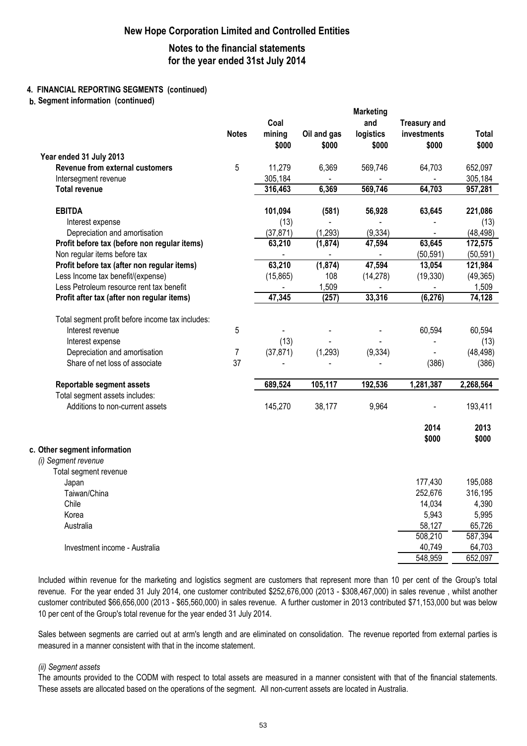# New Hope Corporation Limited and Controlled Entities

## Notes to the financial statements for the year ended 31st July 2014

### 4. FINANCIAL REPORTING SEGMENTS (continued)

#### b. Segment information (continued)

| | Notes | Coal mining $000 | Oil and gas $000 | Marketing and logistics $000 | Treasury and investments $000 | Total $000 |
|---|---|---|---|---|---|---|
| **Year ended 31 July 2013** | | | | | | |
| **Revenue from external customers** | 5 | 11,279 | 6,369 | 569,746 | 64,703 | 652,097 |
| Intersegment revenue | | 305,184 | - | - | - | 305,184 |
| **Total revenue** | | **316,463** | **6,369** | **569,746** | **64,703** | **957,281** |
| | | | | | | |
| **EBITDA** | | **101,094** | **(581)** | **56,928** | **63,645** | **221,086** |
| Interest expense | | (13) | - | - | - | (13) |
| Depreciation and amortisation | | (37,871) | (1,293) | (9,334) | - | (48,498) |
| **Profit before tax (before non regular items)** | | **63,210** | **(1,874)** | **47,594** | **63,645** | **172,575** |
| Non regular items before tax | | - | - | - | (50,591) | (50,591) |
| **Profit before tax (after non regular items)** | | **63,210** | **(1,874)** | **47,594** | **13,054** | **121,984** |
| Less Income tax benefit/(expense) | | (15,865) | 108 | (14,278) | (19,330) | (49,365) |
| Less Petroleum resource rent tax benefit | | - | 1,509 | - | - | 1,509 |
| **Profit after tax (after non regular items)** | | **47,345** | **(257)** | **33,316** | **(6,276)** | **74,128** |
| | | | | | | |
| Total segment profit before income tax includes: | | | | | | |
| Interest revenue | 5 | - | - | - | 60,594 | 60,594 |
| Interest expense | | (13) | - | - | - | (13) |
| Depreciation and amortisation | 7 | (37,871) | (1,293) | (9,334) | - | (48,498) |
| Share of net loss of associate | 37 | - | - | - | (386) | (386) |
| | | | | | | |
| **Reportable segment assets** | | **689,524** | **105,117** | **192,536** | **1,281,387** | **2,268,564** |
| Total segment assets includes: | | | | | | |
| Additions to non-current assets | | 145,270 | 38,177 | 9,964 | - | 193,411 |

#### c. Other segment information

| | 2014 $000 | 2013 $000 |
|---|---|---|
| *(i) Segment revenue* | | |
| Total segment revenue | | |
| Japan | 177,430 | 195,088 |
| Taiwan/China | 252,676 | 316,195 |
| Chile | 14,034 | 4,390 |
| Korea | 5,943 | 5,995 |
| Australia | 58,127 | 65,726 |
| | 508,210 | 587,394 |
| Investment income - Australia | 40,749 | 64,703 |
| | 548,959 | 652,097 |

Included within revenue for the marketing and logistics segment are customers that represent more than 10 per cent of the Group's total revenue. For the year ended 31 July 2014, one customer contributed $252,676,000 (2013 - $308,467,000) in sales revenue , whilst another customer contributed $66,656,000 (2013 - $65,560,000) in sales revenue. A further customer in 2013 contributed $71,153,000 but was below 10 per cent of the Group's total revenue for the year ended 31 July 2014.

Sales between segments are carried out at arm's length and are eliminated on consolidation. The revenue reported from external parties is measured in a manner consistent with that in the income statement.

*(ii) Segment assets*

The amounts provided to the CODM with respect to total assets are measured in a manner consistent with that of the financial statements. These assets are allocated based on the operations of the segment. All non-current assets are located in Australia.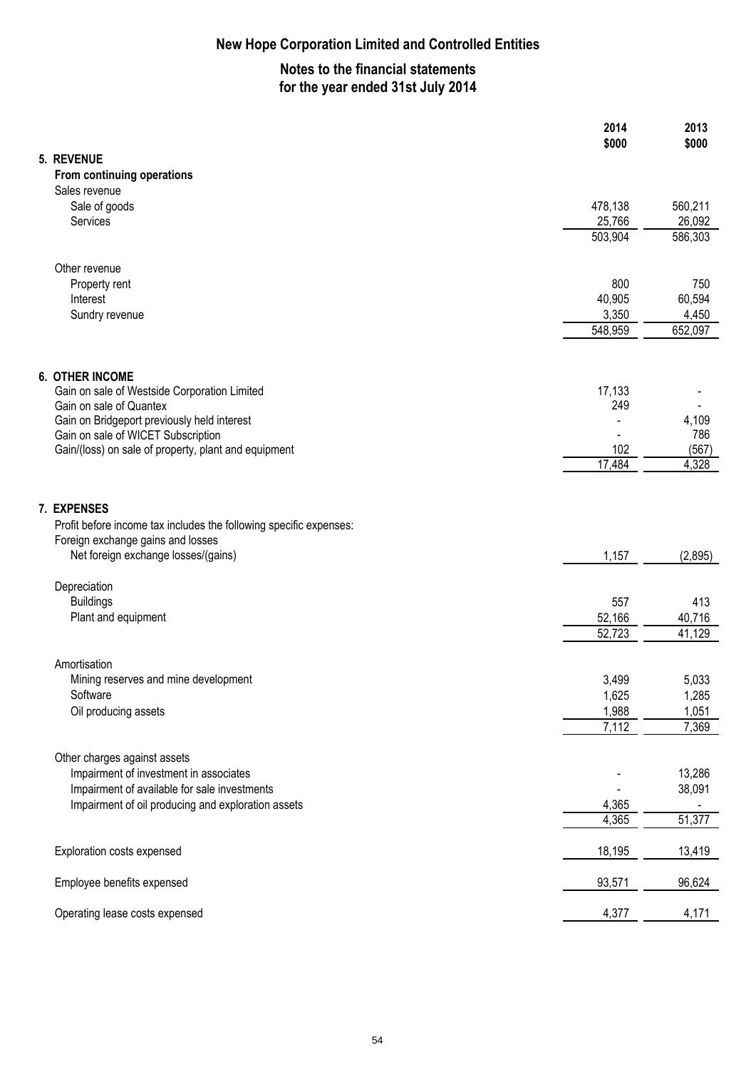# New Hope Corporation Limited and Controlled Entities

## Notes to the financial statements for the year ended 31st July 2014

| | 2014 $000 | 2013 $000 |
|---|---|---|
| **5. REVENUE** | | |
| **From continuing operations** | | |
| Sales revenue | | |
| Sale of goods | 478,138 | 560,211 |
| Services | 25,766 | 26,092 |
| | 503,904 | 586,303 |
| Other revenue | | |
| Property rent | 800 | 750 |
| Interest | 40,905 | 60,594 |
| Sundry revenue | 3,350 | 4,450 |
| | 548,959 | 652,097 |
| **6. OTHER INCOME** | | |
| Gain on sale of Westside Corporation Limited | 17,133 | - |
| Gain on sale of Quantex | 249 | - |
| Gain on Bridgeport previously held interest | - | 4,109 |
| Gain on sale of WICET Subscription | - | 786 |
| Gain/(loss) on sale of property, plant and equipment | 102 | (567) |
| | 17,484 | 4,328 |
| **7. EXPENSES** | | |
| Profit before income tax includes the following specific expenses: | | |
| Foreign exchange gains and losses | | |
| Net foreign exchange losses/(gains) | 1,157 | (2,895) |
| Depreciation | | |
| Buildings | 557 | 413 |
| Plant and equipment | 52,166 | 40,716 |
| | 52,723 | 41,129 |
| Amortisation | | |
| Mining reserves and mine development | 3,499 | 5,033 |
| Software | 1,625 | 1,285 |
| Oil producing assets | 1,988 | 1,051 |
| | 7,112 | 7,369 |
| Other charges against assets | | |
| Impairment of investment in associates | - | 13,286 |
| Impairment of available for sale investments | - | 38,091 |
| Impairment of oil producing and exploration assets | 4,365 | - |
| | 4,365 | 51,377 |
| Exploration costs expensed | 18,195 | 13,419 |
| Employee benefits expensed | 93,571 | 96,624 |
| Operating lease costs expensed | 4,377 | 4,171 |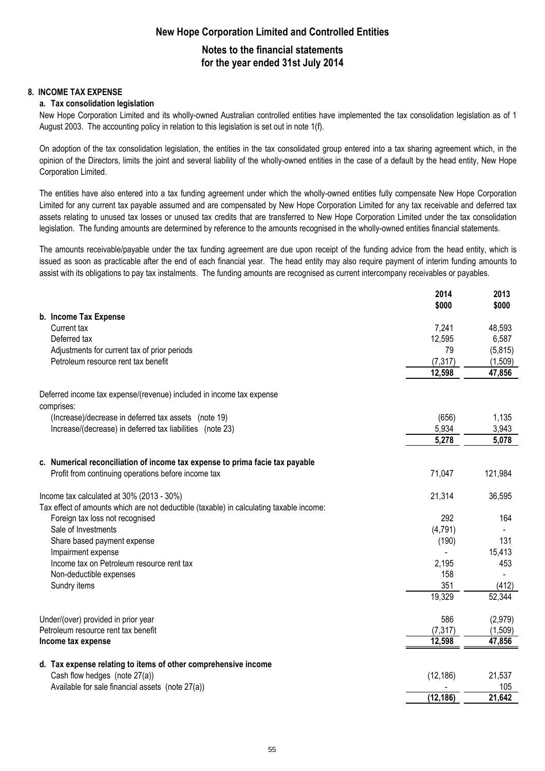# New Hope Corporation Limited and Controlled Entities

## Notes to the financial statements for the year ended 31st July 2014

### 8. INCOME TAX EXPENSE

#### a. Tax consolidation legislation

New Hope Corporation Limited and its wholly-owned Australian controlled entities have implemented the tax consolidation legislation as of 1 August 2003. The accounting policy in relation to this legislation is set out in note 1(f).

On adoption of the tax consolidation legislation, the entities in the tax consolidated group entered into a tax sharing agreement which, in the opinion of the Directors, limits the joint and several liability of the wholly-owned entities in the case of a default by the head entity, New Hope Corporation Limited.

The entities have also entered into a tax funding agreement under which the wholly-owned entities fully compensate New Hope Corporation Limited for any current tax payable assumed and are compensated by New Hope Corporation Limited for any tax receivable and deferred tax assets relating to unused tax losses or unused tax credits that are transferred to New Hope Corporation Limited under the tax consolidation legislation. The funding amounts are determined by reference to the amounts recognised in the wholly-owned entities financial statements.

The amounts receivable/payable under the tax funding agreement are due upon receipt of the funding advice from the head entity, which is issued as soon as practicable after the end of each financial year. The head entity may also require payment of interim funding amounts to assist with its obligations to pay tax instalments. The funding amounts are recognised as current intercompany receivables or payables.

| | 2014 $000 | 2013 $000 |
|---|---|---|
| **b. Income Tax Expense** | | |
| Current tax | 7,241 | 48,593 |
| Deferred tax | 12,595 | 6,587 |
| Adjustments for current tax of prior periods | 79 | (5,815) |
| Petroleum resource rent tax benefit | (7,317) | (1,509) |
| | **12,598** | **47,856** |
| Deferred income tax expense/(revenue) included in income tax expense comprises: | | |
| (Increase)/decrease in deferred tax assets (note 19) | (656) | 1,135 |
| Increase/(decrease) in deferred tax liabilities (note 23) | 5,934 | 3,943 |
| | **5,278** | **5,078** |
| **c. Numerical reconciliation of income tax expense to prima facie tax payable** | | |
| Profit from continuing operations before income tax | 71,047 | 121,984 |
| Income tax calculated at 30% (2013 - 30%) | 21,314 | 36,595 |
| Tax effect of amounts which are not deductible (taxable) in calculating taxable income: | | |
| Foreign tax loss not recognised | 292 | 164 |
| Sale of Investments | (4,791) | - |
| Share based payment expense | (190) | 131 |
| Impairment expense | - | 15,413 |
| Income tax on Petroleum resource rent tax | 2,195 | 453 |
| Non-deductible expenses | 158 | - |
| Sundry items | 351 | (412) |
| | 19,329 | 52,344 |
| Under/(over) provided in prior year | 586 | (2,979) |
| Petroleum resource rent tax benefit | (7,317) | (1,509) |
| **Income tax expense** | **12,598** | **47,856** |
| **d. Tax expense relating to items of other comprehensive income** | | |
| Cash flow hedges (note 27(a)) | (12,186) | 21,537 |
| Available for sale financial assets (note 27(a)) | - | 105 |
| | **(12,186)** | **21,642** |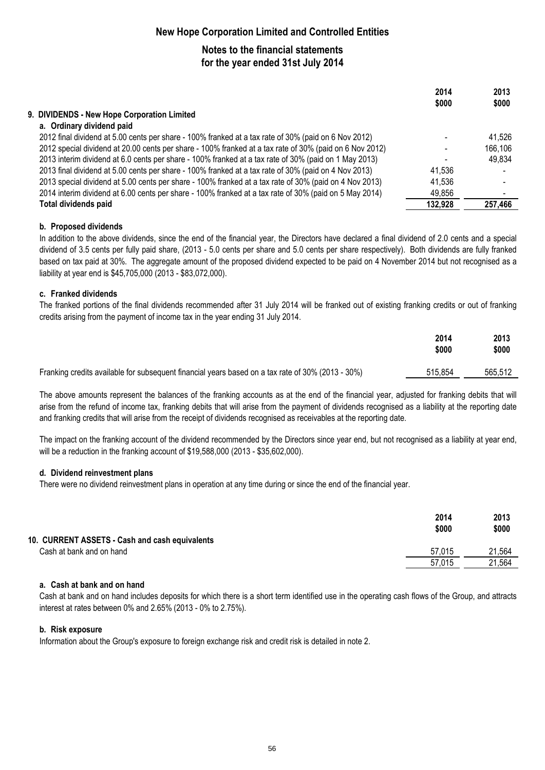# New Hope Corporation Limited and Controlled Entities

## Notes to the financial statements for the year ended 31st July 2014

| | 2014 $000 | 2013 $000 |
|---|---|---|
| **9. DIVIDENDS - New Hope Corporation Limited** | | |
| **a. Ordinary dividend paid** | | |
| 2012 final dividend at 5.00 cents per share - 100% franked at a tax rate of 30% (paid on 6 Nov 2012) | - | 41,526 |
| 2012 special dividend at 20.00 cents per share - 100% franked at a tax rate of 30% (paid on 6 Nov 2012) | - | 166,106 |
| 2013 interim dividend at 6.0 cents per share - 100% franked at a tax rate of 30% (paid on 1 May 2013) | - | 49,834 |
| 2013 final dividend at 5.00 cents per share - 100% franked at a tax rate of 30% (paid on 4 Nov 2013) | 41,536 | - |
| 2013 special dividend at 5.00 cents per share - 100% franked at a tax rate of 30% (paid on 4 Nov 2013) | 41,536 | - |
| 2014 interim dividend at 6.00 cents per share - 100% franked at a tax rate of 30% (paid on 5 May 2014) | 49,856 | - |
| **Total dividends paid** | **132,928** | **257,466** |

**b. Proposed dividends**

In addition to the above dividends, since the end of the financial year, the Directors have declared a final dividend of 2.0 cents and a special dividend of 3.5 cents per fully paid share, (2013 - 5.0 cents per share and 5.0 cents per share respectively). Both dividends are fully franked based on tax paid at 30%. The aggregate amount of the proposed dividend expected to be paid on 4 November 2014 but not recognised as a liability at year end is $45,705,000 (2013 - $83,072,000).

**c. Franked dividends**

The franked portions of the final dividends recommended after 31 July 2014 will be franked out of existing franking credits or out of franking credits arising from the payment of income tax in the year ending 31 July 2014.

| | 2014 $000 | 2013 $000 |
|---|---|---|
| Franking credits available for subsequent financial years based on a tax rate of 30% (2013 - 30%) | 515,854 | 565,512 |

The above amounts represent the balances of the franking accounts as at the end of the financial year, adjusted for franking debits that will arise from the refund of income tax, franking debits that will arise from the payment of dividends recognised as a liability at the reporting date and franking credits that will arise from the receipt of dividends recognised as receivables at the reporting date.

The impact on the franking account of the dividend recommended by the Directors since year end, but not recognised as a liability at year end, will be a reduction in the franking account of $19,588,000 (2013 - $35,602,000).

**d. Dividend reinvestment plans**

There were no dividend reinvestment plans in operation at any time during or since the end of the financial year.

| | 2014 $000 | 2013 $000 |
|---|---|---|
| **10. CURRENT ASSETS - Cash and cash equivalents** | | |
| Cash at bank and on hand | 57,015 | 21,564 |
| | 57,015 | 21,564 |

**a. Cash at bank and on hand**

Cash at bank and on hand includes deposits for which there is a short term identified use in the operating cash flows of the Group, and attracts interest at rates between 0% and 2.65% (2013 - 0% to 2.75%).

**b. Risk exposure**

Information about the Group's exposure to foreign exchange risk and credit risk is detailed in note 2.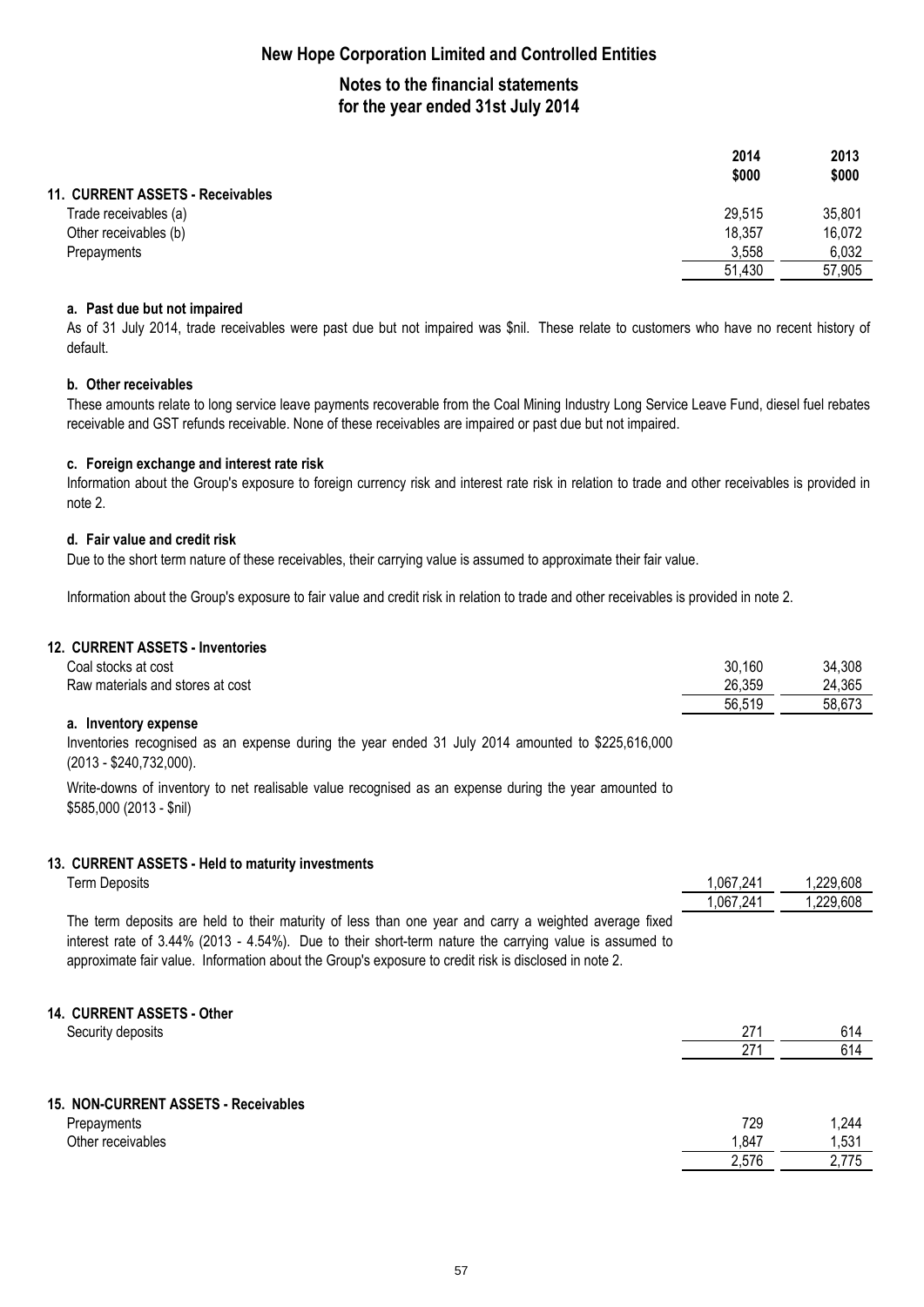## New Hope Corporation Limited and Controlled Entities

## Notes to the financial statements for the year ended 31st July 2014

| | 2014 $000 | 2013 $000 |
|---|---|---|
| **11. CURRENT ASSETS - Receivables** | | |
| Trade receivables (a) | 29,515 | 35,801 |
| Other receivables (b) | 18,357 | 16,072 |
| Prepayments | 3,558 | 6,032 |
| | 51,430 | 57,905 |

**a. Past due but not impaired**

As of 31 July 2014, trade receivables were past due but not impaired was $nil. These relate to customers who have no recent history of default.

**b. Other receivables**

These amounts relate to long service leave payments recoverable from the Coal Mining Industry Long Service Leave Fund, diesel fuel rebates receivable and GST refunds receivable. None of these receivables are impaired or past due but not impaired.

**c. Foreign exchange and interest rate risk**

Information about the Group's exposure to foreign currency risk and interest rate risk in relation to trade and other receivables is provided in note 2.

**d. Fair value and credit risk**

Due to the short term nature of these receivables, their carrying value is assumed to approximate their fair value.

Information about the Group's exposure to fair value and credit risk in relation to trade and other receivables is provided in note 2.

| **12. CURRENT ASSETS - Inventories** | 2014 $000 | 2013 $000 |
|---|---|---|
| Coal stocks at cost | 30,160 | 34,308 |
| Raw materials and stores at cost | 26,359 | 24,365 |
| | 56,519 | 58,673 |

**a. Inventory expense**

Inventories recognised as an expense during the year ended 31 July 2014 amounted to $225,616,000 (2013 - $240,732,000).

Write-downs of inventory to net realisable value recognised as an expense during the year amounted to $585,000 (2013 - $nil)

| **13. CURRENT ASSETS - Held to maturity investments** | 2014 $000 | 2013 $000 |
|---|---|---|
| Term Deposits | 1,067,241 | 1,229,608 |
| | 1,067,241 | 1,229,608 |

The term deposits are held to their maturity of less than one year and carry a weighted average fixed interest rate of 3.44% (2013 - 4.54%). Due to their short-term nature the carrying value is assumed to approximate fair value. Information about the Group's exposure to credit risk is disclosed in note 2.

| **14. CURRENT ASSETS - Other** | 2014 $000 | 2013 $000 |
|---|---|---|
| Security deposits | 271 | 614 |
| | 271 | 614 |

| **15. NON-CURRENT ASSETS - Receivables** | 2014 $000 | 2013 $000 |
|---|---|---|
| Prepayments | 729 | 1,244 |
| Other receivables | 1,847 | 1,531 |
| | 2,576 | 2,775 |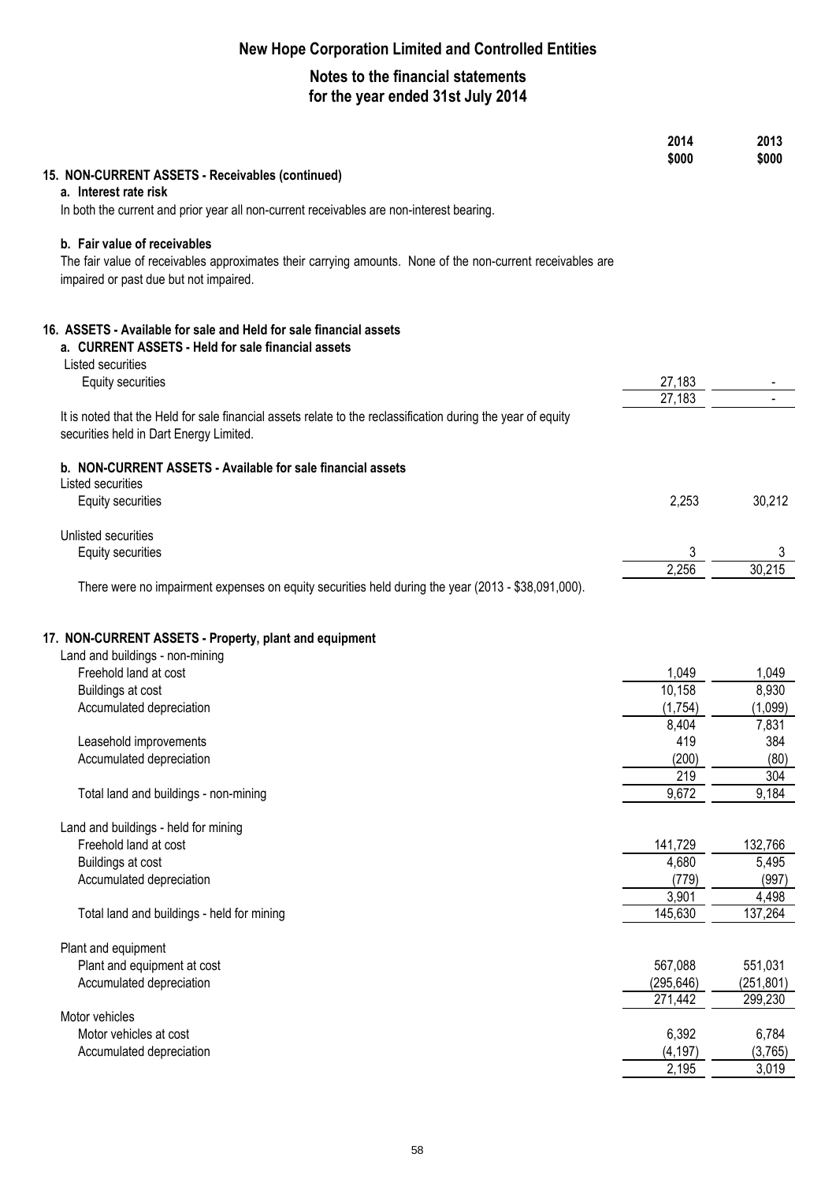# New Hope Corporation Limited and Controlled Entities

## Notes to the financial statements for the year ended 31st July 2014

| | 2014 $000 | 2013 $000 |
|---|---|---|
| **15. NON-CURRENT ASSETS - Receivables (continued)** | | |
| **a. Interest rate risk** | | |
| In both the current and prior year all non-current receivables are non-interest bearing. | | |
| **b. Fair value of receivables** | | |
| The fair value of receivables approximates their carrying amounts. None of the non-current receivables are impaired or past due but not impaired. | | |

### 16. ASSETS - Available for sale and Held for sale financial assets

**a. CURRENT ASSETS - Held for sale financial assets**

| | 2014 $000 | 2013 $000 |
|---|---|---|
| Listed securities | | |
| Equity securities | 27,183 | - |
| | 27,183 | - |

It is noted that the Held for sale financial assets relate to the reclassification during the year of equity securities held in Dart Energy Limited.

**b. NON-CURRENT ASSETS - Available for sale financial assets**

| | 2014 $000 | 2013 $000 |
|---|---|---|
| Listed securities | | |
| Equity securities | 2,253 | 30,212 |
| Unlisted securities | | |
| Equity securities | 3 | 3 |
| | 2,256 | 30,215 |

There were no impairment expenses on equity securities held during the year (2013 - $38,091,000).

### 17. NON-CURRENT ASSETS - Property, plant and equipment

| | 2014 $000 | 2013 $000 |
|---|---|---|
| Land and buildings - non-mining | | |
| Freehold land at cost | 1,049 | 1,049 |
| Buildings at cost | 10,158 | 8,930 |
| Accumulated depreciation | (1,754) | (1,099) |
| | 8,404 | 7,831 |
| Leasehold improvements | 419 | 384 |
| Accumulated depreciation | (200) | (80) |
| | 219 | 304 |
| Total land and buildings - non-mining | 9,672 | 9,184 |
| Land and buildings - held for mining | | |
| Freehold land at cost | 141,729 | 132,766 |
| Buildings at cost | 4,680 | 5,495 |
| Accumulated depreciation | (779) | (997) |
| | 3,901 | 4,498 |
| Total land and buildings - held for mining | 145,630 | 137,264 |
| Plant and equipment | | |
| Plant and equipment at cost | 567,088 | 551,031 |
| Accumulated depreciation | (295,646) | (251,801) |
| | 271,442 | 299,230 |
| Motor vehicles | | |
| Motor vehicles at cost | 6,392 | 6,784 |
| Accumulated depreciation | (4,197) | (3,765) |
| | 2,195 | 3,019 |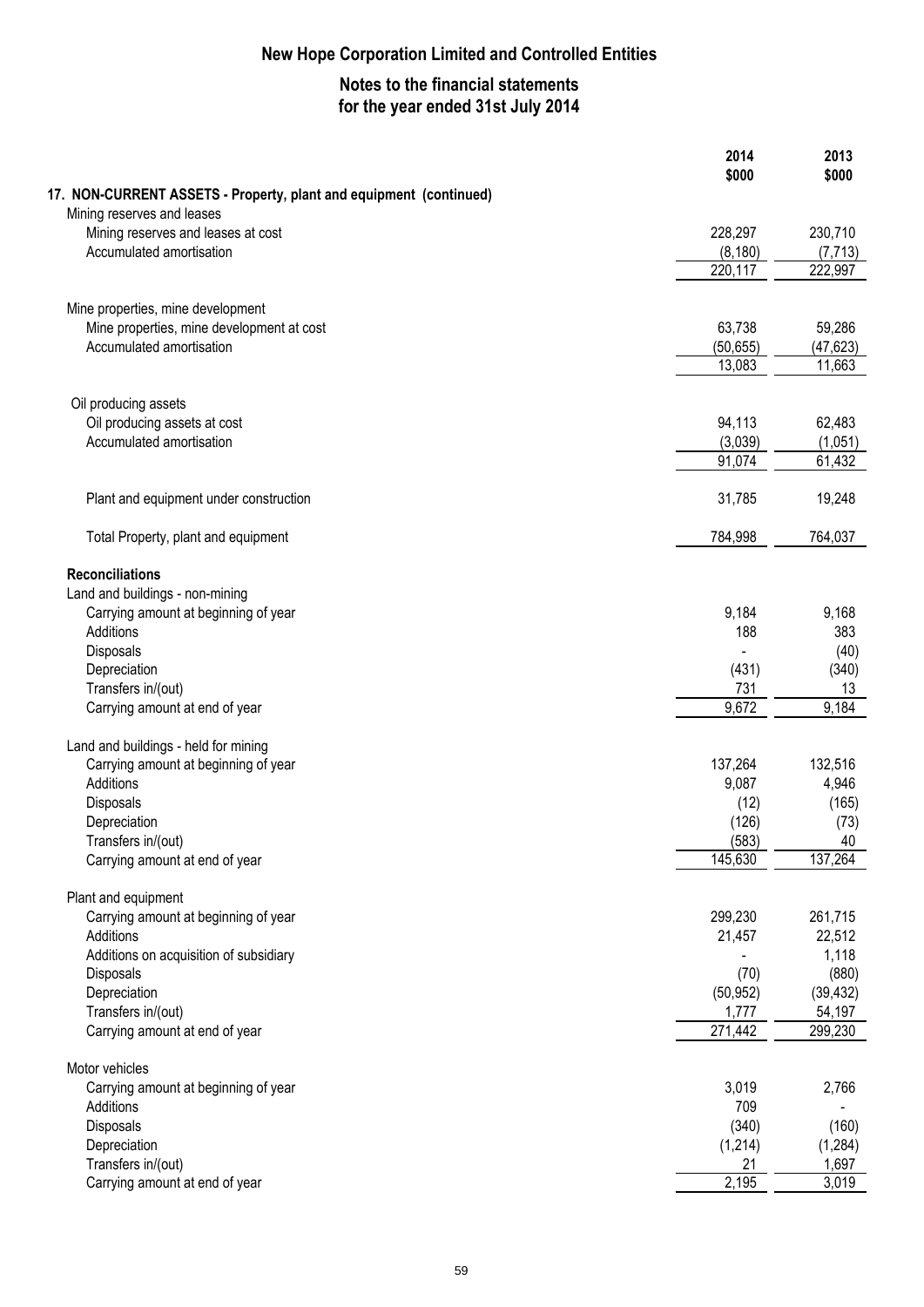# New Hope Corporation Limited and Controlled Entities

## Notes to the financial statements for the year ended 31st July 2014

| | 2014 $000 | 2013 $000 |
|---|---|---|
| **17. NON-CURRENT ASSETS - Property, plant and equipment (continued)** | | |
| Mining reserves and leases | | |
| Mining reserves and leases at cost | 228,297 | 230,710 |
| Accumulated amortisation | (8,180) | (7,713) |
| | 220,117 | 222,997 |
| | | |
| Mine properties, mine development | | |
| Mine properties, mine development at cost | 63,738 | 59,286 |
| Accumulated amortisation | (50,655) | (47,623) |
| | 13,083 | 11,663 |
| | | |
| Oil producing assets | | |
| Oil producing assets at cost | 94,113 | 62,483 |
| Accumulated amortisation | (3,039) | (1,051) |
| | 91,074 | 61,432 |
| | | |
| Plant and equipment under construction | 31,785 | 19,248 |
| | | |
| Total Property, plant and equipment | 784,998 | 764,037 |
| | | |
| **Reconciliations** | | |
| Land and buildings - non-mining | | |
| Carrying amount at beginning of year | 9,184 | 9,168 |
| Additions | 188 | 383 |
| Disposals | - | (40) |
| Depreciation | (431) | (340) |
| Transfers in/(out) | 731 | 13 |
| Carrying amount at end of year | 9,672 | 9,184 |
| | | |
| Land and buildings - held for mining | | |
| Carrying amount at beginning of year | 137,264 | 132,516 |
| Additions | 9,087 | 4,946 |
| Disposals | (12) | (165) |
| Depreciation | (126) | (73) |
| Transfers in/(out) | (583) | 40 |
| Carrying amount at end of year | 145,630 | 137,264 |
| | | |
| Plant and equipment | | |
| Carrying amount at beginning of year | 299,230 | 261,715 |
| Additions | 21,457 | 22,512 |
| Additions on acquisition of subsidiary | - | 1,118 |
| Disposals | (70) | (880) |
| Depreciation | (50,952) | (39,432) |
| Transfers in/(out) | 1,777 | 54,197 |
| Carrying amount at end of year | 271,442 | 299,230 |
| | | |
| Motor vehicles | | |
| Carrying amount at beginning of year | 3,019 | 2,766 |
| Additions | 709 | - |
| Disposals | (340) | (160) |
| Depreciation | (1,214) | (1,284) |
| Transfers in/(out) | 21 | 1,697 |
| Carrying amount at end of year | 2,195 | 3,019 |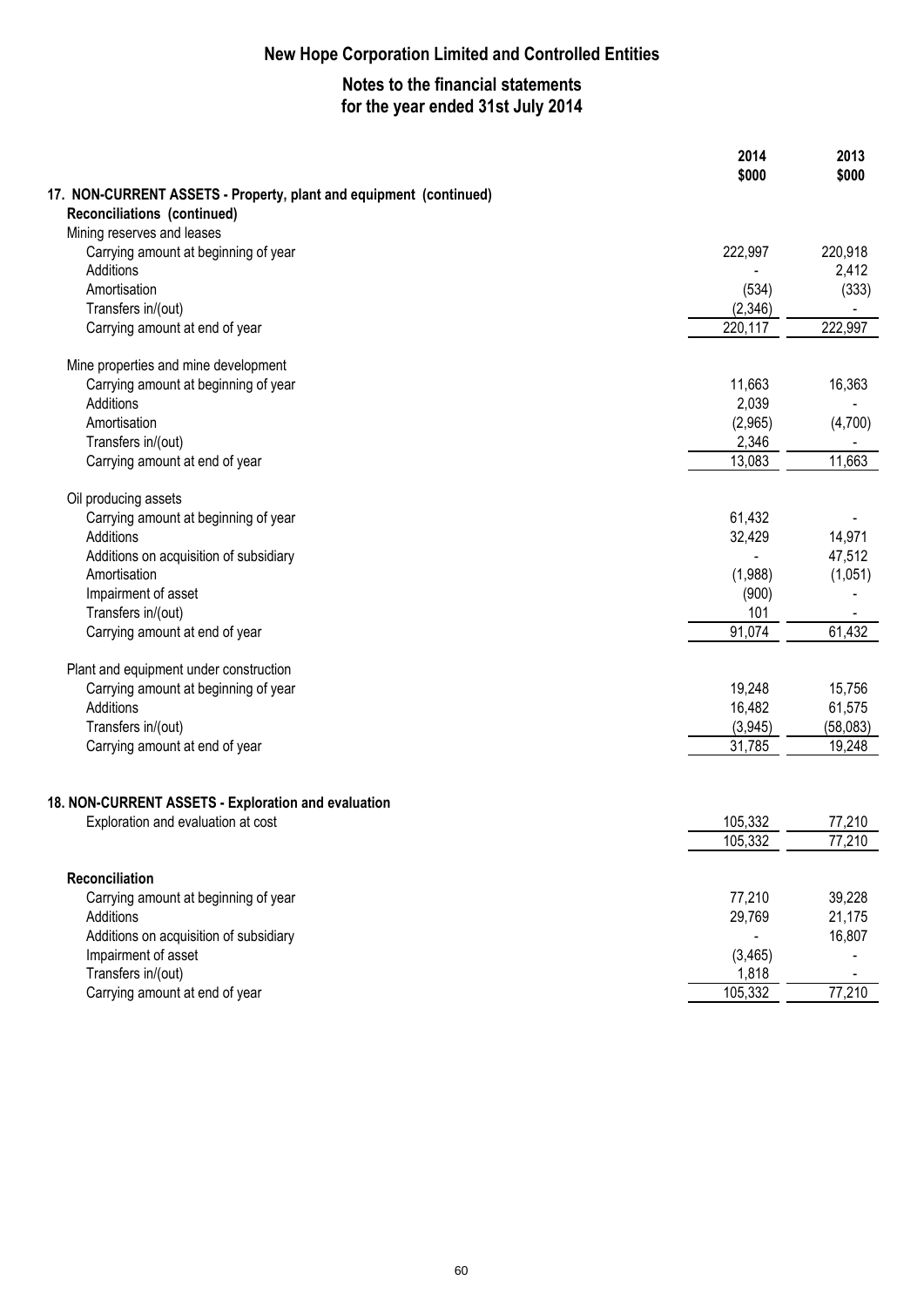# New Hope Corporation Limited and Controlled Entities

## Notes to the financial statements for the year ended 31st July 2014

| | 2014 $000 | 2013 $000 |
|---|---|---|
| **17. NON-CURRENT ASSETS - Property, plant and equipment (continued)** | | |
| **Reconciliations (continued)** | | |
| Mining reserves and leases | | |
| Carrying amount at beginning of year | 222,997 | 220,918 |
| Additions | - | 2,412 |
| Amortisation | (534) | (333) |
| Transfers in/(out) | (2,346) | - |
| Carrying amount at end of year | 220,117 | 222,997 |
| | | |
| Mine properties and mine development | | |
| Carrying amount at beginning of year | 11,663 | 16,363 |
| Additions | 2,039 | - |
| Amortisation | (2,965) | (4,700) |
| Transfers in/(out) | 2,346 | - |
| Carrying amount at end of year | 13,083 | 11,663 |
| | | |
| Oil producing assets | | |
| Carrying amount at beginning of year | 61,432 | - |
| Additions | 32,429 | 14,971 |
| Additions on acquisition of subsidiary | - | 47,512 |
| Amortisation | (1,988) | (1,051) |
| Impairment of asset | (900) | - |
| Transfers in/(out) | 101 | - |
| Carrying amount at end of year | 91,074 | 61,432 |
| | | |
| Plant and equipment under construction | | |
| Carrying amount at beginning of year | 19,248 | 15,756 |
| Additions | 16,482 | 61,575 |
| Transfers in/(out) | (3,945) | (58,083) |
| Carrying amount at end of year | 31,785 | 19,248 |

| | 2014 $000 | 2013 $000 |
|---|---|---|
| **18. NON-CURRENT ASSETS - Exploration and evaluation** | | |
| Exploration and evaluation at cost | 105,332 | 77,210 |
| | 105,332 | 77,210 |
| | | |
| **Reconciliation** | | |
| Carrying amount at beginning of year | 77,210 | 39,228 |
| Additions | 29,769 | 21,175 |
| Additions on acquisition of subsidiary | - | 16,807 |
| Impairment of asset | (3,465) | - |
| Transfers in/(out) | 1,818 | - |
| Carrying amount at end of year | 105,332 | 77,210 |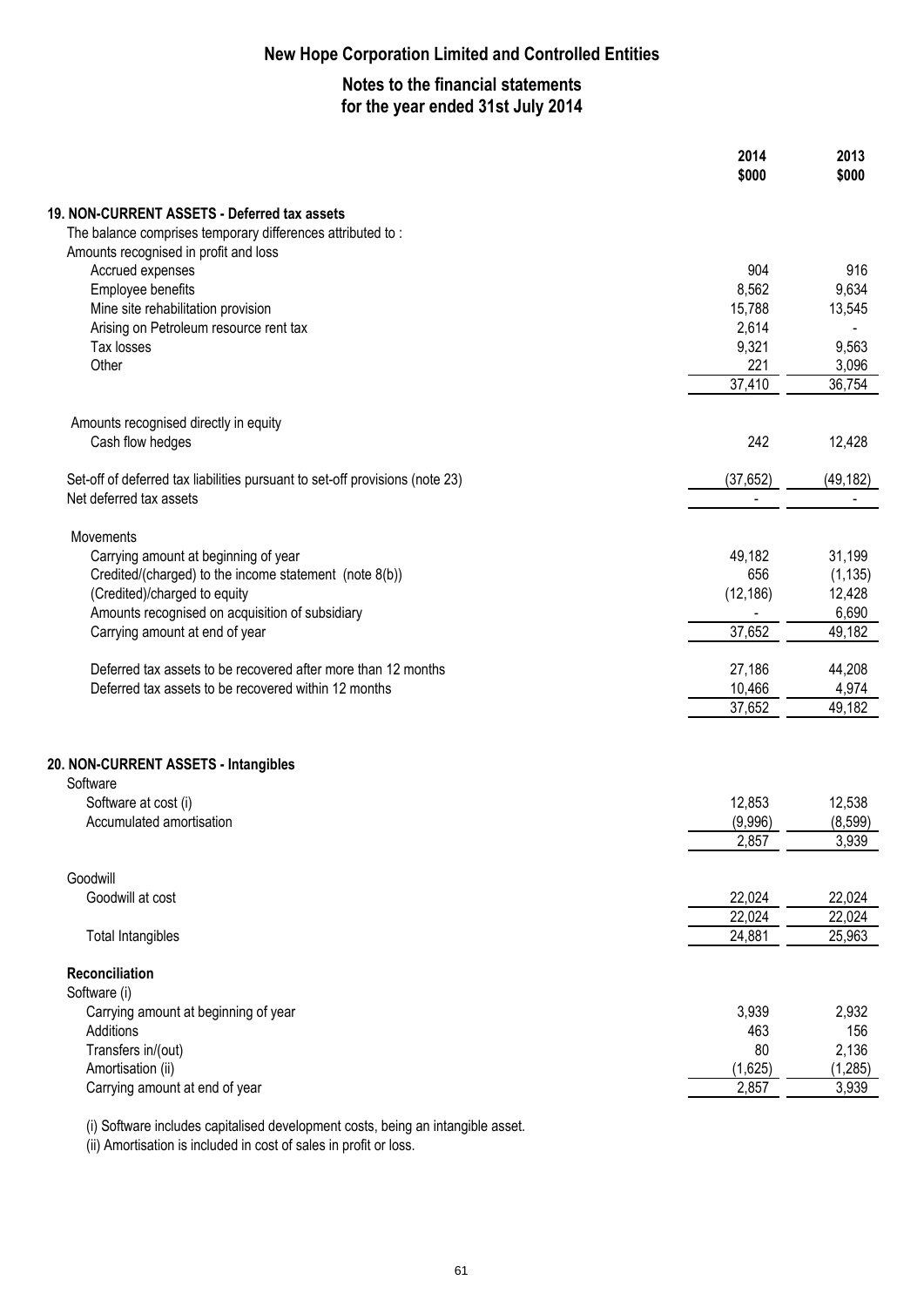# New Hope Corporation Limited and Controlled Entities

## Notes to the financial statements for the year ended 31st July 2014

| | 2014 $000 | 2013 $000 |
|---|---|---|
| **19. NON-CURRENT ASSETS - Deferred tax assets** | | |
| The balance comprises temporary differences attributed to : | | |
| Amounts recognised in profit and loss | | |
| Accrued expenses | 904 | 916 |
| Employee benefits | 8,562 | 9,634 |
| Mine site rehabilitation provision | 15,788 | 13,545 |
| Arising on Petroleum resource rent tax | 2,614 | - |
| Tax losses | 9,321 | 9,563 |
| Other | 221 | 3,096 |
| | 37,410 | 36,754 |
| Amounts recognised directly in equity | | |
| Cash flow hedges | 242 | 12,428 |
| Set-off of deferred tax liabilities pursuant to set-off provisions (note 23) | (37,652) | (49,182) |
| Net deferred tax assets | - | - |
| Movements | | |
| Carrying amount at beginning of year | 49,182 | 31,199 |
| Credited/(charged) to the income statement (note 8(b)) | 656 | (1,135) |
| (Credited)/charged to equity | (12,186) | 12,428 |
| Amounts recognised on acquisition of subsidiary | - | 6,690 |
| Carrying amount at end of year | 37,652 | 49,182 |
| Deferred tax assets to be recovered after more than 12 months | 27,186 | 44,208 |
| Deferred tax assets to be recovered within 12 months | 10,466 | 4,974 |
| | 37,652 | 49,182 |

| | 2014 $000 | 2013 $000 |
|---|---|---|
| **20. NON-CURRENT ASSETS - Intangibles** | | |
| Software | | |
| Software at cost (i) | 12,853 | 12,538 |
| Accumulated amortisation | (9,996) | (8,599) |
| | 2,857 | 3,939 |
| Goodwill | | |
| Goodwill at cost | 22,024 | 22,024 |
| | 22,024 | 22,024 |
| Total Intangibles | 24,881 | 25,963 |
| **Reconciliation** | | |
| Software (i) | | |
| Carrying amount at beginning of year | 3,939 | 2,932 |
| Additions | 463 | 156 |
| Transfers in/(out) | 80 | 2,136 |
| Amortisation (ii) | (1,625) | (1,285) |
| Carrying amount at end of year | 2,857 | 3,939 |

(i) Software includes capitalised development costs, being an intangible asset.
(ii) Amortisation is included in cost of sales in profit or loss.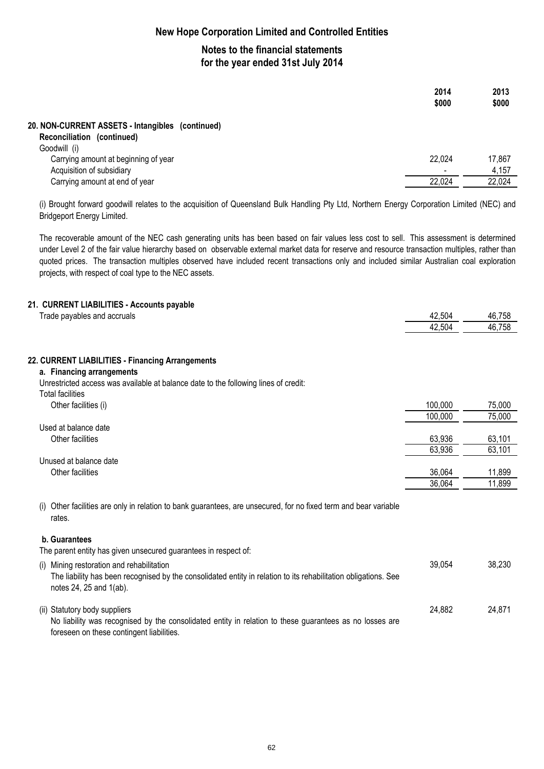## New Hope Corporation Limited and Controlled Entities

### Notes to the financial statements for the year ended 31st July 2014

| | 2014 $000 | 2013 $000 |
|---|---|---|
| **20. NON-CURRENT ASSETS - Intangibles (continued)** | | |
| **Reconciliation (continued)** | | |
| Goodwill (i) | | |
| Carrying amount at beginning of year | 22,024 | 17,867 |
| Acquisition of subsidiary | - | 4,157 |
| Carrying amount at end of year | 22,024 | 22,024 |

(i) Brought forward goodwill relates to the acquisition of Queensland Bulk Handling Pty Ltd, Northern Energy Corporation Limited (NEC) and Bridgeport Energy Limited.

The recoverable amount of the NEC cash generating units has been based on fair values less cost to sell. This assessment is determined under Level 2 of the fair value hierarchy based on observable external market data for reserve and resource transaction multiples, rather than quoted prices. The transaction multiples observed have included recent transactions only and included similar Australian coal exploration projects, with respect of coal type to the NEC assets.

| | 2014 $000 | 2013 $000 |
|---|---|---|
| **21. CURRENT LIABILITIES - Accounts payable** | | |
| Trade payables and accruals | 42,504 | 46,758 |
| | 42,504 | 46,758 |

| | 2014 $000 | 2013 $000 |
|---|---|---|
| **22. CURRENT LIABILITIES - Financing Arrangements** | | |
| **a. Financing arrangements** | | |
| Unrestricted access was available at balance date to the following lines of credit: | | |
| Total facilities | | |
| Other facilities (i) | 100,000 | 75,000 |
| | 100,000 | 75,000 |
| Used at balance date | | |
| Other facilities | 63,936 | 63,101 |
| | 63,936 | 63,101 |
| Unused at balance date | | |
| Other facilities | 36,064 | 11,899 |
| | 36,064 | 11,899 |

(i) Other facilities are only in relation to bank guarantees, are unsecured, for no fixed term and bear variable rates.

**b. Guarantees**

The parent entity has given unsecured guarantees in respect of:

| | 2014 $000 | 2013 $000 |
|---|---|---|
| (i) Mining restoration and rehabilitation<br>The liability has been recognised by the consolidated entity in relation to its rehabilitation obligations. See notes 24, 25 and 1(ab). | 39,054 | 38,230 |
| (ii) Statutory body suppliers<br>No liability was recognised by the consolidated entity in relation to these guarantees as no losses are foreseen on these contingent liabilities. | 24,882 | 24,871 |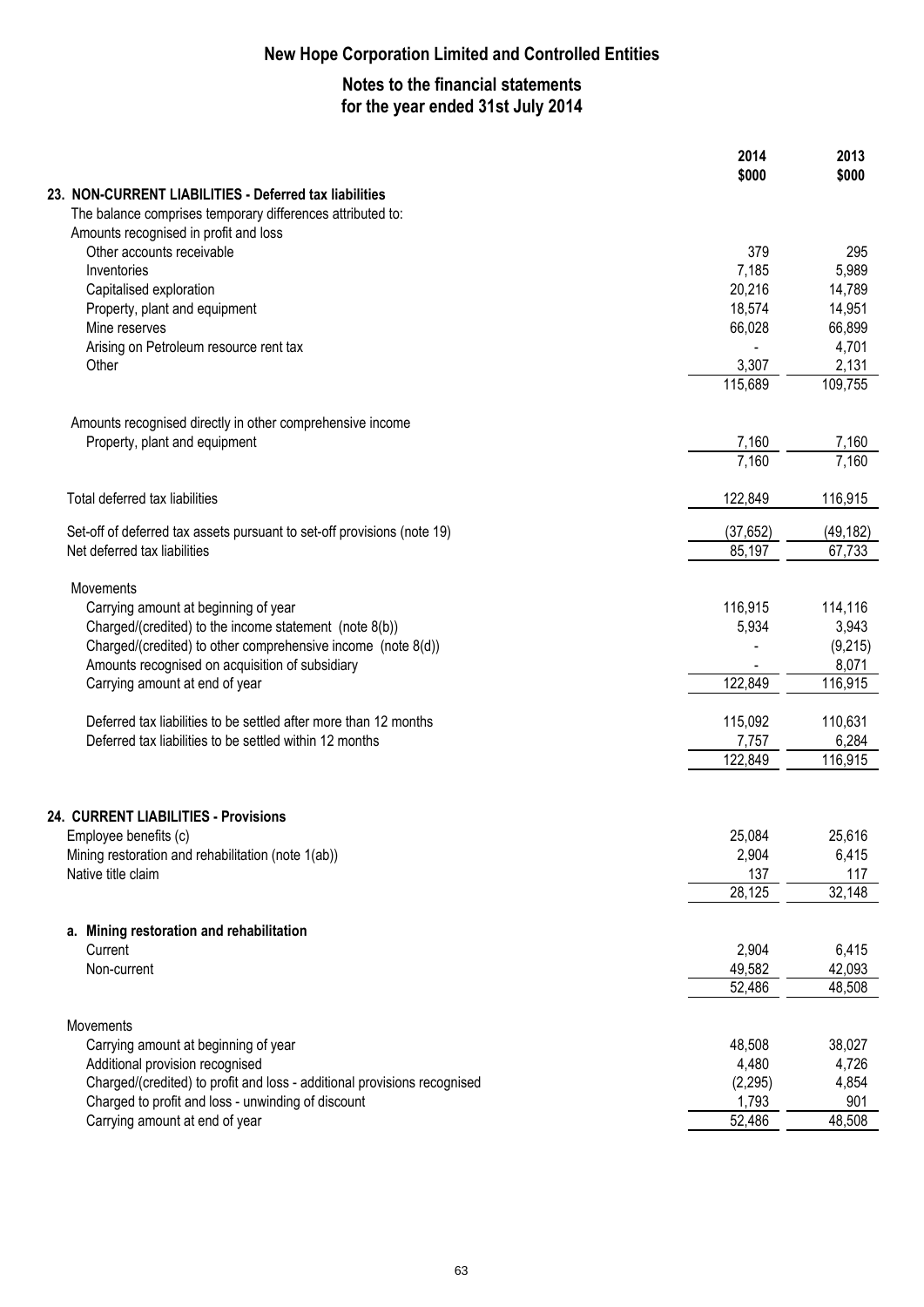# New Hope Corporation Limited and Controlled Entities

## Notes to the financial statements for the year ended 31st July 2014

| | 2014 $000 | 2013 $000 |
|---|---|---|
| **23. NON-CURRENT LIABILITIES - Deferred tax liabilities** | | |
| The balance comprises temporary differences attributed to: | | |
| Amounts recognised in profit and loss | | |
| Other accounts receivable | 379 | 295 |
| Inventories | 7,185 | 5,989 |
| Capitalised exploration | 20,216 | 14,789 |
| Property, plant and equipment | 18,574 | 14,951 |
| Mine reserves | 66,028 | 66,899 |
| Arising on Petroleum resource rent tax | - | 4,701 |
| Other | 3,307 | 2,131 |
| | 115,689 | 109,755 |
| Amounts recognised directly in other comprehensive income | | |
| Property, plant and equipment | 7,160 | 7,160 |
| | 7,160 | 7,160 |
| Total deferred tax liabilities | 122,849 | 116,915 |
| Set-off of deferred tax assets pursuant to set-off provisions (note 19) | (37,652) | (49,182) |
| Net deferred tax liabilities | 85,197 | 67,733 |
| Movements | | |
| Carrying amount at beginning of year | 116,915 | 114,116 |
| Charged/(credited) to the income statement (note 8(b)) | 5,934 | 3,943 |
| Charged/(credited) to other comprehensive income (note 8(d)) | - | (9,215) |
| Amounts recognised on acquisition of subsidiary | - | 8,071 |
| Carrying amount at end of year | 122,849 | 116,915 |
| Deferred tax liabilities to be settled after more than 12 months | 115,092 | 110,631 |
| Deferred tax liabilities to be settled within 12 months | 7,757 | 6,284 |
| | 122,849 | 116,915 |

| | 2014 $000 | 2013 $000 |
|---|---|---|
| **24. CURRENT LIABILITIES - Provisions** | | |
| Employee benefits (c) | 25,084 | 25,616 |
| Mining restoration and rehabilitation (note 1(ab)) | 2,904 | 6,415 |
| Native title claim | 137 | 117 |
| | 28,125 | 32,148 |
| **a. Mining restoration and rehabilitation** | | |
| Current | 2,904 | 6,415 |
| Non-current | 49,582 | 42,093 |
| | 52,486 | 48,508 |
| Movements | | |
| Carrying amount at beginning of year | 48,508 | 38,027 |
| Additional provision recognised | 4,480 | 4,726 |
| Charged/(credited) to profit and loss - additional provisions recognised | (2,295) | 4,854 |
| Charged to profit and loss - unwinding of discount | 1,793 | 901 |
| Carrying amount at end of year | 52,486 | 48,508 |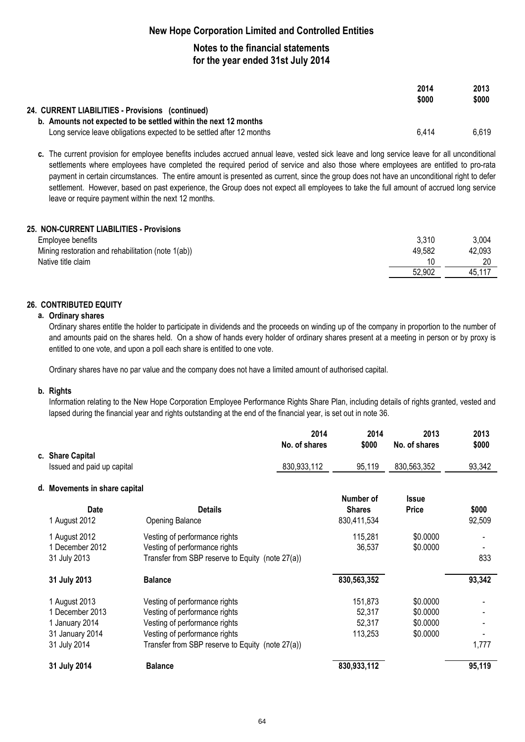## New Hope Corporation Limited and Controlled Entities

### Notes to the financial statements for the year ended 31st July 2014

| | 2014 $000 | 2013 $000 |
|---|---|---|
| **24. CURRENT LIABILITIES - Provisions (continued)** | | |
| **b. Amounts not expected to be settled within the next 12 months** | | |
| Long service leave obligations expected to be settled after 12 months | 6,414 | 6,619 |

**c.** The current provision for employee benefits includes accrued annual leave, vested sick leave and long service leave for all unconditional settlements where employees have completed the required period of service and also those where employees are entitled to pro-rata payment in certain circumstances. The entire amount is presented as current, since the group does not have an unconditional right to defer settlement. However, based on past experience, the Group does not expect all employees to take the full amount of accrued long service leave or require payment within the next 12 months.

**25. NON-CURRENT LIABILITIES - Provisions**

| | 2014 $000 | 2013 $000 |
|---|---|---|
| Employee benefits | 3,310 | 3,004 |
| Mining restoration and rehabilitation (note 1(ab)) | 49,582 | 42,093 |
| Native title claim | 10 | 20 |
| | 52,902 | 45,117 |

**26. CONTRIBUTED EQUITY**

**a. Ordinary shares**

Ordinary shares entitle the holder to participate in dividends and the proceeds on winding up of the company in proportion to the number of and amounts paid on the shares held. On a show of hands every holder of ordinary shares present at a meeting in person or by proxy is entitled to one vote, and upon a poll each share is entitled to one vote.

Ordinary shares have no par value and the company does not have a limited amount of authorised capital.

**b. Rights**

Information relating to the New Hope Corporation Employee Performance Rights Share Plan, including details of rights granted, vested and lapsed during the financial year and rights outstanding at the end of the financial year, is set out in note 36.

| | 2014 No. of shares | 2014 $000 | 2013 No. of shares | 2013 $000 |
|---|---|---|---|---|
| **c. Share Capital** | | | | |
| Issued and paid up capital | 830,933,112 | 95,119 | 830,563,352 | 93,342 |

**d. Movements in share capital**

| Date | Details | Number of Shares | Issue Price | $000 |
|---|---|---|---|---|
| 1 August 2012 | Opening Balance | 830,411,534 | | 92,509 |
| 1 August 2012 | Vesting of performance rights | 115,281 | $0.0000 | - |
| 1 December 2012 | Vesting of performance rights | 36,537 | $0.0000 | - |
| 31 July 2013 | Transfer from SBP reserve to Equity (note 27(a)) | | | 833 |
| **31 July 2013** | **Balance** | **830,563,352** | | **93,342** |
| 1 August 2013 | Vesting of performance rights | 151,873 | $0.0000 | - |
| 1 December 2013 | Vesting of performance rights | 52,317 | $0.0000 | - |
| 1 January 2014 | Vesting of performance rights | 52,317 | $0.0000 | - |
| 31 January 2014 | Vesting of performance rights | 113,253 | $0.0000 | - |
| 31 July 2014 | Transfer from SBP reserve to Equity (note 27(a)) | | | 1,777 |
| **31 July 2014** | **Balance** | **830,933,112** | | **95,119** |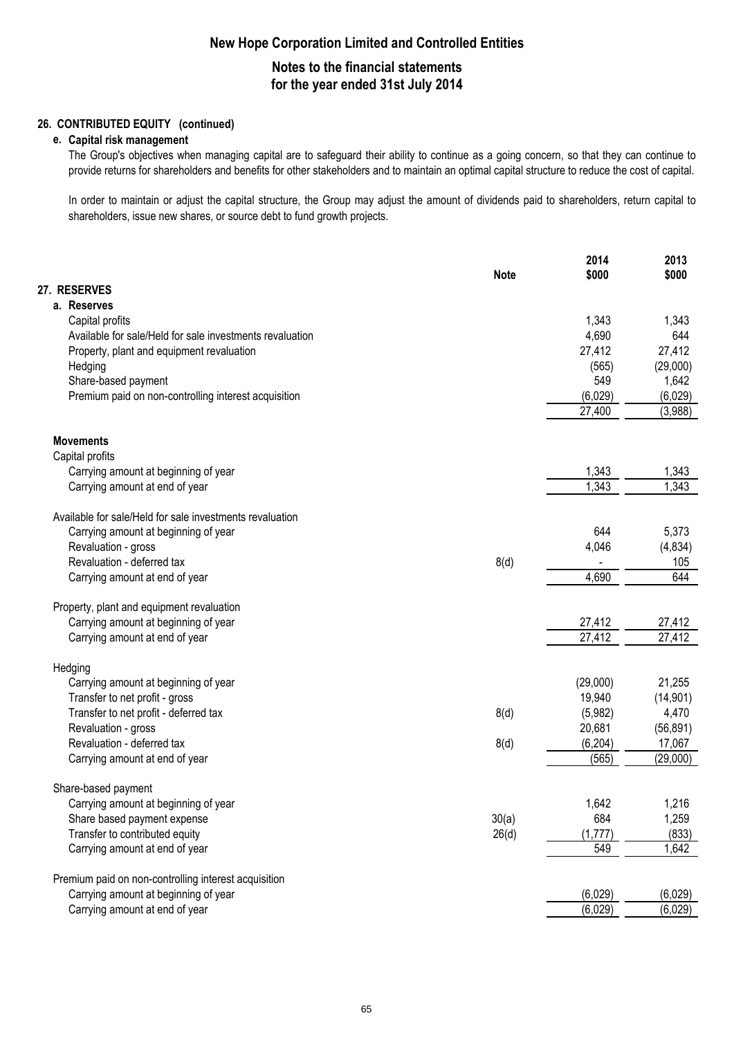### 26. CONTRIBUTED EQUITY (continued)

#### e. Capital risk management

The Group's objectives when managing capital are to safeguard their ability to continue as a going concern, so that they can continue to provide returns for shareholders and benefits for other stakeholders and to maintain an optimal capital structure to reduce the cost of capital.

In order to maintain or adjust the capital structure, the Group may adjust the amount of dividends paid to shareholders, return capital to shareholders, issue new shares, or source debt to fund growth projects.

| | Note | 2014 $000 | 2013 $000 |
|---|---|---|---|
| **27. RESERVES** | | | |
| **a. Reserves** | | | |
| Capital profits | | 1,343 | 1,343 |
| Available for sale/Held for sale investments revaluation | | 4,690 | 644 |
| Property, plant and equipment revaluation | | 27,412 | 27,412 |
| Hedging | | (565) | (29,000) |
| Share-based payment | | 549 | 1,642 |
| Premium paid on non-controlling interest acquisition | | (6,029) | (6,029) |
| | | 27,400 | (3,988) |
| **Movements** | | | |
| Capital profits | | | |
| Carrying amount at beginning of year | | 1,343 | 1,343 |
| Carrying amount at end of year | | 1,343 | 1,343 |
| Available for sale/Held for sale investments revaluation | | | |
| Carrying amount at beginning of year | | 644 | 5,373 |
| Revaluation - gross | | 4,046 | (4,834) |
| Revaluation - deferred tax | 8(d) | - | 105 |
| Carrying amount at end of year | | 4,690 | 644 |
| Property, plant and equipment revaluation | | | |
| Carrying amount at beginning of year | | 27,412 | 27,412 |
| Carrying amount at end of year | | 27,412 | 27,412 |
| Hedging | | | |
| Carrying amount at beginning of year | | (29,000) | 21,255 |
| Transfer to net profit - gross | | 19,940 | (14,901) |
| Transfer to net profit - deferred tax | 8(d) | (5,982) | 4,470 |
| Revaluation - gross | | 20,681 | (56,891) |
| Revaluation - deferred tax | 8(d) | (6,204) | 17,067 |
| Carrying amount at end of year | | (565) | (29,000) |
| Share-based payment | | | |
| Carrying amount at beginning of year | | 1,642 | 1,216 |
| Share based payment expense | 30(a) | 684 | 1,259 |
| Transfer to contributed equity | 26(d) | (1,777) | (833) |
| Carrying amount at end of year | | 549 | 1,642 |
| Premium paid on non-controlling interest acquisition | | | |
| Carrying amount at beginning of year | | (6,029) | (6,029) |
| Carrying amount at end of year | | (6,029) | (6,029) |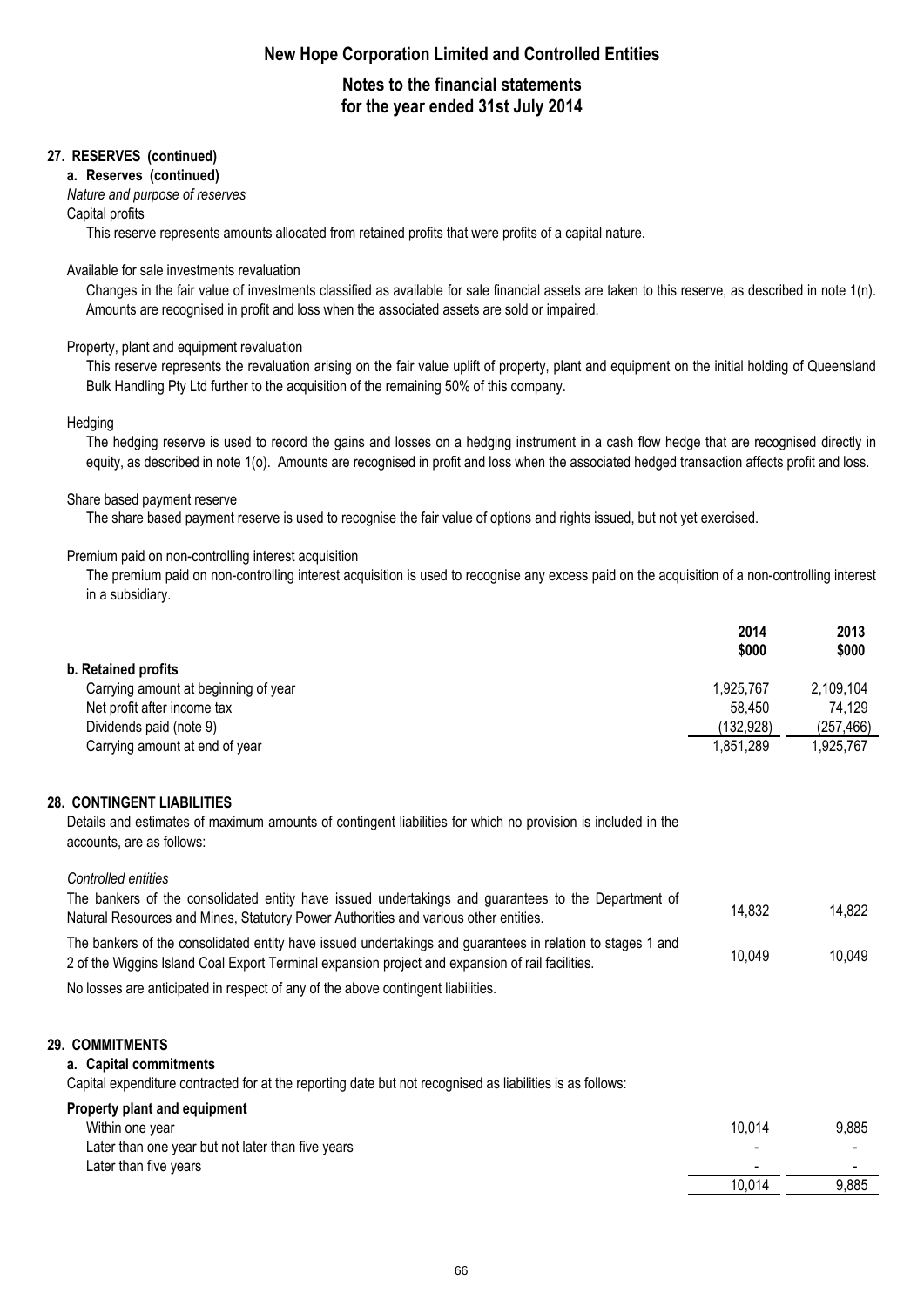## 27. RESERVES (continued)

### a. Reserves (continued)

*Nature and purpose of reserves*

Capital profits

This reserve represents amounts allocated from retained profits that were profits of a capital nature.

Available for sale investments revaluation

Changes in the fair value of investments classified as available for sale financial assets are taken to this reserve, as described in note 1(n). Amounts are recognised in profit and loss when the associated assets are sold or impaired.

Property, plant and equipment revaluation

This reserve represents the revaluation arising on the fair value uplift of property, plant and equipment on the initial holding of Queensland Bulk Handling Pty Ltd further to the acquisition of the remaining 50% of this company.

Hedging

The hedging reserve is used to record the gains and losses on a hedging instrument in a cash flow hedge that are recognised directly in equity, as described in note 1(o). Amounts are recognised in profit and loss when the associated hedged transaction affects profit and loss.

Share based payment reserve

The share based payment reserve is used to recognise the fair value of options and rights issued, but not yet exercised.

Premium paid on non-controlling interest acquisition

The premium paid on non-controlling interest acquisition is used to recognise any excess paid on the acquisition of a non-controlling interest in a subsidiary.

| | 2014 $000 | 2013 $000 |
|---|---|---|
| **b. Retained profits** | | |
| Carrying amount at beginning of year | 1,925,767 | 2,109,104 |
| Net profit after income tax | 58,450 | 74,129 |
| Dividends paid (note 9) | (132,928) | (257,466) |
| Carrying amount at end of year | 1,851,289 | 1,925,767 |

## 28. CONTINGENT LIABILITIES

Details and estimates of maximum amounts of contingent liabilities for which no provision is included in the accounts, are as follows:

| | 2014 $000 | 2013 $000 |
|---|---|---|
| *Controlled entities* | | |
| The bankers of the consolidated entity have issued undertakings and guarantees to the Department of Natural Resources and Mines, Statutory Power Authorities and various other entities. | 14,832 | 14,822 |
| The bankers of the consolidated entity have issued undertakings and guarantees in relation to stages 1 and 2 of the Wiggins Island Coal Export Terminal expansion project and expansion of rail facilities. | 10,049 | 10,049 |

No losses are anticipated in respect of any of the above contingent liabilities.

## 29. COMMITMENTS

### a. Capital commitments

Capital expenditure contracted for at the reporting date but not recognised as liabilities is as follows:

| | 2014 $000 | 2013 $000 |
|---|---|---|
| **Property plant and equipment** | | |
| Within one year | 10,014 | 9,885 |
| Later than one year but not later than five years | - | - |
| Later than five years | - | - |
| | 10,014 | 9,885 |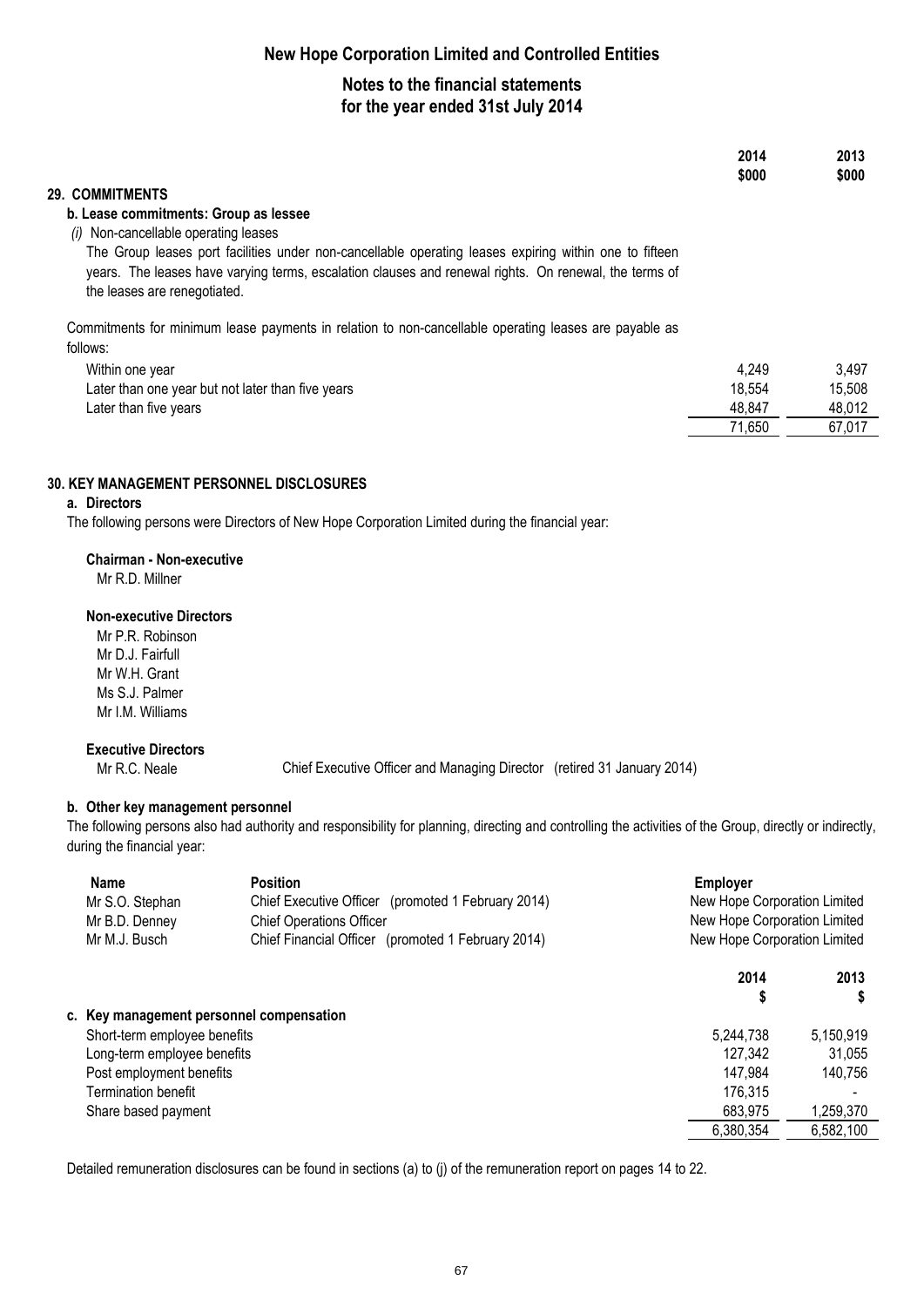# New Hope Corporation Limited and Controlled Entities

## Notes to the financial statements for the year ended 31st July 2014

### 29. COMMITMENTS

#### b. Lease commitments: Group as lessee

*(i)* Non-cancellable operating leases

The Group leases port facilities under non-cancellable operating leases expiring within one to fifteen years. The leases have varying terms, escalation clauses and renewal rights. On renewal, the terms of the leases are renegotiated.

Commitments for minimum lease payments in relation to non-cancellable operating leases are payable as follows:

| | 2014 $000 | 2013 $000 |
|---|---|---|
| Within one year | 4,249 | 3,497 |
| Later than one year but not later than five years | 18,554 | 15,508 |
| Later than five years | 48,847 | 48,012 |
| | 71,650 | 67,017 |

### 30. KEY MANAGEMENT PERSONNEL DISCLOSURES

#### a. Directors

The following persons were Directors of New Hope Corporation Limited during the financial year:

**Chairman - Non-executive**

Mr R.D. Millner

**Non-executive Directors**

Mr P.R. Robinson
Mr D.J. Fairfull
Mr W.H. Grant
Ms S.J. Palmer
Mr I.M. Williams

**Executive Directors**

Mr R.C. Neale — Chief Executive Officer and Managing Director (retired 31 January 2014)

#### b. Other key management personnel

The following persons also had authority and responsibility for planning, directing and controlling the activities of the Group, directly or indirectly, during the financial year:

| Name | Position | Employer |
|---|---|---|
| Mr S.O. Stephan | Chief Executive Officer (promoted 1 February 2014) | New Hope Corporation Limited |
| Mr B.D. Denney | Chief Operations Officer | New Hope Corporation Limited |
| Mr M.J. Busch | Chief Financial Officer (promoted 1 February 2014) | New Hope Corporation Limited |

#### c. Key management personnel compensation

| | 2014 $ | 2013 $ |
|---|---|---|
| Short-term employee benefits | 5,244,738 | 5,150,919 |
| Long-term employee benefits | 127,342 | 31,055 |
| Post employment benefits | 147,984 | 140,756 |
| Termination benefit | 176,315 | - |
| Share based payment | 683,975 | 1,259,370 |
| | 6,380,354 | 6,582,100 |

Detailed remuneration disclosures can be found in sections (a) to (j) of the remuneration report on pages 14 to 22.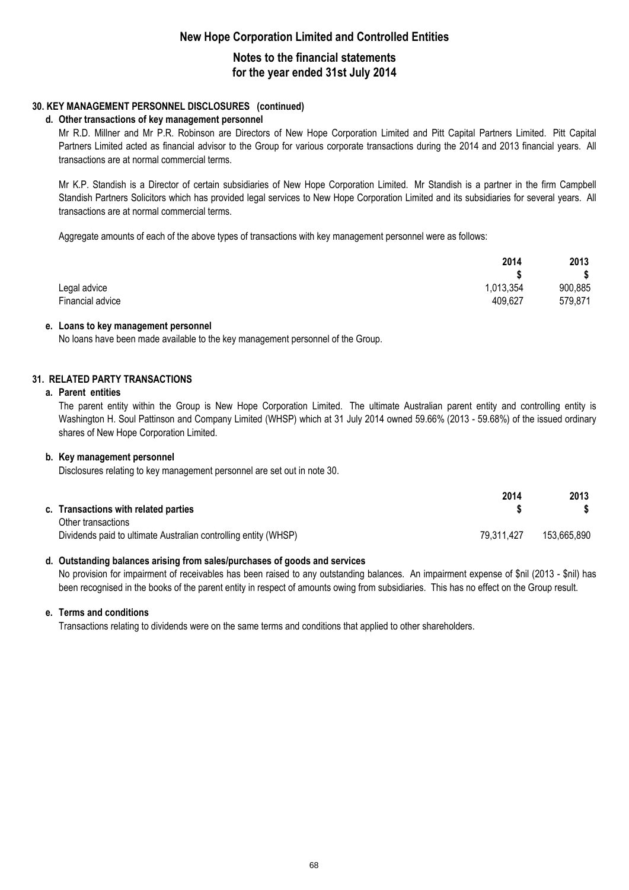## 30. KEY MANAGEMENT PERSONNEL DISCLOSURES (continued)

### d. Other transactions of key management personnel

Mr R.D. Millner and Mr P.R. Robinson are Directors of New Hope Corporation Limited and Pitt Capital Partners Limited. Pitt Capital Partners Limited acted as financial advisor to the Group for various corporate transactions during the 2014 and 2013 financial years. All transactions are at normal commercial terms.

Mr K.P. Standish is a Director of certain subsidiaries of New Hope Corporation Limited. Mr Standish is a partner in the firm Campbell Standish Partners Solicitors which has provided legal services to New Hope Corporation Limited and its subsidiaries for several years. All transactions are at normal commercial terms.

Aggregate amounts of each of the above types of transactions with key management personnel were as follows:

| | 2014 | 2013 |
|---|---|---|
| | $ | $ |
| Legal advice | 1,013,354 | 900,885 |
| Financial advice | 409,627 | 579,871 |

### e. Loans to key management personnel

No loans have been made available to the key management personnel of the Group.

## 31. RELATED PARTY TRANSACTIONS

### a. Parent entities

The parent entity within the Group is New Hope Corporation Limited. The ultimate Australian parent entity and controlling entity is Washington H. Soul Pattinson and Company Limited (WHSP) which at 31 July 2014 owned 59.66% (2013 - 59.68%) of the issued ordinary shares of New Hope Corporation Limited.

### b. Key management personnel

Disclosures relating to key management personnel are set out in note 30.

| | 2014 | 2013 |
|---|---|---|
| **c. Transactions with related parties** | $ | $ |
| Other transactions | | |
| Dividends paid to ultimate Australian controlling entity (WHSP) | 79,311,427 | 153,665,890 |

### d. Outstanding balances arising from sales/purchases of goods and services

No provision for impairment of receivables has been raised to any outstanding balances. An impairment expense of $nil (2013 - $nil) has been recognised in the books of the parent entity in respect of amounts owing from subsidiaries. This has no effect on the Group result.

### e. Terms and conditions

Transactions relating to dividends were on the same terms and conditions that applied to other shareholders.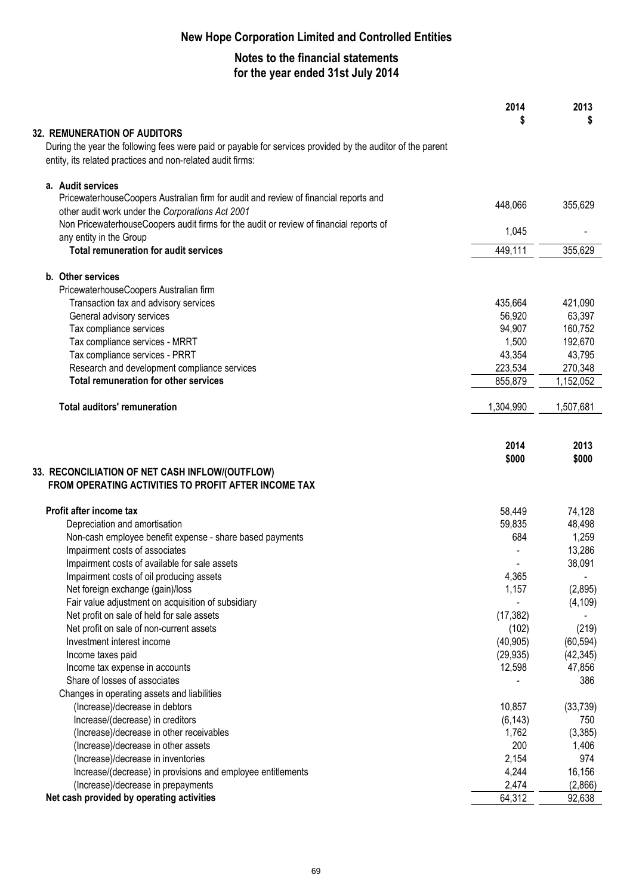# New Hope Corporation Limited and Controlled Entities

## Notes to the financial statements for the year ended 31st July 2014

### 32. REMUNERATION OF AUDITORS

During the year the following fees were paid or payable for services provided by the auditor of the parent entity, its related practices and non-related audit firms:

| | 2014 $ | 2013 $ |
|---|---|---|
| **a. Audit services** | | |
| PricewaterhouseCoopers Australian firm for audit and review of financial reports and other audit work under the *Corporations Act 2001* | 448,066 | 355,629 |
| Non PricewaterhouseCoopers audit firms for the audit or review of financial reports of any entity in the Group | 1,045 | - |
| **Total remuneration for audit services** | 449,111 | 355,629 |
| **b. Other services** | | |
| PricewaterhouseCoopers Australian firm | | |
| Transaction tax and advisory services | 435,664 | 421,090 |
| General advisory services | 56,920 | 63,397 |
| Tax compliance services | 94,907 | 160,752 |
| Tax compliance services - MRRT | 1,500 | 192,670 |
| Tax compliance services - PRRT | 43,354 | 43,795 |
| Research and development compliance services | 223,534 | 270,348 |
| **Total remuneration for other services** | 855,879 | 1,152,052 |
| **Total auditors' remuneration** | 1,304,990 | 1,507,681 |

### 33. RECONCILIATION OF NET CASH INFLOW/(OUTFLOW) FROM OPERATING ACTIVITIES TO PROFIT AFTER INCOME TAX

| | 2014 $000 | 2013 $000 |
|---|---|---|
| **Profit after income tax** | 58,449 | 74,128 |
| Depreciation and amortisation | 59,835 | 48,498 |
| Non-cash employee benefit expense - share based payments | 684 | 1,259 |
| Impairment costs of associates | - | 13,286 |
| Impairment costs of available for sale assets | - | 38,091 |
| Impairment costs of oil producing assets | 4,365 | - |
| Net foreign exchange (gain)/loss | 1,157 | (2,895) |
| Fair value adjustment on acquisition of subsidiary | - | (4,109) |
| Net profit on sale of held for sale assets | (17,382) | - |
| Net profit on sale of non-current assets | (102) | (219) |
| Investment interest income | (40,905) | (60,594) |
| Income taxes paid | (29,935) | (42,345) |
| Income tax expense in accounts | 12,598 | 47,856 |
| Share of losses of associates | - | 386 |
| Changes in operating assets and liabilities | | |
| (Increase)/decrease in debtors | 10,857 | (33,739) |
| Increase/(decrease) in creditors | (6,143) | 750 |
| (Increase)/decrease in other receivables | 1,762 | (3,385) |
| (Increase)/decrease in other assets | 200 | 1,406 |
| (Increase)/decrease in inventories | 2,154 | 974 |
| Increase/(decrease) in provisions and employee entitlements | 4,244 | 16,156 |
| (Increase)/decrease in prepayments | 2,474 | (2,866) |
| **Net cash provided by operating activities** | 64,312 | 92,638 |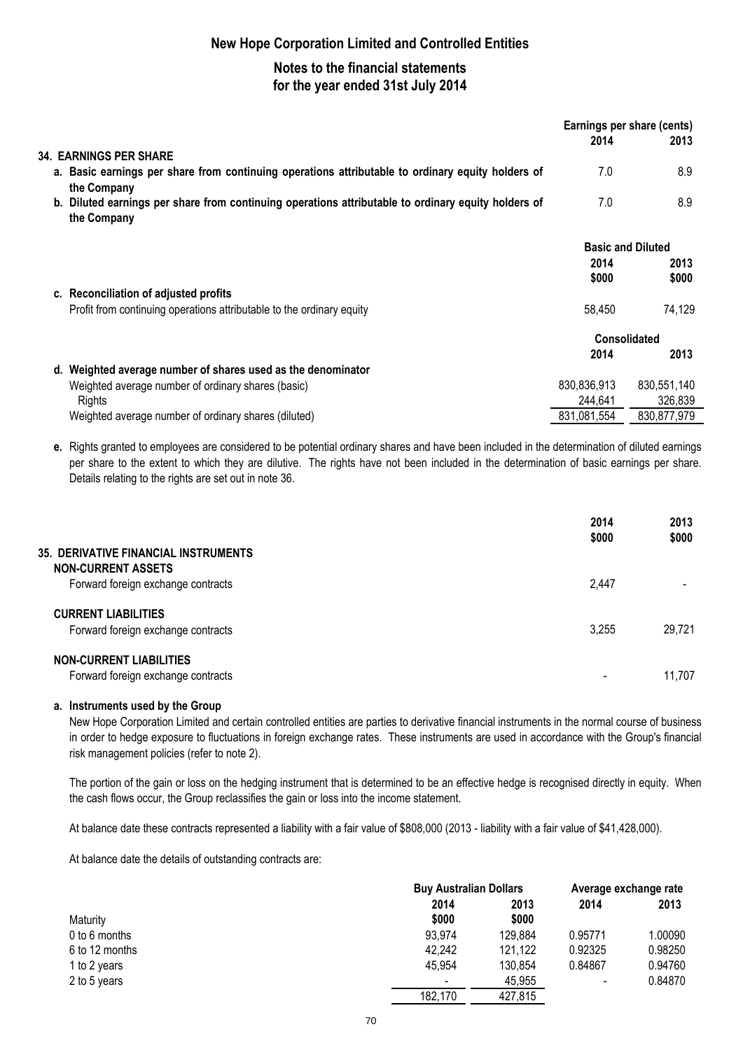# New Hope Corporation Limited and Controlled Entities

## Notes to the financial statements for the year ended 31st July 2014

### 34. EARNINGS PER SHARE

| | Earnings per share (cents) | |
|---|---|---|
| | 2014 | 2013 |
| a. Basic earnings per share from continuing operations attributable to ordinary equity holders of the Company | 7.0 | 8.9 |
| b. Diluted earnings per share from continuing operations attributable to ordinary equity holders of the Company | 7.0 | 8.9 |

| | Basic and Diluted | |
|---|---|---|
| | 2014 | 2013 |
| | $000 | $000 |
| **c. Reconciliation of adjusted profits** | | |
| Profit from continuing operations attributable to the ordinary equity | 58,450 | 74,129 |

| | Consolidated | |
|---|---|---|
| | 2014 | 2013 |
| **d. Weighted average number of shares used as the denominator** | | |
| Weighted average number of ordinary shares (basic) | 830,836,913 | 830,551,140 |
| Rights | 244,641 | 326,839 |
| Weighted average number of ordinary shares (diluted) | 831,081,554 | 830,877,979 |

**e.** Rights granted to employees are considered to be potential ordinary shares and have been included in the determination of diluted earnings per share to the extent to which they are dilutive. The rights have not been included in the determination of basic earnings per share. Details relating to the rights are set out in note 36.

### 35. DERIVATIVE FINANCIAL INSTRUMENTS

| | 2014 | 2013 |
|---|---|---|
| | $000 | $000 |
| **NON-CURRENT ASSETS** | | |
| Forward foreign exchange contracts | 2,447 | - |
| **CURRENT LIABILITIES** | | |
| Forward foreign exchange contracts | 3,255 | 29,721 |
| **NON-CURRENT LIABILITIES** | | |
| Forward foreign exchange contracts | - | 11,707 |

**a. Instruments used by the Group**

New Hope Corporation Limited and certain controlled entities are parties to derivative financial instruments in the normal course of business in order to hedge exposure to fluctuations in foreign exchange rates. These instruments are used in accordance with the Group's financial risk management policies (refer to note 2).

The portion of the gain or loss on the hedging instrument that is determined to be an effective hedge is recognised directly in equity. When the cash flows occur, the Group reclassifies the gain or loss into the income statement.

At balance date these contracts represented a liability with a fair value of $808,000 (2013 - liability with a fair value of $41,428,000).

At balance date the details of outstanding contracts are:

| | Buy Australian Dollars | | Average exchange rate | |
|---|---|---|---|---|
| | 2014 | 2013 | 2014 | 2013 |
| Maturity | $000 | $000 | | |
| 0 to 6 months | 93,974 | 129,884 | 0.95771 | 1.00090 |
| 6 to 12 months | 42,242 | 121,122 | 0.92325 | 0.98250 |
| 1 to 2 years | 45,954 | 130,854 | 0.84867 | 0.94760 |
| 2 to 5 years | - | 45,955 | - | 0.84870 |
| | 182,170 | 427,815 | | |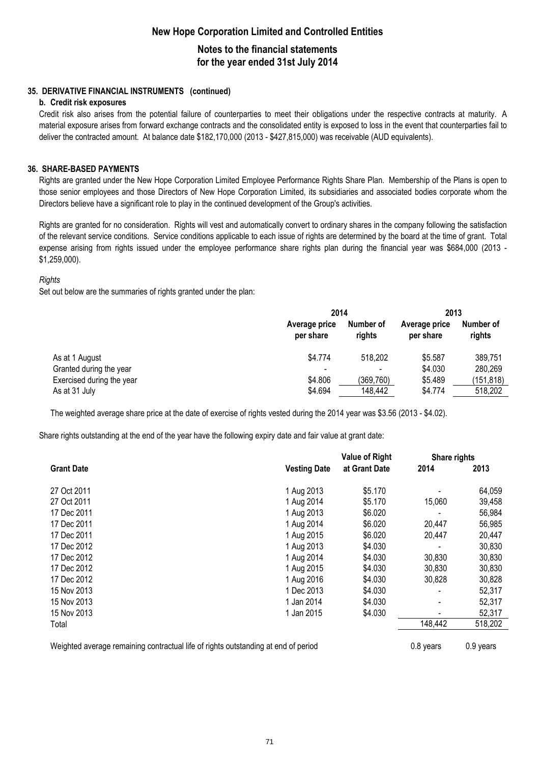### 35. DERIVATIVE FINANCIAL INSTRUMENTS (continued)

#### b. Credit risk exposures

Credit risk also arises from the potential failure of counterparties to meet their obligations under the respective contracts at maturity. A material exposure arises from forward exchange contracts and the consolidated entity is exposed to loss in the event that counterparties fail to deliver the contracted amount. At balance date $182,170,000 (2013 - $427,815,000) was receivable (AUD equivalents).

### 36. SHARE-BASED PAYMENTS

Rights are granted under the New Hope Corporation Limited Employee Performance Rights Share Plan. Membership of the Plans is open to those senior employees and those Directors of New Hope Corporation Limited, its subsidiaries and associated bodies corporate whom the Directors believe have a significant role to play in the continued development of the Group's activities.

Rights are granted for no consideration. Rights will vest and automatically convert to ordinary shares in the company following the satisfaction of the relevant service conditions. Service conditions applicable to each issue of rights are determined by the board at the time of grant. Total expense arising from rights issued under the employee performance share rights plan during the financial year was $684,000 (2013 - $1,259,000).

*Rights*

Set out below are the summaries of rights granted under the plan:

| | 2014 | | 2013 | |
|---|---|---|---|---|
| | Average price per share | Number of rights | Average price per share | Number of rights |
| As at 1 August | $4.774 | 518,202 | $5.587 | 389,751 |
| Granted during the year | - | - | $4.030 | 280,269 |
| Exercised during the year | $4.806 | (369,760) | $5.489 | (151,818) |
| As at 31 July | $4.694 | 148,442 | $4.774 | 518,202 |

The weighted average share price at the date of exercise of rights vested during the 2014 year was $3.56 (2013 - $4.02).

Share rights outstanding at the end of the year have the following expiry date and fair value at grant date:

| Grant Date | Vesting Date | Value of Right at Grant Date | Share rights 2014 | Share rights 2013 |
|---|---|---|---|---|
| 27 Oct 2011 | 1 Aug 2013 | $5.170 | - | 64,059 |
| 27 Oct 2011 | 1 Aug 2014 | $5.170 | 15,060 | 39,458 |
| 17 Dec 2011 | 1 Aug 2013 | $6.020 | - | 56,984 |
| 17 Dec 2011 | 1 Aug 2014 | $6.020 | 20,447 | 56,985 |
| 17 Dec 2011 | 1 Aug 2015 | $6.020 | 20,447 | 20,447 |
| 17 Dec 2012 | 1 Aug 2013 | $4.030 | - | 30,830 |
| 17 Dec 2012 | 1 Aug 2014 | $4.030 | 30,830 | 30,830 |
| 17 Dec 2012 | 1 Aug 2015 | $4.030 | 30,830 | 30,830 |
| 17 Dec 2012 | 1 Aug 2016 | $4.030 | 30,828 | 30,828 |
| 15 Nov 2013 | 1 Dec 2013 | $4.030 | - | 52,317 |
| 15 Nov 2013 | 1 Jan 2014 | $4.030 | - | 52,317 |
| 15 Nov 2013 | 1 Jan 2015 | $4.030 | - | 52,317 |
| Total | | | 148,442 | 518,202 |
| Weighted average remaining contractual life of rights outstanding at end of period | | | 0.8 years | 0.9 years |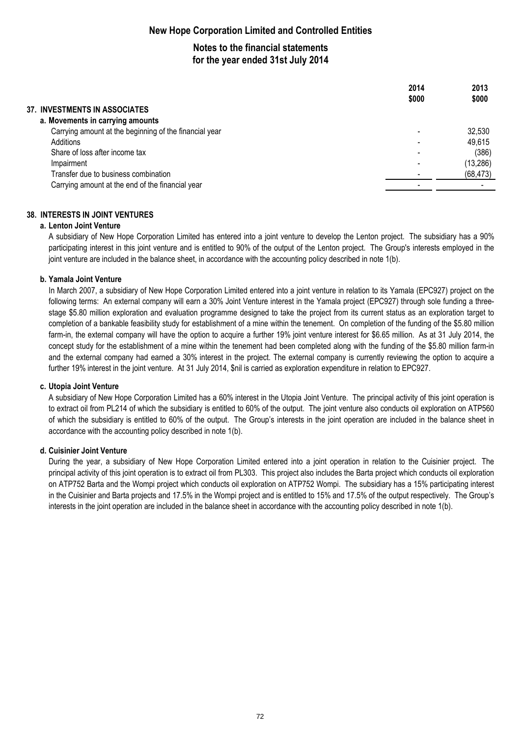# New Hope Corporation Limited and Controlled Entities

## Notes to the financial statements for the year ended 31st July 2014

| | 2014 $000 | 2013 $000 |
|---|---|---|
| **37. INVESTMENTS IN ASSOCIATES** | | |
| **a. Movements in carrying amounts** | | |
| Carrying amount at the beginning of the financial year | - | 32,530 |
| Additions | - | 49,615 |
| Share of loss after income tax | - | (386) |
| Impairment | - | (13,286) |
| Transfer due to business combination | - | (68,473) |
| Carrying amount at the end of the financial year | - | - |

### 38. INTERESTS IN JOINT VENTURES

**a. Lenton Joint Venture**

A subsidiary of New Hope Corporation Limited has entered into a joint venture to develop the Lenton project. The subsidiary has a 90% participating interest in this joint venture and is entitled to 90% of the output of the Lenton project. The Group's interests employed in the joint venture are included in the balance sheet, in accordance with the accounting policy described in note 1(b).

**b. Yamala Joint Venture**

In March 2007, a subsidiary of New Hope Corporation Limited entered into a joint venture in relation to its Yamala (EPC927) project on the following terms: An external company will earn a 30% Joint Venture interest in the Yamala project (EPC927) through sole funding a three-stage $5.80 million exploration and evaluation programme designed to take the project from its current status as an exploration target to completion of a bankable feasibility study for establishment of a mine within the tenement. On completion of the funding of the $5.80 million farm-in, the external company will have the option to acquire a further 19% joint venture interest for $6.65 million. As at 31 July 2014, the concept study for the establishment of a mine within the tenement had been completed along with the funding of the $5.80 million farm-in and the external company had earned a 30% interest in the project. The external company is currently reviewing the option to acquire a further 19% interest in the joint venture. At 31 July 2014, $nil is carried as exploration expenditure in relation to EPC927.

**c. Utopia Joint Venture**

A subsidiary of New Hope Corporation Limited has a 60% interest in the Utopia Joint Venture. The principal activity of this joint operation is to extract oil from PL214 of which the subsidiary is entitled to 60% of the output. The joint venture also conducts oil exploration on ATP560 of which the subsidiary is entitled to 60% of the output. The Group's interests in the joint operation are included in the balance sheet in accordance with the accounting policy described in note 1(b).

**d. Cuisinier Joint Venture**

During the year, a subsidiary of New Hope Corporation Limited entered into a joint operation in relation to the Cuisinier project. The principal activity of this joint operation is to extract oil from PL303. This project also includes the Barta project which conducts oil exploration on ATP752 Barta and the Wompi project which conducts oil exploration on ATP752 Wompi. The subsidiary has a 15% participating interest in the Cuisinier and Barta projects and 17.5% in the Wompi project and is entitled to 15% and 17.5% of the output respectively. The Group's interests in the joint operation are included in the balance sheet in accordance with the accounting policy described in note 1(b).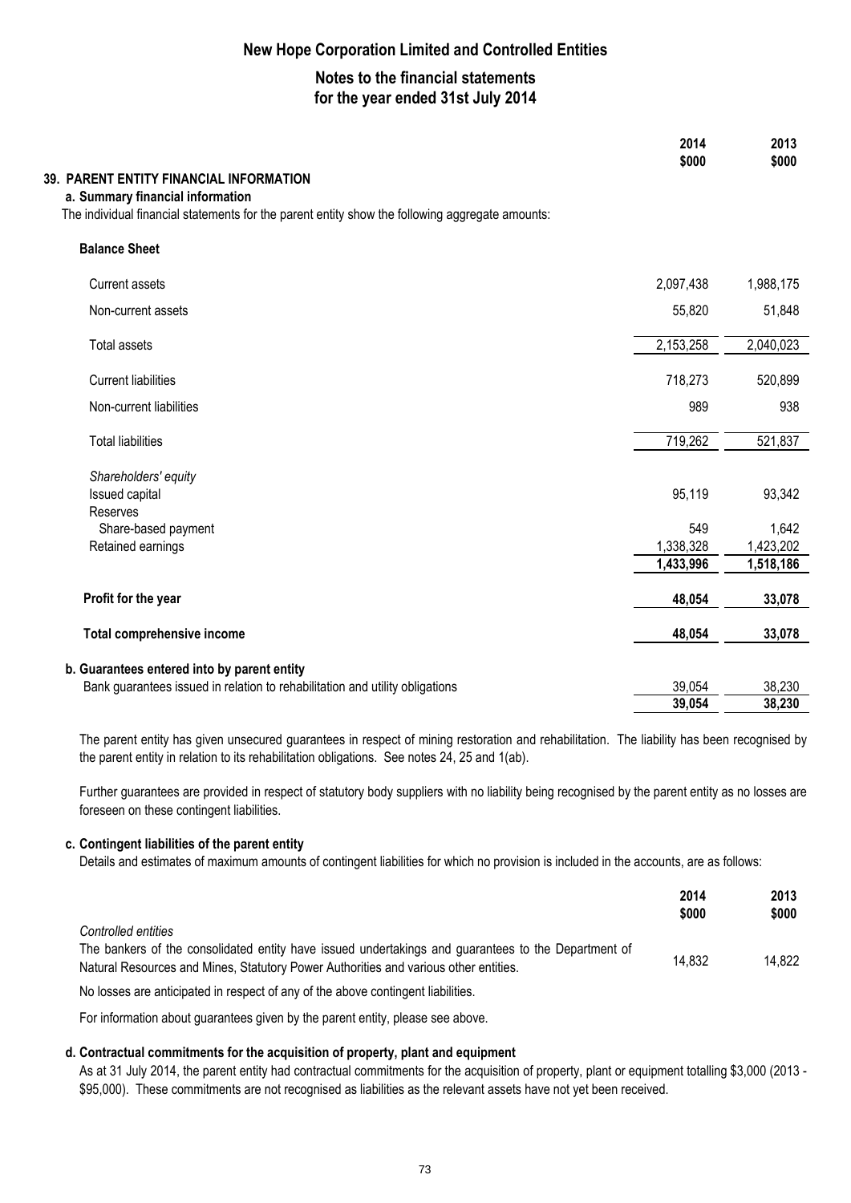# New Hope Corporation Limited and Controlled Entities

## Notes to the financial statements for the year ended 31st July 2014

### 39. PARENT ENTITY FINANCIAL INFORMATION

#### a. Summary financial information

The individual financial statements for the parent entity show the following aggregate amounts:

| | 2014 $000 | 2013 $000 |
|---|---|---|
| **Balance Sheet** | | |
| Current assets | 2,097,438 | 1,988,175 |
| Non-current assets | 55,820 | 51,848 |
| Total assets | 2,153,258 | 2,040,023 |
| Current liabilities | 718,273 | 520,899 |
| Non-current liabilities | 989 | 938 |
| Total liabilities | 719,262 | 521,837 |
| *Shareholders' equity* | | |
| Issued capital | 95,119 | 93,342 |
| Reserves | | |
| Share-based payment | 549 | 1,642 |
| Retained earnings | 1,338,328 | 1,423,202 |
| | **1,433,996** | **1,518,186** |
| **Profit for the year** | **48,054** | **33,078** |
| **Total comprehensive income** | **48,054** | **33,078** |

#### b. Guarantees entered into by parent entity

| | 2014 $000 | 2013 $000 |
|---|---|---|
| Bank guarantees issued in relation to rehabilitation and utility obligations | 39,054 | 38,230 |
| | **39,054** | **38,230** |

The parent entity has given unsecured guarantees in respect of mining restoration and rehabilitation. The liability has been recognised by the parent entity in relation to its rehabilitation obligations. See notes 24, 25 and 1(ab).

Further guarantees are provided in respect of statutory body suppliers with no liability being recognised by the parent entity as no losses are foreseen on these contingent liabilities.

#### c. Contingent liabilities of the parent entity

Details and estimates of maximum amounts of contingent liabilities for which no provision is included in the accounts, are as follows:

| | 2014 $000 | 2013 $000 |
|---|---|---|
| *Controlled entities* | | |
| The bankers of the consolidated entity have issued undertakings and guarantees to the Department of Natural Resources and Mines, Statutory Power Authorities and various other entities. | 14,832 | 14,822 |

No losses are anticipated in respect of any of the above contingent liabilities.

For information about guarantees given by the parent entity, please see above.

#### d. Contractual commitments for the acquisition of property, plant and equipment

As at 31 July 2014, the parent entity had contractual commitments for the acquisition of property, plant or equipment totalling $3,000 (2013 - $95,000). These commitments are not recognised as liabilities as the relevant assets have not yet been received.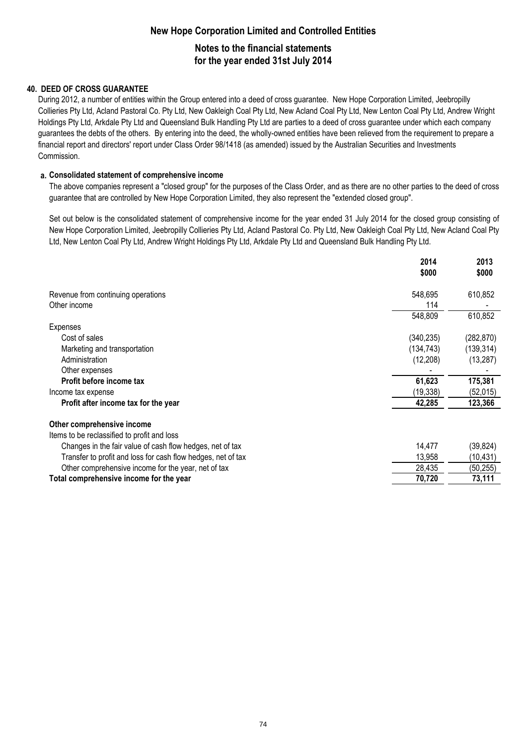# New Hope Corporation Limited and Controlled Entities

## Notes to the financial statements for the year ended 31st July 2014

### 40. DEED OF CROSS GUARANTEE

During 2012, a number of entities within the Group entered into a deed of cross guarantee. New Hope Corporation Limited, Jeebropilly Collieries Pty Ltd, Acland Pastoral Co. Pty Ltd, New Oakleigh Coal Pty Ltd, New Acland Coal Pty Ltd, New Lenton Coal Pty Ltd, Andrew Wright Holdings Pty Ltd, Arkdale Pty Ltd and Queensland Bulk Handling Pty Ltd are parties to a deed of cross guarantee under which each company guarantees the debts of the others. By entering into the deed, the wholly-owned entities have been relieved from the requirement to prepare a financial report and directors' report under Class Order 98/1418 (as amended) issued by the Australian Securities and Investments Commission.

#### a. Consolidated statement of comprehensive income

The above companies represent a "closed group" for the purposes of the Class Order, and as there are no other parties to the deed of cross guarantee that are controlled by New Hope Corporation Limited, they also represent the "extended closed group".

Set out below is the consolidated statement of comprehensive income for the year ended 31 July 2014 for the closed group consisting of New Hope Corporation Limited, Jeebropilly Collieries Pty Ltd, Acland Pastoral Co. Pty Ltd, New Oakleigh Coal Pty Ltd, New Acland Coal Pty Ltd, New Lenton Coal Pty Ltd, Andrew Wright Holdings Pty Ltd, Arkdale Pty Ltd and Queensland Bulk Handling Pty Ltd.

| | 2014 $000 | 2013 $000 |
|---|---|---|
| Revenue from continuing operations | 548,695 | 610,852 |
| Other income | 114 | - |
| | 548,809 | 610,852 |
| Expenses | | |
| Cost of sales | (340,235) | (282,870) |
| Marketing and transportation | (134,743) | (139,314) |
| Administration | (12,208) | (13,287) |
| Other expenses | - | - |
| **Profit before income tax** | **61,623** | **175,381** |
| Income tax expense | (19,338) | (52,015) |
| **Profit after income tax for the year** | **42,285** | **123,366** |
| | | |
| **Other comprehensive income** | | |
| Items to be reclassified to profit and loss | | |
| Changes in the fair value of cash flow hedges, net of tax | 14,477 | (39,824) |
| Transfer to profit and loss for cash flow hedges, net of tax | 13,958 | (10,431) |
| Other comprehensive income for the year, net of tax | 28,435 | (50,255) |
| **Total comprehensive income for the year** | **70,720** | **73,111** |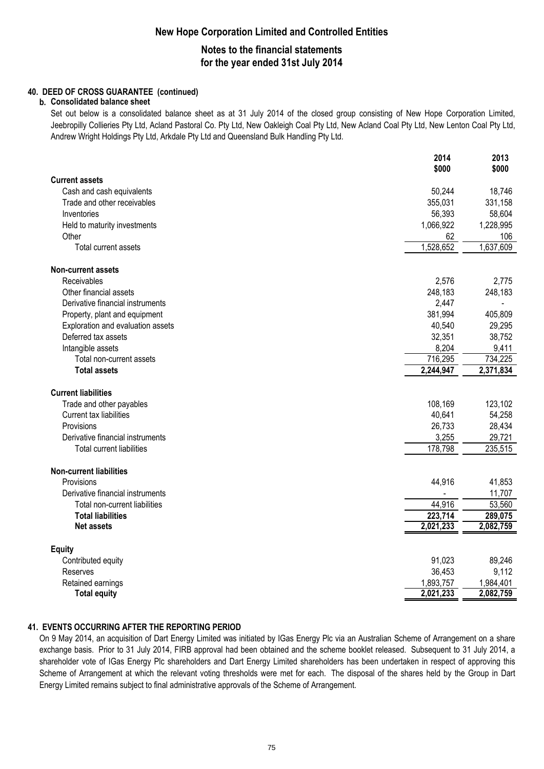## 40. DEED OF CROSS GUARANTEE (continued)

### b. Consolidated balance sheet

Set out below is a consolidated balance sheet as at 31 July 2014 of the closed group consisting of New Hope Corporation Limited, Jeebropilly Collieries Pty Ltd, Acland Pastoral Co. Pty Ltd, New Oakleigh Coal Pty Ltd, New Acland Coal Pty Ltd, New Lenton Coal Pty Ltd, Andrew Wright Holdings Pty Ltd, Arkdale Pty Ltd and Queensland Bulk Handling Pty Ltd.

| | 2014 $000 | 2013 $000 |
|---|---|---|
| **Current assets** | | |
| Cash and cash equivalents | 50,244 | 18,746 |
| Trade and other receivables | 355,031 | 331,158 |
| Inventories | 56,393 | 58,604 |
| Held to maturity investments | 1,066,922 | 1,228,995 |
| Other | 62 | 106 |
| Total current assets | 1,528,652 | 1,637,609 |
| **Non-current assets** | | |
| Receivables | 2,576 | 2,775 |
| Other financial assets | 248,183 | 248,183 |
| Derivative financial instruments | 2,447 | - |
| Property, plant and equipment | 381,994 | 405,809 |
| Exploration and evaluation assets | 40,540 | 29,295 |
| Deferred tax assets | 32,351 | 38,752 |
| Intangible assets | 8,204 | 9,411 |
| Total non-current assets | 716,295 | 734,225 |
| **Total assets** | **2,244,947** | **2,371,834** |
| **Current liabilities** | | |
| Trade and other payables | 108,169 | 123,102 |
| Current tax liabilities | 40,641 | 54,258 |
| Provisions | 26,733 | 28,434 |
| Derivative financial instruments | 3,255 | 29,721 |
| Total current liabilities | 178,798 | 235,515 |
| **Non-current liabilities** | | |
| Provisions | 44,916 | 41,853 |
| Derivative financial instruments | - | 11,707 |
| Total non-current liabilities | 44,916 | 53,560 |
| **Total liabilities** | **223,714** | **289,075** |
| **Net assets** | **2,021,233** | **2,082,759** |
| **Equity** | | |
| Contributed equity | 91,023 | 89,246 |
| Reserves | 36,453 | 9,112 |
| Retained earnings | 1,893,757 | 1,984,401 |
| **Total equity** | **2,021,233** | **2,082,759** |

## 41. EVENTS OCCURRING AFTER THE REPORTING PERIOD

On 9 May 2014, an acquisition of Dart Energy Limited was initiated by IGas Energy Plc via an Australian Scheme of Arrangement on a share exchange basis. Prior to 31 July 2014, FIRB approval had been obtained and the scheme booklet released. Subsequent to 31 July 2014, a shareholder vote of IGas Energy Plc shareholders and Dart Energy Limited shareholders has been undertaken in respect of approving this Scheme of Arrangement at which the relevant voting thresholds were met for each. The disposal of the shares held by the Group in Dart Energy Limited remains subject to final administrative approvals of the Scheme of Arrangement.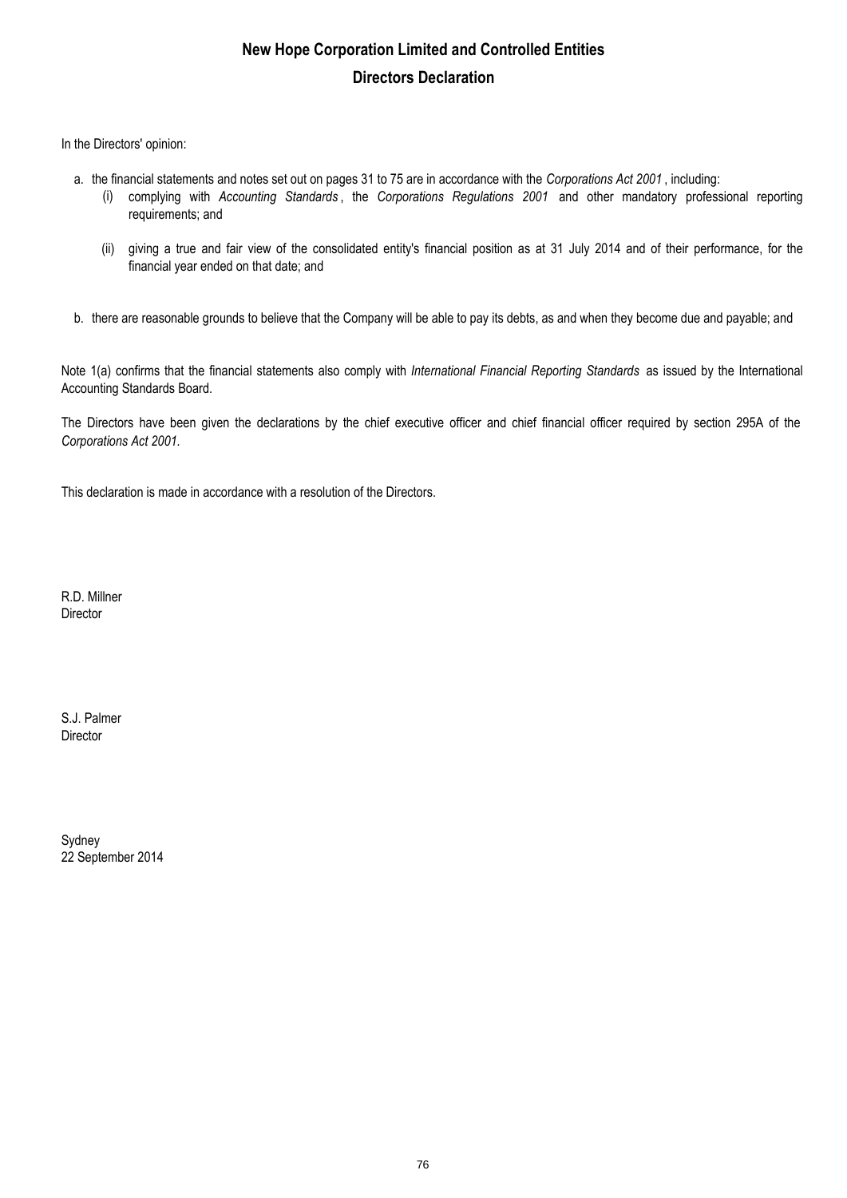# New Hope Corporation Limited and Controlled Entities

## Directors Declaration

In the Directors' opinion:

a. the financial statements and notes set out on pages 31 to 75 are in accordance with the *Corporations Act 2001*, including:

   (i) complying with *Accounting Standards*, the *Corporations Regulations 2001* and other mandatory professional reporting requirements; and

   (ii) giving a true and fair view of the consolidated entity's financial position as at 31 July 2014 and of their performance, for the financial year ended on that date; and

b. there are reasonable grounds to believe that the Company will be able to pay its debts, as and when they become due and payable; and

Note 1(a) confirms that the financial statements also comply with *International Financial Reporting Standards* as issued by the International Accounting Standards Board.

The Directors have been given the declarations by the chief executive officer and chief financial officer required by section 295A of the *Corporations Act 2001.*

This declaration is made in accordance with a resolution of the Directors.

R.D. Millner
Director

S.J. Palmer
Director

Sydney
22 September 2014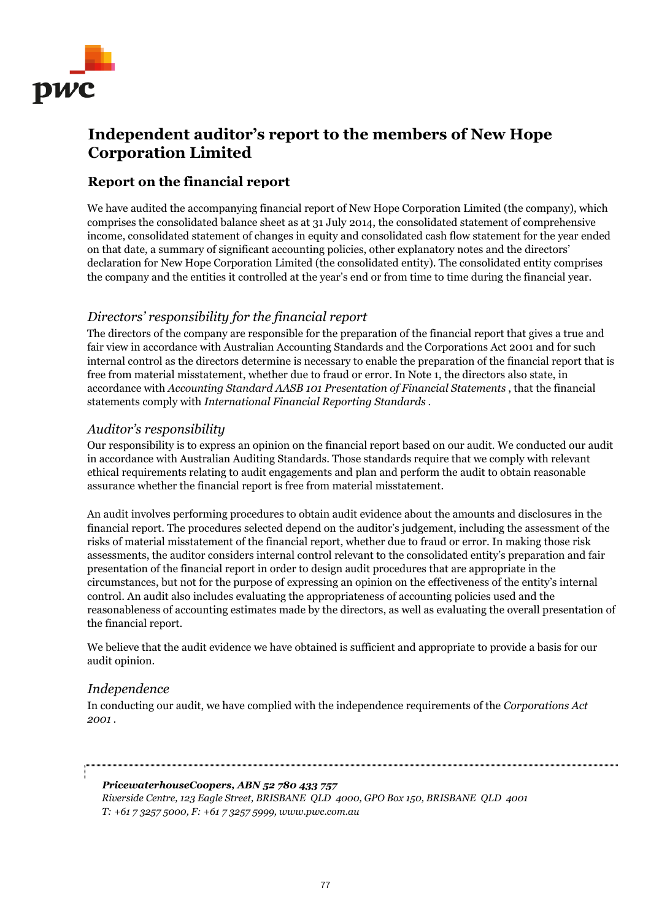# Independent auditor's report to the members of New Hope Corporation Limited

## Report on the financial report

We have audited the accompanying financial report of New Hope Corporation Limited (the company), which comprises the consolidated balance sheet as at 31 July 2014, the consolidated statement of comprehensive income, consolidated statement of changes in equity and consolidated cash flow statement for the year ended on that date, a summary of significant accounting policies, other explanatory notes and the directors' declaration for New Hope Corporation Limited (the consolidated entity). The consolidated entity comprises the company and the entities it controlled at the year's end or from time to time during the financial year.

### *Directors' responsibility for the financial report*

The directors of the company are responsible for the preparation of the financial report that gives a true and fair view in accordance with Australian Accounting Standards and the Corporations Act 2001 and for such internal control as the directors determine is necessary to enable the preparation of the financial report that is free from material misstatement, whether due to fraud or error. In Note 1, the directors also state, in accordance with *Accounting Standard AASB 101 Presentation of Financial Statements* , that the financial statements comply with *International Financial Reporting Standards* .

### *Auditor's responsibility*

Our responsibility is to express an opinion on the financial report based on our audit. We conducted our audit in accordance with Australian Auditing Standards. Those standards require that we comply with relevant ethical requirements relating to audit engagements and plan and perform the audit to obtain reasonable assurance whether the financial report is free from material misstatement.

An audit involves performing procedures to obtain audit evidence about the amounts and disclosures in the financial report. The procedures selected depend on the auditor's judgement, including the assessment of the risks of material misstatement of the financial report, whether due to fraud or error. In making those risk assessments, the auditor considers internal control relevant to the consolidated entity's preparation and fair presentation of the financial report in order to design audit procedures that are appropriate in the circumstances, but not for the purpose of expressing an opinion on the effectiveness of the entity's internal control. An audit also includes evaluating the appropriateness of accounting policies used and the reasonableness of accounting estimates made by the directors, as well as evaluating the overall presentation of the financial report.

We believe that the audit evidence we have obtained is sufficient and appropriate to provide a basis for our audit opinion.

### *Independence*

In conducting our audit, we have complied with the independence requirements of the *Corporations Act 2001* .

***PricewaterhouseCoopers, ABN 52 780 433 757***
*Riverside Centre, 123 Eagle Street, BRISBANE QLD 4000, GPO Box 150, BRISBANE QLD 4001*
*T: +61 7 3257 5000, F: +61 7 3257 5999, www.pwc.com.au*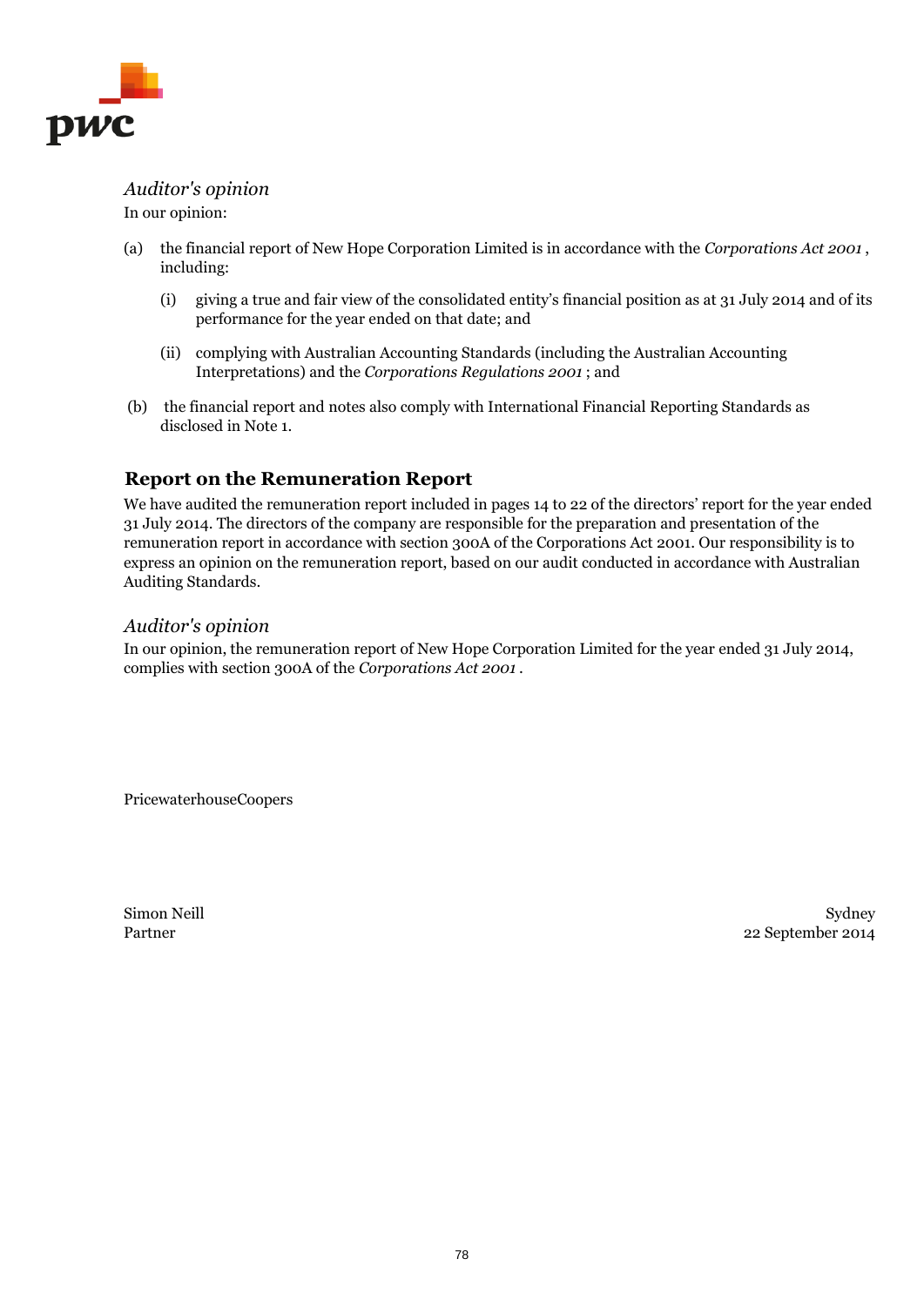*Auditor's opinion*

In our opinion:

(a) the financial report of New Hope Corporation Limited is in accordance with the *Corporations Act 2001* , including:

  (i) giving a true and fair view of the consolidated entity's financial position as at 31 July 2014 and of its performance for the year ended on that date; and

  (ii) complying with Australian Accounting Standards (including the Australian Accounting Interpretations) and the *Corporations Regulations 2001* ; and

(b) the financial report and notes also comply with International Financial Reporting Standards as disclosed in Note 1.

## Report on the Remuneration Report

We have audited the remuneration report included in pages 14 to 22 of the directors' report for the year ended 31 July 2014. The directors of the company are responsible for the preparation and presentation of the remuneration report in accordance with section 300A of the Corporations Act 2001. Our responsibility is to express an opinion on the remuneration report, based on our audit conducted in accordance with Australian Auditing Standards.

*Auditor's opinion*

In our opinion, the remuneration report of New Hope Corporation Limited for the year ended 31 July 2014, complies with section 300A of the *Corporations Act 2001* .

PricewaterhouseCoopers

Simon Neill
Partner

Sydney
22 September 2014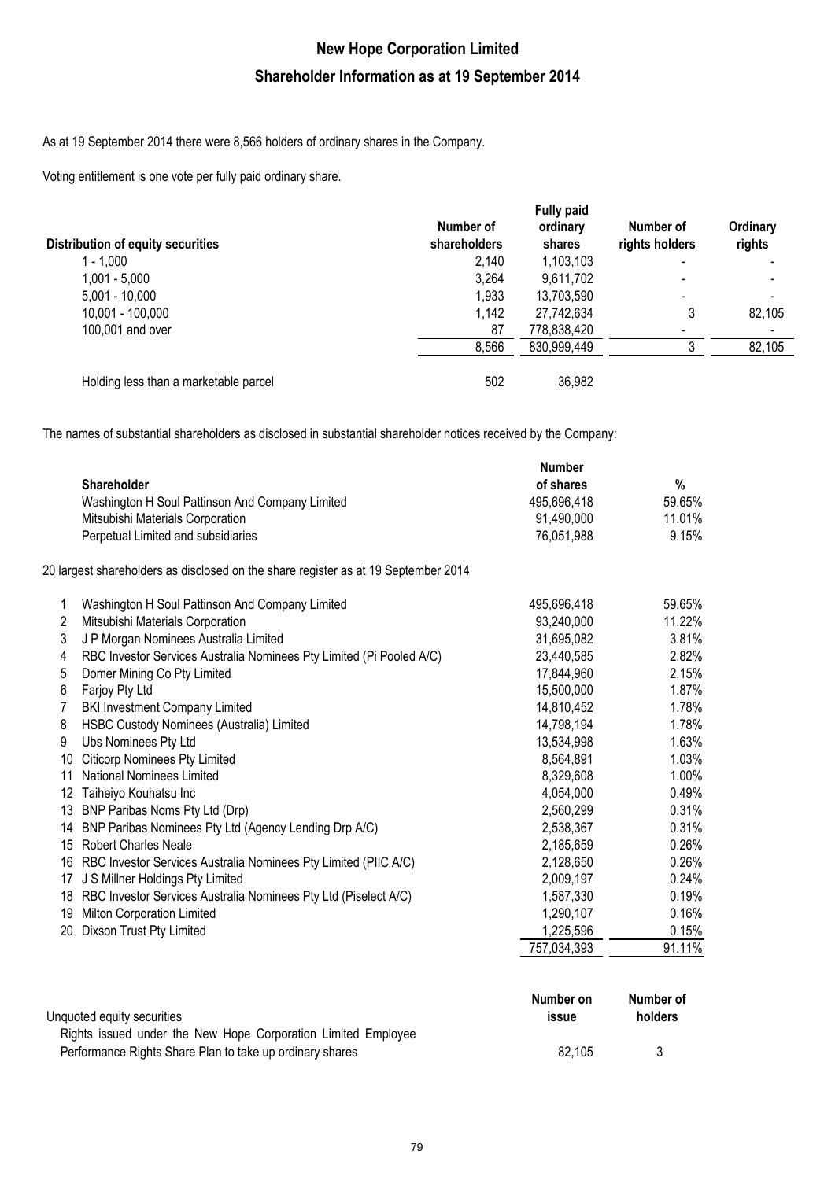# New Hope Corporation Limited

## Shareholder Information as at 19 September 2014

As at 19 September 2014 there were 8,566 holders of ordinary shares in the Company.

Voting entitlement is one vote per fully paid ordinary share.

| Distribution of equity securities | Number of shareholders | Fully paid ordinary shares | Number of rights holders | Ordinary rights |
|---|---|---|---|---|
| 1 - 1,000 | 2,140 | 1,103,103 | - | - |
| 1,001 - 5,000 | 3,264 | 9,611,702 | - | - |
| 5,001 - 10,000 | 1,933 | 13,703,590 | - | - |
| 10,001 - 100,000 | 1,142 | 27,742,634 | 3 | 82,105 |
| 100,001 and over | 87 | 778,838,420 | - | - |
| | 8,566 | 830,999,449 | 3 | 82,105 |
| Holding less than a marketable parcel | 502 | 36,982 | | |

The names of substantial shareholders as disclosed in substantial shareholder notices received by the Company:

| Shareholder | Number of shares | % |
|---|---|---|
| Washington H Soul Pattinson And Company Limited | 495,696,418 | 59.65% |
| Mitsubishi Materials Corporation | 91,490,000 | 11.01% |
| Perpetual Limited and subsidiaries | 76,051,988 | 9.15% |

20 largest shareholders as disclosed on the share register as at 19 September 2014

| | | | |
|---|---|---|---|
| 1 | Washington H Soul Pattinson And Company Limited | 495,696,418 | 59.65% |
| 2 | Mitsubishi Materials Corporation | 93,240,000 | 11.22% |
| 3 | J P Morgan Nominees Australia Limited | 31,695,082 | 3.81% |
| 4 | RBC Investor Services Australia Nominees Pty Limited (Pi Pooled A/C) | 23,440,585 | 2.82% |
| 5 | Domer Mining Co Pty Limited | 17,844,960 | 2.15% |
| 6 | Farjoy Pty Ltd | 15,500,000 | 1.87% |
| 7 | BKI Investment Company Limited | 14,810,452 | 1.78% |
| 8 | HSBC Custody Nominees (Australia) Limited | 14,798,194 | 1.78% |
| 9 | Ubs Nominees Pty Ltd | 13,534,998 | 1.63% |
| 10 | Citicorp Nominees Pty Limited | 8,564,891 | 1.03% |
| 11 | National Nominees Limited | 8,329,608 | 1.00% |
| 12 | Taiheiyo Kouhatsu Inc | 4,054,000 | 0.49% |
| 13 | BNP Paribas Noms Pty Ltd (Drp) | 2,560,299 | 0.31% |
| 14 | BNP Paribas Nominees Pty Ltd (Agency Lending Drp A/C) | 2,538,367 | 0.31% |
| 15 | Robert Charles Neale | 2,185,659 | 0.26% |
| 16 | RBC Investor Services Australia Nominees Pty Limited (PIIC A/C) | 2,128,650 | 0.26% |
| 17 | J S Millner Holdings Pty Limited | 2,009,197 | 0.24% |
| 18 | RBC Investor Services Australia Nominees Pty Ltd (Piselect A/C) | 1,587,330 | 0.19% |
| 19 | Milton Corporation Limited | 1,290,107 | 0.16% |
| 20 | Dixson Trust Pty Limited | 1,225,596 | 0.15% |
| | | 757,034,393 | 91.11% |

| Unquoted equity securities | Number on issue | Number of holders |
|---|---|---|
| Rights issued under the New Hope Corporation Limited Employee Performance Rights Share Plan to take up ordinary shares | 82,105 | 3 |